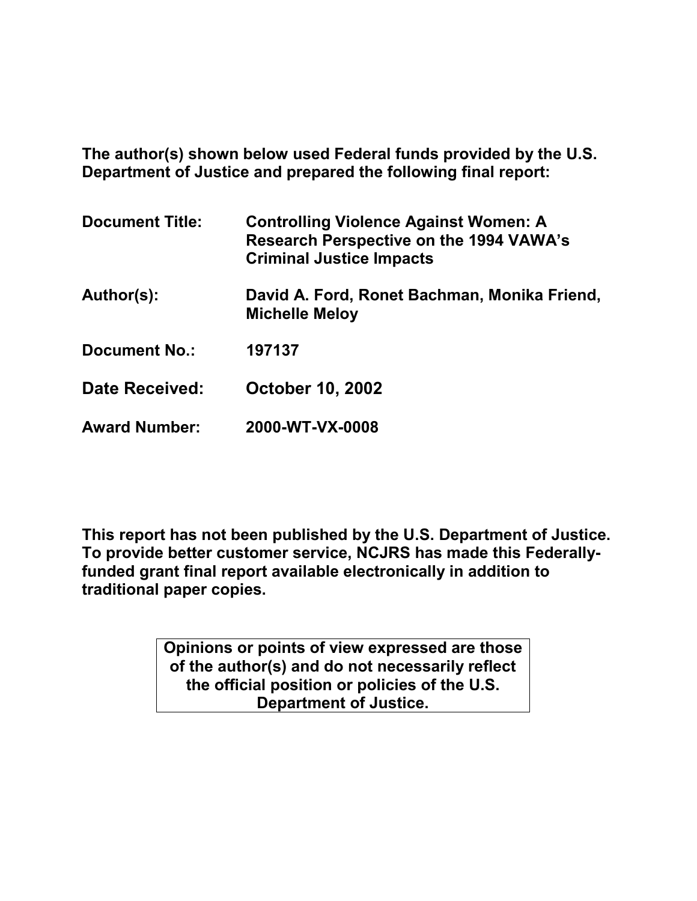**The author(s) shown below used Federal funds provided by the U.S. Department of Justice and prepared the following final report:**

| | |
|---|---|
| **Document Title:** | **Controlling Violence Against Women: A Research Perspective on the 1994 VAWA's Criminal Justice Impacts** |
| **Author(s):** | **David A. Ford, Ronet Bachman, Monika Friend, Michelle Meloy** |
| **Document No.:** | **197137** |
| **Date Received:** | **October 10, 2002** |
| **Award Number:** | **2000-WT-VX-0008** |

**This report has not been published by the U.S. Department of Justice. To provide better customer service, NCJRS has made this Federally-funded grant final report available electronically in addition to traditional paper copies.**

**Opinions or points of view expressed are those of the author(s) and do not necessarily reflect the official position or policies of the U.S. Department of Justice.**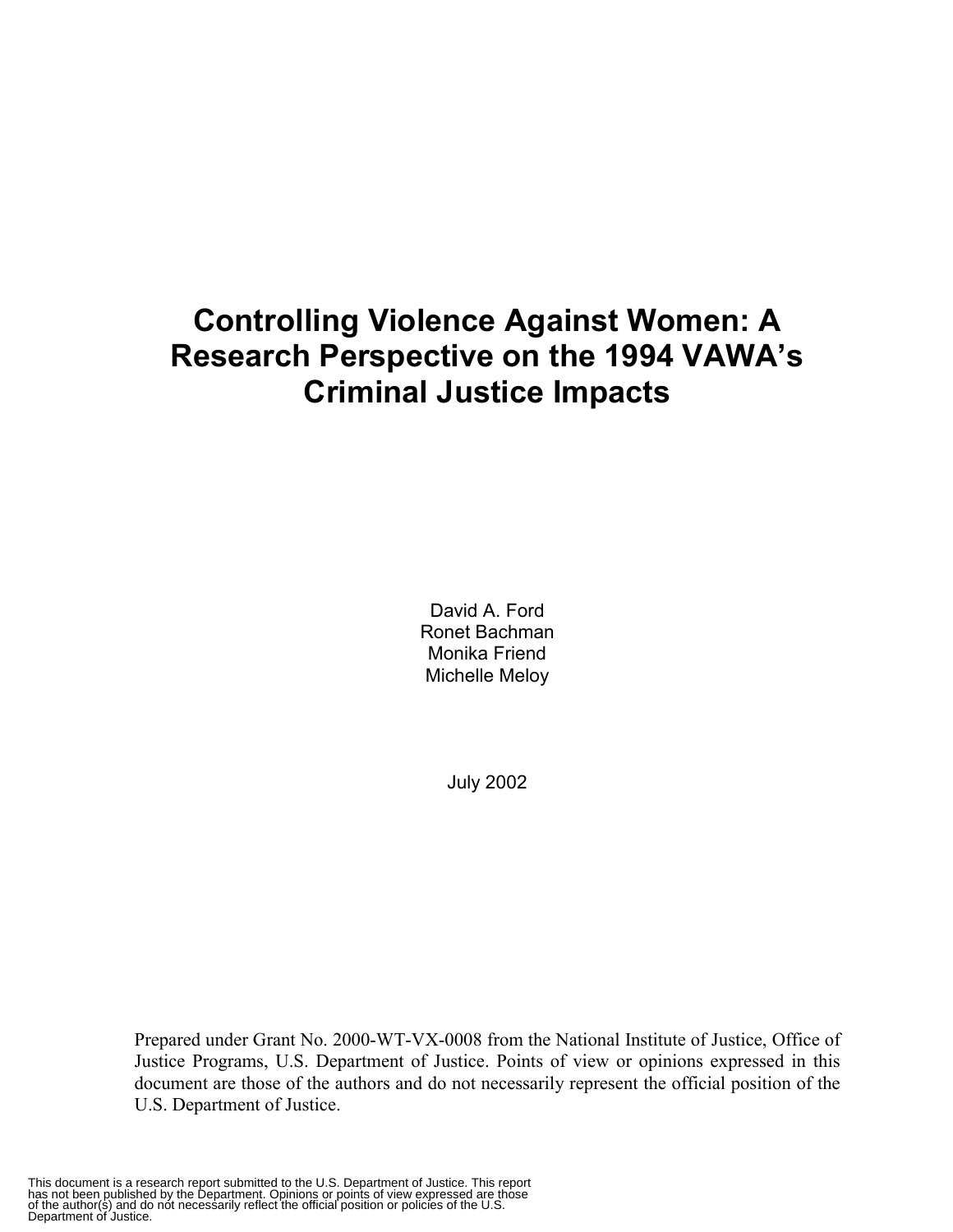# Controlling Violence Against Women: A Research Perspective on the 1994 VAWA's Criminal Justice Impacts

David A. Ford
Ronet Bachman
Monika Friend
Michelle Meloy

July 2002

Prepared under Grant No. 2000-WT-VX-0008 from the National Institute of Justice, Office of Justice Programs, U.S. Department of Justice. Points of view or opinions expressed in this document are those of the authors and do not necessarily represent the official position of the U.S. Department of Justice.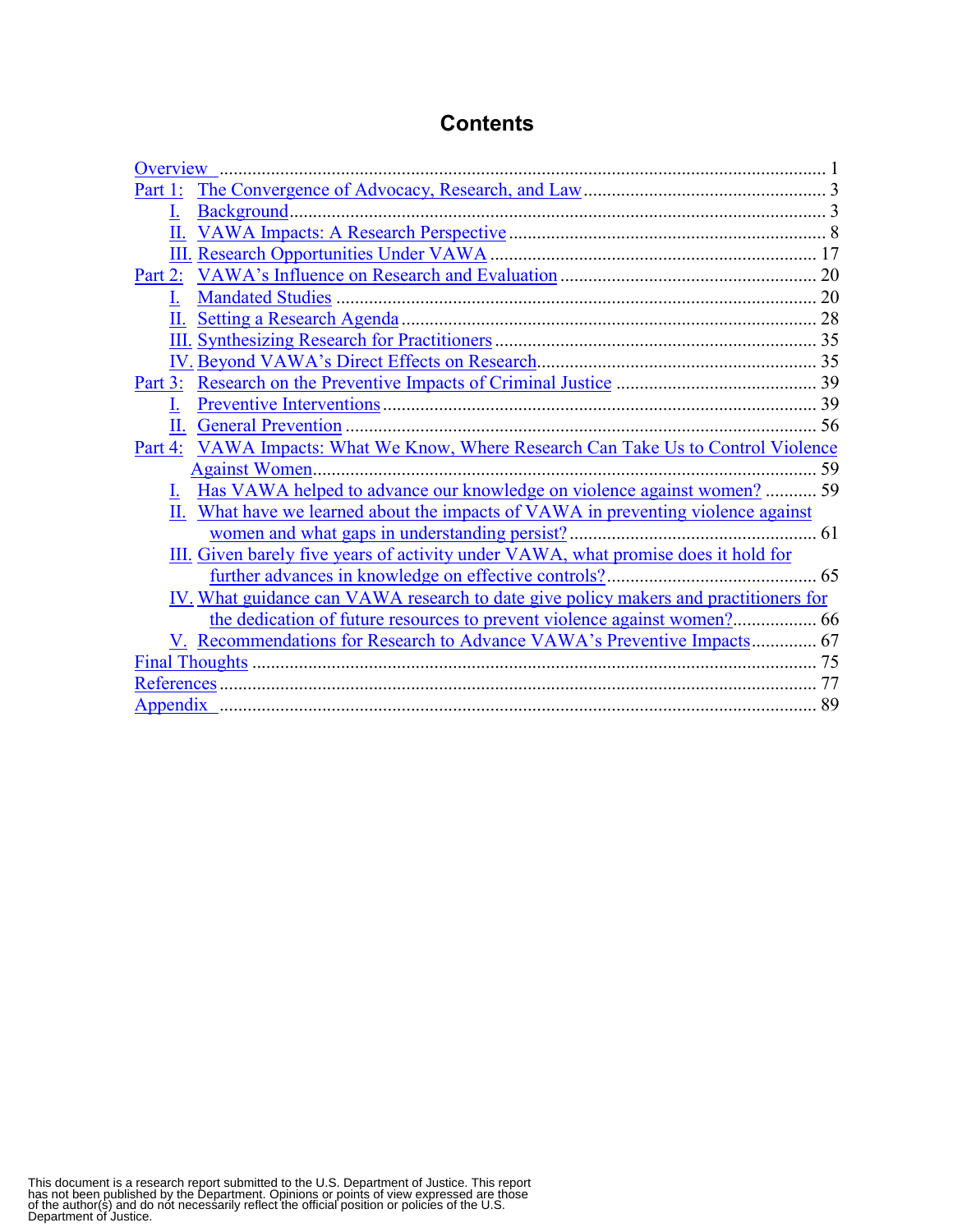# Contents

Overview .......... 1

Part 1: The Convergence of Advocacy, Research, and Law .......... 3

- I. Background .......... 3
- II. VAWA Impacts: A Research Perspective .......... 8
- III. Research Opportunities Under VAWA .......... 17

Part 2: VAWA's Influence on Research and Evaluation .......... 20

- I. Mandated Studies .......... 20
- II. Setting a Research Agenda .......... 28
- III. Synthesizing Research for Practitioners .......... 35
- IV. Beyond VAWA's Direct Effects on Research .......... 35

Part 3: Research on the Preventive Impacts of Criminal Justice .......... 39

- I. Preventive Interventions .......... 39
- II. General Prevention .......... 56

Part 4: VAWA Impacts: What We Know, Where Research Can Take Us to Control Violence Against Women .......... 59

- I. Has VAWA helped to advance our knowledge on violence against women? .......... 59
- II. What have we learned about the impacts of VAWA in preventing violence against women and what gaps in understanding persist? .......... 61
- III. Given barely five years of activity under VAWA, what promise does it hold for further advances in knowledge on effective controls? .......... 65
- IV. What guidance can VAWA research to date give policy makers and practitioners for the dedication of future resources to prevent violence against women? .......... 66
- V. Recommendations for Research to Advance VAWA's Preventive Impacts .......... 67

Final Thoughts .......... 75

References .......... 77

Appendix .......... 89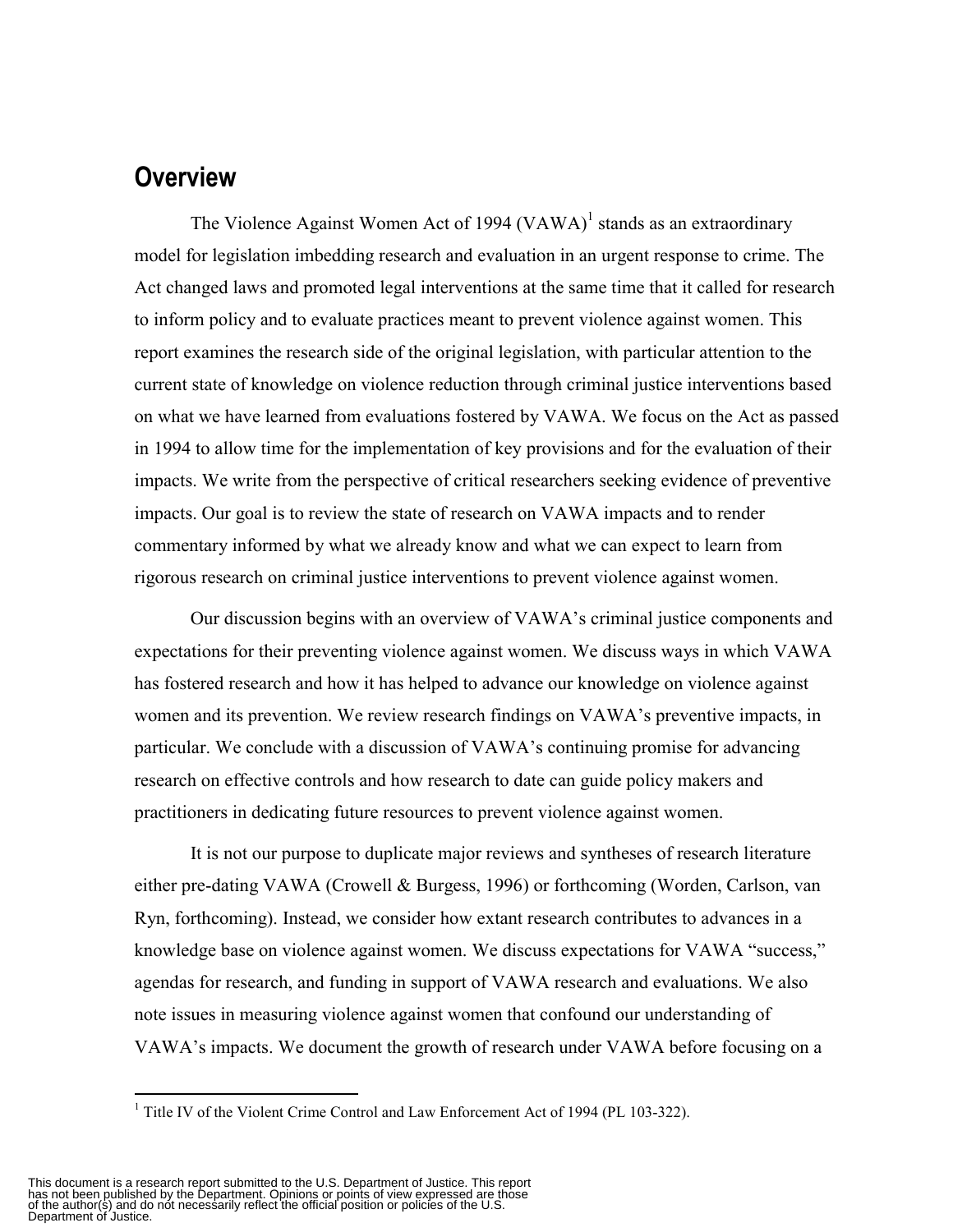## Overview

The Violence Against Women Act of 1994 (VAWA)[1] stands as an extraordinary model for legislation imbedding research and evaluation in an urgent response to crime. The Act changed laws and promoted legal interventions at the same time that it called for research to inform policy and to evaluate practices meant to prevent violence against women. This report examines the research side of the original legislation, with particular attention to the current state of knowledge on violence reduction through criminal justice interventions based on what we have learned from evaluations fostered by VAWA. We focus on the Act as passed in 1994 to allow time for the implementation of key provisions and for the evaluation of their impacts. We write from the perspective of critical researchers seeking evidence of preventive impacts. Our goal is to review the state of research on VAWA impacts and to render commentary informed by what we already know and what we can expect to learn from rigorous research on criminal justice interventions to prevent violence against women.

Our discussion begins with an overview of VAWA's criminal justice components and expectations for their preventing violence against women. We discuss ways in which VAWA has fostered research and how it has helped to advance our knowledge on violence against women and its prevention. We review research findings on VAWA's preventive impacts, in particular. We conclude with a discussion of VAWA's continuing promise for advancing research on effective controls and how research to date can guide policy makers and practitioners in dedicating future resources to prevent violence against women.

It is not our purpose to duplicate major reviews and syntheses of research literature either pre-dating VAWA (Crowell & Burgess, 1996) or forthcoming (Worden, Carlson, van Ryn, forthcoming). Instead, we consider how extant research contributes to advances in a knowledge base on violence against women. We discuss expectations for VAWA "success," agendas for research, and funding in support of VAWA research and evaluations. We also note issues in measuring violence against women that confound our understanding of VAWA's impacts. We document the growth of research under VAWA before focusing on a

[1] Title IV of the Violent Crime Control and Law Enforcement Act of 1994 (PL 103-322).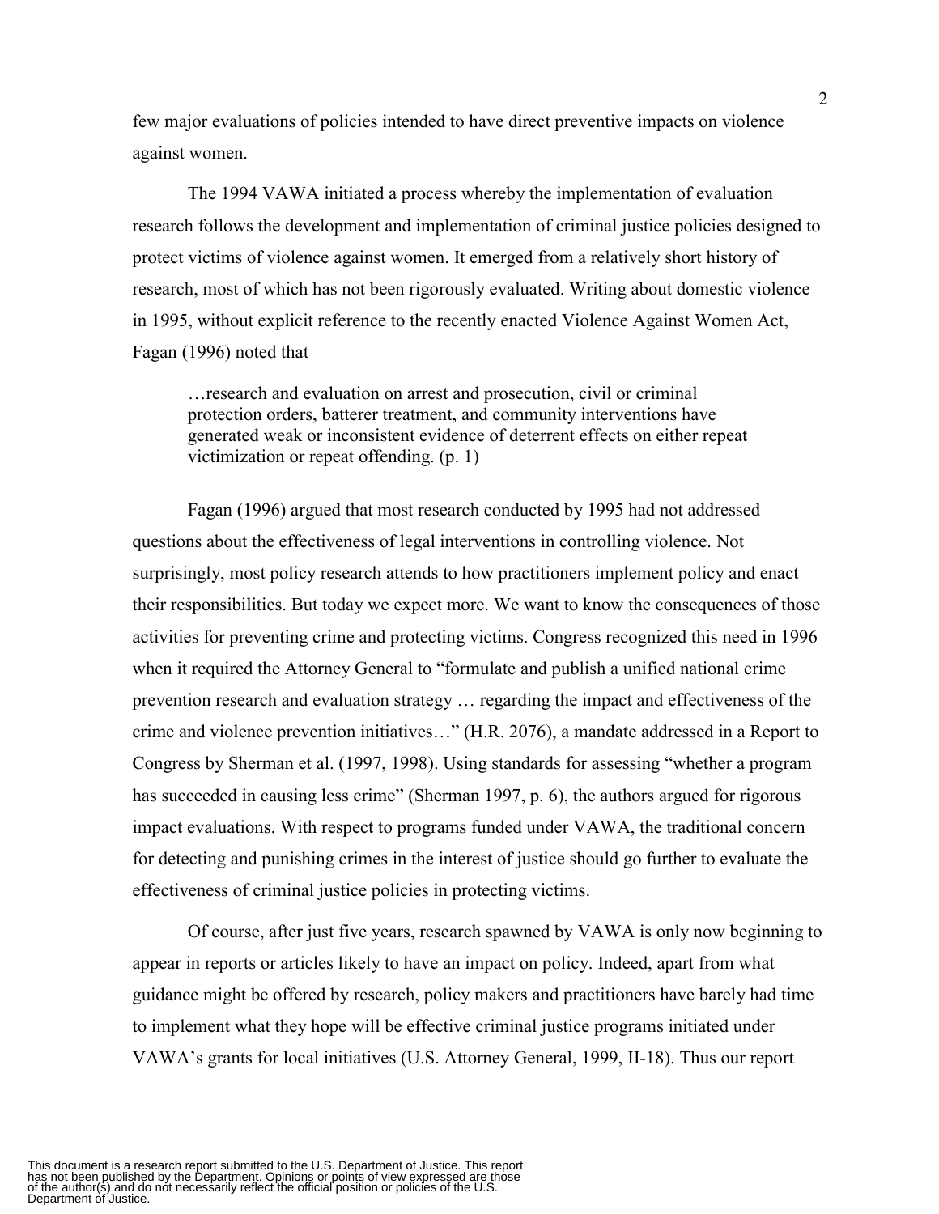few major evaluations of policies intended to have direct preventive impacts on violence against women.

The 1994 VAWA initiated a process whereby the implementation of evaluation research follows the development and implementation of criminal justice policies designed to protect victims of violence against women. It emerged from a relatively short history of research, most of which has not been rigorously evaluated. Writing about domestic violence in 1995, without explicit reference to the recently enacted Violence Against Women Act, Fagan (1996) noted that

> …research and evaluation on arrest and prosecution, civil or criminal protection orders, batterer treatment, and community interventions have generated weak or inconsistent evidence of deterrent effects on either repeat victimization or repeat offending. (p. 1)

Fagan (1996) argued that most research conducted by 1995 had not addressed questions about the effectiveness of legal interventions in controlling violence. Not surprisingly, most policy research attends to how practitioners implement policy and enact their responsibilities. But today we expect more. We want to know the consequences of those activities for preventing crime and protecting victims. Congress recognized this need in 1996 when it required the Attorney General to "formulate and publish a unified national crime prevention research and evaluation strategy … regarding the impact and effectiveness of the crime and violence prevention initiatives…" (H.R. 2076), a mandate addressed in a Report to Congress by Sherman et al. (1997, 1998). Using standards for assessing "whether a program has succeeded in causing less crime" (Sherman 1997, p. 6), the authors argued for rigorous impact evaluations. With respect to programs funded under VAWA, the traditional concern for detecting and punishing crimes in the interest of justice should go further to evaluate the effectiveness of criminal justice policies in protecting victims.

Of course, after just five years, research spawned by VAWA is only now beginning to appear in reports or articles likely to have an impact on policy. Indeed, apart from what guidance might be offered by research, policy makers and practitioners have barely had time to implement what they hope will be effective criminal justice programs initiated under VAWA's grants for local initiatives (U.S. Attorney General, 1999, II-18). Thus our report

This document is a research report submitted to the U.S. Department of Justice. This report has not been published by the Department. Opinions or points of view expressed are those of the author(s) and do not necessarily reflect the official position or policies of the U.S. Department of Justice.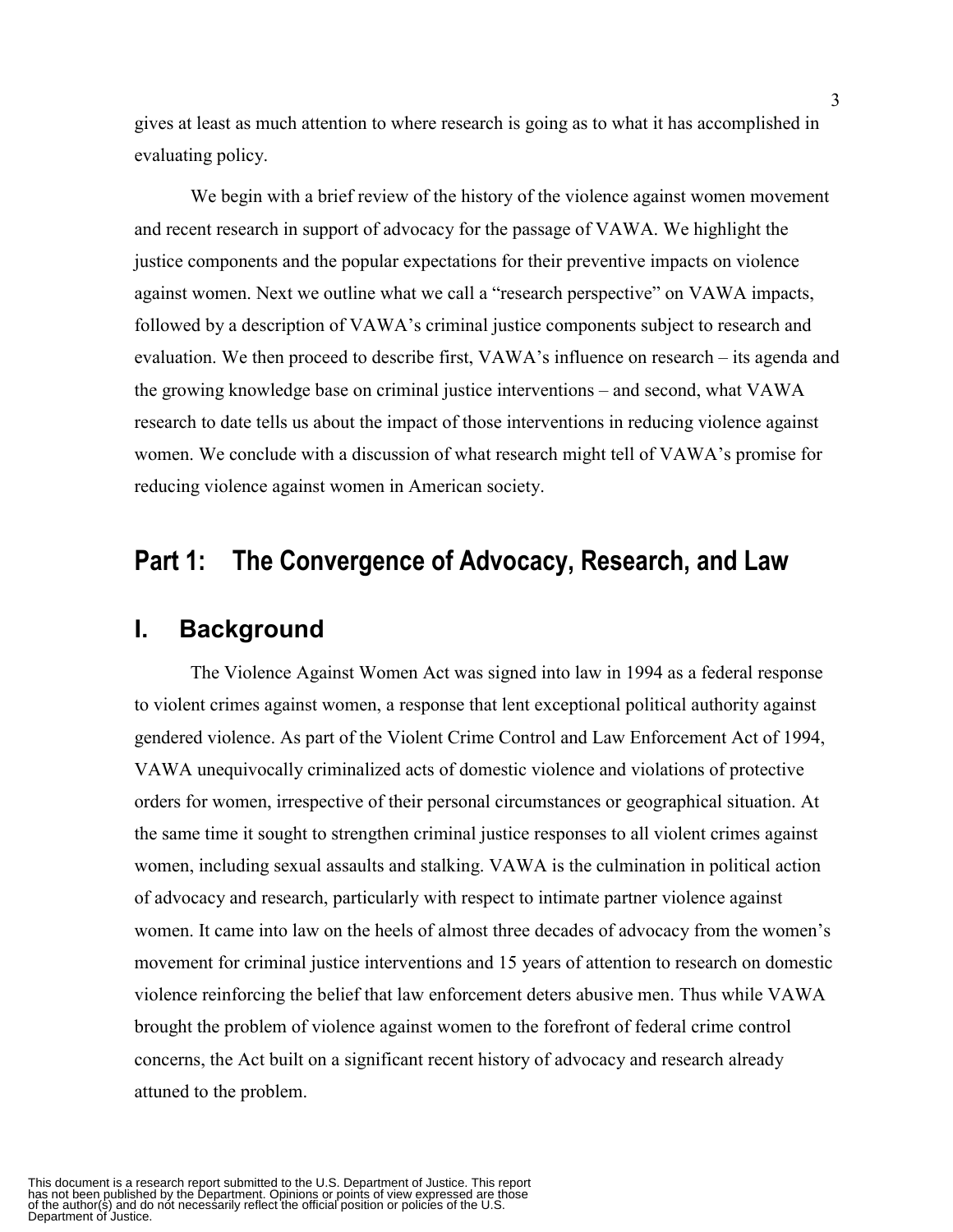gives at least as much attention to where research is going as to what it has accomplished in evaluating policy.

We begin with a brief review of the history of the violence against women movement and recent research in support of advocacy for the passage of VAWA. We highlight the justice components and the popular expectations for their preventive impacts on violence against women. Next we outline what we call a "research perspective" on VAWA impacts, followed by a description of VAWA's criminal justice components subject to research and evaluation. We then proceed to describe first, VAWA's influence on research – its agenda and the growing knowledge base on criminal justice interventions – and second, what VAWA research to date tells us about the impact of those interventions in reducing violence against women. We conclude with a discussion of what research might tell of VAWA's promise for reducing violence against women in American society.

# Part 1: The Convergence of Advocacy, Research, and Law

## I. Background

The Violence Against Women Act was signed into law in 1994 as a federal response to violent crimes against women, a response that lent exceptional political authority against gendered violence. As part of the Violent Crime Control and Law Enforcement Act of 1994, VAWA unequivocally criminalized acts of domestic violence and violations of protective orders for women, irrespective of their personal circumstances or geographical situation. At the same time it sought to strengthen criminal justice responses to all violent crimes against women, including sexual assaults and stalking. VAWA is the culmination in political action of advocacy and research, particularly with respect to intimate partner violence against women. It came into law on the heels of almost three decades of advocacy from the women's movement for criminal justice interventions and 15 years of attention to research on domestic violence reinforcing the belief that law enforcement deters abusive men. Thus while VAWA brought the problem of violence against women to the forefront of federal crime control concerns, the Act built on a significant recent history of advocacy and research already attuned to the problem.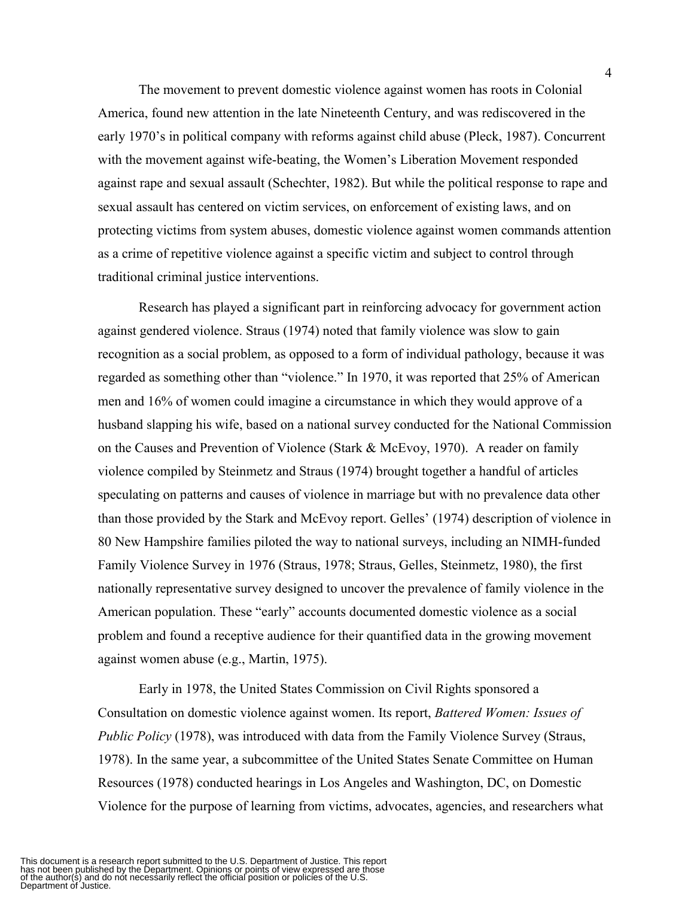The movement to prevent domestic violence against women has roots in Colonial America, found new attention in the late Nineteenth Century, and was rediscovered in the early 1970's in political company with reforms against child abuse (Pleck, 1987). Concurrent with the movement against wife-beating, the Women's Liberation Movement responded against rape and sexual assault (Schechter, 1982). But while the political response to rape and sexual assault has centered on victim services, on enforcement of existing laws, and on protecting victims from system abuses, domestic violence against women commands attention as a crime of repetitive violence against a specific victim and subject to control through traditional criminal justice interventions.

Research has played a significant part in reinforcing advocacy for government action against gendered violence. Straus (1974) noted that family violence was slow to gain recognition as a social problem, as opposed to a form of individual pathology, because it was regarded as something other than "violence." In 1970, it was reported that 25% of American men and 16% of women could imagine a circumstance in which they would approve of a husband slapping his wife, based on a national survey conducted for the National Commission on the Causes and Prevention of Violence (Stark & McEvoy, 1970). A reader on family violence compiled by Steinmetz and Straus (1974) brought together a handful of articles speculating on patterns and causes of violence in marriage but with no prevalence data other than those provided by the Stark and McEvoy report. Gelles' (1974) description of violence in 80 New Hampshire families piloted the way to national surveys, including an NIMH-funded Family Violence Survey in 1976 (Straus, 1978; Straus, Gelles, Steinmetz, 1980), the first nationally representative survey designed to uncover the prevalence of family violence in the American population. These "early" accounts documented domestic violence as a social problem and found a receptive audience for their quantified data in the growing movement against women abuse (e.g., Martin, 1975).

Early in 1978, the United States Commission on Civil Rights sponsored a Consultation on domestic violence against women. Its report, *Battered Women: Issues of Public Policy* (1978), was introduced with data from the Family Violence Survey (Straus, 1978). In the same year, a subcommittee of the United States Senate Committee on Human Resources (1978) conducted hearings in Los Angeles and Washington, DC, on Domestic Violence for the purpose of learning from victims, advocates, agencies, and researchers what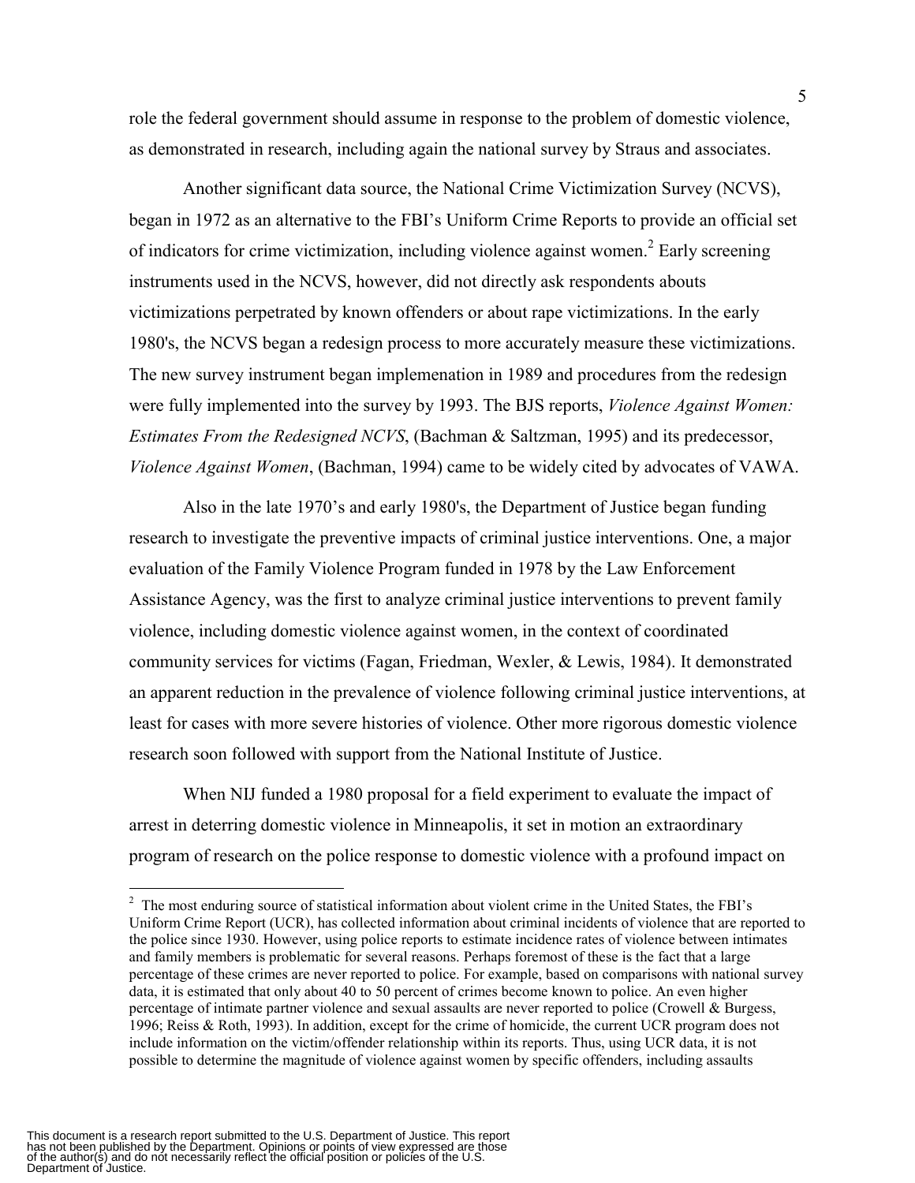role the federal government should assume in response to the problem of domestic violence, as demonstrated in research, including again the national survey by Straus and associates.

Another significant data source, the National Crime Victimization Survey (NCVS), began in 1972 as an alternative to the FBI's Uniform Crime Reports to provide an official set of indicators for crime victimization, including violence against women.[2] Early screening instruments used in the NCVS, however, did not directly ask respondents abouts victimizations perpetrated by known offenders or about rape victimizations. In the early 1980's, the NCVS began a redesign process to more accurately measure these victimizations. The new survey instrument began implemenation in 1989 and procedures from the redesign were fully implemented into the survey by 1993. The BJS reports, *Violence Against Women: Estimates From the Redesigned NCVS*, (Bachman & Saltzman, 1995) and its predecessor, *Violence Against Women*, (Bachman, 1994) came to be widely cited by advocates of VAWA.

Also in the late 1970's and early 1980's, the Department of Justice began funding research to investigate the preventive impacts of criminal justice interventions. One, a major evaluation of the Family Violence Program funded in 1978 by the Law Enforcement Assistance Agency, was the first to analyze criminal justice interventions to prevent family violence, including domestic violence against women, in the context of coordinated community services for victims (Fagan, Friedman, Wexler, & Lewis, 1984). It demonstrated an apparent reduction in the prevalence of violence following criminal justice interventions, at least for cases with more severe histories of violence. Other more rigorous domestic violence research soon followed with support from the National Institute of Justice.

When NIJ funded a 1980 proposal for a field experiment to evaluate the impact of arrest in deterring domestic violence in Minneapolis, it set in motion an extraordinary program of research on the police response to domestic violence with a profound impact on

---

[2] The most enduring source of statistical information about violent crime in the United States, the FBI's Uniform Crime Report (UCR), has collected information about criminal incidents of violence that are reported to the police since 1930. However, using police reports to estimate incidence rates of violence between intimates and family members is problematic for several reasons. Perhaps foremost of these is the fact that a large percentage of these crimes are never reported to police. For example, based on comparisons with national survey data, it is estimated that only about 40 to 50 percent of crimes become known to police. An even higher percentage of intimate partner violence and sexual assaults are never reported to police (Crowell & Burgess, 1996; Reiss & Roth, 1993). In addition, except for the crime of homicide, the current UCR program does not include information on the victim/offender relationship within its reports. Thus, using UCR data, it is not possible to determine the magnitude of violence against women by specific offenders, including assaults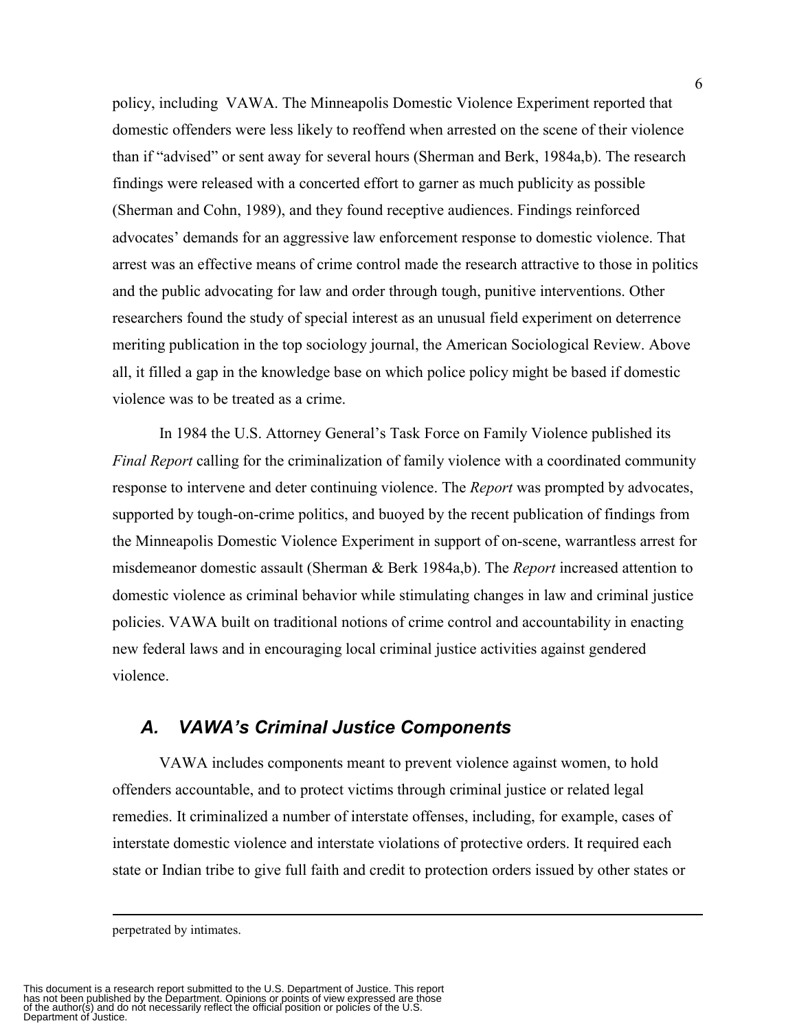policy, including VAWA. The Minneapolis Domestic Violence Experiment reported that domestic offenders were less likely to reoffend when arrested on the scene of their violence than if "advised" or sent away for several hours (Sherman and Berk, 1984a,b). The research findings were released with a concerted effort to garner as much publicity as possible (Sherman and Cohn, 1989), and they found receptive audiences. Findings reinforced advocates' demands for an aggressive law enforcement response to domestic violence. That arrest was an effective means of crime control made the research attractive to those in politics and the public advocating for law and order through tough, punitive interventions. Other researchers found the study of special interest as an unusual field experiment on deterrence meriting publication in the top sociology journal, the American Sociological Review. Above all, it filled a gap in the knowledge base on which police policy might be based if domestic violence was to be treated as a crime.

In 1984 the U.S. Attorney General's Task Force on Family Violence published its *Final Report* calling for the criminalization of family violence with a coordinated community response to intervene and deter continuing violence. The *Report* was prompted by advocates, supported by tough-on-crime politics, and buoyed by the recent publication of findings from the Minneapolis Domestic Violence Experiment in support of on-scene, warrantless arrest for misdemeanor domestic assault (Sherman & Berk 1984a,b). The *Report* increased attention to domestic violence as criminal behavior while stimulating changes in law and criminal justice policies. VAWA built on traditional notions of crime control and accountability in enacting new federal laws and in encouraging local criminal justice activities against gendered violence.

## A. VAWA's Criminal Justice Components

VAWA includes components meant to prevent violence against women, to hold offenders accountable, and to protect victims through criminal justice or related legal remedies. It criminalized a number of interstate offenses, including, for example, cases of interstate domestic violence and interstate violations of protective orders. It required each state or Indian tribe to give full faith and credit to protection orders issued by other states or

---

perpetrated by intimates.

This document is a research report submitted to the U.S. Department of Justice. This report has not been published by the Department. Opinions or points of view expressed are those of the author(s) and do not necessarily reflect the official position or policies of the U.S. Department of Justice.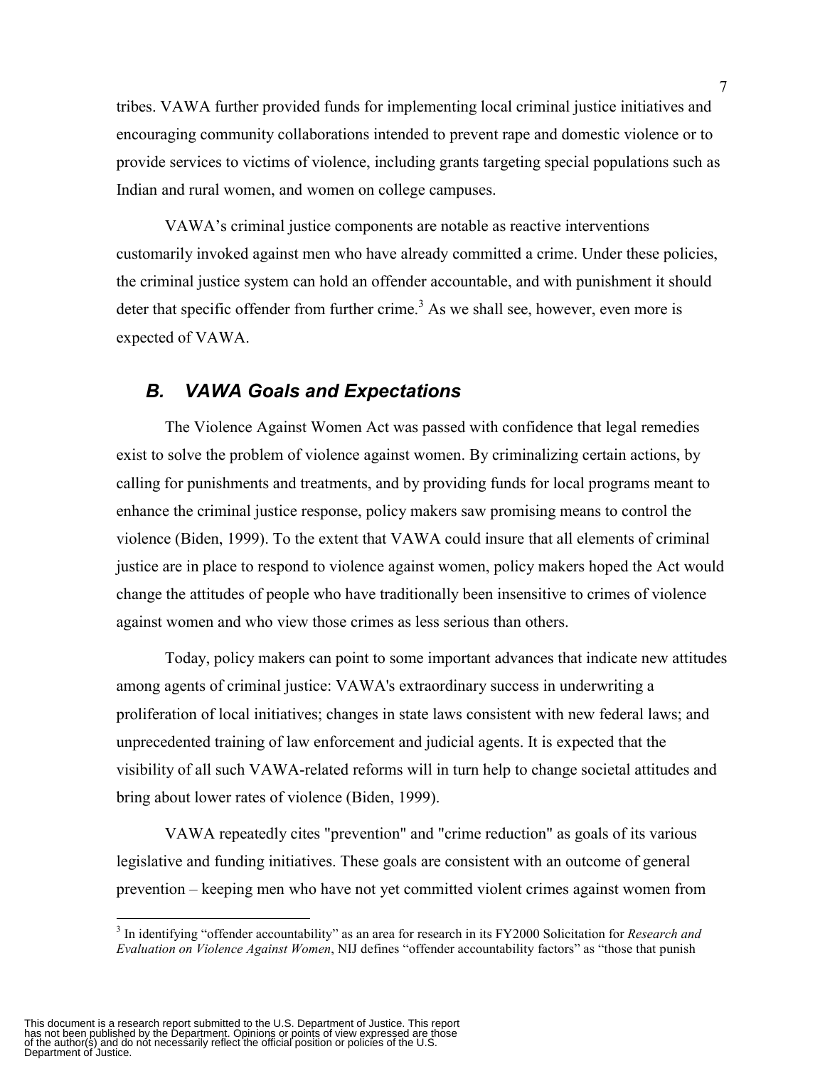tribes. VAWA further provided funds for implementing local criminal justice initiatives and encouraging community collaborations intended to prevent rape and domestic violence or to provide services to victims of violence, including grants targeting special populations such as Indian and rural women, and women on college campuses.

VAWA's criminal justice components are notable as reactive interventions customarily invoked against men who have already committed a crime. Under these policies, the criminal justice system can hold an offender accountable, and with punishment it should deter that specific offender from further crime.[3] As we shall see, however, even more is expected of VAWA.

## *B. VAWA Goals and Expectations*

The Violence Against Women Act was passed with confidence that legal remedies exist to solve the problem of violence against women. By criminalizing certain actions, by calling for punishments and treatments, and by providing funds for local programs meant to enhance the criminal justice response, policy makers saw promising means to control the violence (Biden, 1999). To the extent that VAWA could insure that all elements of criminal justice are in place to respond to violence against women, policy makers hoped the Act would change the attitudes of people who have traditionally been insensitive to crimes of violence against women and who view those crimes as less serious than others.

Today, policy makers can point to some important advances that indicate new attitudes among agents of criminal justice: VAWA's extraordinary success in underwriting a proliferation of local initiatives; changes in state laws consistent with new federal laws; and unprecedented training of law enforcement and judicial agents. It is expected that the visibility of all such VAWA-related reforms will in turn help to change societal attitudes and bring about lower rates of violence (Biden, 1999).

VAWA repeatedly cites "prevention" and "crime reduction" as goals of its various legislative and funding initiatives. These goals are consistent with an outcome of general prevention – keeping men who have not yet committed violent crimes against women from

---

[3] In identifying "offender accountability" as an area for research in its FY2000 Solicitation for *Research and Evaluation on Violence Against Women*, NIJ defines "offender accountability factors" as "those that punish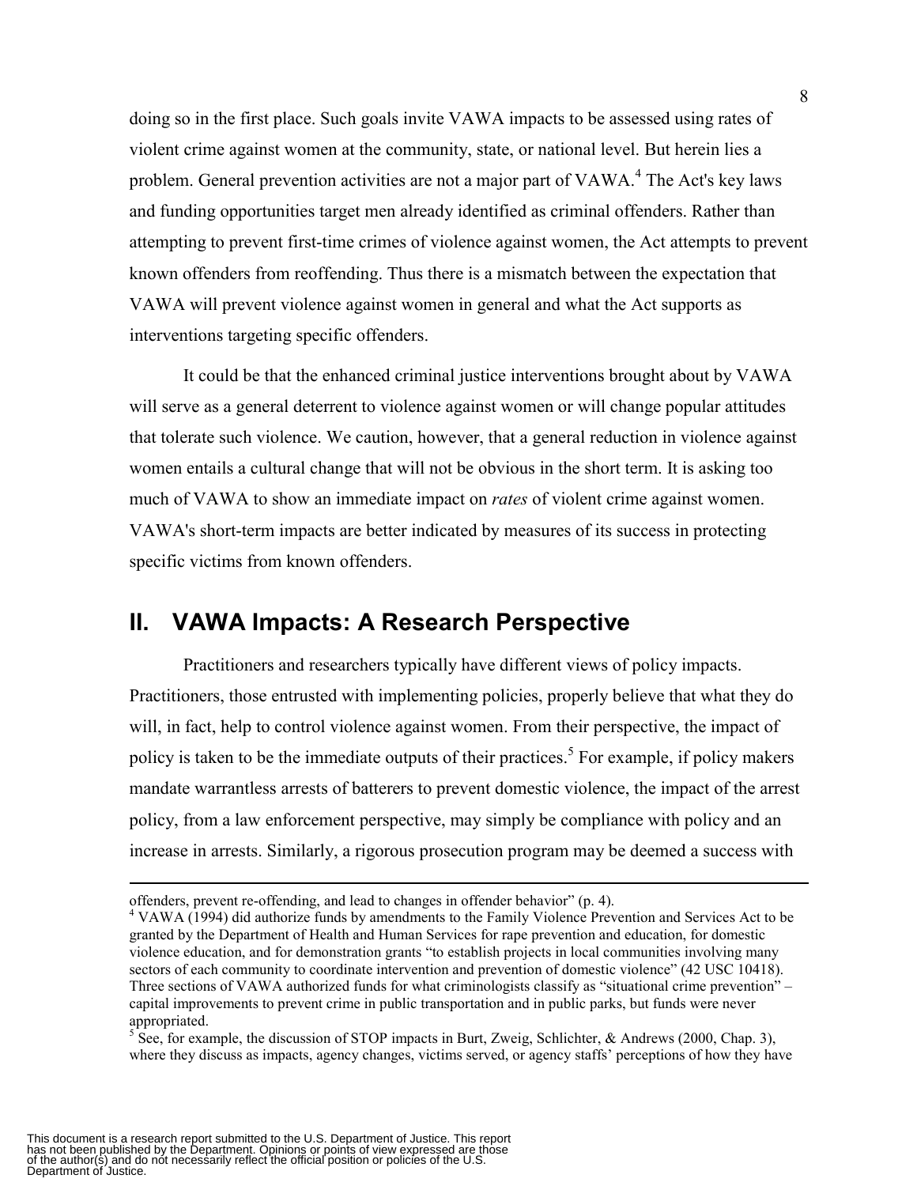doing so in the first place. Such goals invite VAWA impacts to be assessed using rates of violent crime against women at the community, state, or national level. But herein lies a problem. General prevention activities are not a major part of VAWA.[4] The Act's key laws and funding opportunities target men already identified as criminal offenders. Rather than attempting to prevent first-time crimes of violence against women, the Act attempts to prevent known offenders from reoffending. Thus there is a mismatch between the expectation that VAWA will prevent violence against women in general and what the Act supports as interventions targeting specific offenders.

It could be that the enhanced criminal justice interventions brought about by VAWA will serve as a general deterrent to violence against women or will change popular attitudes that tolerate such violence. We caution, however, that a general reduction in violence against women entails a cultural change that will not be obvious in the short term. It is asking too much of VAWA to show an immediate impact on *rates* of violent crime against women. VAWA's short-term impacts are better indicated by measures of its success in protecting specific victims from known offenders.

## II. VAWA Impacts: A Research Perspective

Practitioners and researchers typically have different views of policy impacts. Practitioners, those entrusted with implementing policies, properly believe that what they do will, in fact, help to control violence against women. From their perspective, the impact of policy is taken to be the immediate outputs of their practices.[5] For example, if policy makers mandate warrantless arrests of batterers to prevent domestic violence, the impact of the arrest policy, from a law enforcement perspective, may simply be compliance with policy and an increase in arrests. Similarly, a rigorous prosecution program may be deemed a success with

---

offenders, prevent re-offending, and lead to changes in offender behavior" (p. 4).

[4] VAWA (1994) did authorize funds by amendments to the Family Violence Prevention and Services Act to be granted by the Department of Health and Human Services for rape prevention and education, for domestic violence education, and for demonstration grants "to establish projects in local communities involving many sectors of each community to coordinate intervention and prevention of domestic violence" (42 USC 10418). Three sections of VAWA authorized funds for what criminologists classify as "situational crime prevention" – capital improvements to prevent crime in public transportation and in public parks, but funds were never appropriated.

[5] See, for example, the discussion of STOP impacts in Burt, Zweig, Schlichter, & Andrews (2000, Chap. 3), where they discuss as impacts, agency changes, victims served, or agency staffs' perceptions of how they have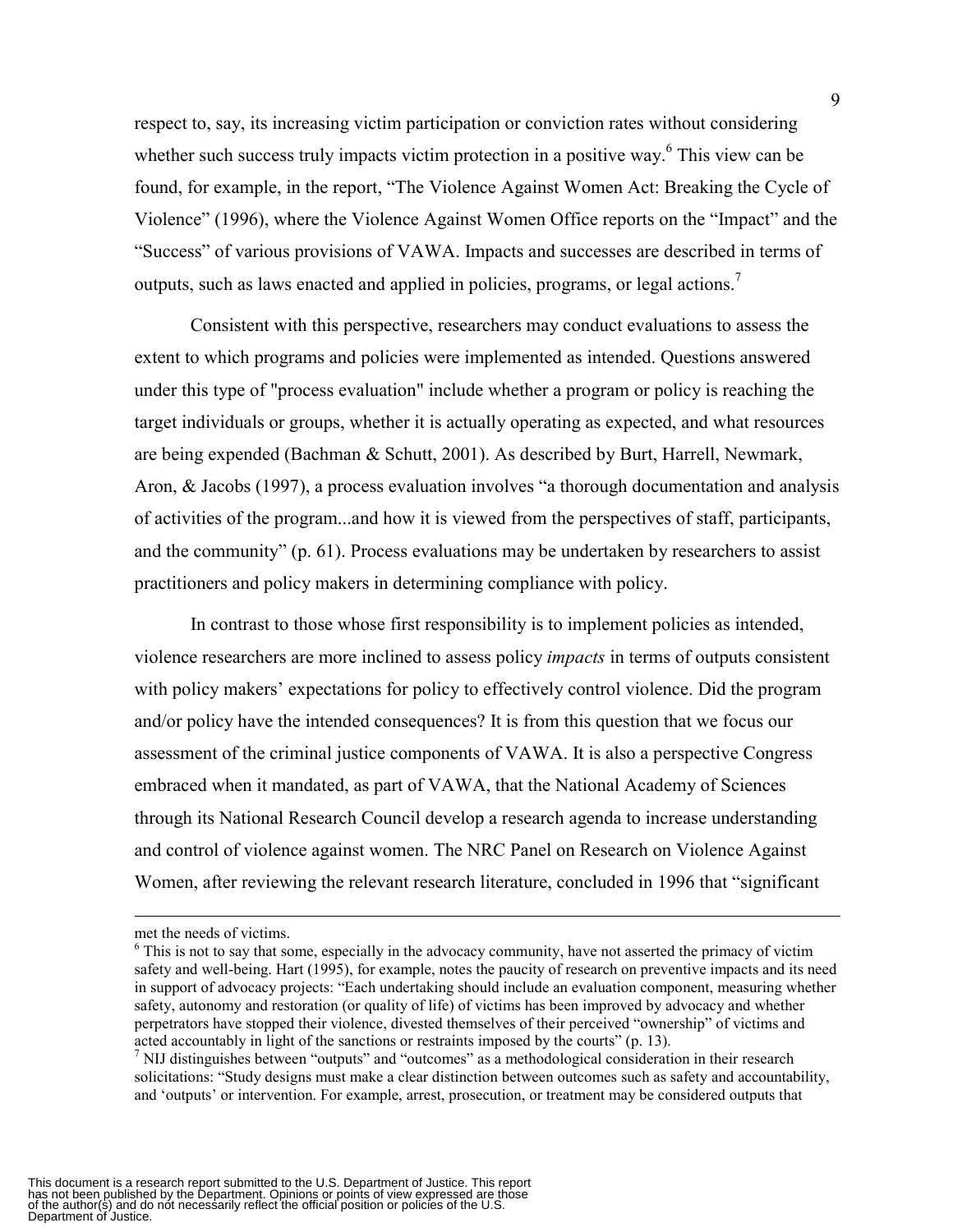respect to, say, its increasing victim participation or conviction rates without considering whether such success truly impacts victim protection in a positive way.[6] This view can be found, for example, in the report, "The Violence Against Women Act: Breaking the Cycle of Violence" (1996), where the Violence Against Women Office reports on the "Impact" and the "Success" of various provisions of VAWA. Impacts and successes are described in terms of outputs, such as laws enacted and applied in policies, programs, or legal actions.[7]

Consistent with this perspective, researchers may conduct evaluations to assess the extent to which programs and policies were implemented as intended. Questions answered under this type of "process evaluation" include whether a program or policy is reaching the target individuals or groups, whether it is actually operating as expected, and what resources are being expended (Bachman & Schutt, 2001). As described by Burt, Harrell, Newmark, Aron, & Jacobs (1997), a process evaluation involves "a thorough documentation and analysis of activities of the program...and how it is viewed from the perspectives of staff, participants, and the community" (p. 61). Process evaluations may be undertaken by researchers to assist practitioners and policy makers in determining compliance with policy.

In contrast to those whose first responsibility is to implement policies as intended, violence researchers are more inclined to assess policy *impacts* in terms of outputs consistent with policy makers' expectations for policy to effectively control violence. Did the program and/or policy have the intended consequences? It is from this question that we focus our assessment of the criminal justice components of VAWA. It is also a perspective Congress embraced when it mandated, as part of VAWA, that the National Academy of Sciences through its National Research Council develop a research agenda to increase understanding and control of violence against women. The NRC Panel on Research on Violence Against Women, after reviewing the relevant research literature, concluded in 1996 that "significant

---

met the needs of victims.

[6] This is not to say that some, especially in the advocacy community, have not asserted the primacy of victim safety and well-being. Hart (1995), for example, notes the paucity of research on preventive impacts and its need in support of advocacy projects: "Each undertaking should include an evaluation component, measuring whether safety, autonomy and restoration (or quality of life) of victims has been improved by advocacy and whether perpetrators have stopped their violence, divested themselves of their perceived "ownership" of victims and acted accountably in light of the sanctions or restraints imposed by the courts" (p. 13).

[7] NIJ distinguishes between "outputs" and "outcomes" as a methodological consideration in their research solicitations: "Study designs must make a clear distinction between outcomes such as safety and accountability, and 'outputs' or intervention. For example, arrest, prosecution, or treatment may be considered outputs that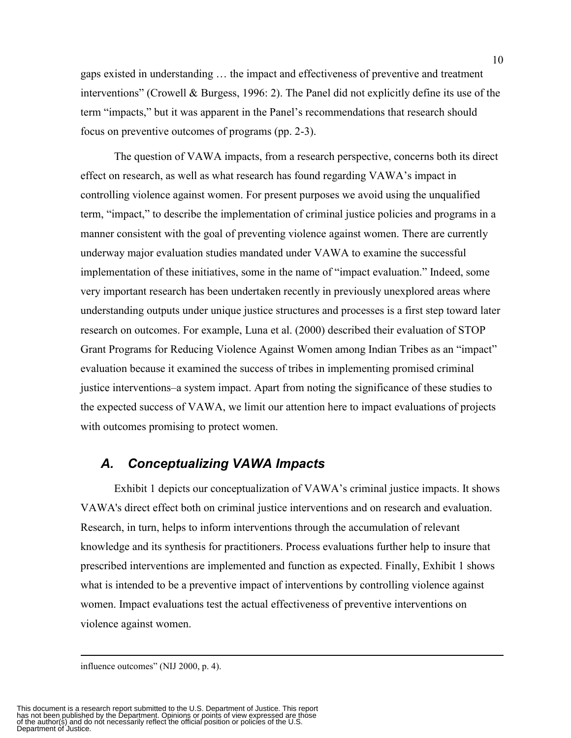gaps existed in understanding … the impact and effectiveness of preventive and treatment interventions" (Crowell & Burgess, 1996: 2). The Panel did not explicitly define its use of the term "impacts," but it was apparent in the Panel's recommendations that research should focus on preventive outcomes of programs (pp. 2-3).

The question of VAWA impacts, from a research perspective, concerns both its direct effect on research, as well as what research has found regarding VAWA's impact in controlling violence against women. For present purposes we avoid using the unqualified term, "impact," to describe the implementation of criminal justice policies and programs in a manner consistent with the goal of preventing violence against women. There are currently underway major evaluation studies mandated under VAWA to examine the successful implementation of these initiatives, some in the name of "impact evaluation." Indeed, some very important research has been undertaken recently in previously unexplored areas where understanding outputs under unique justice structures and processes is a first step toward later research on outcomes. For example, Luna et al. (2000) described their evaluation of STOP Grant Programs for Reducing Violence Against Women among Indian Tribes as an "impact" evaluation because it examined the success of tribes in implementing promised criminal justice interventions–a system impact. Apart from noting the significance of these studies to the expected success of VAWA, we limit our attention here to impact evaluations of projects with outcomes promising to protect women.

## *A. Conceptualizing VAWA Impacts*

Exhibit 1 depicts our conceptualization of VAWA's criminal justice impacts. It shows VAWA's direct effect both on criminal justice interventions and on research and evaluation. Research, in turn, helps to inform interventions through the accumulation of relevant knowledge and its synthesis for practitioners. Process evaluations further help to insure that prescribed interventions are implemented and function as expected. Finally, Exhibit 1 shows what is intended to be a preventive impact of interventions by controlling violence against women. Impact evaluations test the actual effectiveness of preventive interventions on violence against women.

---

influence outcomes" (NIJ 2000, p. 4).

This document is a research report submitted to the U.S. Department of Justice. This report has not been published by the Department. Opinions or points of view expressed are those of the author(s) and do not necessarily reflect the official position or policies of the U.S. Department of Justice.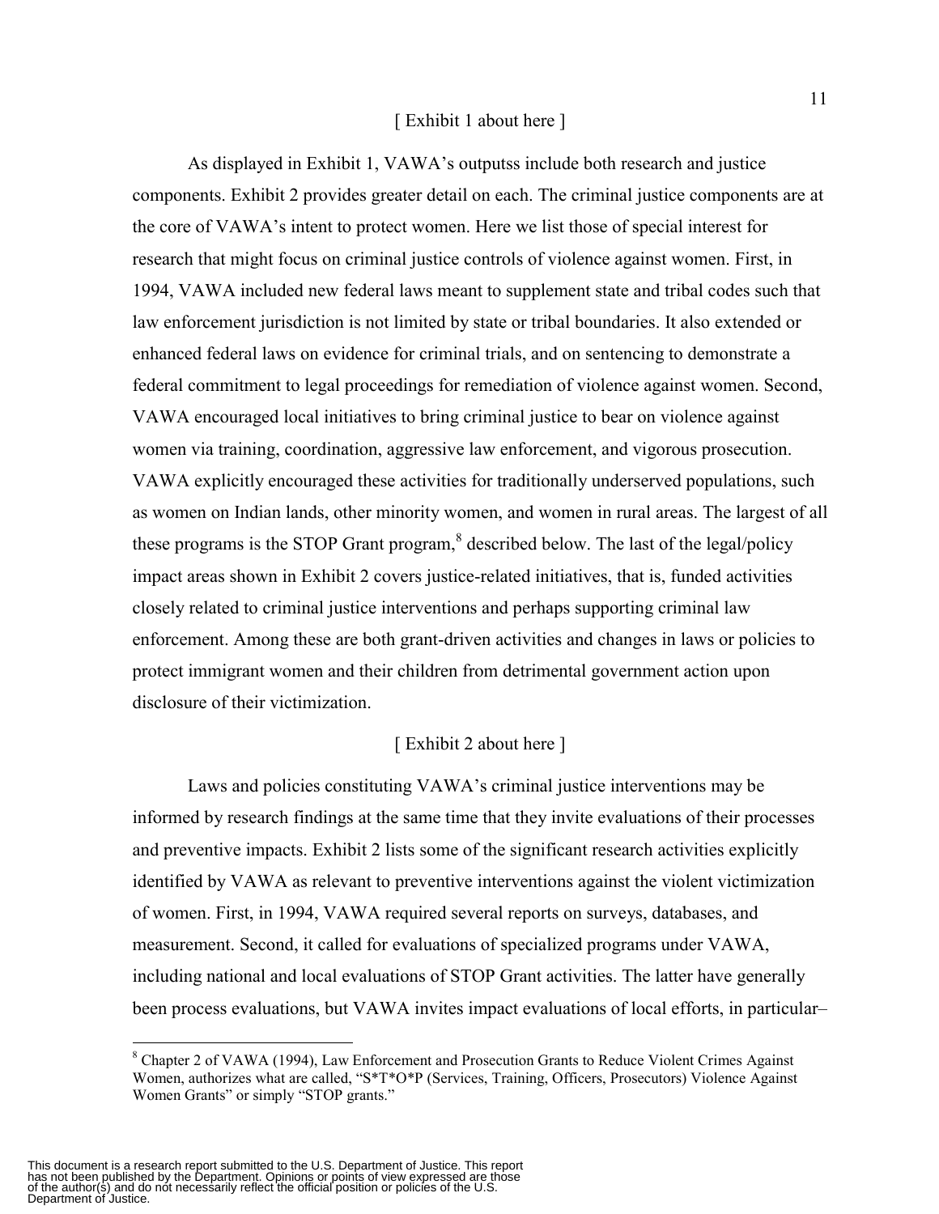[ Exhibit 1 about here ]

As displayed in Exhibit 1, VAWA's outputss include both research and justice components. Exhibit 2 provides greater detail on each. The criminal justice components are at the core of VAWA's intent to protect women. Here we list those of special interest for research that might focus on criminal justice controls of violence against women. First, in 1994, VAWA included new federal laws meant to supplement state and tribal codes such that law enforcement jurisdiction is not limited by state or tribal boundaries. It also extended or enhanced federal laws on evidence for criminal trials, and on sentencing to demonstrate a federal commitment to legal proceedings for remediation of violence against women. Second, VAWA encouraged local initiatives to bring criminal justice to bear on violence against women via training, coordination, aggressive law enforcement, and vigorous prosecution. VAWA explicitly encouraged these activities for traditionally underserved populations, such as women on Indian lands, other minority women, and women in rural areas. The largest of all these programs is the STOP Grant program,[8] described below. The last of the legal/policy impact areas shown in Exhibit 2 covers justice-related initiatives, that is, funded activities closely related to criminal justice interventions and perhaps supporting criminal law enforcement. Among these are both grant-driven activities and changes in laws or policies to protect immigrant women and their children from detrimental government action upon disclosure of their victimization.

[ Exhibit 2 about here ]

Laws and policies constituting VAWA's criminal justice interventions may be informed by research findings at the same time that they invite evaluations of their processes and preventive impacts. Exhibit 2 lists some of the significant research activities explicitly identified by VAWA as relevant to preventive interventions against the violent victimization of women. First, in 1994, VAWA required several reports on surveys, databases, and measurement. Second, it called for evaluations of specialized programs under VAWA, including national and local evaluations of STOP Grant activities. The latter have generally been process evaluations, but VAWA invites impact evaluations of local efforts, in particular–

---

[8] Chapter 2 of VAWA (1994), Law Enforcement and Prosecution Grants to Reduce Violent Crimes Against Women, authorizes what are called, "S*T*O*P (Services, Training, Officers, Prosecutors) Violence Against Women Grants" or simply "STOP grants."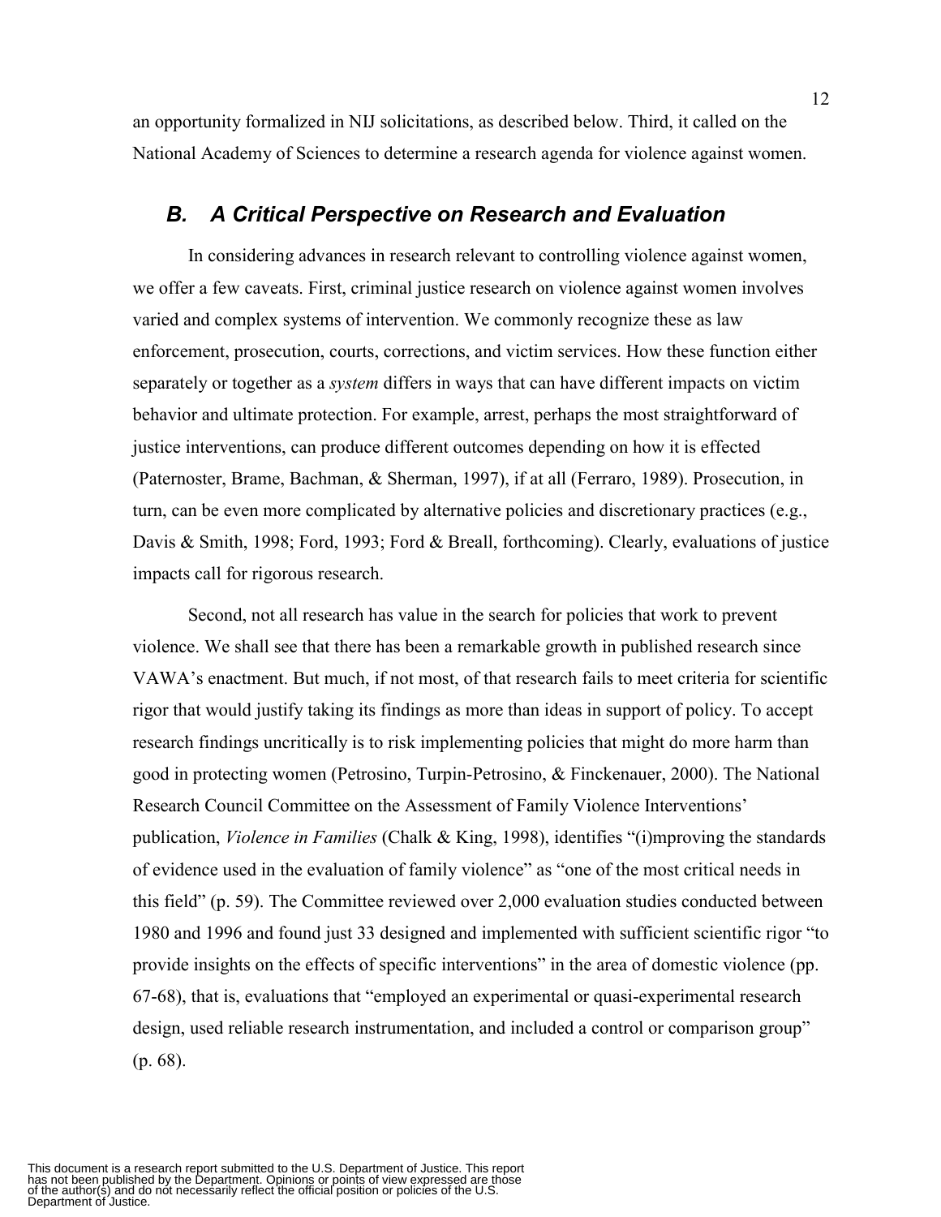an opportunity formalized in NIJ solicitations, as described below. Third, it called on the National Academy of Sciences to determine a research agenda for violence against women.

## *B. A Critical Perspective on Research and Evaluation*

In considering advances in research relevant to controlling violence against women, we offer a few caveats. First, criminal justice research on violence against women involves varied and complex systems of intervention. We commonly recognize these as law enforcement, prosecution, courts, corrections, and victim services. How these function either separately or together as a *system* differs in ways that can have different impacts on victim behavior and ultimate protection. For example, arrest, perhaps the most straightforward of justice interventions, can produce different outcomes depending on how it is effected (Paternoster, Brame, Bachman, & Sherman, 1997), if at all (Ferraro, 1989). Prosecution, in turn, can be even more complicated by alternative policies and discretionary practices (e.g., Davis & Smith, 1998; Ford, 1993; Ford & Breall, forthcoming). Clearly, evaluations of justice impacts call for rigorous research.

Second, not all research has value in the search for policies that work to prevent violence. We shall see that there has been a remarkable growth in published research since VAWA's enactment. But much, if not most, of that research fails to meet criteria for scientific rigor that would justify taking its findings as more than ideas in support of policy. To accept research findings uncritically is to risk implementing policies that might do more harm than good in protecting women (Petrosino, Turpin-Petrosino, & Finckenauer, 2000). The National Research Council Committee on the Assessment of Family Violence Interventions' publication, *Violence in Families* (Chalk & King, 1998), identifies "(i)mproving the standards of evidence used in the evaluation of family violence" as "one of the most critical needs in this field" (p. 59). The Committee reviewed over 2,000 evaluation studies conducted between 1980 and 1996 and found just 33 designed and implemented with sufficient scientific rigor "to provide insights on the effects of specific interventions" in the area of domestic violence (pp. 67-68), that is, evaluations that "employed an experimental or quasi-experimental research design, used reliable research instrumentation, and included a control or comparison group" (p. 68).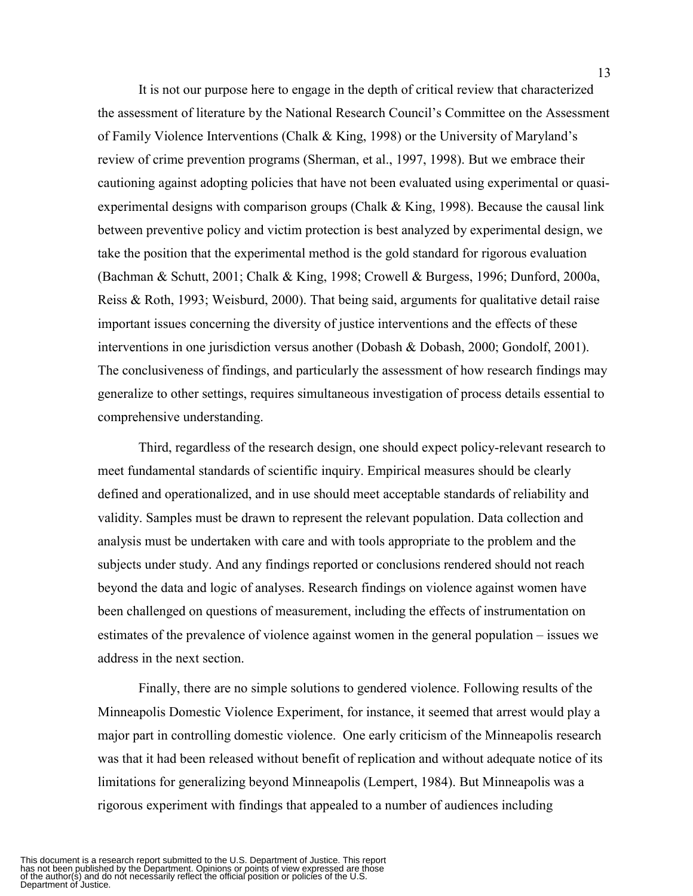It is not our purpose here to engage in the depth of critical review that characterized the assessment of literature by the National Research Council's Committee on the Assessment of Family Violence Interventions (Chalk & King, 1998) or the University of Maryland's review of crime prevention programs (Sherman, et al., 1997, 1998). But we embrace their cautioning against adopting policies that have not been evaluated using experimental or quasi-experimental designs with comparison groups (Chalk & King, 1998). Because the causal link between preventive policy and victim protection is best analyzed by experimental design, we take the position that the experimental method is the gold standard for rigorous evaluation (Bachman & Schutt, 2001; Chalk & King, 1998; Crowell & Burgess, 1996; Dunford, 2000a, Reiss & Roth, 1993; Weisburd, 2000). That being said, arguments for qualitative detail raise important issues concerning the diversity of justice interventions and the effects of these interventions in one jurisdiction versus another (Dobash & Dobash, 2000; Gondolf, 2001). The conclusiveness of findings, and particularly the assessment of how research findings may generalize to other settings, requires simultaneous investigation of process details essential to comprehensive understanding.

Third, regardless of the research design, one should expect policy-relevant research to meet fundamental standards of scientific inquiry. Empirical measures should be clearly defined and operationalized, and in use should meet acceptable standards of reliability and validity. Samples must be drawn to represent the relevant population. Data collection and analysis must be undertaken with care and with tools appropriate to the problem and the subjects under study. And any findings reported or conclusions rendered should not reach beyond the data and logic of analyses. Research findings on violence against women have been challenged on questions of measurement, including the effects of instrumentation on estimates of the prevalence of violence against women in the general population – issues we address in the next section.

Finally, there are no simple solutions to gendered violence. Following results of the Minneapolis Domestic Violence Experiment, for instance, it seemed that arrest would play a major part in controlling domestic violence. One early criticism of the Minneapolis research was that it had been released without benefit of replication and without adequate notice of its limitations for generalizing beyond Minneapolis (Lempert, 1984). But Minneapolis was a rigorous experiment with findings that appealed to a number of audiences including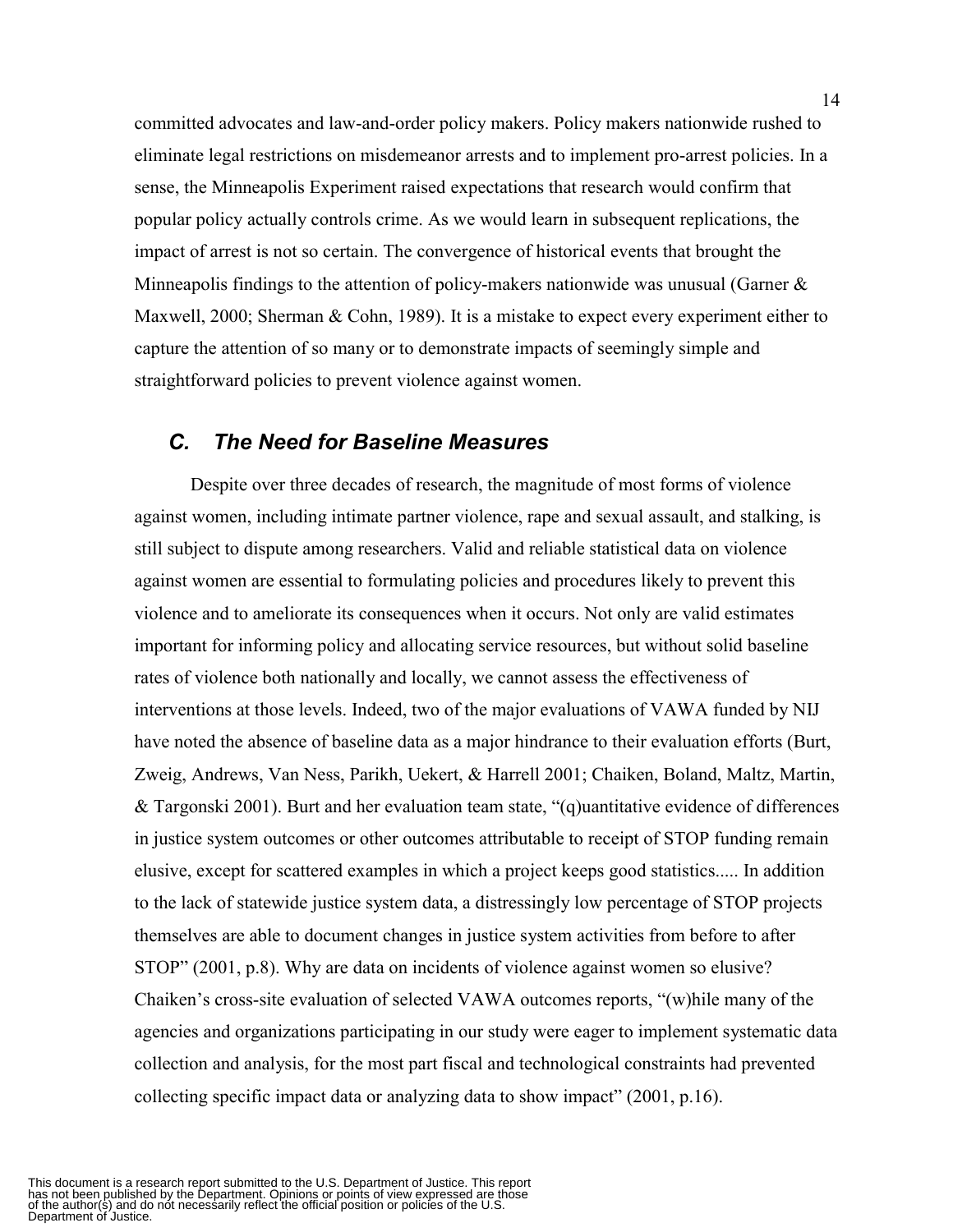committed advocates and law-and-order policy makers. Policy makers nationwide rushed to eliminate legal restrictions on misdemeanor arrests and to implement pro-arrest policies. In a sense, the Minneapolis Experiment raised expectations that research would confirm that popular policy actually controls crime. As we would learn in subsequent replications, the impact of arrest is not so certain. The convergence of historical events that brought the Minneapolis findings to the attention of policy-makers nationwide was unusual (Garner & Maxwell, 2000; Sherman & Cohn, 1989). It is a mistake to expect every experiment either to capture the attention of so many or to demonstrate impacts of seemingly simple and straightforward policies to prevent violence against women.

## *C. The Need for Baseline Measures*

Despite over three decades of research, the magnitude of most forms of violence against women, including intimate partner violence, rape and sexual assault, and stalking, is still subject to dispute among researchers. Valid and reliable statistical data on violence against women are essential to formulating policies and procedures likely to prevent this violence and to ameliorate its consequences when it occurs. Not only are valid estimates important for informing policy and allocating service resources, but without solid baseline rates of violence both nationally and locally, we cannot assess the effectiveness of interventions at those levels. Indeed, two of the major evaluations of VAWA funded by NIJ have noted the absence of baseline data as a major hindrance to their evaluation efforts (Burt, Zweig, Andrews, Van Ness, Parikh, Uekert, & Harrell 2001; Chaiken, Boland, Maltz, Martin, & Targonski 2001). Burt and her evaluation team state, "(q)uantitative evidence of differences in justice system outcomes or other outcomes attributable to receipt of STOP funding remain elusive, except for scattered examples in which a project keeps good statistics..... In addition to the lack of statewide justice system data, a distressingly low percentage of STOP projects themselves are able to document changes in justice system activities from before to after STOP" (2001, p.8). Why are data on incidents of violence against women so elusive? Chaiken's cross-site evaluation of selected VAWA outcomes reports, "(w)hile many of the agencies and organizations participating in our study were eager to implement systematic data collection and analysis, for the most part fiscal and technological constraints had prevented collecting specific impact data or analyzing data to show impact" (2001, p.16).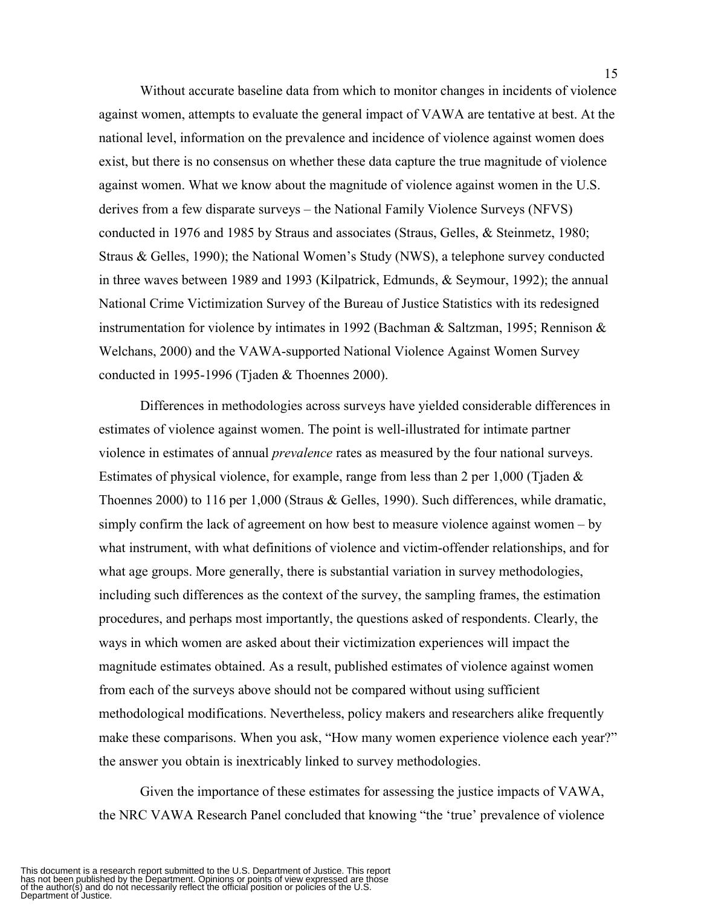Without accurate baseline data from which to monitor changes in incidents of violence against women, attempts to evaluate the general impact of VAWA are tentative at best. At the national level, information on the prevalence and incidence of violence against women does exist, but there is no consensus on whether these data capture the true magnitude of violence against women. What we know about the magnitude of violence against women in the U.S. derives from a few disparate surveys – the National Family Violence Surveys (NFVS) conducted in 1976 and 1985 by Straus and associates (Straus, Gelles, & Steinmetz, 1980; Straus & Gelles, 1990); the National Women's Study (NWS), a telephone survey conducted in three waves between 1989 and 1993 (Kilpatrick, Edmunds, & Seymour, 1992); the annual National Crime Victimization Survey of the Bureau of Justice Statistics with its redesigned instrumentation for violence by intimates in 1992 (Bachman & Saltzman, 1995; Rennison & Welchans, 2000) and the VAWA-supported National Violence Against Women Survey conducted in 1995-1996 (Tjaden & Thoennes 2000).

Differences in methodologies across surveys have yielded considerable differences in estimates of violence against women. The point is well-illustrated for intimate partner violence in estimates of annual *prevalence* rates as measured by the four national surveys. Estimates of physical violence, for example, range from less than 2 per 1,000 (Tjaden & Thoennes 2000) to 116 per 1,000 (Straus & Gelles, 1990). Such differences, while dramatic, simply confirm the lack of agreement on how best to measure violence against women – by what instrument, with what definitions of violence and victim-offender relationships, and for what age groups. More generally, there is substantial variation in survey methodologies, including such differences as the context of the survey, the sampling frames, the estimation procedures, and perhaps most importantly, the questions asked of respondents. Clearly, the ways in which women are asked about their victimization experiences will impact the magnitude estimates obtained. As a result, published estimates of violence against women from each of the surveys above should not be compared without using sufficient methodological modifications. Nevertheless, policy makers and researchers alike frequently make these comparisons. When you ask, "How many women experience violence each year?" the answer you obtain is inextricably linked to survey methodologies.

Given the importance of these estimates for assessing the justice impacts of VAWA, the NRC VAWA Research Panel concluded that knowing "the 'true' prevalence of violence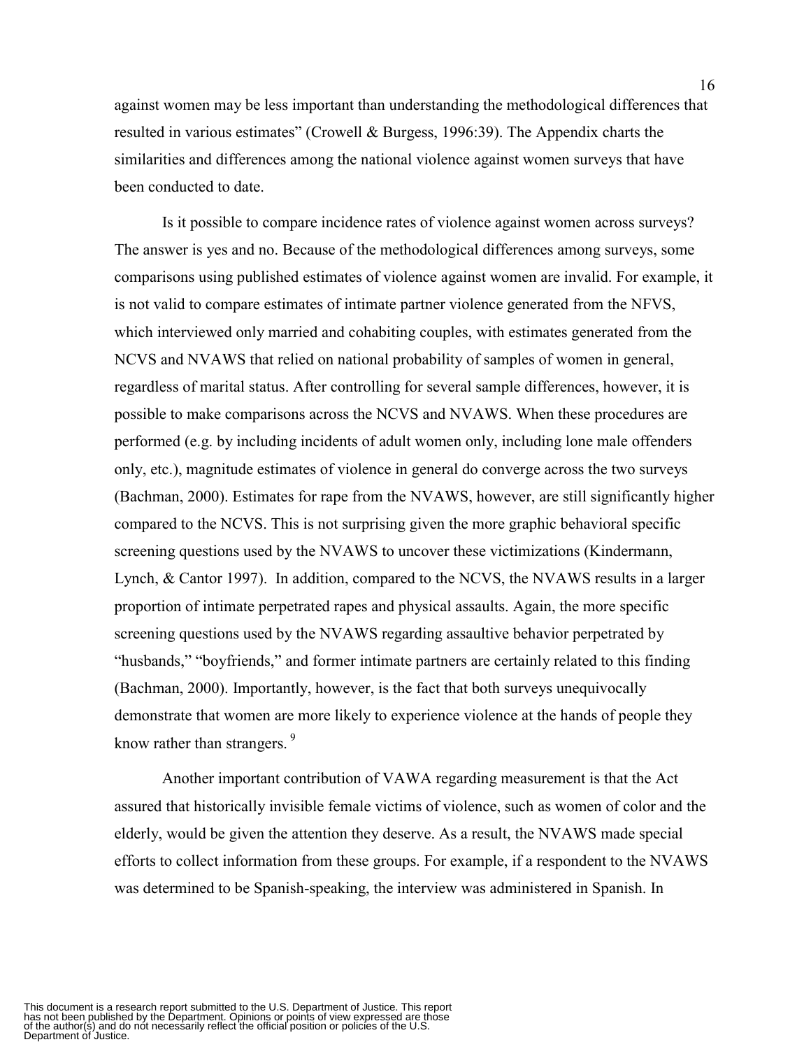against women may be less important than understanding the methodological differences that resulted in various estimates" (Crowell & Burgess, 1996:39). The Appendix charts the similarities and differences among the national violence against women surveys that have been conducted to date.

Is it possible to compare incidence rates of violence against women across surveys? The answer is yes and no. Because of the methodological differences among surveys, some comparisons using published estimates of violence against women are invalid. For example, it is not valid to compare estimates of intimate partner violence generated from the NFVS, which interviewed only married and cohabiting couples, with estimates generated from the NCVS and NVAWS that relied on national probability of samples of women in general, regardless of marital status. After controlling for several sample differences, however, it is possible to make comparisons across the NCVS and NVAWS. When these procedures are performed (e.g. by including incidents of adult women only, including lone male offenders only, etc.), magnitude estimates of violence in general do converge across the two surveys (Bachman, 2000). Estimates for rape from the NVAWS, however, are still significantly higher compared to the NCVS. This is not surprising given the more graphic behavioral specific screening questions used by the NVAWS to uncover these victimizations (Kindermann, Lynch, & Cantor 1997). In addition, compared to the NCVS, the NVAWS results in a larger proportion of intimate perpetrated rapes and physical assaults. Again, the more specific screening questions used by the NVAWS regarding assaultive behavior perpetrated by "husbands," "boyfriends," and former intimate partners are certainly related to this finding (Bachman, 2000). Importantly, however, is the fact that both surveys unequivocally demonstrate that women are more likely to experience violence at the hands of people they know rather than strangers. [9]

Another important contribution of VAWA regarding measurement is that the Act assured that historically invisible female victims of violence, such as women of color and the elderly, would be given the attention they deserve. As a result, the NVAWS made special efforts to collect information from these groups. For example, if a respondent to the NVAWS was determined to be Spanish-speaking, the interview was administered in Spanish. In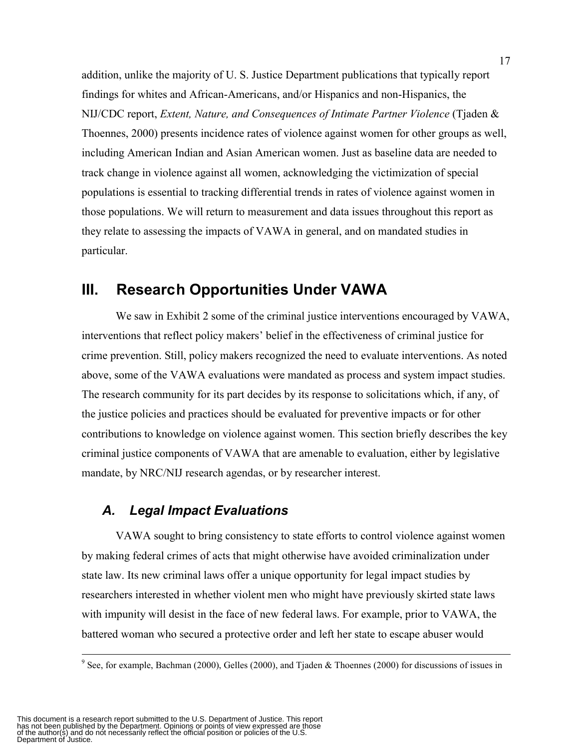addition, unlike the majority of U. S. Justice Department publications that typically report findings for whites and African-Americans, and/or Hispanics and non-Hispanics, the NIJ/CDC report, *Extent, Nature, and Consequences of Intimate Partner Violence* (Tjaden & Thoennes, 2000) presents incidence rates of violence against women for other groups as well, including American Indian and Asian American women. Just as baseline data are needed to track change in violence against all women, acknowledging the victimization of special populations is essential to tracking differential trends in rates of violence against women in those populations. We will return to measurement and data issues throughout this report as they relate to assessing the impacts of VAWA in general, and on mandated studies in particular.

# III. Research Opportunities Under VAWA

We saw in Exhibit 2 some of the criminal justice interventions encouraged by VAWA, interventions that reflect policy makers' belief in the effectiveness of criminal justice for crime prevention. Still, policy makers recognized the need to evaluate interventions. As noted above, some of the VAWA evaluations were mandated as process and system impact studies. The research community for its part decides by its response to solicitations which, if any, of the justice policies and practices should be evaluated for preventive impacts or for other contributions to knowledge on violence against women. This section briefly describes the key criminal justice components of VAWA that are amenable to evaluation, either by legislative mandate, by NRC/NIJ research agendas, or by researcher interest.

## *A. Legal Impact Evaluations*

VAWA sought to bring consistency to state efforts to control violence against women by making federal crimes of acts that might otherwise have avoided criminalization under state law. Its new criminal laws offer a unique opportunity for legal impact studies by researchers interested in whether violent men who might have previously skirted state laws with impunity will desist in the face of new federal laws. For example, prior to VAWA, the battered woman who secured a protective order and left her state to escape abuser would

---

[9] See, for example, Bachman (2000), Gelles (2000), and Tjaden & Thoennes (2000) for discussions of issues in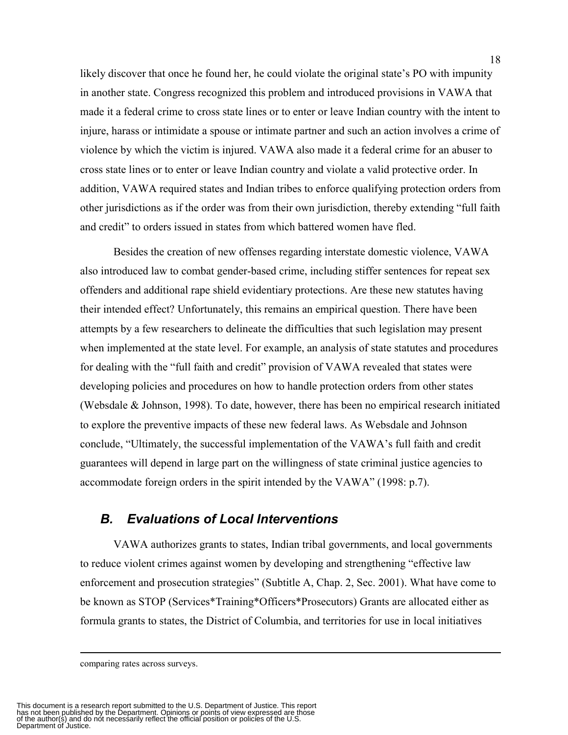likely discover that once he found her, he could violate the original state's PO with impunity in another state. Congress recognized this problem and introduced provisions in VAWA that made it a federal crime to cross state lines or to enter or leave Indian country with the intent to injure, harass or intimidate a spouse or intimate partner and such an action involves a crime of violence by which the victim is injured. VAWA also made it a federal crime for an abuser to cross state lines or to enter or leave Indian country and violate a valid protective order. In addition, VAWA required states and Indian tribes to enforce qualifying protection orders from other jurisdictions as if the order was from their own jurisdiction, thereby extending "full faith and credit" to orders issued in states from which battered women have fled.

Besides the creation of new offenses regarding interstate domestic violence, VAWA also introduced law to combat gender-based crime, including stiffer sentences for repeat sex offenders and additional rape shield evidentiary protections. Are these new statutes having their intended effect? Unfortunately, this remains an empirical question. There have been attempts by a few researchers to delineate the difficulties that such legislation may present when implemented at the state level. For example, an analysis of state statutes and procedures for dealing with the "full faith and credit" provision of VAWA revealed that states were developing policies and procedures on how to handle protection orders from other states (Websdale & Johnson, 1998). To date, however, there has been no empirical research initiated to explore the preventive impacts of these new federal laws. As Websdale and Johnson conclude, "Ultimately, the successful implementation of the VAWA's full faith and credit guarantees will depend in large part on the willingness of state criminal justice agencies to accommodate foreign orders in the spirit intended by the VAWA" (1998: p.7).

### *B. Evaluations of Local Interventions*

VAWA authorizes grants to states, Indian tribal governments, and local governments to reduce violent crimes against women by developing and strengthening "effective law enforcement and prosecution strategies" (Subtitle A, Chap. 2, Sec. 2001). What have come to be known as STOP (Services*Training*Officers*Prosecutors) Grants are allocated either as formula grants to states, the District of Columbia, and territories for use in local initiatives

---

comparing rates across surveys.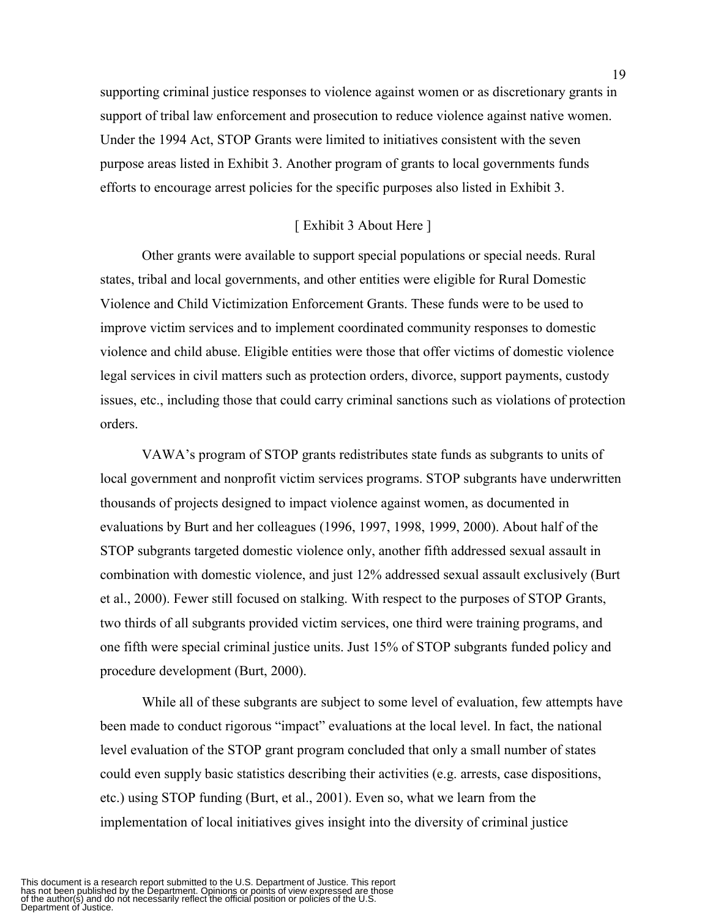supporting criminal justice responses to violence against women or as discretionary grants in support of tribal law enforcement and prosecution to reduce violence against native women. Under the 1994 Act, STOP Grants were limited to initiatives consistent with the seven purpose areas listed in Exhibit 3. Another program of grants to local governments funds efforts to encourage arrest policies for the specific purposes also listed in Exhibit 3.

[ Exhibit 3 About Here ]

Other grants were available to support special populations or special needs. Rural states, tribal and local governments, and other entities were eligible for Rural Domestic Violence and Child Victimization Enforcement Grants. These funds were to be used to improve victim services and to implement coordinated community responses to domestic violence and child abuse. Eligible entities were those that offer victims of domestic violence legal services in civil matters such as protection orders, divorce, support payments, custody issues, etc., including those that could carry criminal sanctions such as violations of protection orders.

VAWA's program of STOP grants redistributes state funds as subgrants to units of local government and nonprofit victim services programs. STOP subgrants have underwritten thousands of projects designed to impact violence against women, as documented in evaluations by Burt and her colleagues (1996, 1997, 1998, 1999, 2000). About half of the STOP subgrants targeted domestic violence only, another fifth addressed sexual assault in combination with domestic violence, and just 12% addressed sexual assault exclusively (Burt et al., 2000). Fewer still focused on stalking. With respect to the purposes of STOP Grants, two thirds of all subgrants provided victim services, one third were training programs, and one fifth were special criminal justice units. Just 15% of STOP subgrants funded policy and procedure development (Burt, 2000).

While all of these subgrants are subject to some level of evaluation, few attempts have been made to conduct rigorous "impact" evaluations at the local level. In fact, the national level evaluation of the STOP grant program concluded that only a small number of states could even supply basic statistics describing their activities (e.g. arrests, case dispositions, etc.) using STOP funding (Burt, et al., 2001). Even so, what we learn from the implementation of local initiatives gives insight into the diversity of criminal justice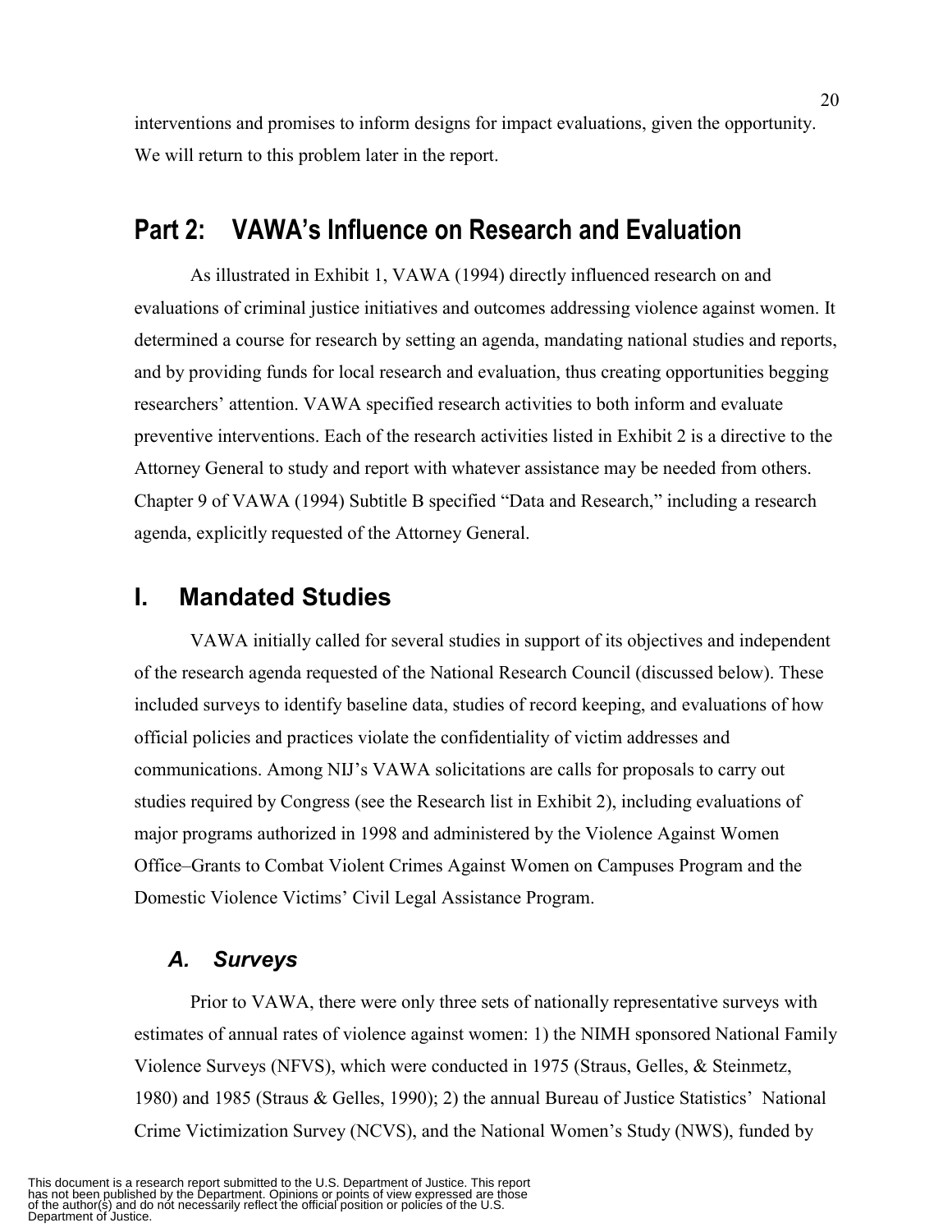interventions and promises to inform designs for impact evaluations, given the opportunity. We will return to this problem later in the report.

## Part 2: VAWA's Influence on Research and Evaluation

As illustrated in Exhibit 1, VAWA (1994) directly influenced research on and evaluations of criminal justice initiatives and outcomes addressing violence against women. It determined a course for research by setting an agenda, mandating national studies and reports, and by providing funds for local research and evaluation, thus creating opportunities begging researchers' attention. VAWA specified research activities to both inform and evaluate preventive interventions. Each of the research activities listed in Exhibit 2 is a directive to the Attorney General to study and report with whatever assistance may be needed from others. Chapter 9 of VAWA (1994) Subtitle B specified "Data and Research," including a research agenda, explicitly requested of the Attorney General.

## I. Mandated Studies

VAWA initially called for several studies in support of its objectives and independent of the research agenda requested of the National Research Council (discussed below). These included surveys to identify baseline data, studies of record keeping, and evaluations of how official policies and practices violate the confidentiality of victim addresses and communications. Among NIJ's VAWA solicitations are calls for proposals to carry out studies required by Congress (see the Research list in Exhibit 2), including evaluations of major programs authorized in 1998 and administered by the Violence Against Women Office–Grants to Combat Violent Crimes Against Women on Campuses Program and the Domestic Violence Victims' Civil Legal Assistance Program.

### *A. Surveys*

Prior to VAWA, there were only three sets of nationally representative surveys with estimates of annual rates of violence against women: 1) the NIMH sponsored National Family Violence Surveys (NFVS), which were conducted in 1975 (Straus, Gelles, & Steinmetz, 1980) and 1985 (Straus & Gelles, 1990); 2) the annual Bureau of Justice Statistics' National Crime Victimization Survey (NCVS), and the National Women's Study (NWS), funded by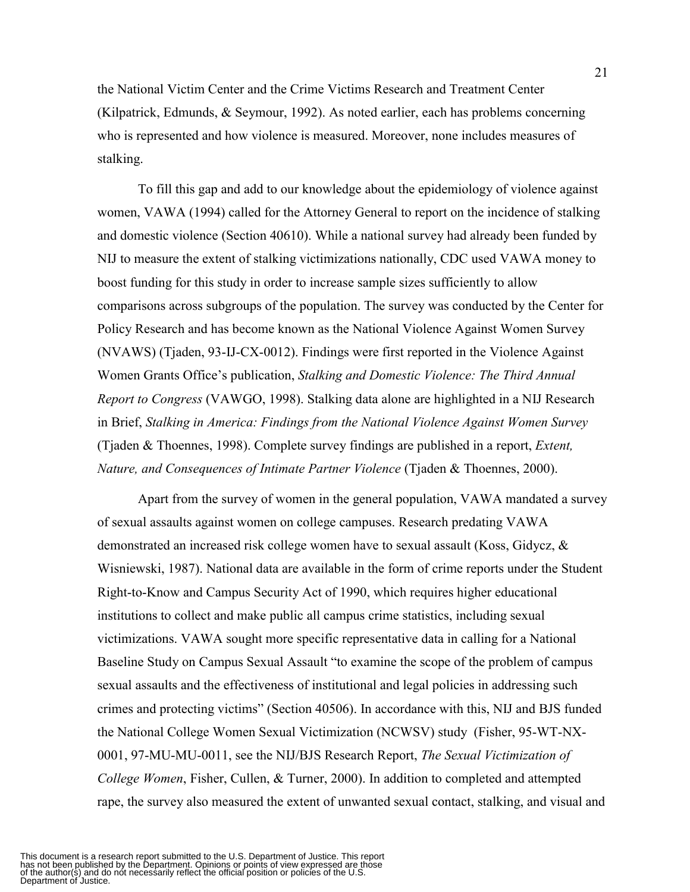the National Victim Center and the Crime Victims Research and Treatment Center (Kilpatrick, Edmunds, & Seymour, 1992). As noted earlier, each has problems concerning who is represented and how violence is measured. Moreover, none includes measures of stalking.

To fill this gap and add to our knowledge about the epidemiology of violence against women, VAWA (1994) called for the Attorney General to report on the incidence of stalking and domestic violence (Section 40610). While a national survey had already been funded by NIJ to measure the extent of stalking victimizations nationally, CDC used VAWA money to boost funding for this study in order to increase sample sizes sufficiently to allow comparisons across subgroups of the population. The survey was conducted by the Center for Policy Research and has become known as the National Violence Against Women Survey (NVAWS) (Tjaden, 93-IJ-CX-0012). Findings were first reported in the Violence Against Women Grants Office's publication, *Stalking and Domestic Violence: The Third Annual Report to Congress* (VAWGO, 1998). Stalking data alone are highlighted in a NIJ Research in Brief, *Stalking in America: Findings from the National Violence Against Women Survey* (Tjaden & Thoennes, 1998). Complete survey findings are published in a report, *Extent, Nature, and Consequences of Intimate Partner Violence* (Tjaden & Thoennes, 2000).

Apart from the survey of women in the general population, VAWA mandated a survey of sexual assaults against women on college campuses. Research predating VAWA demonstrated an increased risk college women have to sexual assault (Koss, Gidycz, & Wisniewski, 1987). National data are available in the form of crime reports under the Student Right-to-Know and Campus Security Act of 1990, which requires higher educational institutions to collect and make public all campus crime statistics, including sexual victimizations. VAWA sought more specific representative data in calling for a National Baseline Study on Campus Sexual Assault "to examine the scope of the problem of campus sexual assaults and the effectiveness of institutional and legal policies in addressing such crimes and protecting victims" (Section 40506). In accordance with this, NIJ and BJS funded the National College Women Sexual Victimization (NCWSV) study (Fisher, 95-WT-NX-0001, 97-MU-MU-0011, see the NIJ/BJS Research Report, *The Sexual Victimization of College Women*, Fisher, Cullen, & Turner, 2000). In addition to completed and attempted rape, the survey also measured the extent of unwanted sexual contact, stalking, and visual and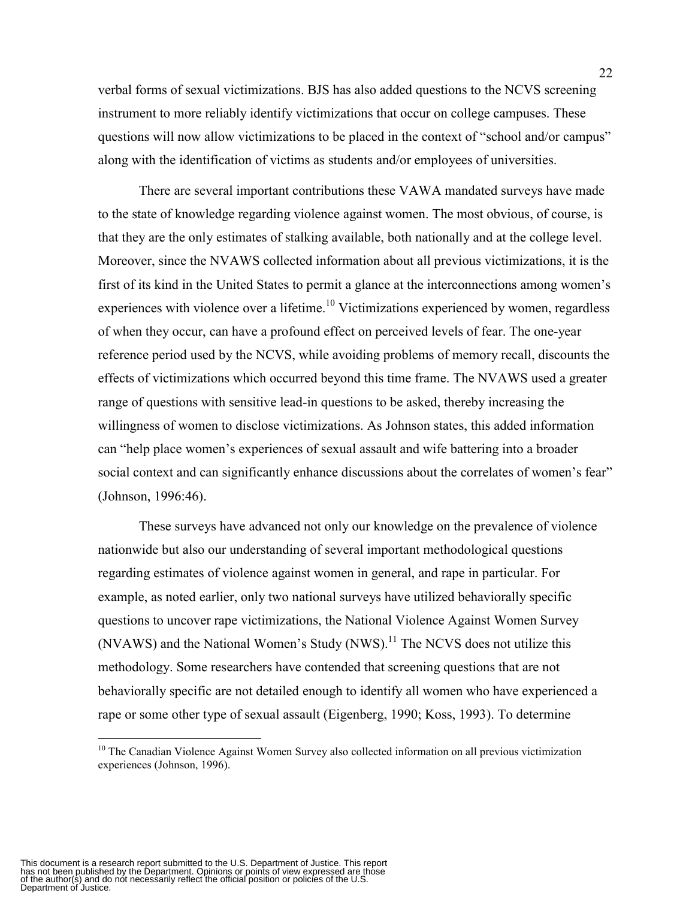verbal forms of sexual victimizations. BJS has also added questions to the NCVS screening instrument to more reliably identify victimizations that occur on college campuses. These questions will now allow victimizations to be placed in the context of "school and/or campus" along with the identification of victims as students and/or employees of universities.

There are several important contributions these VAWA mandated surveys have made to the state of knowledge regarding violence against women. The most obvious, of course, is that they are the only estimates of stalking available, both nationally and at the college level. Moreover, since the NVAWS collected information about all previous victimizations, it is the first of its kind in the United States to permit a glance at the interconnections among women's experiences with violence over a lifetime.[10] Victimizations experienced by women, regardless of when they occur, can have a profound effect on perceived levels of fear. The one-year reference period used by the NCVS, while avoiding problems of memory recall, discounts the effects of victimizations which occurred beyond this time frame. The NVAWS used a greater range of questions with sensitive lead-in questions to be asked, thereby increasing the willingness of women to disclose victimizations. As Johnson states, this added information can "help place women's experiences of sexual assault and wife battering into a broader social context and can significantly enhance discussions about the correlates of women's fear" (Johnson, 1996:46).

These surveys have advanced not only our knowledge on the prevalence of violence nationwide but also our understanding of several important methodological questions regarding estimates of violence against women in general, and rape in particular. For example, as noted earlier, only two national surveys have utilized behaviorally specific questions to uncover rape victimizations, the National Violence Against Women Survey (NVAWS) and the National Women's Study (NWS).[11] The NCVS does not utilize this methodology. Some researchers have contended that screening questions that are not behaviorally specific are not detailed enough to identify all women who have experienced a rape or some other type of sexual assault (Eigenberg, 1990; Koss, 1993). To determine

[10] The Canadian Violence Against Women Survey also collected information on all previous victimization experiences (Johnson, 1996).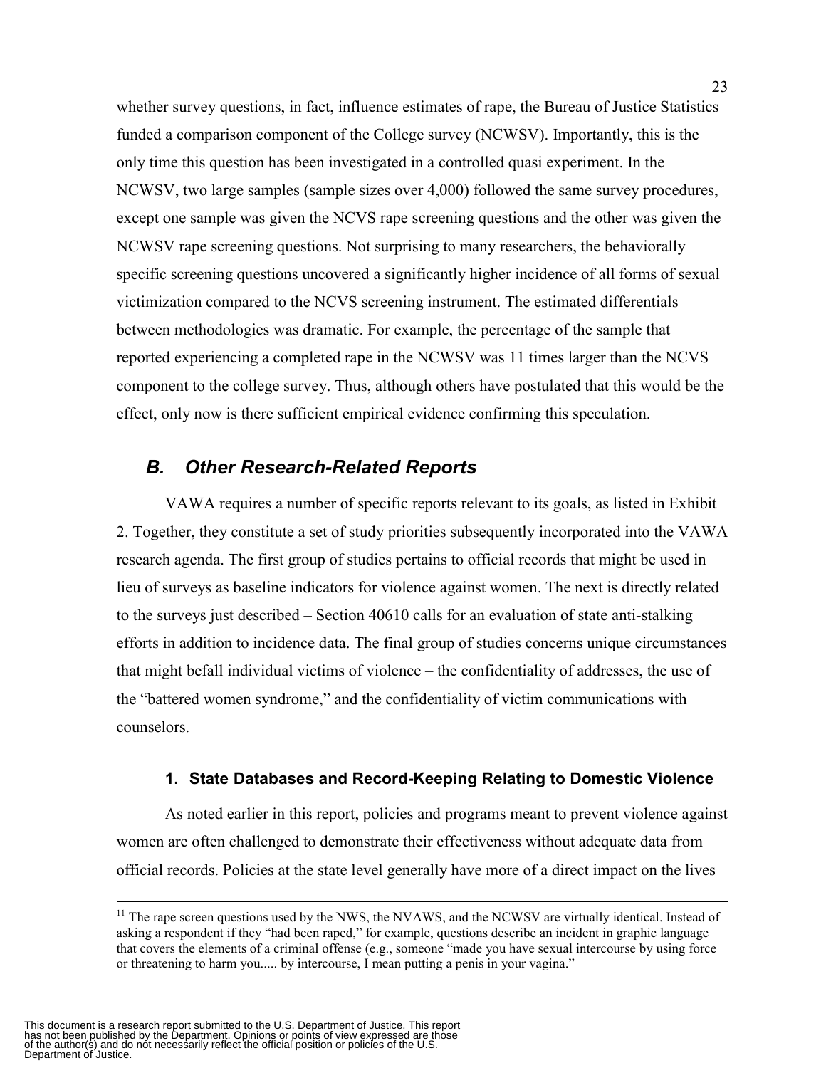whether survey questions, in fact, influence estimates of rape, the Bureau of Justice Statistics funded a comparison component of the College survey (NCWSV). Importantly, this is the only time this question has been investigated in a controlled quasi experiment. In the NCWSV, two large samples (sample sizes over 4,000) followed the same survey procedures, except one sample was given the NCVS rape screening questions and the other was given the NCWSV rape screening questions. Not surprising to many researchers, the behaviorally specific screening questions uncovered a significantly higher incidence of all forms of sexual victimization compared to the NCVS screening instrument. The estimated differentials between methodologies was dramatic. For example, the percentage of the sample that reported experiencing a completed rape in the NCWSV was 11 times larger than the NCVS component to the college survey. Thus, although others have postulated that this would be the effect, only now is there sufficient empirical evidence confirming this speculation.

## *B. Other Research-Related Reports*

VAWA requires a number of specific reports relevant to its goals, as listed in Exhibit 2. Together, they constitute a set of study priorities subsequently incorporated into the VAWA research agenda. The first group of studies pertains to official records that might be used in lieu of surveys as baseline indicators for violence against women. The next is directly related to the surveys just described – Section 40610 calls for an evaluation of state anti-stalking efforts in addition to incidence data. The final group of studies concerns unique circumstances that might befall individual victims of violence – the confidentiality of addresses, the use of the "battered women syndrome," and the confidentiality of victim communications with counselors.

### 1. State Databases and Record-Keeping Relating to Domestic Violence

As noted earlier in this report, policies and programs meant to prevent violence against women are often challenged to demonstrate their effectiveness without adequate data from official records. Policies at the state level generally have more of a direct impact on the lives

---

[11] The rape screen questions used by the NWS, the NVAWS, and the NCWSV are virtually identical. Instead of asking a respondent if they "had been raped," for example, questions describe an incident in graphic language that covers the elements of a criminal offense (e.g., someone "made you have sexual intercourse by using force or threatening to harm you..... by intercourse, I mean putting a penis in your vagina."

This document is a research report submitted to the U.S. Department of Justice. This report has not been published by the Department. Opinions or points of view expressed are those of the author(s) and do not necessarily reflect the official position or policies of the U.S. Department of Justice.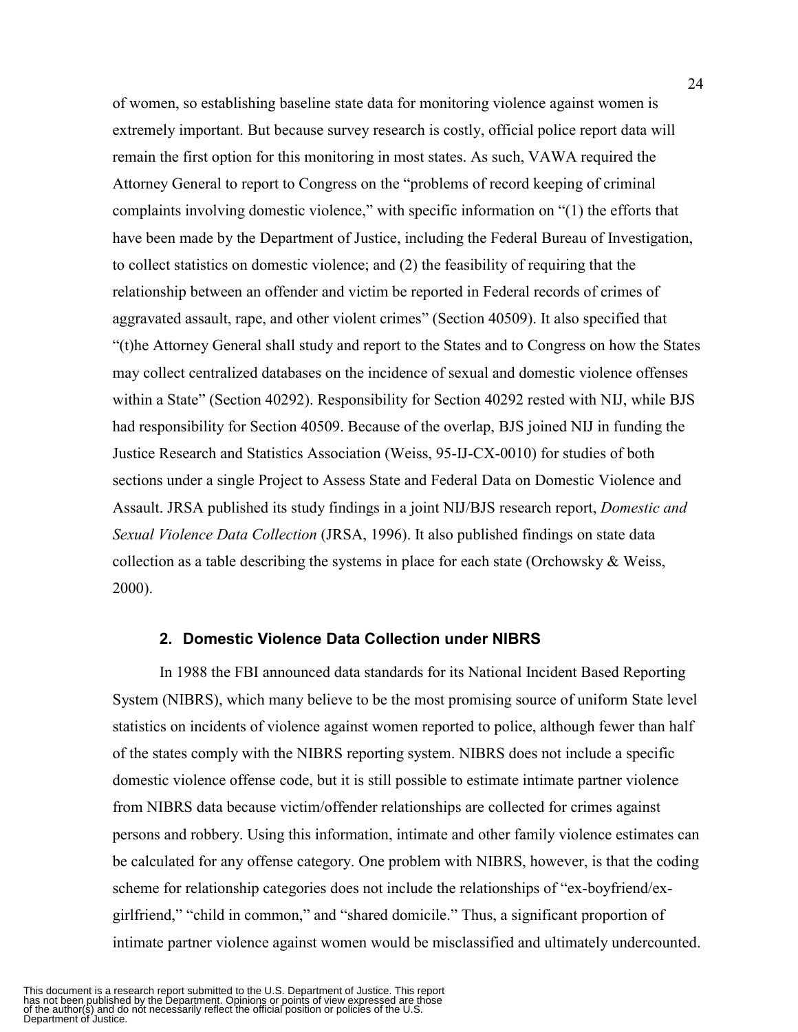of women, so establishing baseline state data for monitoring violence against women is extremely important. But because survey research is costly, official police report data will remain the first option for this monitoring in most states. As such, VAWA required the Attorney General to report to Congress on the "problems of record keeping of criminal complaints involving domestic violence," with specific information on "(1) the efforts that have been made by the Department of Justice, including the Federal Bureau of Investigation, to collect statistics on domestic violence; and (2) the feasibility of requiring that the relationship between an offender and victim be reported in Federal records of crimes of aggravated assault, rape, and other violent crimes" (Section 40509). It also specified that "(t)he Attorney General shall study and report to the States and to Congress on how the States may collect centralized databases on the incidence of sexual and domestic violence offenses within a State" (Section 40292). Responsibility for Section 40292 rested with NIJ, while BJS had responsibility for Section 40509. Because of the overlap, BJS joined NIJ in funding the Justice Research and Statistics Association (Weiss, 95-IJ-CX-0010) for studies of both sections under a single Project to Assess State and Federal Data on Domestic Violence and Assault. JRSA published its study findings in a joint NIJ/BJS research report, *Domestic and Sexual Violence Data Collection* (JRSA, 1996). It also published findings on state data collection as a table describing the systems in place for each state (Orchowsky & Weiss, 2000).

### 2. Domestic Violence Data Collection under NIBRS

In 1988 the FBI announced data standards for its National Incident Based Reporting System (NIBRS), which many believe to be the most promising source of uniform State level statistics on incidents of violence against women reported to police, although fewer than half of the states comply with the NIBRS reporting system. NIBRS does not include a specific domestic violence offense code, but it is still possible to estimate intimate partner violence from NIBRS data because victim/offender relationships are collected for crimes against persons and robbery. Using this information, intimate and other family violence estimates can be calculated for any offense category. One problem with NIBRS, however, is that the coding scheme for relationship categories does not include the relationships of "ex-boyfriend/ex-girlfriend," "child in common," and "shared domicile." Thus, a significant proportion of intimate partner violence against women would be misclassified and ultimately undercounted.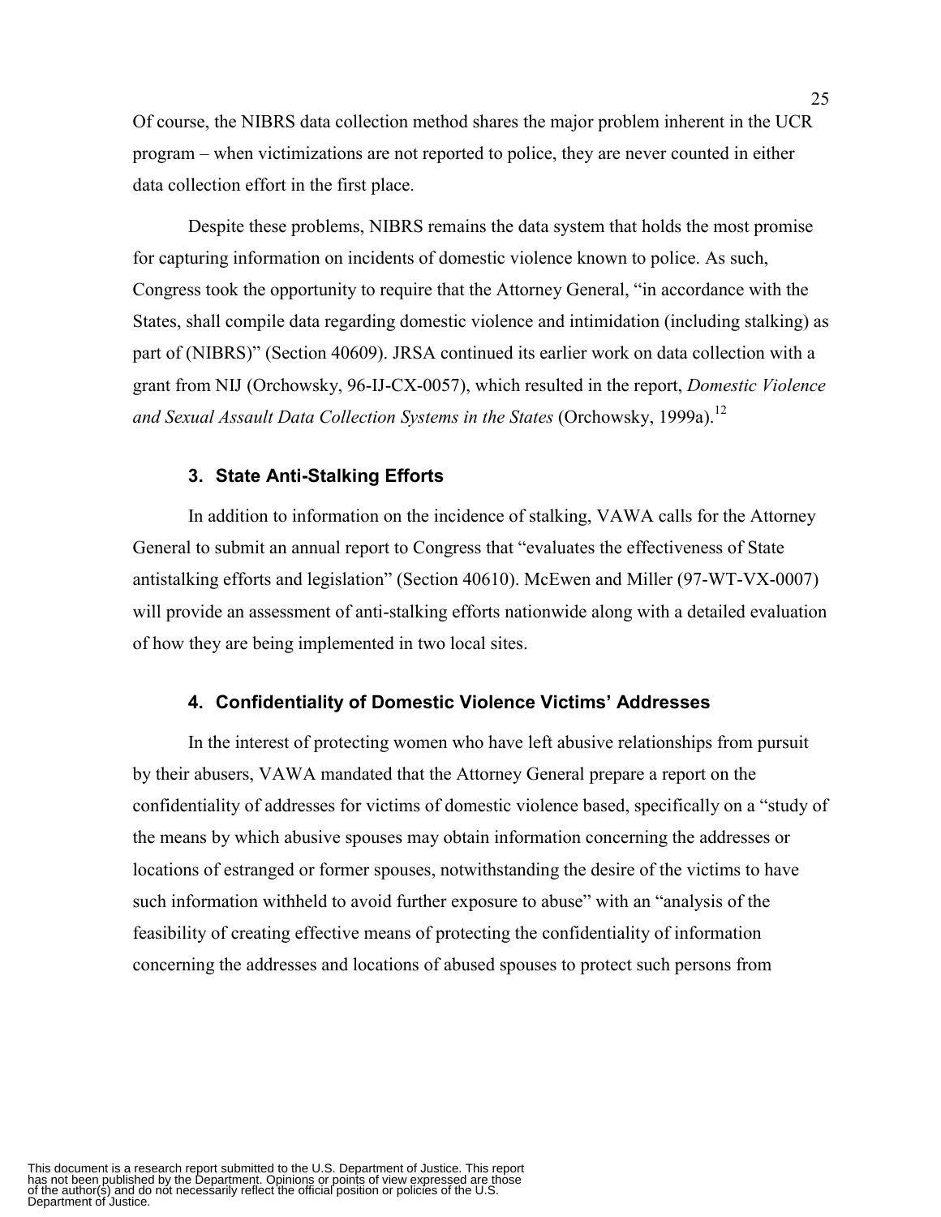Of course, the NIBRS data collection method shares the major problem inherent in the UCR program – when victimizations are not reported to police, they are never counted in either data collection effort in the first place.

Despite these problems, NIBRS remains the data system that holds the most promise for capturing information on incidents of domestic violence known to police. As such, Congress took the opportunity to require that the Attorney General, "in accordance with the States, shall compile data regarding domestic violence and intimidation (including stalking) as part of (NIBRS)" (Section 40609). JRSA continued its earlier work on data collection with a grant from NIJ (Orchowsky, 96-IJ-CX-0057), which resulted in the report, *Domestic Violence and Sexual Assault Data Collection Systems in the States* (Orchowsky, 1999a).[12]

### 3. State Anti-Stalking Efforts

In addition to information on the incidence of stalking, VAWA calls for the Attorney General to submit an annual report to Congress that "evaluates the effectiveness of State antistalking efforts and legislation" (Section 40610). McEwen and Miller (97-WT-VX-0007) will provide an assessment of anti-stalking efforts nationwide along with a detailed evaluation of how they are being implemented in two local sites.

### 4. Confidentiality of Domestic Violence Victims' Addresses

In the interest of protecting women who have left abusive relationships from pursuit by their abusers, VAWA mandated that the Attorney General prepare a report on the confidentiality of addresses for victims of domestic violence based, specifically on a "study of the means by which abusive spouses may obtain information concerning the addresses or locations of estranged or former spouses, notwithstanding the desire of the victims to have such information withheld to avoid further exposure to abuse" with an "analysis of the feasibility of creating effective means of protecting the confidentiality of information concerning the addresses and locations of abused spouses to protect such persons from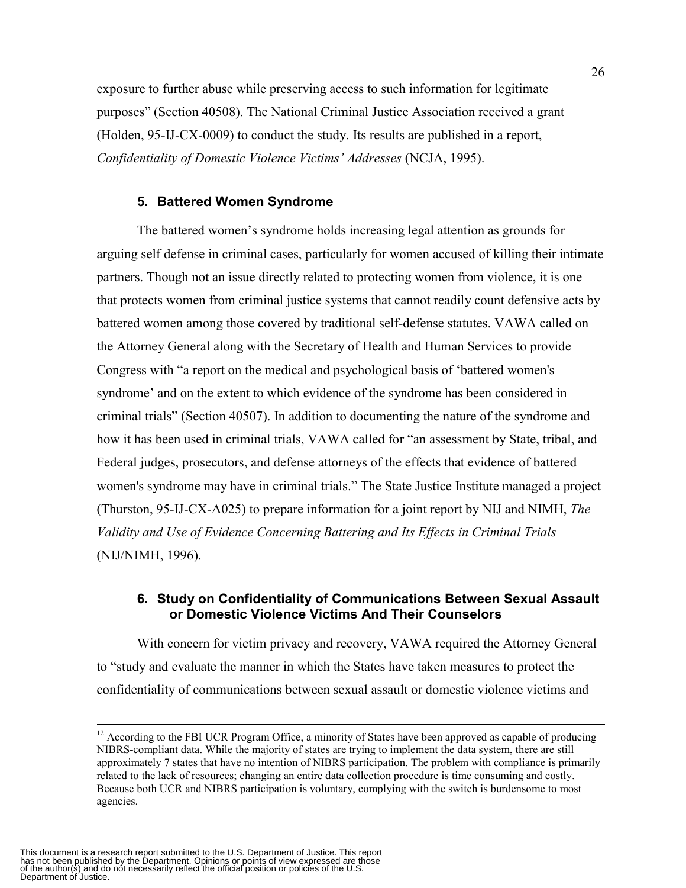exposure to further abuse while preserving access to such information for legitimate purposes" (Section 40508). The National Criminal Justice Association received a grant (Holden, 95-IJ-CX-0009) to conduct the study. Its results are published in a report, *Confidentiality of Domestic Violence Victims' Addresses* (NCJA, 1995).

### 5. Battered Women Syndrome

The battered women's syndrome holds increasing legal attention as grounds for arguing self defense in criminal cases, particularly for women accused of killing their intimate partners. Though not an issue directly related to protecting women from violence, it is one that protects women from criminal justice systems that cannot readily count defensive acts by battered women among those covered by traditional self-defense statutes. VAWA called on the Attorney General along with the Secretary of Health and Human Services to provide Congress with "a report on the medical and psychological basis of 'battered women's syndrome' and on the extent to which evidence of the syndrome has been considered in criminal trials" (Section 40507). In addition to documenting the nature of the syndrome and how it has been used in criminal trials, VAWA called for "an assessment by State, tribal, and Federal judges, prosecutors, and defense attorneys of the effects that evidence of battered women's syndrome may have in criminal trials." The State Justice Institute managed a project (Thurston, 95-IJ-CX-A025) to prepare information for a joint report by NIJ and NIMH, *The Validity and Use of Evidence Concerning Battering and Its Effects in Criminal Trials* (NIJ/NIMH, 1996).

### 6. Study on Confidentiality of Communications Between Sexual Assault or Domestic Violence Victims And Their Counselors

With concern for victim privacy and recovery, VAWA required the Attorney General to "study and evaluate the manner in which the States have taken measures to protect the confidentiality of communications between sexual assault or domestic violence victims and

---

[12] According to the FBI UCR Program Office, a minority of States have been approved as capable of producing NIBRS-compliant data. While the majority of states are trying to implement the data system, there are still approximately 7 states that have no intention of NIBRS participation. The problem with compliance is primarily related to the lack of resources; changing an entire data collection procedure is time consuming and costly. Because both UCR and NIBRS participation is voluntary, complying with the switch is burdensome to most agencies.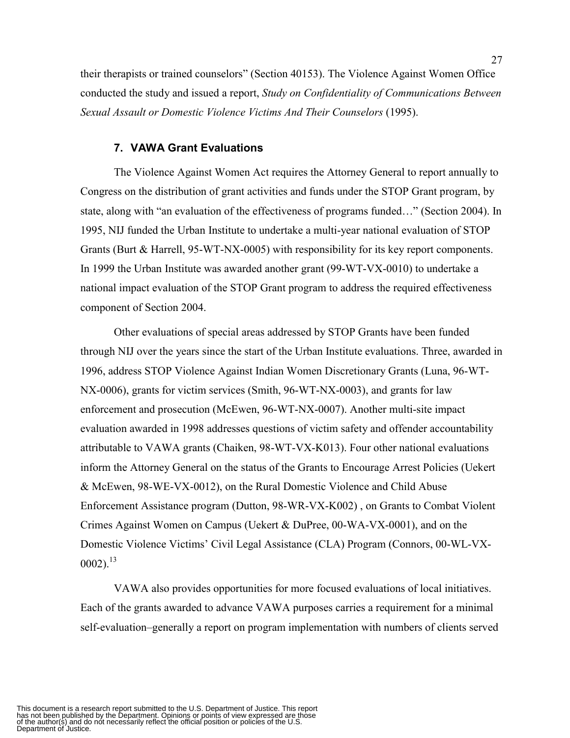their therapists or trained counselors" (Section 40153). The Violence Against Women Office conducted the study and issued a report, *Study on Confidentiality of Communications Between Sexual Assault or Domestic Violence Victims And Their Counselors* (1995).

### 7. VAWA Grant Evaluations

The Violence Against Women Act requires the Attorney General to report annually to Congress on the distribution of grant activities and funds under the STOP Grant program, by state, along with "an evaluation of the effectiveness of programs funded…" (Section 2004). In 1995, NIJ funded the Urban Institute to undertake a multi-year national evaluation of STOP Grants (Burt & Harrell, 95-WT-NX-0005) with responsibility for its key report components. In 1999 the Urban Institute was awarded another grant (99-WT-VX-0010) to undertake a national impact evaluation of the STOP Grant program to address the required effectiveness component of Section 2004.

Other evaluations of special areas addressed by STOP Grants have been funded through NIJ over the years since the start of the Urban Institute evaluations. Three, awarded in 1996, address STOP Violence Against Indian Women Discretionary Grants (Luna, 96-WT-NX-0006), grants for victim services (Smith, 96-WT-NX-0003), and grants for law enforcement and prosecution (McEwen, 96-WT-NX-0007). Another multi-site impact evaluation awarded in 1998 addresses questions of victim safety and offender accountability attributable to VAWA grants (Chaiken, 98-WT-VX-K013). Four other national evaluations inform the Attorney General on the status of the Grants to Encourage Arrest Policies (Uekert & McEwen, 98-WE-VX-0012), on the Rural Domestic Violence and Child Abuse Enforcement Assistance program (Dutton, 98-WR-VX-K002) , on Grants to Combat Violent Crimes Against Women on Campus (Uekert & DuPree, 00-WA-VX-0001), and on the Domestic Violence Victims' Civil Legal Assistance (CLA) Program (Connors, 00-WL-VX-0002).[13]

VAWA also provides opportunities for more focused evaluations of local initiatives. Each of the grants awarded to advance VAWA purposes carries a requirement for a minimal self-evaluation–generally a report on program implementation with numbers of clients served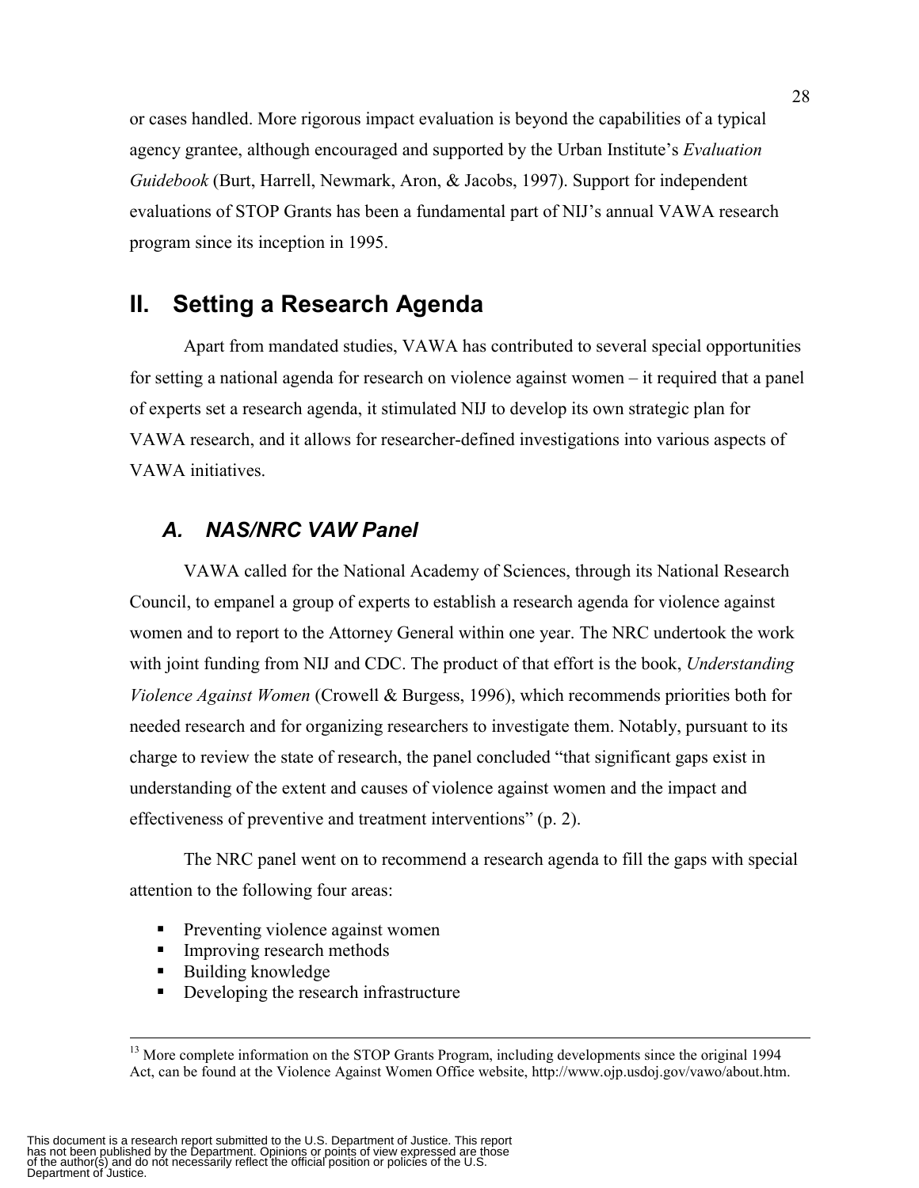or cases handled. More rigorous impact evaluation is beyond the capabilities of a typical agency grantee, although encouraged and supported by the Urban Institute's *Evaluation Guidebook* (Burt, Harrell, Newmark, Aron, & Jacobs, 1997). Support for independent evaluations of STOP Grants has been a fundamental part of NIJ's annual VAWA research program since its inception in 1995.

## II. Setting a Research Agenda

Apart from mandated studies, VAWA has contributed to several special opportunities for setting a national agenda for research on violence against women – it required that a panel of experts set a research agenda, it stimulated NIJ to develop its own strategic plan for VAWA research, and it allows for researcher-defined investigations into various aspects of VAWA initiatives.

### *A. NAS/NRC VAW Panel*

VAWA called for the National Academy of Sciences, through its National Research Council, to empanel a group of experts to establish a research agenda for violence against women and to report to the Attorney General within one year. The NRC undertook the work with joint funding from NIJ and CDC. The product of that effort is the book, *Understanding Violence Against Women* (Crowell & Burgess, 1996), which recommends priorities both for needed research and for organizing researchers to investigate them. Notably, pursuant to its charge to review the state of research, the panel concluded "that significant gaps exist in understanding of the extent and causes of violence against women and the impact and effectiveness of preventive and treatment interventions" (p. 2).

The NRC panel went on to recommend a research agenda to fill the gaps with special attention to the following four areas:

- Preventing violence against women
- Improving research methods
- Building knowledge
- Developing the research infrastructure

---

[13] More complete information on the STOP Grants Program, including developments since the original 1994 Act, can be found at the Violence Against Women Office website, http://www.ojp.usdoj.gov/vawo/about.htm.

This document is a research report submitted to the U.S. Department of Justice. This report has not been published by the Department. Opinions or points of view expressed are those of the author(s) and do not necessarily reflect the official position or policies of the U.S. Department of Justice.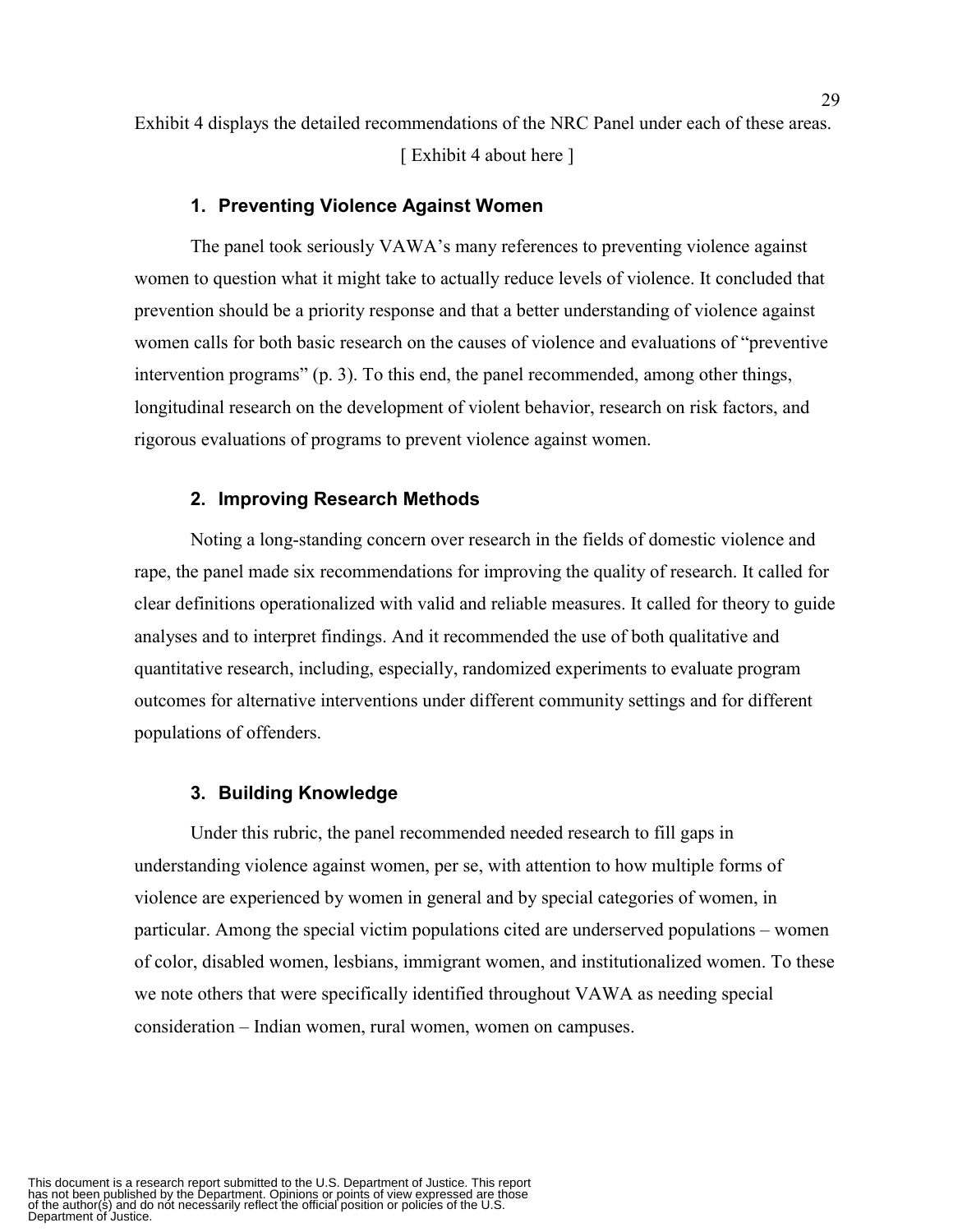Exhibit 4 displays the detailed recommendations of the NRC Panel under each of these areas.

[ Exhibit 4 about here ]

### 1. Preventing Violence Against Women

The panel took seriously VAWA's many references to preventing violence against women to question what it might take to actually reduce levels of violence. It concluded that prevention should be a priority response and that a better understanding of violence against women calls for both basic research on the causes of violence and evaluations of "preventive intervention programs" (p. 3). To this end, the panel recommended, among other things, longitudinal research on the development of violent behavior, research on risk factors, and rigorous evaluations of programs to prevent violence against women.

### 2. Improving Research Methods

Noting a long-standing concern over research in the fields of domestic violence and rape, the panel made six recommendations for improving the quality of research. It called for clear definitions operationalized with valid and reliable measures. It called for theory to guide analyses and to interpret findings. And it recommended the use of both qualitative and quantitative research, including, especially, randomized experiments to evaluate program outcomes for alternative interventions under different community settings and for different populations of offenders.

### 3. Building Knowledge

Under this rubric, the panel recommended needed research to fill gaps in understanding violence against women, per se, with attention to how multiple forms of violence are experienced by women in general and by special categories of women, in particular. Among the special victim populations cited are underserved populations – women of color, disabled women, lesbians, immigrant women, and institutionalized women. To these we note others that were specifically identified throughout VAWA as needing special consideration – Indian women, rural women, women on campuses.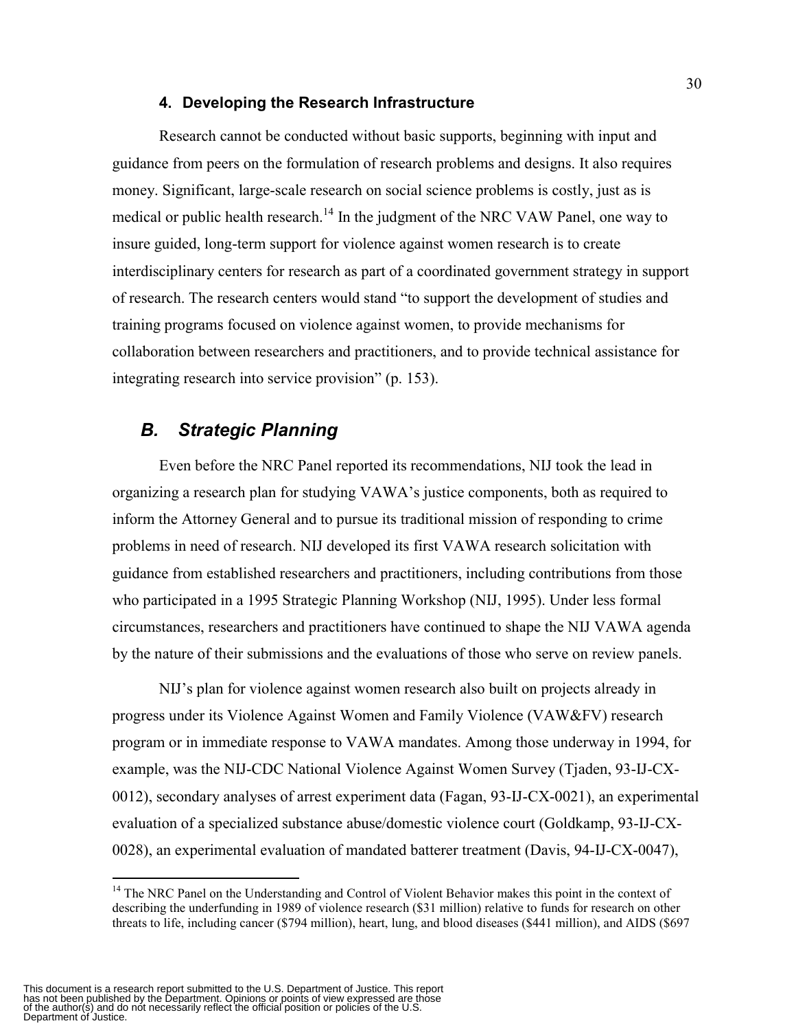### 4. Developing the Research Infrastructure

Research cannot be conducted without basic supports, beginning with input and guidance from peers on the formulation of research problems and designs. It also requires money. Significant, large-scale research on social science problems is costly, just as is medical or public health research.[14] In the judgment of the NRC VAW Panel, one way to insure guided, long-term support for violence against women research is to create interdisciplinary centers for research as part of a coordinated government strategy in support of research. The research centers would stand "to support the development of studies and training programs focused on violence against women, to provide mechanisms for collaboration between researchers and practitioners, and to provide technical assistance for integrating research into service provision" (p. 153).

## *B. Strategic Planning*

Even before the NRC Panel reported its recommendations, NIJ took the lead in organizing a research plan for studying VAWA's justice components, both as required to inform the Attorney General and to pursue its traditional mission of responding to crime problems in need of research. NIJ developed its first VAWA research solicitation with guidance from established researchers and practitioners, including contributions from those who participated in a 1995 Strategic Planning Workshop (NIJ, 1995). Under less formal circumstances, researchers and practitioners have continued to shape the NIJ VAWA agenda by the nature of their submissions and the evaluations of those who serve on review panels.

NIJ's plan for violence against women research also built on projects already in progress under its Violence Against Women and Family Violence (VAW&FV) research program or in immediate response to VAWA mandates. Among those underway in 1994, for example, was the NIJ-CDC National Violence Against Women Survey (Tjaden, 93-IJ-CX-0012), secondary analyses of arrest experiment data (Fagan, 93-IJ-CX-0021), an experimental evaluation of a specialized substance abuse/domestic violence court (Goldkamp, 93-IJ-CX-0028), an experimental evaluation of mandated batterer treatment (Davis, 94-IJ-CX-0047),

---

[14] The NRC Panel on the Understanding and Control of Violent Behavior makes this point in the context of describing the underfunding in 1989 of violence research ($31 million) relative to funds for research on other threats to life, including cancer ($794 million), heart, lung, and blood diseases ($441 million), and AIDS ($697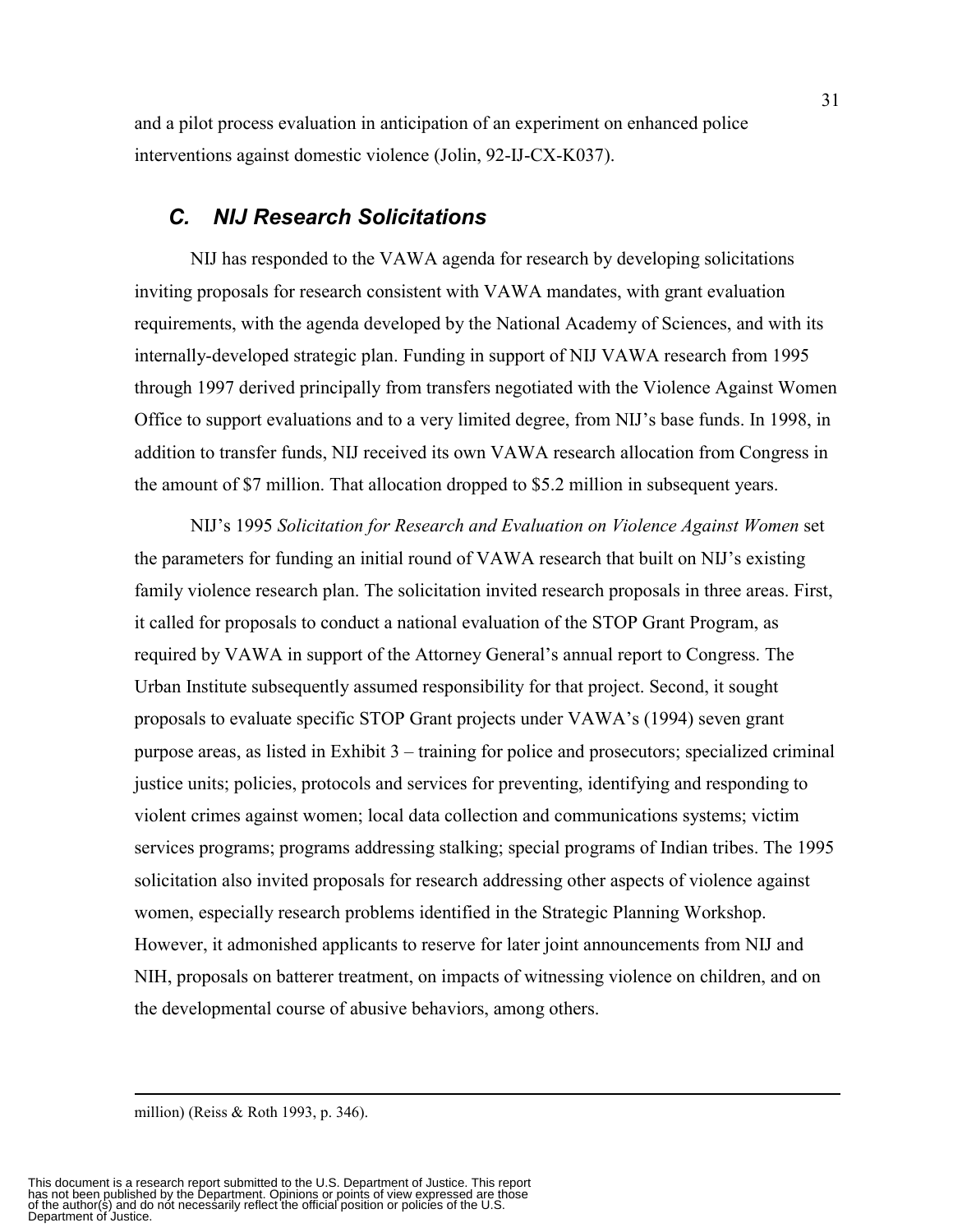and a pilot process evaluation in anticipation of an experiment on enhanced police interventions against domestic violence (Jolin, 92-IJ-CX-K037).

## *C. NIJ Research Solicitations*

NIJ has responded to the VAWA agenda for research by developing solicitations inviting proposals for research consistent with VAWA mandates, with grant evaluation requirements, with the agenda developed by the National Academy of Sciences, and with its internally-developed strategic plan. Funding in support of NIJ VAWA research from 1995 through 1997 derived principally from transfers negotiated with the Violence Against Women Office to support evaluations and to a very limited degree, from NIJ's base funds. In 1998, in addition to transfer funds, NIJ received its own VAWA research allocation from Congress in the amount of $7 million. That allocation dropped to $5.2 million in subsequent years.

NIJ's 1995 *Solicitation for Research and Evaluation on Violence Against Women* set the parameters for funding an initial round of VAWA research that built on NIJ's existing family violence research plan. The solicitation invited research proposals in three areas. First, it called for proposals to conduct a national evaluation of the STOP Grant Program, as required by VAWA in support of the Attorney General's annual report to Congress. The Urban Institute subsequently assumed responsibility for that project. Second, it sought proposals to evaluate specific STOP Grant projects under VAWA's (1994) seven grant purpose areas, as listed in Exhibit 3 – training for police and prosecutors; specialized criminal justice units; policies, protocols and services for preventing, identifying and responding to violent crimes against women; local data collection and communications systems; victim services programs; programs addressing stalking; special programs of Indian tribes. The 1995 solicitation also invited proposals for research addressing other aspects of violence against women, especially research problems identified in the Strategic Planning Workshop. However, it admonished applicants to reserve for later joint announcements from NIJ and NIH, proposals on batterer treatment, on impacts of witnessing violence on children, and on the developmental course of abusive behaviors, among others.

---

million) (Reiss & Roth 1993, p. 346).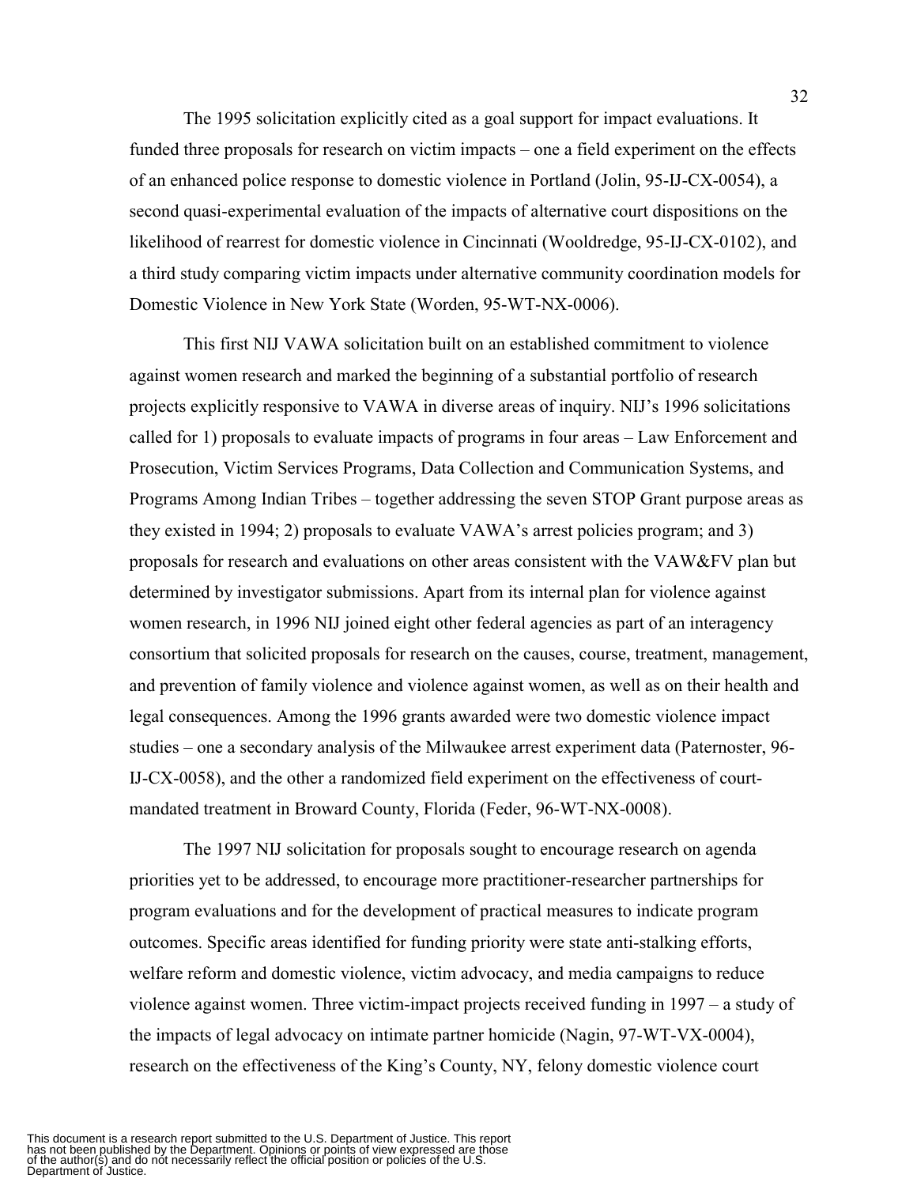The 1995 solicitation explicitly cited as a goal support for impact evaluations. It funded three proposals for research on victim impacts – one a field experiment on the effects of an enhanced police response to domestic violence in Portland (Jolin, 95-IJ-CX-0054), a second quasi-experimental evaluation of the impacts of alternative court dispositions on the likelihood of rearrest for domestic violence in Cincinnati (Wooldredge, 95-IJ-CX-0102), and a third study comparing victim impacts under alternative community coordination models for Domestic Violence in New York State (Worden, 95-WT-NX-0006).

This first NIJ VAWA solicitation built on an established commitment to violence against women research and marked the beginning of a substantial portfolio of research projects explicitly responsive to VAWA in diverse areas of inquiry. NIJ's 1996 solicitations called for 1) proposals to evaluate impacts of programs in four areas – Law Enforcement and Prosecution, Victim Services Programs, Data Collection and Communication Systems, and Programs Among Indian Tribes – together addressing the seven STOP Grant purpose areas as they existed in 1994; 2) proposals to evaluate VAWA's arrest policies program; and 3) proposals for research and evaluations on other areas consistent with the VAW&FV plan but determined by investigator submissions. Apart from its internal plan for violence against women research, in 1996 NIJ joined eight other federal agencies as part of an interagency consortium that solicited proposals for research on the causes, course, treatment, management, and prevention of family violence and violence against women, as well as on their health and legal consequences. Among the 1996 grants awarded were two domestic violence impact studies – one a secondary analysis of the Milwaukee arrest experiment data (Paternoster, 96-IJ-CX-0058), and the other a randomized field experiment on the effectiveness of court-mandated treatment in Broward County, Florida (Feder, 96-WT-NX-0008).

The 1997 NIJ solicitation for proposals sought to encourage research on agenda priorities yet to be addressed, to encourage more practitioner-researcher partnerships for program evaluations and for the development of practical measures to indicate program outcomes. Specific areas identified for funding priority were state anti-stalking efforts, welfare reform and domestic violence, victim advocacy, and media campaigns to reduce violence against women. Three victim-impact projects received funding in 1997 – a study of the impacts of legal advocacy on intimate partner homicide (Nagin, 97-WT-VX-0004), research on the effectiveness of the King's County, NY, felony domestic violence court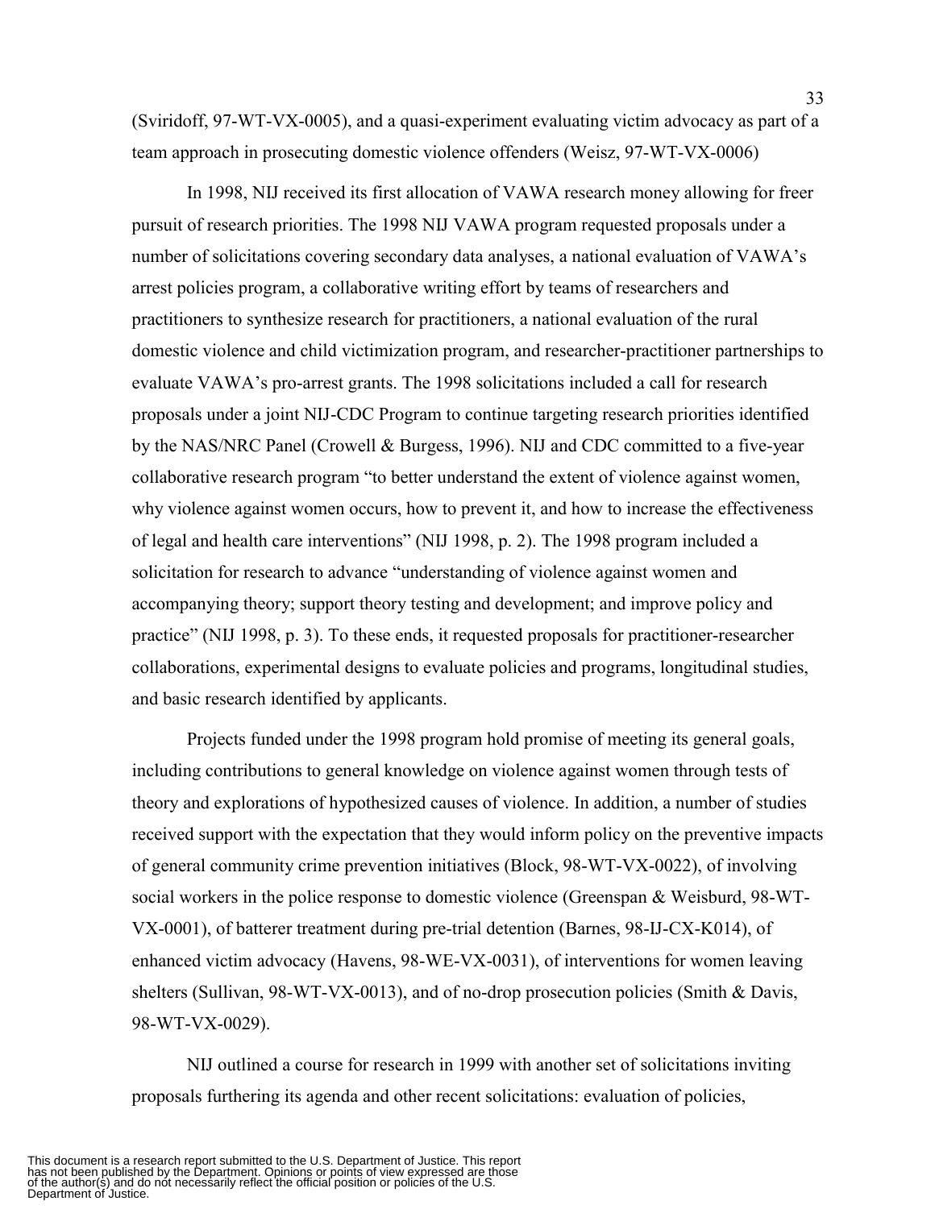(Sviridoff, 97-WT-VX-0005), and a quasi-experiment evaluating victim advocacy as part of a team approach in prosecuting domestic violence offenders (Weisz, 97-WT-VX-0006)

In 1998, NIJ received its first allocation of VAWA research money allowing for freer pursuit of research priorities. The 1998 NIJ VAWA program requested proposals under a number of solicitations covering secondary data analyses, a national evaluation of VAWA's arrest policies program, a collaborative writing effort by teams of researchers and practitioners to synthesize research for practitioners, a national evaluation of the rural domestic violence and child victimization program, and researcher-practitioner partnerships to evaluate VAWA's pro-arrest grants. The 1998 solicitations included a call for research proposals under a joint NIJ-CDC Program to continue targeting research priorities identified by the NAS/NRC Panel (Crowell & Burgess, 1996). NIJ and CDC committed to a five-year collaborative research program "to better understand the extent of violence against women, why violence against women occurs, how to prevent it, and how to increase the effectiveness of legal and health care interventions" (NIJ 1998, p. 2). The 1998 program included a solicitation for research to advance "understanding of violence against women and accompanying theory; support theory testing and development; and improve policy and practice" (NIJ 1998, p. 3). To these ends, it requested proposals for practitioner-researcher collaborations, experimental designs to evaluate policies and programs, longitudinal studies, and basic research identified by applicants.

Projects funded under the 1998 program hold promise of meeting its general goals, including contributions to general knowledge on violence against women through tests of theory and explorations of hypothesized causes of violence. In addition, a number of studies received support with the expectation that they would inform policy on the preventive impacts of general community crime prevention initiatives (Block, 98-WT-VX-0022), of involving social workers in the police response to domestic violence (Greenspan & Weisburd, 98-WT-VX-0001), of batterer treatment during pre-trial detention (Barnes, 98-IJ-CX-K014), of enhanced victim advocacy (Havens, 98-WE-VX-0031), of interventions for women leaving shelters (Sullivan, 98-WT-VX-0013), and of no-drop prosecution policies (Smith & Davis, 98-WT-VX-0029).

NIJ outlined a course for research in 1999 with another set of solicitations inviting proposals furthering its agenda and other recent solicitations: evaluation of policies,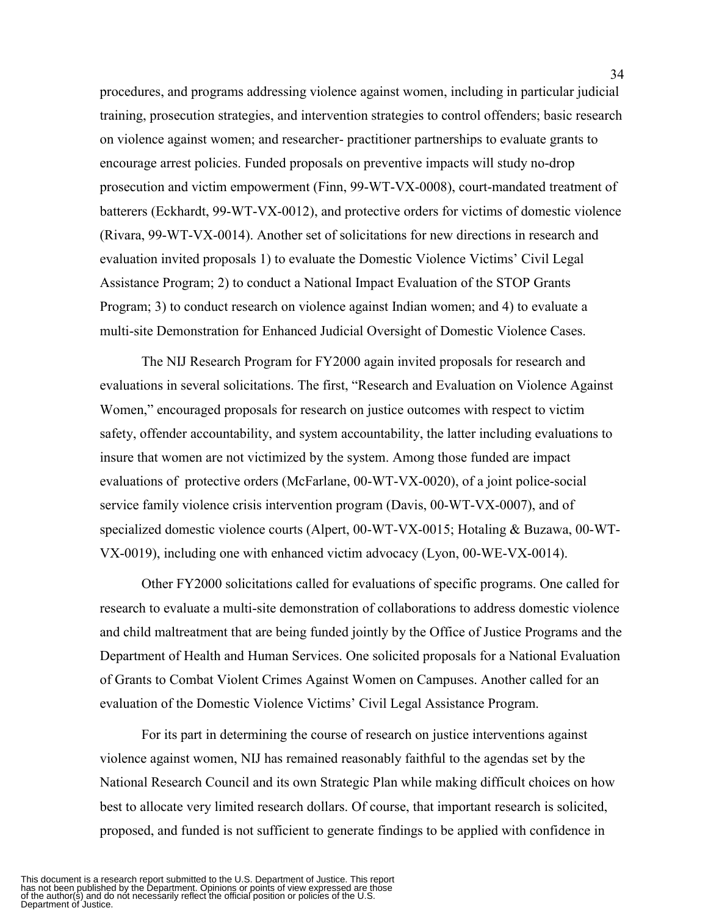procedures, and programs addressing violence against women, including in particular judicial training, prosecution strategies, and intervention strategies to control offenders; basic research on violence against women; and researcher- practitioner partnerships to evaluate grants to encourage arrest policies. Funded proposals on preventive impacts will study no-drop prosecution and victim empowerment (Finn, 99-WT-VX-0008), court-mandated treatment of batterers (Eckhardt, 99-WT-VX-0012), and protective orders for victims of domestic violence (Rivara, 99-WT-VX-0014). Another set of solicitations for new directions in research and evaluation invited proposals 1) to evaluate the Domestic Violence Victims' Civil Legal Assistance Program; 2) to conduct a National Impact Evaluation of the STOP Grants Program; 3) to conduct research on violence against Indian women; and 4) to evaluate a multi-site Demonstration for Enhanced Judicial Oversight of Domestic Violence Cases.

The NIJ Research Program for FY2000 again invited proposals for research and evaluations in several solicitations. The first, "Research and Evaluation on Violence Against Women," encouraged proposals for research on justice outcomes with respect to victim safety, offender accountability, and system accountability, the latter including evaluations to insure that women are not victimized by the system. Among those funded are impact evaluations of protective orders (McFarlane, 00-WT-VX-0020), of a joint police-social service family violence crisis intervention program (Davis, 00-WT-VX-0007), and of specialized domestic violence courts (Alpert, 00-WT-VX-0015; Hotaling & Buzawa, 00-WT-VX-0019), including one with enhanced victim advocacy (Lyon, 00-WE-VX-0014).

Other FY2000 solicitations called for evaluations of specific programs. One called for research to evaluate a multi-site demonstration of collaborations to address domestic violence and child maltreatment that are being funded jointly by the Office of Justice Programs and the Department of Health and Human Services. One solicited proposals for a National Evaluation of Grants to Combat Violent Crimes Against Women on Campuses. Another called for an evaluation of the Domestic Violence Victims' Civil Legal Assistance Program.

For its part in determining the course of research on justice interventions against violence against women, NIJ has remained reasonably faithful to the agendas set by the National Research Council and its own Strategic Plan while making difficult choices on how best to allocate very limited research dollars. Of course, that important research is solicited, proposed, and funded is not sufficient to generate findings to be applied with confidence in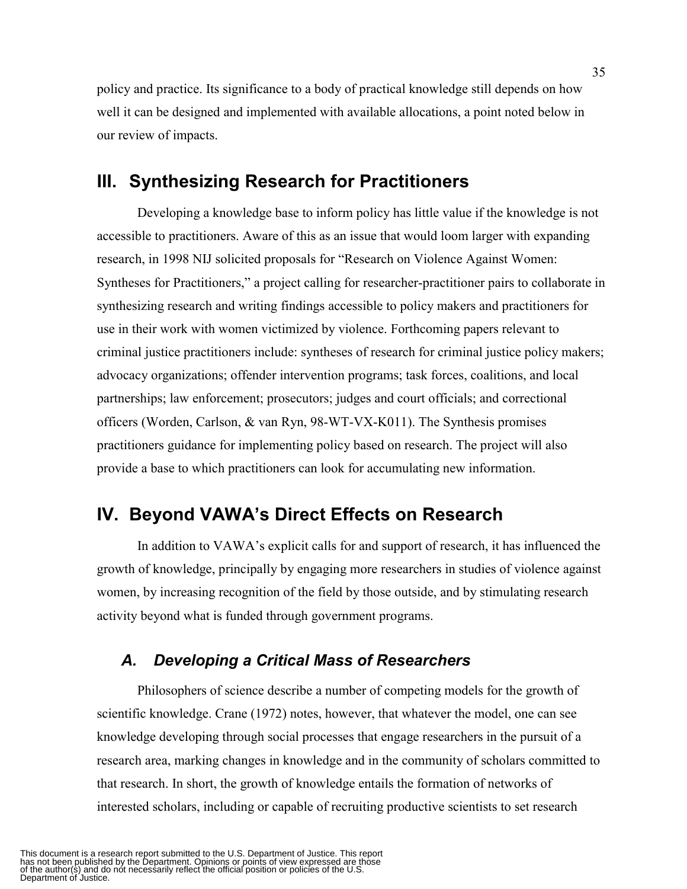policy and practice. Its significance to a body of practical knowledge still depends on how well it can be designed and implemented with available allocations, a point noted below in our review of impacts.

## III. Synthesizing Research for Practitioners

Developing a knowledge base to inform policy has little value if the knowledge is not accessible to practitioners. Aware of this as an issue that would loom larger with expanding research, in 1998 NIJ solicited proposals for "Research on Violence Against Women: Syntheses for Practitioners," a project calling for researcher-practitioner pairs to collaborate in synthesizing research and writing findings accessible to policy makers and practitioners for use in their work with women victimized by violence. Forthcoming papers relevant to criminal justice practitioners include: syntheses of research for criminal justice policy makers; advocacy organizations; offender intervention programs; task forces, coalitions, and local partnerships; law enforcement; prosecutors; judges and court officials; and correctional officers (Worden, Carlson, & van Ryn, 98-WT-VX-K011). The Synthesis promises practitioners guidance for implementing policy based on research. The project will also provide a base to which practitioners can look for accumulating new information.

## IV. Beyond VAWA's Direct Effects on Research

In addition to VAWA's explicit calls for and support of research, it has influenced the growth of knowledge, principally by engaging more researchers in studies of violence against women, by increasing recognition of the field by those outside, and by stimulating research activity beyond what is funded through government programs.

### *A. Developing a Critical Mass of Researchers*

Philosophers of science describe a number of competing models for the growth of scientific knowledge. Crane (1972) notes, however, that whatever the model, one can see knowledge developing through social processes that engage researchers in the pursuit of a research area, marking changes in knowledge and in the community of scholars committed to that research. In short, the growth of knowledge entails the formation of networks of interested scholars, including or capable of recruiting productive scientists to set research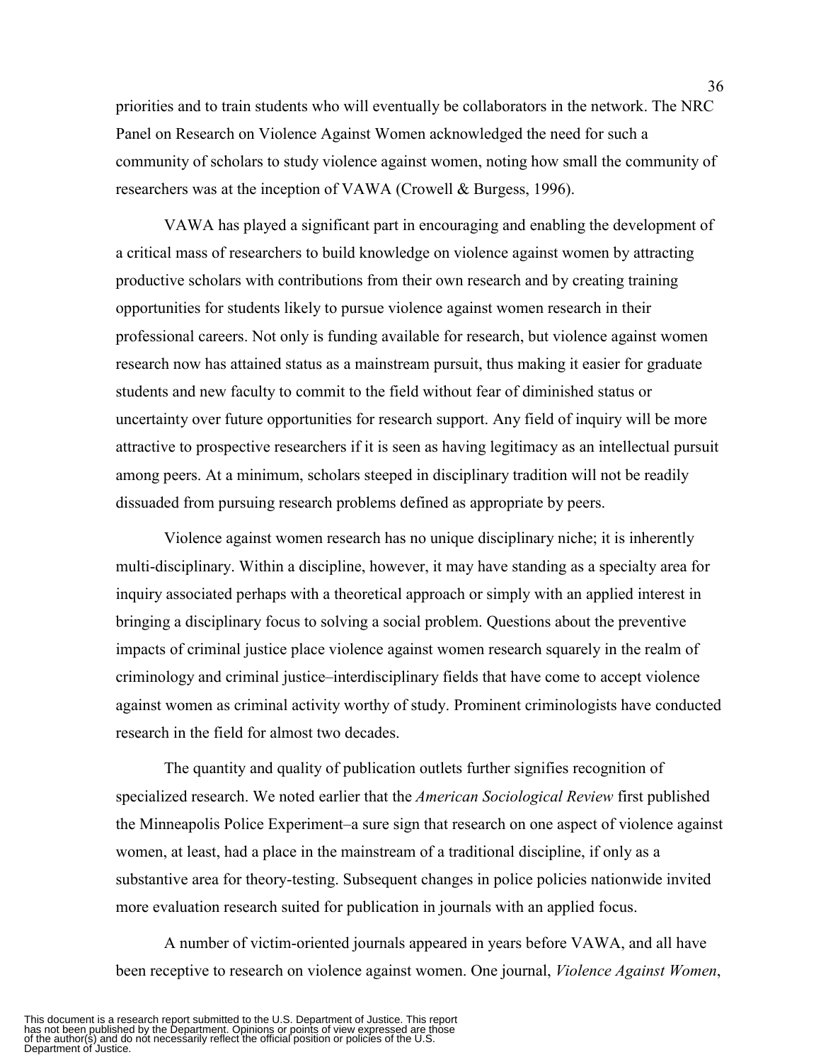priorities and to train students who will eventually be collaborators in the network. The NRC Panel on Research on Violence Against Women acknowledged the need for such a community of scholars to study violence against women, noting how small the community of researchers was at the inception of VAWA (Crowell & Burgess, 1996).

VAWA has played a significant part in encouraging and enabling the development of a critical mass of researchers to build knowledge on violence against women by attracting productive scholars with contributions from their own research and by creating training opportunities for students likely to pursue violence against women research in their professional careers. Not only is funding available for research, but violence against women research now has attained status as a mainstream pursuit, thus making it easier for graduate students and new faculty to commit to the field without fear of diminished status or uncertainty over future opportunities for research support. Any field of inquiry will be more attractive to prospective researchers if it is seen as having legitimacy as an intellectual pursuit among peers. At a minimum, scholars steeped in disciplinary tradition will not be readily dissuaded from pursuing research problems defined as appropriate by peers.

Violence against women research has no unique disciplinary niche; it is inherently multi-disciplinary. Within a discipline, however, it may have standing as a specialty area for inquiry associated perhaps with a theoretical approach or simply with an applied interest in bringing a disciplinary focus to solving a social problem. Questions about the preventive impacts of criminal justice place violence against women research squarely in the realm of criminology and criminal justice–interdisciplinary fields that have come to accept violence against women as criminal activity worthy of study. Prominent criminologists have conducted research in the field for almost two decades.

The quantity and quality of publication outlets further signifies recognition of specialized research. We noted earlier that the *American Sociological Review* first published the Minneapolis Police Experiment–a sure sign that research on one aspect of violence against women, at least, had a place in the mainstream of a traditional discipline, if only as a substantive area for theory-testing. Subsequent changes in police policies nationwide invited more evaluation research suited for publication in journals with an applied focus.

A number of victim-oriented journals appeared in years before VAWA, and all have been receptive to research on violence against women. One journal, *Violence Against Women*,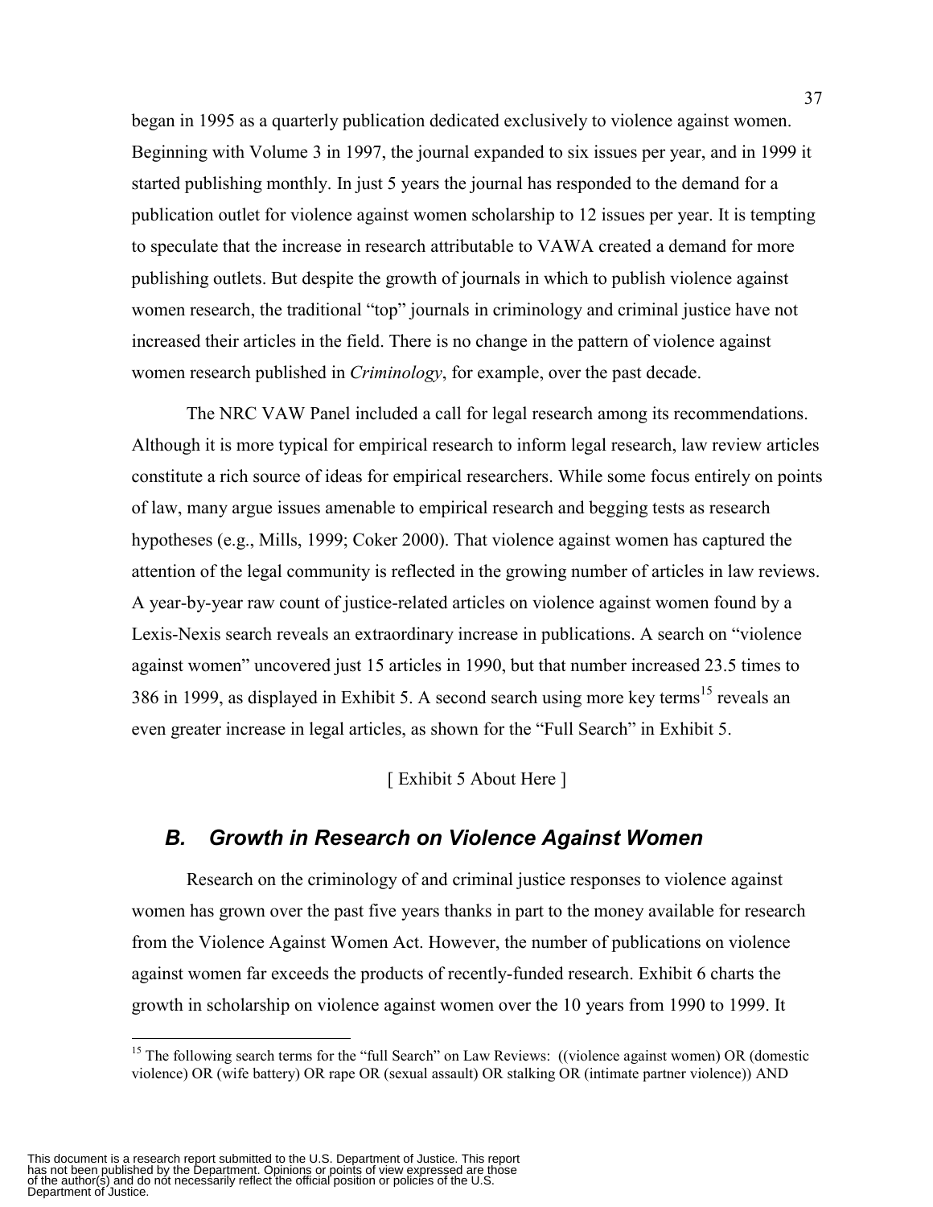began in 1995 as a quarterly publication dedicated exclusively to violence against women. Beginning with Volume 3 in 1997, the journal expanded to six issues per year, and in 1999 it started publishing monthly. In just 5 years the journal has responded to the demand for a publication outlet for violence against women scholarship to 12 issues per year. It is tempting to speculate that the increase in research attributable to VAWA created a demand for more publishing outlets. But despite the growth of journals in which to publish violence against women research, the traditional "top" journals in criminology and criminal justice have not increased their articles in the field. There is no change in the pattern of violence against women research published in *Criminology*, for example, over the past decade.

The NRC VAW Panel included a call for legal research among its recommendations. Although it is more typical for empirical research to inform legal research, law review articles constitute a rich source of ideas for empirical researchers. While some focus entirely on points of law, many argue issues amenable to empirical research and begging tests as research hypotheses (e.g., Mills, 1999; Coker 2000). That violence against women has captured the attention of the legal community is reflected in the growing number of articles in law reviews. A year-by-year raw count of justice-related articles on violence against women found by a Lexis-Nexis search reveals an extraordinary increase in publications. A search on "violence against women" uncovered just 15 articles in 1990, but that number increased 23.5 times to 386 in 1999, as displayed in Exhibit 5. A second search using more key terms[15] reveals an even greater increase in legal articles, as shown for the "Full Search" in Exhibit 5.

[ Exhibit 5 About Here ]

## B. Growth in Research on Violence Against Women

Research on the criminology of and criminal justice responses to violence against women has grown over the past five years thanks in part to the money available for research from the Violence Against Women Act. However, the number of publications on violence against women far exceeds the products of recently-funded research. Exhibit 6 charts the growth in scholarship on violence against women over the 10 years from 1990 to 1999. It

[15] The following search terms for the "full Search" on Law Reviews: ((violence against women) OR (domestic violence) OR (wife battery) OR rape OR (sexual assault) OR stalking OR (intimate partner violence)) AND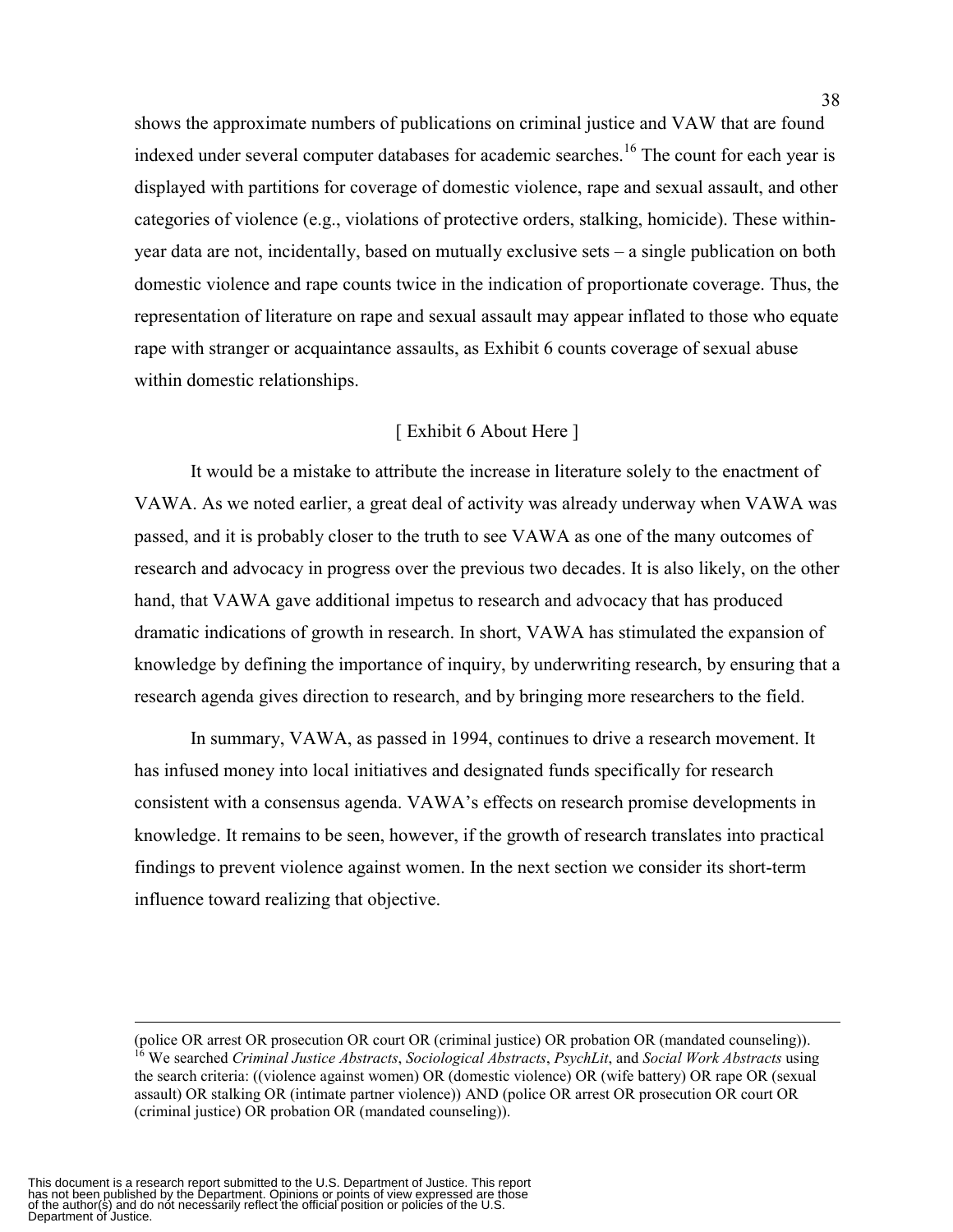shows the approximate numbers of publications on criminal justice and VAW that are found indexed under several computer databases for academic searches.[16] The count for each year is displayed with partitions for coverage of domestic violence, rape and sexual assault, and other categories of violence (e.g., violations of protective orders, stalking, homicide). These within-year data are not, incidentally, based on mutually exclusive sets – a single publication on both domestic violence and rape counts twice in the indication of proportionate coverage. Thus, the representation of literature on rape and sexual assault may appear inflated to those who equate rape with stranger or acquaintance assaults, as Exhibit 6 counts coverage of sexual abuse within domestic relationships.

[ Exhibit 6 About Here ]

It would be a mistake to attribute the increase in literature solely to the enactment of VAWA. As we noted earlier, a great deal of activity was already underway when VAWA was passed, and it is probably closer to the truth to see VAWA as one of the many outcomes of research and advocacy in progress over the previous two decades. It is also likely, on the other hand, that VAWA gave additional impetus to research and advocacy that has produced dramatic indications of growth in research. In short, VAWA has stimulated the expansion of knowledge by defining the importance of inquiry, by underwriting research, by ensuring that a research agenda gives direction to research, and by bringing more researchers to the field.

In summary, VAWA, as passed in 1994, continues to drive a research movement. It has infused money into local initiatives and designated funds specifically for research consistent with a consensus agenda. VAWA's effects on research promise developments in knowledge. It remains to be seen, however, if the growth of research translates into practical findings to prevent violence against women. In the next section we consider its short-term influence toward realizing that objective.

---

(police OR arrest OR prosecution OR court OR (criminal justice) OR probation OR (mandated counseling)).

[16] We searched *Criminal Justice Abstracts*, *Sociological Abstracts*, *PsychLit*, and *Social Work Abstracts* using the search criteria: ((violence against women) OR (domestic violence) OR (wife battery) OR rape OR (sexual assault) OR stalking OR (intimate partner violence)) AND (police OR arrest OR prosecution OR court OR (criminal justice) OR probation OR (mandated counseling)).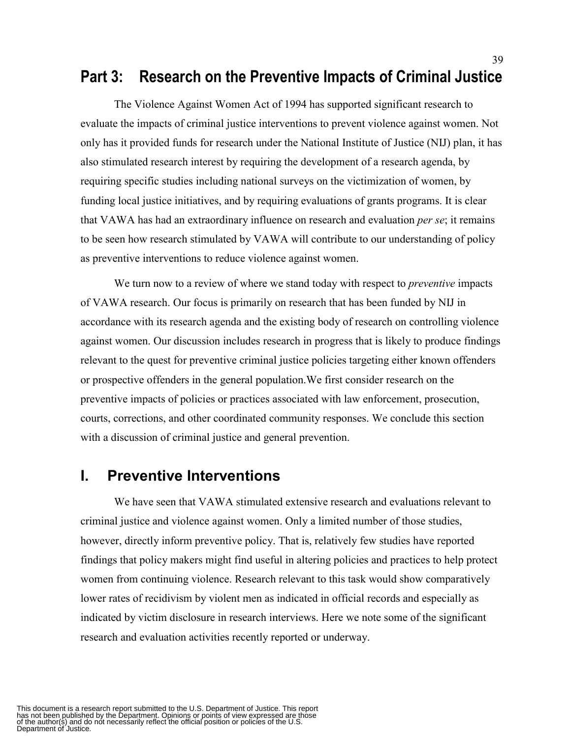# Part 3: Research on the Preventive Impacts of Criminal Justice

The Violence Against Women Act of 1994 has supported significant research to evaluate the impacts of criminal justice interventions to prevent violence against women. Not only has it provided funds for research under the National Institute of Justice (NIJ) plan, it has also stimulated research interest by requiring the development of a research agenda, by requiring specific studies including national surveys on the victimization of women, by funding local justice initiatives, and by requiring evaluations of grants programs. It is clear that VAWA has had an extraordinary influence on research and evaluation *per se*; it remains to be seen how research stimulated by VAWA will contribute to our understanding of policy as preventive interventions to reduce violence against women.

We turn now to a review of where we stand today with respect to *preventive* impacts of VAWA research. Our focus is primarily on research that has been funded by NIJ in accordance with its research agenda and the existing body of research on controlling violence against women. Our discussion includes research in progress that is likely to produce findings relevant to the quest for preventive criminal justice policies targeting either known offenders or prospective offenders in the general population.We first consider research on the preventive impacts of policies or practices associated with law enforcement, prosecution, courts, corrections, and other coordinated community responses. We conclude this section with a discussion of criminal justice and general prevention.

## I. Preventive Interventions

We have seen that VAWA stimulated extensive research and evaluations relevant to criminal justice and violence against women. Only a limited number of those studies, however, directly inform preventive policy. That is, relatively few studies have reported findings that policy makers might find useful in altering policies and practices to help protect women from continuing violence. Research relevant to this task would show comparatively lower rates of recidivism by violent men as indicated in official records and especially as indicated by victim disclosure in research interviews. Here we note some of the significant research and evaluation activities recently reported or underway.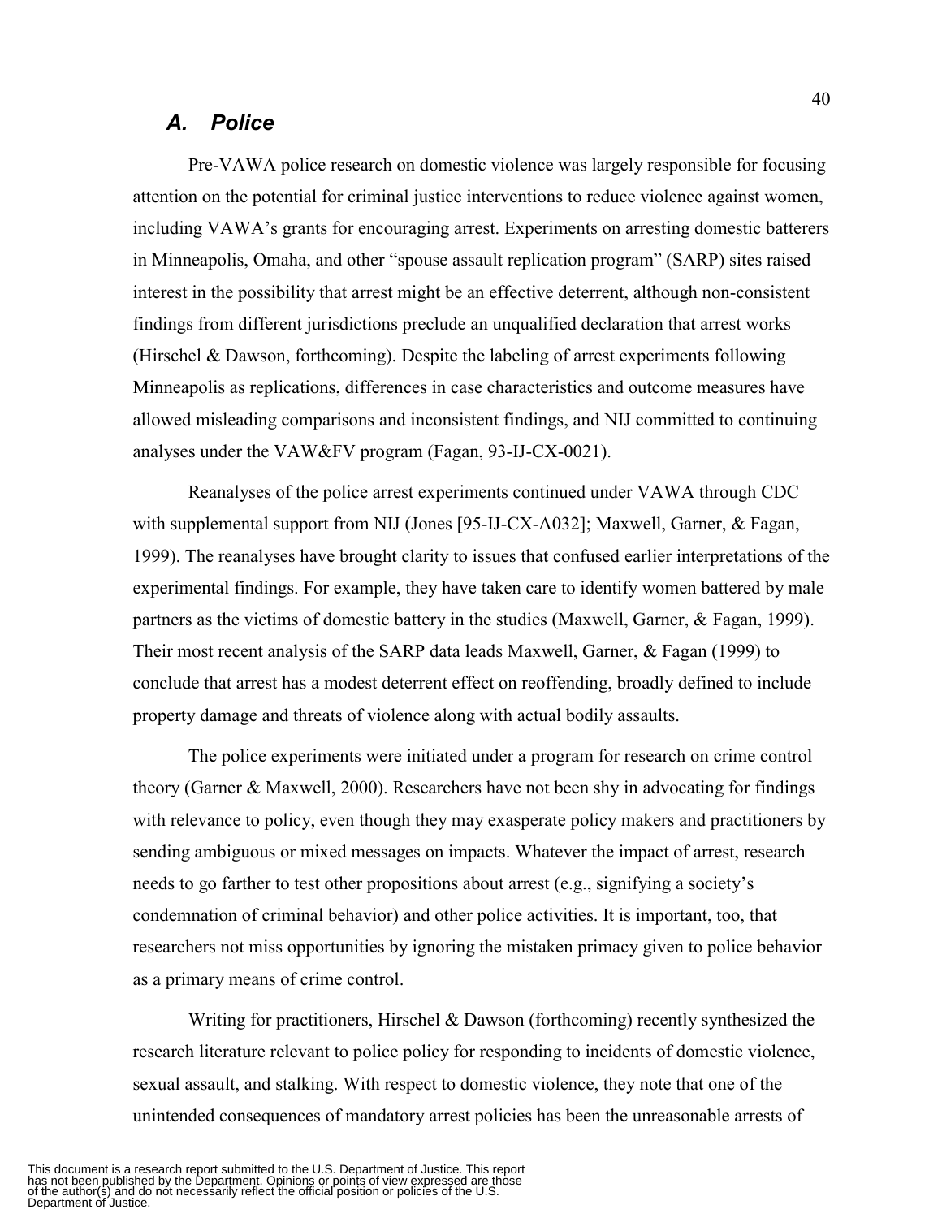## *A. Police*

Pre-VAWA police research on domestic violence was largely responsible for focusing attention on the potential for criminal justice interventions to reduce violence against women, including VAWA's grants for encouraging arrest. Experiments on arresting domestic batterers in Minneapolis, Omaha, and other "spouse assault replication program" (SARP) sites raised interest in the possibility that arrest might be an effective deterrent, although non-consistent findings from different jurisdictions preclude an unqualified declaration that arrest works (Hirschel & Dawson, forthcoming). Despite the labeling of arrest experiments following Minneapolis as replications, differences in case characteristics and outcome measures have allowed misleading comparisons and inconsistent findings, and NIJ committed to continuing analyses under the VAW&FV program (Fagan, 93-IJ-CX-0021).

Reanalyses of the police arrest experiments continued under VAWA through CDC with supplemental support from NIJ (Jones [95-IJ-CX-A032]; Maxwell, Garner, & Fagan, 1999). The reanalyses have brought clarity to issues that confused earlier interpretations of the experimental findings. For example, they have taken care to identify women battered by male partners as the victims of domestic battery in the studies (Maxwell, Garner, & Fagan, 1999). Their most recent analysis of the SARP data leads Maxwell, Garner, & Fagan (1999) to conclude that arrest has a modest deterrent effect on reoffending, broadly defined to include property damage and threats of violence along with actual bodily assaults.

The police experiments were initiated under a program for research on crime control theory (Garner & Maxwell, 2000). Researchers have not been shy in advocating for findings with relevance to policy, even though they may exasperate policy makers and practitioners by sending ambiguous or mixed messages on impacts. Whatever the impact of arrest, research needs to go farther to test other propositions about arrest (e.g., signifying a society's condemnation of criminal behavior) and other police activities. It is important, too, that researchers not miss opportunities by ignoring the mistaken primacy given to police behavior as a primary means of crime control.

Writing for practitioners, Hirschel & Dawson (forthcoming) recently synthesized the research literature relevant to police policy for responding to incidents of domestic violence, sexual assault, and stalking. With respect to domestic violence, they note that one of the unintended consequences of mandatory arrest policies has been the unreasonable arrests of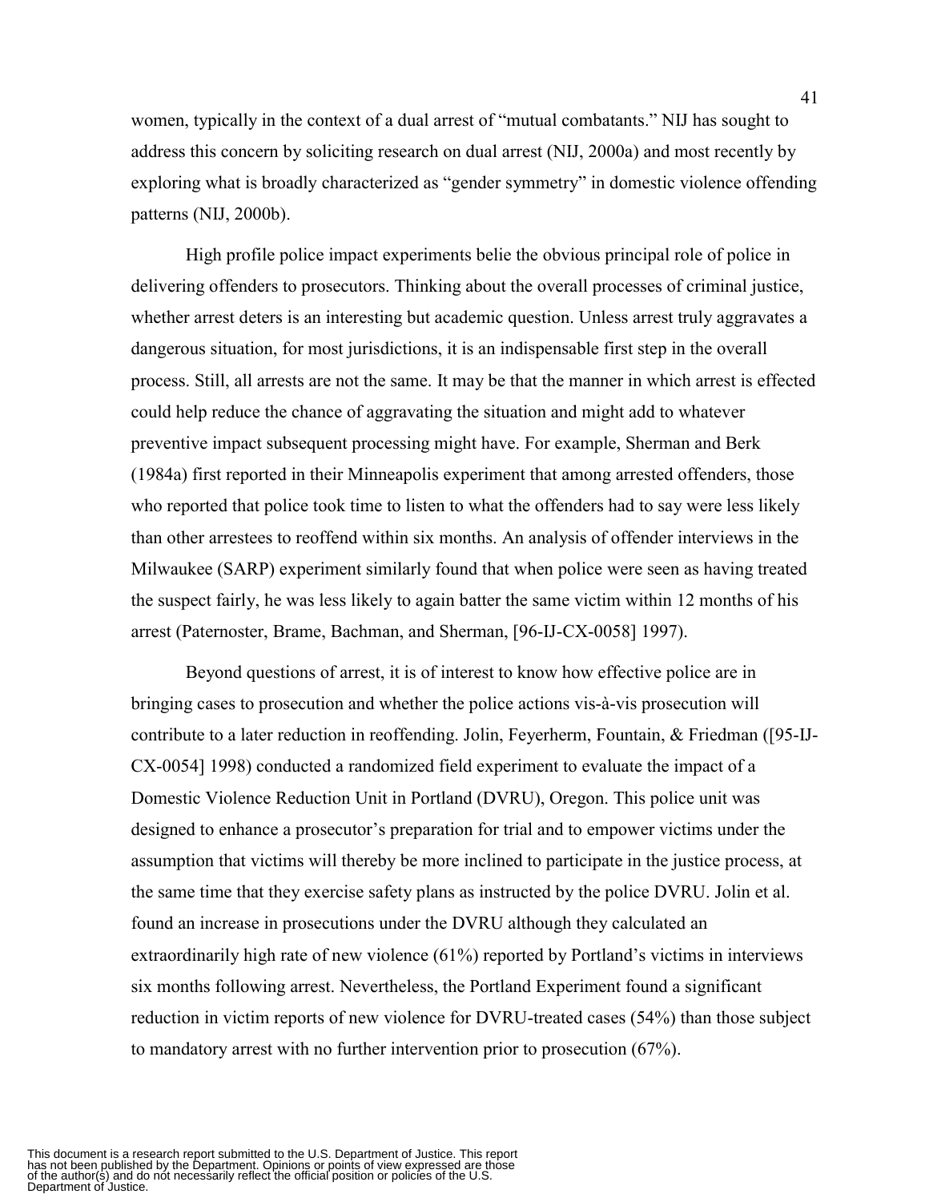women, typically in the context of a dual arrest of "mutual combatants." NIJ has sought to address this concern by soliciting research on dual arrest (NIJ, 2000a) and most recently by exploring what is broadly characterized as "gender symmetry" in domestic violence offending patterns (NIJ, 2000b).

High profile police impact experiments belie the obvious principal role of police in delivering offenders to prosecutors. Thinking about the overall processes of criminal justice, whether arrest deters is an interesting but academic question. Unless arrest truly aggravates a dangerous situation, for most jurisdictions, it is an indispensable first step in the overall process. Still, all arrests are not the same. It may be that the manner in which arrest is effected could help reduce the chance of aggravating the situation and might add to whatever preventive impact subsequent processing might have. For example, Sherman and Berk (1984a) first reported in their Minneapolis experiment that among arrested offenders, those who reported that police took time to listen to what the offenders had to say were less likely than other arrestees to reoffend within six months. An analysis of offender interviews in the Milwaukee (SARP) experiment similarly found that when police were seen as having treated the suspect fairly, he was less likely to again batter the same victim within 12 months of his arrest (Paternoster, Brame, Bachman, and Sherman, [96-IJ-CX-0058] 1997).

Beyond questions of arrest, it is of interest to know how effective police are in bringing cases to prosecution and whether the police actions vis-à-vis prosecution will contribute to a later reduction in reoffending. Jolin, Feyerherm, Fountain, & Friedman ([95-IJ-CX-0054] 1998) conducted a randomized field experiment to evaluate the impact of a Domestic Violence Reduction Unit in Portland (DVRU), Oregon. This police unit was designed to enhance a prosecutor's preparation for trial and to empower victims under the assumption that victims will thereby be more inclined to participate in the justice process, at the same time that they exercise safety plans as instructed by the police DVRU. Jolin et al. found an increase in prosecutions under the DVRU although they calculated an extraordinarily high rate of new violence (61%) reported by Portland's victims in interviews six months following arrest. Nevertheless, the Portland Experiment found a significant reduction in victim reports of new violence for DVRU-treated cases (54%) than those subject to mandatory arrest with no further intervention prior to prosecution (67%).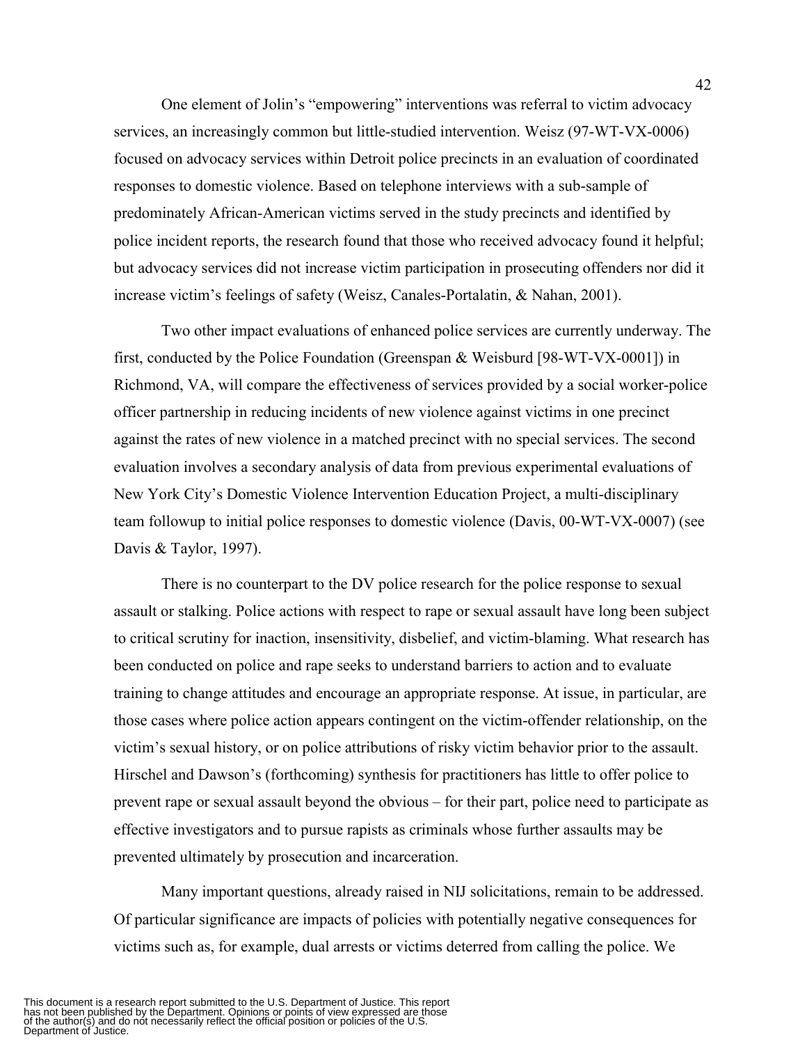One element of Jolin's "empowering" interventions was referral to victim advocacy services, an increasingly common but little-studied intervention. Weisz (97-WT-VX-0006) focused on advocacy services within Detroit police precincts in an evaluation of coordinated responses to domestic violence. Based on telephone interviews with a sub-sample of predominately African-American victims served in the study precincts and identified by police incident reports, the research found that those who received advocacy found it helpful; but advocacy services did not increase victim participation in prosecuting offenders nor did it increase victim's feelings of safety (Weisz, Canales-Portalatin, & Nahan, 2001).

Two other impact evaluations of enhanced police services are currently underway. The first, conducted by the Police Foundation (Greenspan & Weisburd [98-WT-VX-0001]) in Richmond, VA, will compare the effectiveness of services provided by a social worker-police officer partnership in reducing incidents of new violence against victims in one precinct against the rates of new violence in a matched precinct with no special services. The second evaluation involves a secondary analysis of data from previous experimental evaluations of New York City's Domestic Violence Intervention Education Project, a multi-disciplinary team followup to initial police responses to domestic violence (Davis, 00-WT-VX-0007) (see Davis & Taylor, 1997).

There is no counterpart to the DV police research for the police response to sexual assault or stalking. Police actions with respect to rape or sexual assault have long been subject to critical scrutiny for inaction, insensitivity, disbelief, and victim-blaming. What research has been conducted on police and rape seeks to understand barriers to action and to evaluate training to change attitudes and encourage an appropriate response. At issue, in particular, are those cases where police action appears contingent on the victim-offender relationship, on the victim's sexual history, or on police attributions of risky victim behavior prior to the assault. Hirschel and Dawson's (forthcoming) synthesis for practitioners has little to offer police to prevent rape or sexual assault beyond the obvious – for their part, police need to participate as effective investigators and to pursue rapists as criminals whose further assaults may be prevented ultimately by prosecution and incarceration.

Many important questions, already raised in NIJ solicitations, remain to be addressed. Of particular significance are impacts of policies with potentially negative consequences for victims such as, for example, dual arrests or victims deterred from calling the police. We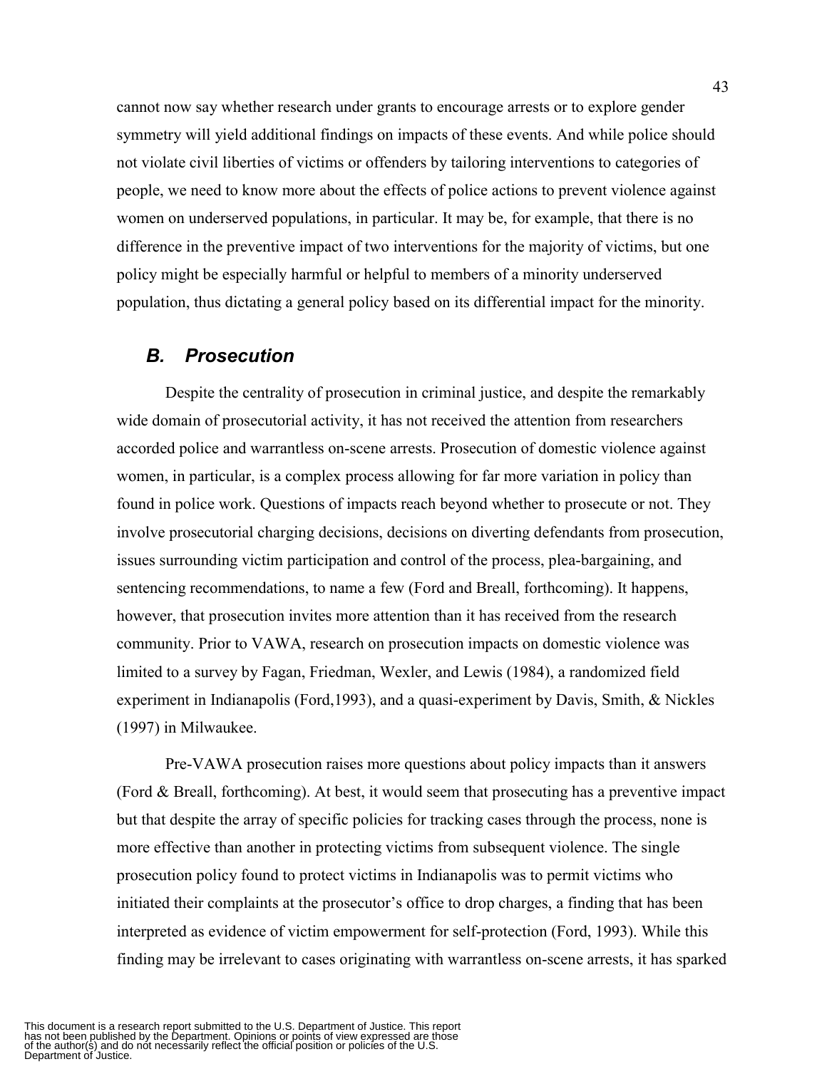cannot now say whether research under grants to encourage arrests or to explore gender symmetry will yield additional findings on impacts of these events. And while police should not violate civil liberties of victims or offenders by tailoring interventions to categories of people, we need to know more about the effects of police actions to prevent violence against women on underserved populations, in particular. It may be, for example, that there is no difference in the preventive impact of two interventions for the majority of victims, but one policy might be especially harmful or helpful to members of a minority underserved population, thus dictating a general policy based on its differential impact for the minority.

## *B. Prosecution*

Despite the centrality of prosecution in criminal justice, and despite the remarkably wide domain of prosecutorial activity, it has not received the attention from researchers accorded police and warrantless on-scene arrests. Prosecution of domestic violence against women, in particular, is a complex process allowing for far more variation in policy than found in police work. Questions of impacts reach beyond whether to prosecute or not. They involve prosecutorial charging decisions, decisions on diverting defendants from prosecution, issues surrounding victim participation and control of the process, plea-bargaining, and sentencing recommendations, to name a few (Ford and Breall, forthcoming). It happens, however, that prosecution invites more attention than it has received from the research community. Prior to VAWA, research on prosecution impacts on domestic violence was limited to a survey by Fagan, Friedman, Wexler, and Lewis (1984), a randomized field experiment in Indianapolis (Ford,1993), and a quasi-experiment by Davis, Smith, & Nickles (1997) in Milwaukee.

Pre-VAWA prosecution raises more questions about policy impacts than it answers (Ford & Breall, forthcoming). At best, it would seem that prosecuting has a preventive impact but that despite the array of specific policies for tracking cases through the process, none is more effective than another in protecting victims from subsequent violence. The single prosecution policy found to protect victims in Indianapolis was to permit victims who initiated their complaints at the prosecutor's office to drop charges, a finding that has been interpreted as evidence of victim empowerment for self-protection (Ford, 1993). While this finding may be irrelevant to cases originating with warrantless on-scene arrests, it has sparked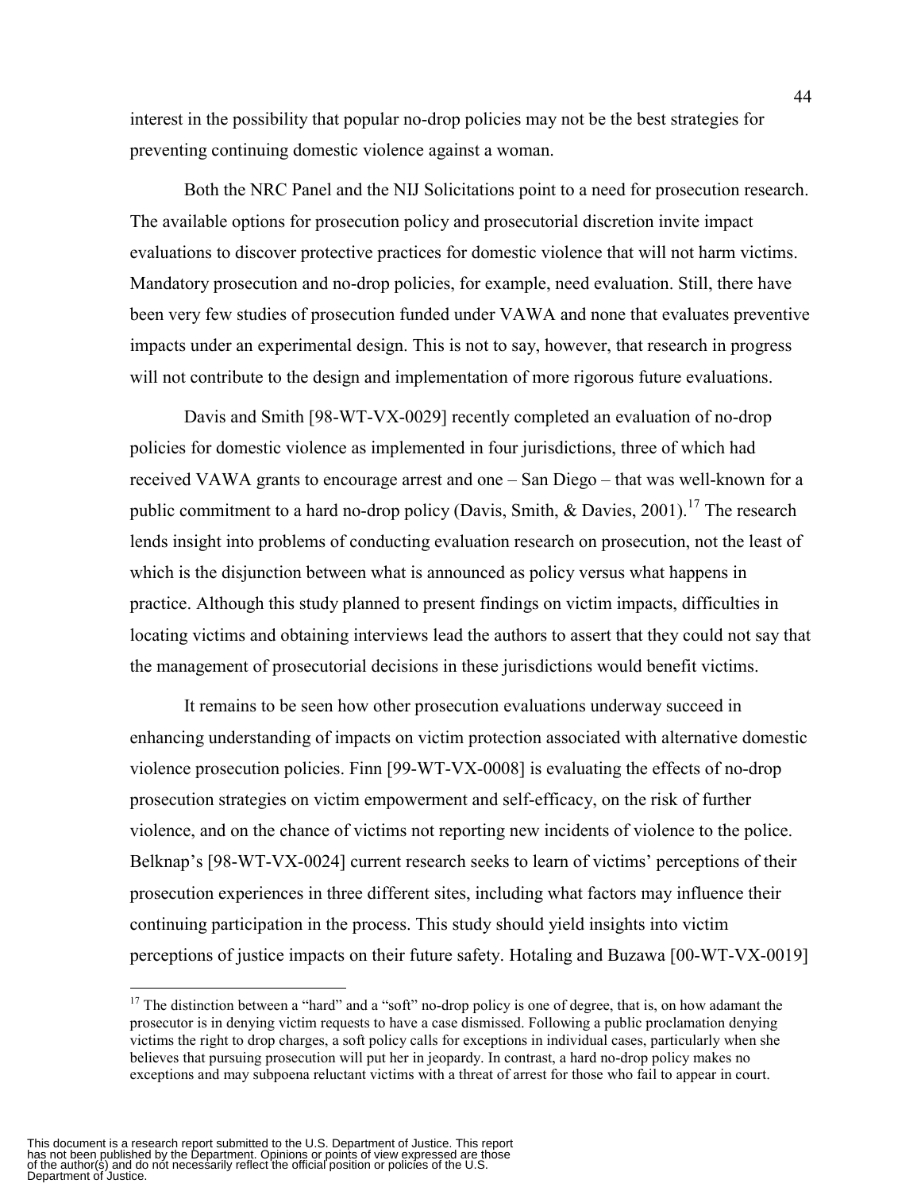interest in the possibility that popular no-drop policies may not be the best strategies for preventing continuing domestic violence against a woman.

Both the NRC Panel and the NIJ Solicitations point to a need for prosecution research. The available options for prosecution policy and prosecutorial discretion invite impact evaluations to discover protective practices for domestic violence that will not harm victims. Mandatory prosecution and no-drop policies, for example, need evaluation. Still, there have been very few studies of prosecution funded under VAWA and none that evaluates preventive impacts under an experimental design. This is not to say, however, that research in progress will not contribute to the design and implementation of more rigorous future evaluations.

Davis and Smith [98-WT-VX-0029] recently completed an evaluation of no-drop policies for domestic violence as implemented in four jurisdictions, three of which had received VAWA grants to encourage arrest and one – San Diego – that was well-known for a public commitment to a hard no-drop policy (Davis, Smith, & Davies, 2001).[17] The research lends insight into problems of conducting evaluation research on prosecution, not the least of which is the disjunction between what is announced as policy versus what happens in practice. Although this study planned to present findings on victim impacts, difficulties in locating victims and obtaining interviews lead the authors to assert that they could not say that the management of prosecutorial decisions in these jurisdictions would benefit victims.

It remains to be seen how other prosecution evaluations underway succeed in enhancing understanding of impacts on victim protection associated with alternative domestic violence prosecution policies. Finn [99-WT-VX-0008] is evaluating the effects of no-drop prosecution strategies on victim empowerment and self-efficacy, on the risk of further violence, and on the chance of victims not reporting new incidents of violence to the police. Belknap's [98-WT-VX-0024] current research seeks to learn of victims' perceptions of their prosecution experiences in three different sites, including what factors may influence their continuing participation in the process. This study should yield insights into victim perceptions of justice impacts on their future safety. Hotaling and Buzawa [00-WT-VX-0019]

[17] The distinction between a "hard" and a "soft" no-drop policy is one of degree, that is, on how adamant the prosecutor is in denying victim requests to have a case dismissed. Following a public proclamation denying victims the right to drop charges, a soft policy calls for exceptions in individual cases, particularly when she believes that pursuing prosecution will put her in jeopardy. In contrast, a hard no-drop policy makes no exceptions and may subpoena reluctant victims with a threat of arrest for those who fail to appear in court.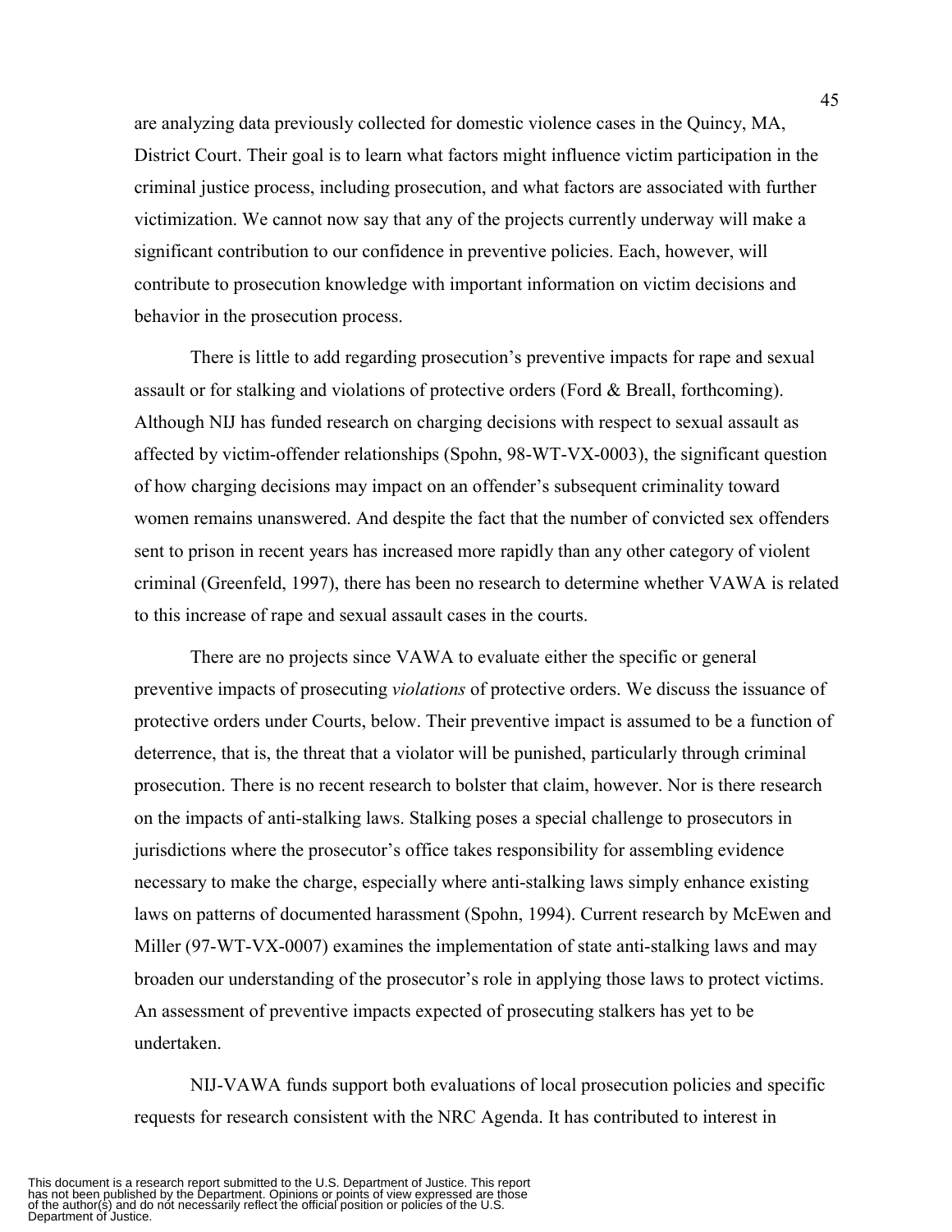are analyzing data previously collected for domestic violence cases in the Quincy, MA, District Court. Their goal is to learn what factors might influence victim participation in the criminal justice process, including prosecution, and what factors are associated with further victimization. We cannot now say that any of the projects currently underway will make a significant contribution to our confidence in preventive policies. Each, however, will contribute to prosecution knowledge with important information on victim decisions and behavior in the prosecution process.

There is little to add regarding prosecution's preventive impacts for rape and sexual assault or for stalking and violations of protective orders (Ford & Breall, forthcoming). Although NIJ has funded research on charging decisions with respect to sexual assault as affected by victim-offender relationships (Spohn, 98-WT-VX-0003), the significant question of how charging decisions may impact on an offender's subsequent criminality toward women remains unanswered. And despite the fact that the number of convicted sex offenders sent to prison in recent years has increased more rapidly than any other category of violent criminal (Greenfeld, 1997), there has been no research to determine whether VAWA is related to this increase of rape and sexual assault cases in the courts.

There are no projects since VAWA to evaluate either the specific or general preventive impacts of prosecuting *violations* of protective orders. We discuss the issuance of protective orders under Courts, below. Their preventive impact is assumed to be a function of deterrence, that is, the threat that a violator will be punished, particularly through criminal prosecution. There is no recent research to bolster that claim, however. Nor is there research on the impacts of anti-stalking laws. Stalking poses a special challenge to prosecutors in jurisdictions where the prosecutor's office takes responsibility for assembling evidence necessary to make the charge, especially where anti-stalking laws simply enhance existing laws on patterns of documented harassment (Spohn, 1994). Current research by McEwen and Miller (97-WT-VX-0007) examines the implementation of state anti-stalking laws and may broaden our understanding of the prosecutor's role in applying those laws to protect victims. An assessment of preventive impacts expected of prosecuting stalkers has yet to be undertaken.

NIJ-VAWA funds support both evaluations of local prosecution policies and specific requests for research consistent with the NRC Agenda. It has contributed to interest in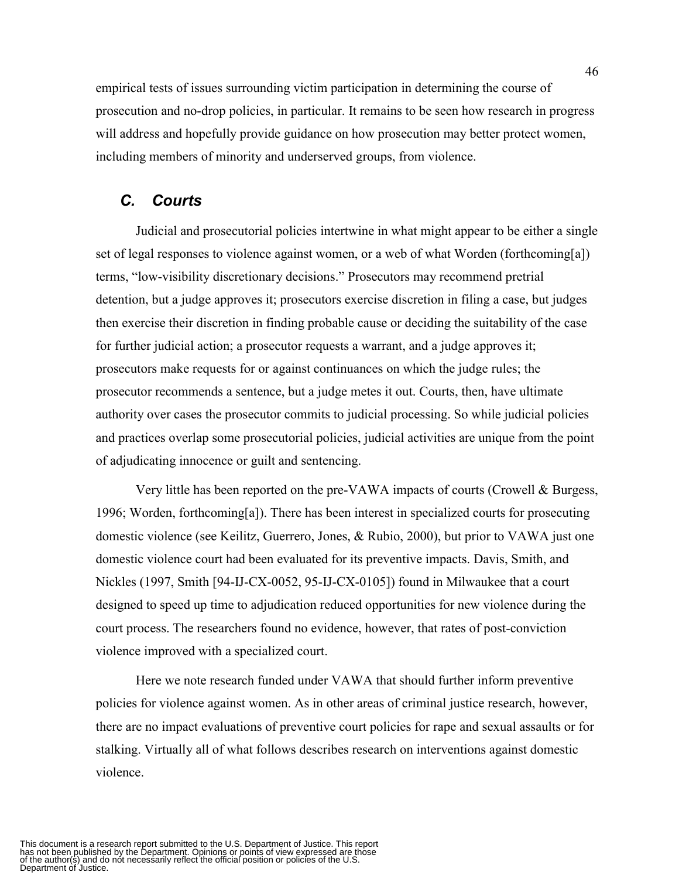empirical tests of issues surrounding victim participation in determining the course of prosecution and no-drop policies, in particular. It remains to be seen how research in progress will address and hopefully provide guidance on how prosecution may better protect women, including members of minority and underserved groups, from violence.

### *C. Courts*

Judicial and prosecutorial policies intertwine in what might appear to be either a single set of legal responses to violence against women, or a web of what Worden (forthcoming[a]) terms, "low-visibility discretionary decisions." Prosecutors may recommend pretrial detention, but a judge approves it; prosecutors exercise discretion in filing a case, but judges then exercise their discretion in finding probable cause or deciding the suitability of the case for further judicial action; a prosecutor requests a warrant, and a judge approves it; prosecutors make requests for or against continuances on which the judge rules; the prosecutor recommends a sentence, but a judge metes it out. Courts, then, have ultimate authority over cases the prosecutor commits to judicial processing. So while judicial policies and practices overlap some prosecutorial policies, judicial activities are unique from the point of adjudicating innocence or guilt and sentencing.

Very little has been reported on the pre-VAWA impacts of courts (Crowell & Burgess, 1996; Worden, forthcoming[a]). There has been interest in specialized courts for prosecuting domestic violence (see Keilitz, Guerrero, Jones, & Rubio, 2000), but prior to VAWA just one domestic violence court had been evaluated for its preventive impacts. Davis, Smith, and Nickles (1997, Smith [94-IJ-CX-0052, 95-IJ-CX-0105]) found in Milwaukee that a court designed to speed up time to adjudication reduced opportunities for new violence during the court process. The researchers found no evidence, however, that rates of post-conviction violence improved with a specialized court.

Here we note research funded under VAWA that should further inform preventive policies for violence against women. As in other areas of criminal justice research, however, there are no impact evaluations of preventive court policies for rape and sexual assaults or for stalking. Virtually all of what follows describes research on interventions against domestic violence.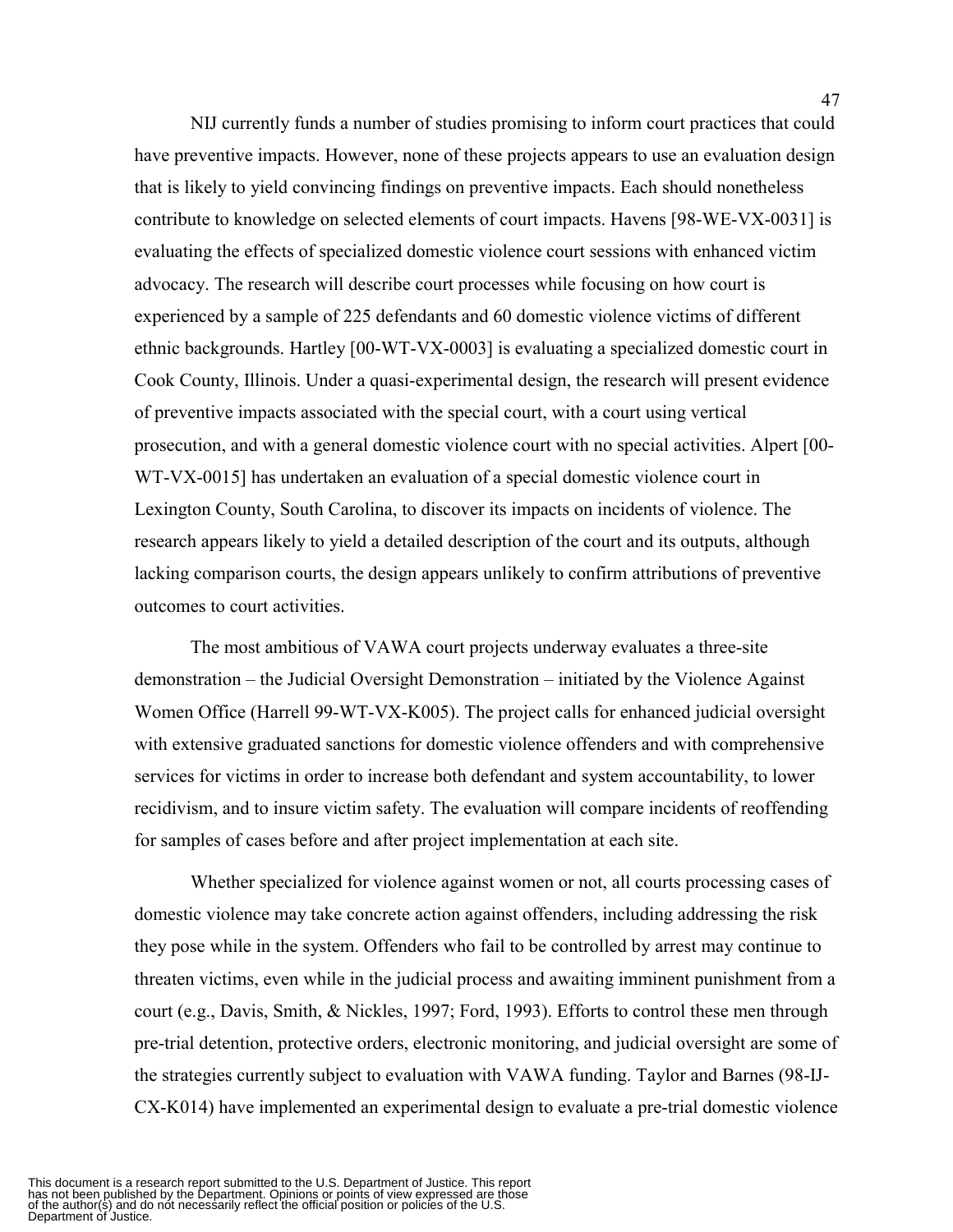NIJ currently funds a number of studies promising to inform court practices that could have preventive impacts. However, none of these projects appears to use an evaluation design that is likely to yield convincing findings on preventive impacts. Each should nonetheless contribute to knowledge on selected elements of court impacts. Havens [98-WE-VX-0031] is evaluating the effects of specialized domestic violence court sessions with enhanced victim advocacy. The research will describe court processes while focusing on how court is experienced by a sample of 225 defendants and 60 domestic violence victims of different ethnic backgrounds. Hartley [00-WT-VX-0003] is evaluating a specialized domestic court in Cook County, Illinois. Under a quasi-experimental design, the research will present evidence of preventive impacts associated with the special court, with a court using vertical prosecution, and with a general domestic violence court with no special activities. Alpert [00-WT-VX-0015] has undertaken an evaluation of a special domestic violence court in Lexington County, South Carolina, to discover its impacts on incidents of violence. The research appears likely to yield a detailed description of the court and its outputs, although lacking comparison courts, the design appears unlikely to confirm attributions of preventive outcomes to court activities.

The most ambitious of VAWA court projects underway evaluates a three-site demonstration – the Judicial Oversight Demonstration – initiated by the Violence Against Women Office (Harrell 99-WT-VX-K005). The project calls for enhanced judicial oversight with extensive graduated sanctions for domestic violence offenders and with comprehensive services for victims in order to increase both defendant and system accountability, to lower recidivism, and to insure victim safety. The evaluation will compare incidents of reoffending for samples of cases before and after project implementation at each site.

Whether specialized for violence against women or not, all courts processing cases of domestic violence may take concrete action against offenders, including addressing the risk they pose while in the system. Offenders who fail to be controlled by arrest may continue to threaten victims, even while in the judicial process and awaiting imminent punishment from a court (e.g., Davis, Smith, & Nickles, 1997; Ford, 1993). Efforts to control these men through pre-trial detention, protective orders, electronic monitoring, and judicial oversight are some of the strategies currently subject to evaluation with VAWA funding. Taylor and Barnes (98-IJ-CX-K014) have implemented an experimental design to evaluate a pre-trial domestic violence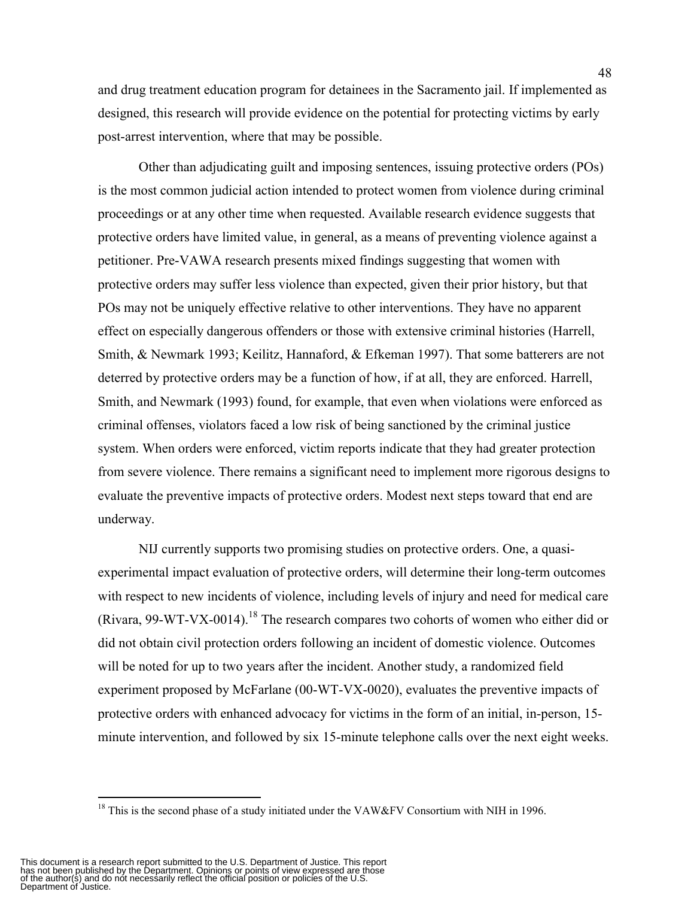and drug treatment education program for detainees in the Sacramento jail. If implemented as designed, this research will provide evidence on the potential for protecting victims by early post-arrest intervention, where that may be possible.

Other than adjudicating guilt and imposing sentences, issuing protective orders (POs) is the most common judicial action intended to protect women from violence during criminal proceedings or at any other time when requested. Available research evidence suggests that protective orders have limited value, in general, as a means of preventing violence against a petitioner. Pre-VAWA research presents mixed findings suggesting that women with protective orders may suffer less violence than expected, given their prior history, but that POs may not be uniquely effective relative to other interventions. They have no apparent effect on especially dangerous offenders or those with extensive criminal histories (Harrell, Smith, & Newmark 1993; Keilitz, Hannaford, & Efkeman 1997). That some batterers are not deterred by protective orders may be a function of how, if at all, they are enforced. Harrell, Smith, and Newmark (1993) found, for example, that even when violations were enforced as criminal offenses, violators faced a low risk of being sanctioned by the criminal justice system. When orders were enforced, victim reports indicate that they had greater protection from severe violence. There remains a significant need to implement more rigorous designs to evaluate the preventive impacts of protective orders. Modest next steps toward that end are underway.

NIJ currently supports two promising studies on protective orders. One, a quasi-experimental impact evaluation of protective orders, will determine their long-term outcomes with respect to new incidents of violence, including levels of injury and need for medical care (Rivara, 99-WT-VX-0014).[18] The research compares two cohorts of women who either did or did not obtain civil protection orders following an incident of domestic violence. Outcomes will be noted for up to two years after the incident. Another study, a randomized field experiment proposed by McFarlane (00-WT-VX-0020), evaluates the preventive impacts of protective orders with enhanced advocacy for victims in the form of an initial, in-person, 15-minute intervention, and followed by six 15-minute telephone calls over the next eight weeks.

[18] This is the second phase of a study initiated under the VAW&FV Consortium with NIH in 1996.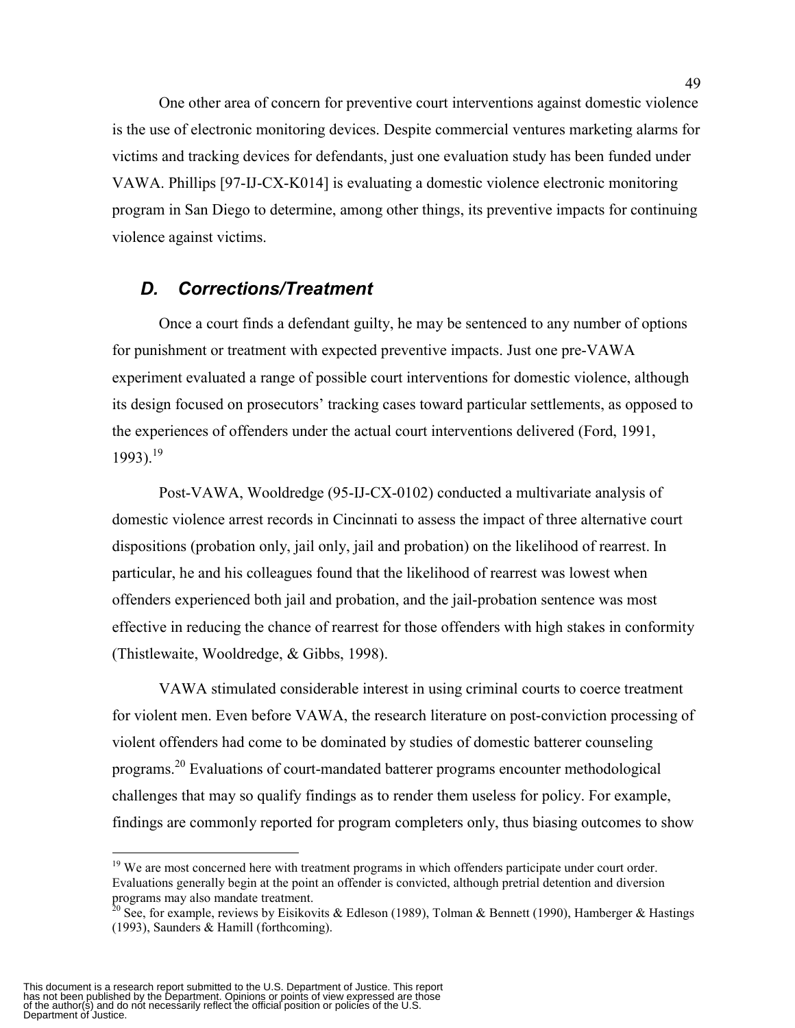One other area of concern for preventive court interventions against domestic violence is the use of electronic monitoring devices. Despite commercial ventures marketing alarms for victims and tracking devices for defendants, just one evaluation study has been funded under VAWA. Phillips [97-IJ-CX-K014] is evaluating a domestic violence electronic monitoring program in San Diego to determine, among other things, its preventive impacts for continuing violence against victims.

### *D. Corrections/Treatment*

Once a court finds a defendant guilty, he may be sentenced to any number of options for punishment or treatment with expected preventive impacts. Just one pre-VAWA experiment evaluated a range of possible court interventions for domestic violence, although its design focused on prosecutors' tracking cases toward particular settlements, as opposed to the experiences of offenders under the actual court interventions delivered (Ford, 1991, 1993).[19]

Post-VAWA, Wooldredge (95-IJ-CX-0102) conducted a multivariate analysis of domestic violence arrest records in Cincinnati to assess the impact of three alternative court dispositions (probation only, jail only, jail and probation) on the likelihood of rearrest. In particular, he and his colleagues found that the likelihood of rearrest was lowest when offenders experienced both jail and probation, and the jail-probation sentence was most effective in reducing the chance of rearrest for those offenders with high stakes in conformity (Thistlewaite, Wooldredge, & Gibbs, 1998).

VAWA stimulated considerable interest in using criminal courts to coerce treatment for violent men. Even before VAWA, the research literature on post-conviction processing of violent offenders had come to be dominated by studies of domestic batterer counseling programs.[20] Evaluations of court-mandated batterer programs encounter methodological challenges that may so qualify findings as to render them useless for policy. For example, findings are commonly reported for program completers only, thus biasing outcomes to show

---

[19] We are most concerned here with treatment programs in which offenders participate under court order. Evaluations generally begin at the point an offender is convicted, although pretrial detention and diversion programs may also mandate treatment.

[20] See, for example, reviews by Eisikovits & Edleson (1989), Tolman & Bennett (1990), Hamberger & Hastings (1993), Saunders & Hamill (forthcoming).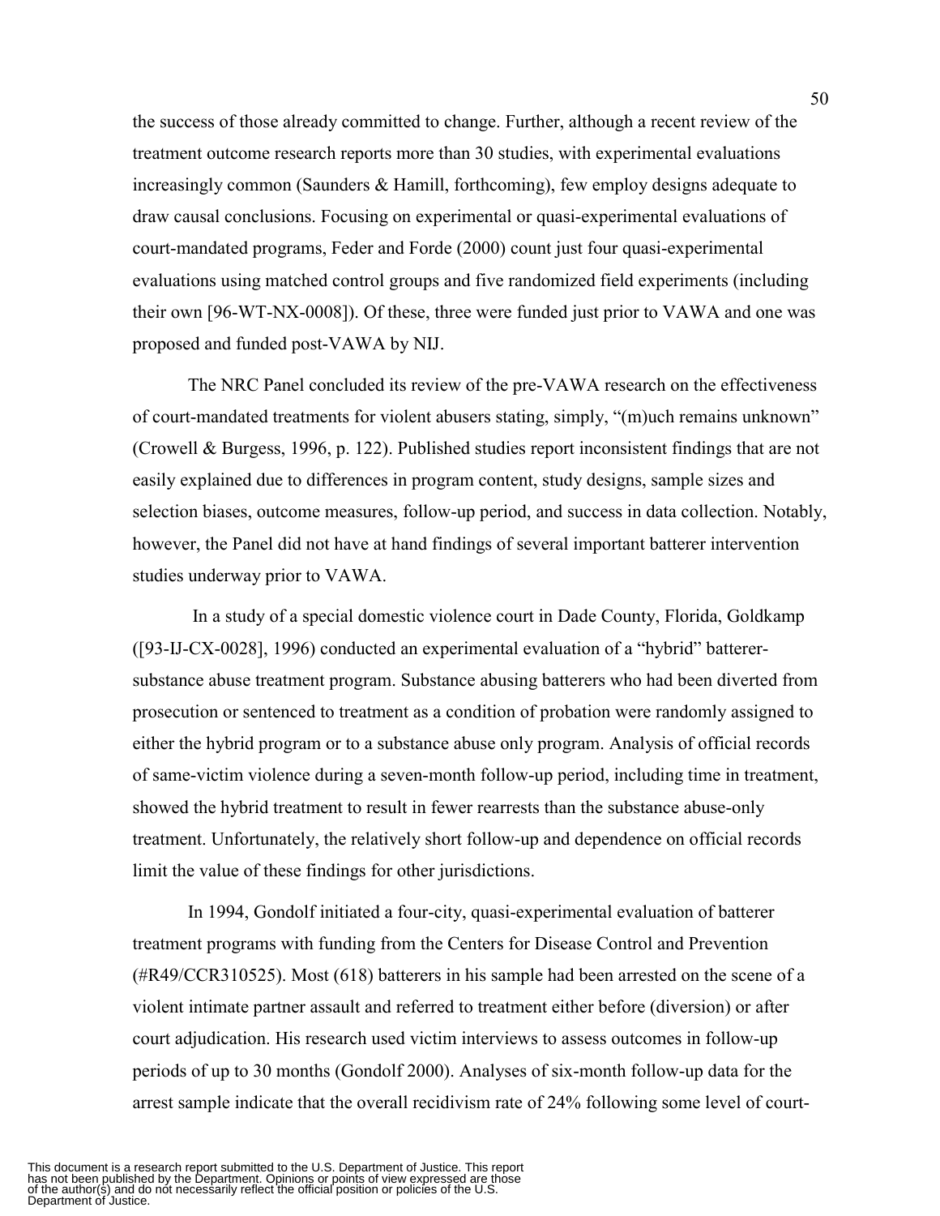the success of those already committed to change. Further, although a recent review of the treatment outcome research reports more than 30 studies, with experimental evaluations increasingly common (Saunders & Hamill, forthcoming), few employ designs adequate to draw causal conclusions. Focusing on experimental or quasi-experimental evaluations of court-mandated programs, Feder and Forde (2000) count just four quasi-experimental evaluations using matched control groups and five randomized field experiments (including their own [96-WT-NX-0008]). Of these, three were funded just prior to VAWA and one was proposed and funded post-VAWA by NIJ.

The NRC Panel concluded its review of the pre-VAWA research on the effectiveness of court-mandated treatments for violent abusers stating, simply, "(m)uch remains unknown" (Crowell & Burgess, 1996, p. 122). Published studies report inconsistent findings that are not easily explained due to differences in program content, study designs, sample sizes and selection biases, outcome measures, follow-up period, and success in data collection. Notably, however, the Panel did not have at hand findings of several important batterer intervention studies underway prior to VAWA.

In a study of a special domestic violence court in Dade County, Florida, Goldkamp ([93-IJ-CX-0028], 1996) conducted an experimental evaluation of a "hybrid" batterer-substance abuse treatment program. Substance abusing batterers who had been diverted from prosecution or sentenced to treatment as a condition of probation were randomly assigned to either the hybrid program or to a substance abuse only program. Analysis of official records of same-victim violence during a seven-month follow-up period, including time in treatment, showed the hybrid treatment to result in fewer rearrests than the substance abuse-only treatment. Unfortunately, the relatively short follow-up and dependence on official records limit the value of these findings for other jurisdictions.

In 1994, Gondolf initiated a four-city, quasi-experimental evaluation of batterer treatment programs with funding from the Centers for Disease Control and Prevention (#R49/CCR310525). Most (618) batterers in his sample had been arrested on the scene of a violent intimate partner assault and referred to treatment either before (diversion) or after court adjudication. His research used victim interviews to assess outcomes in follow-up periods of up to 30 months (Gondolf 2000). Analyses of six-month follow-up data for the arrest sample indicate that the overall recidivism rate of 24% following some level of court-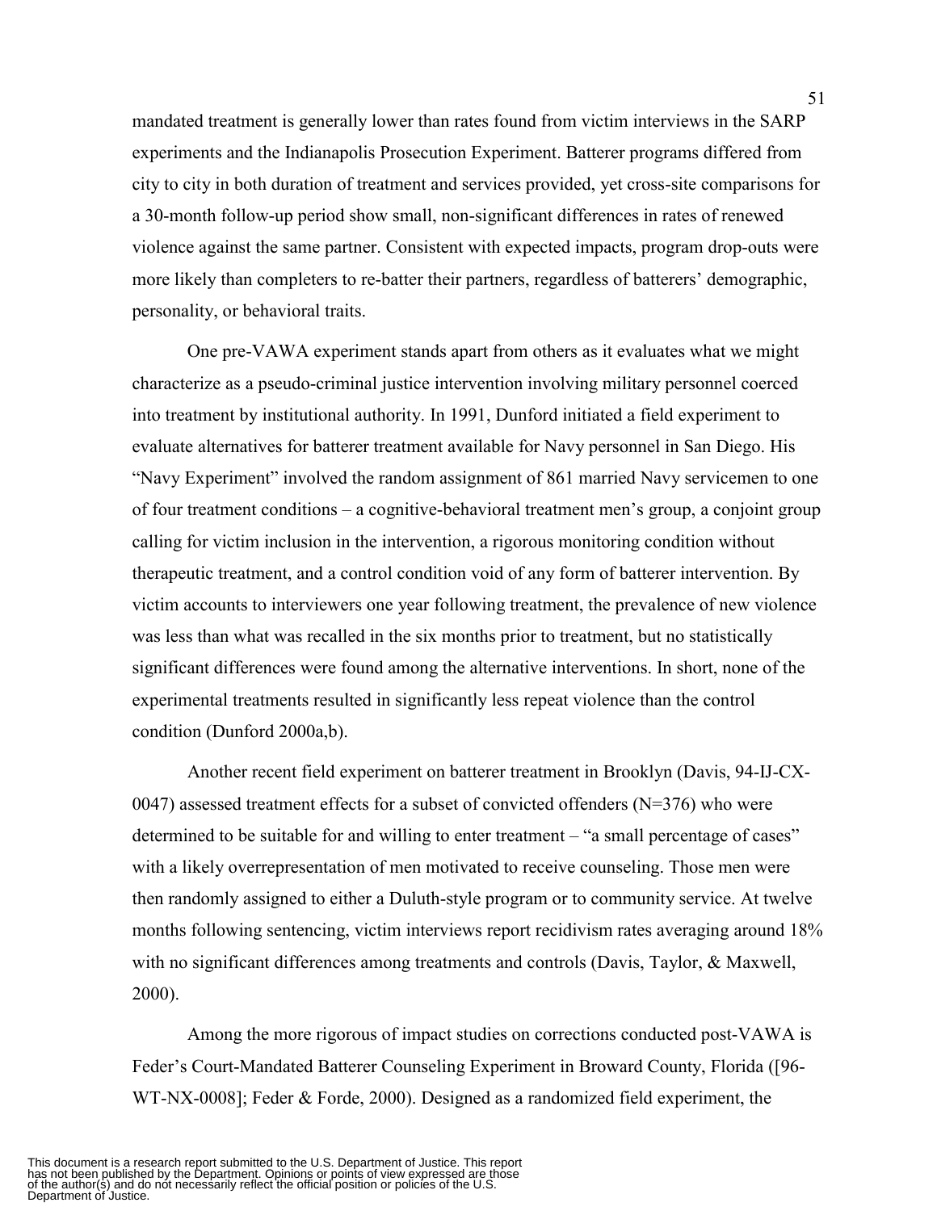mandated treatment is generally lower than rates found from victim interviews in the SARP experiments and the Indianapolis Prosecution Experiment. Batterer programs differed from city to city in both duration of treatment and services provided, yet cross-site comparisons for a 30-month follow-up period show small, non-significant differences in rates of renewed violence against the same partner. Consistent with expected impacts, program drop-outs were more likely than completers to re-batter their partners, regardless of batterers' demographic, personality, or behavioral traits.

One pre-VAWA experiment stands apart from others as it evaluates what we might characterize as a pseudo-criminal justice intervention involving military personnel coerced into treatment by institutional authority. In 1991, Dunford initiated a field experiment to evaluate alternatives for batterer treatment available for Navy personnel in San Diego. His "Navy Experiment" involved the random assignment of 861 married Navy servicemen to one of four treatment conditions – a cognitive-behavioral treatment men's group, a conjoint group calling for victim inclusion in the intervention, a rigorous monitoring condition without therapeutic treatment, and a control condition void of any form of batterer intervention. By victim accounts to interviewers one year following treatment, the prevalence of new violence was less than what was recalled in the six months prior to treatment, but no statistically significant differences were found among the alternative interventions. In short, none of the experimental treatments resulted in significantly less repeat violence than the control condition (Dunford 2000a,b).

Another recent field experiment on batterer treatment in Brooklyn (Davis, 94-IJ-CX-0047) assessed treatment effects for a subset of convicted offenders (N=376) who were determined to be suitable for and willing to enter treatment – "a small percentage of cases" with a likely overrepresentation of men motivated to receive counseling. Those men were then randomly assigned to either a Duluth-style program or to community service. At twelve months following sentencing, victim interviews report recidivism rates averaging around 18% with no significant differences among treatments and controls (Davis, Taylor, & Maxwell, 2000).

Among the more rigorous of impact studies on corrections conducted post-VAWA is Feder's Court-Mandated Batterer Counseling Experiment in Broward County, Florida ([96-WT-NX-0008]; Feder & Forde, 2000). Designed as a randomized field experiment, the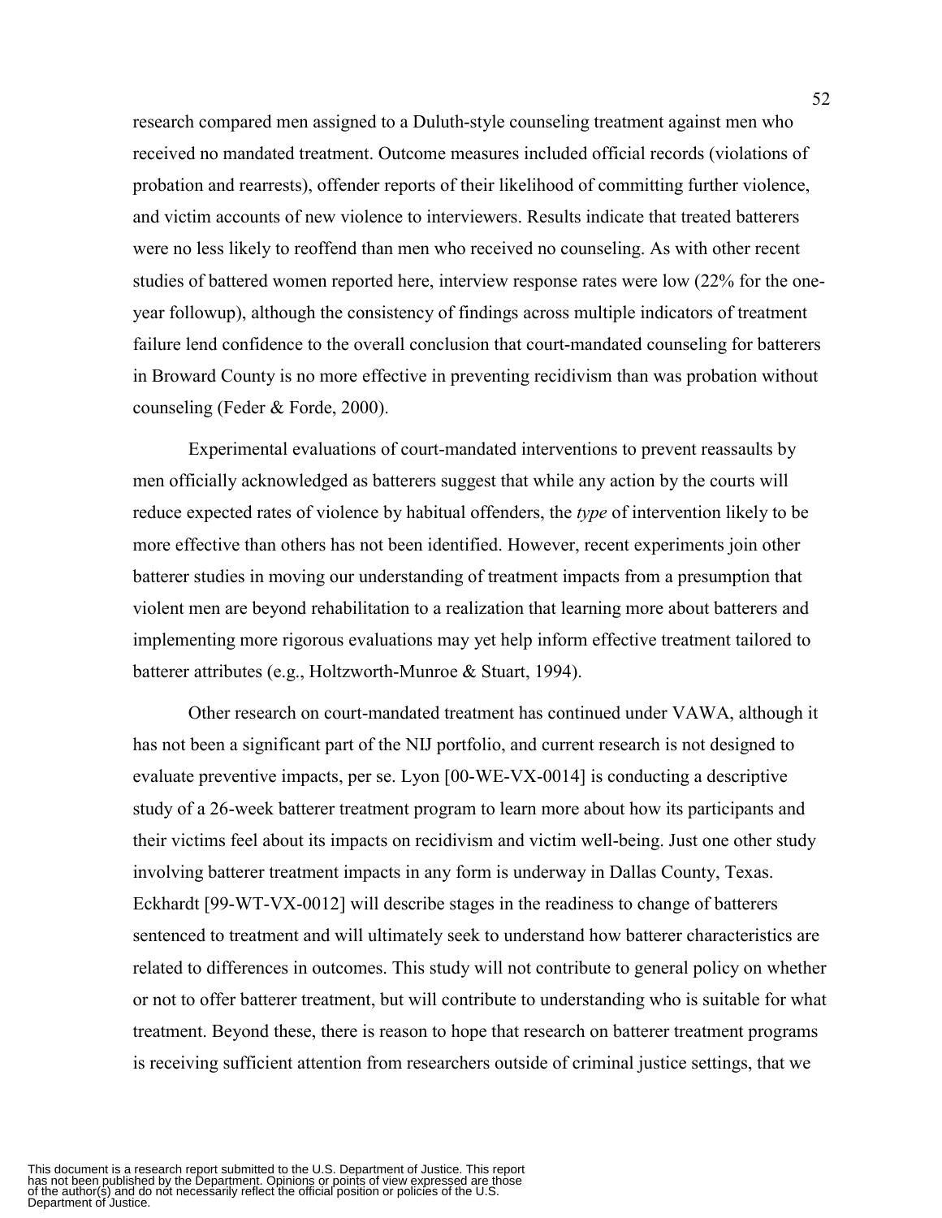research compared men assigned to a Duluth-style counseling treatment against men who received no mandated treatment. Outcome measures included official records (violations of probation and rearrests), offender reports of their likelihood of committing further violence, and victim accounts of new violence to interviewers. Results indicate that treated batterers were no less likely to reoffend than men who received no counseling. As with other recent studies of battered women reported here, interview response rates were low (22% for the one-year followup), although the consistency of findings across multiple indicators of treatment failure lend confidence to the overall conclusion that court-mandated counseling for batterers in Broward County is no more effective in preventing recidivism than was probation without counseling (Feder & Forde, 2000).

Experimental evaluations of court-mandated interventions to prevent reassaults by men officially acknowledged as batterers suggest that while any action by the courts will reduce expected rates of violence by habitual offenders, the *type* of intervention likely to be more effective than others has not been identified. However, recent experiments join other batterer studies in moving our understanding of treatment impacts from a presumption that violent men are beyond rehabilitation to a realization that learning more about batterers and implementing more rigorous evaluations may yet help inform effective treatment tailored to batterer attributes (e.g., Holtzworth-Munroe & Stuart, 1994).

Other research on court-mandated treatment has continued under VAWA, although it has not been a significant part of the NIJ portfolio, and current research is not designed to evaluate preventive impacts, per se. Lyon [00-WE-VX-0014] is conducting a descriptive study of a 26-week batterer treatment program to learn more about how its participants and their victims feel about its impacts on recidivism and victim well-being. Just one other study involving batterer treatment impacts in any form is underway in Dallas County, Texas. Eckhardt [99-WT-VX-0012] will describe stages in the readiness to change of batterers sentenced to treatment and will ultimately seek to understand how batterer characteristics are related to differences in outcomes. This study will not contribute to general policy on whether or not to offer batterer treatment, but will contribute to understanding who is suitable for what treatment. Beyond these, there is reason to hope that research on batterer treatment programs is receiving sufficient attention from researchers outside of criminal justice settings, that we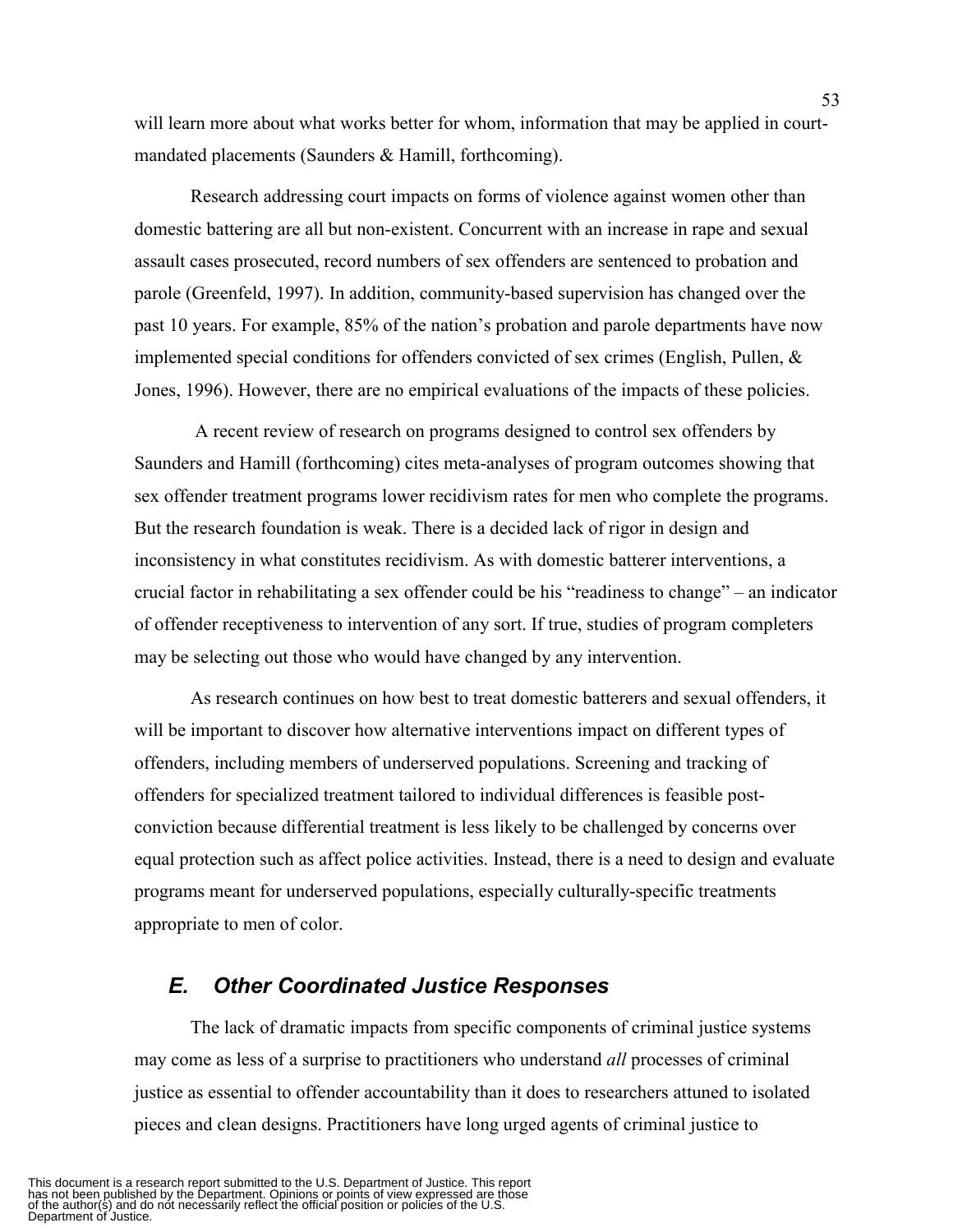will learn more about what works better for whom, information that may be applied in court-mandated placements (Saunders & Hamill, forthcoming).

Research addressing court impacts on forms of violence against women other than domestic battering are all but non-existent. Concurrent with an increase in rape and sexual assault cases prosecuted, record numbers of sex offenders are sentenced to probation and parole (Greenfeld, 1997). In addition, community-based supervision has changed over the past 10 years. For example, 85% of the nation's probation and parole departments have now implemented special conditions for offenders convicted of sex crimes (English, Pullen, & Jones, 1996). However, there are no empirical evaluations of the impacts of these policies.

A recent review of research on programs designed to control sex offenders by Saunders and Hamill (forthcoming) cites meta-analyses of program outcomes showing that sex offender treatment programs lower recidivism rates for men who complete the programs. But the research foundation is weak. There is a decided lack of rigor in design and inconsistency in what constitutes recidivism. As with domestic batterer interventions, a crucial factor in rehabilitating a sex offender could be his "readiness to change" – an indicator of offender receptiveness to intervention of any sort. If true, studies of program completers may be selecting out those who would have changed by any intervention.

As research continues on how best to treat domestic batterers and sexual offenders, it will be important to discover how alternative interventions impact on different types of offenders, including members of underserved populations. Screening and tracking of offenders for specialized treatment tailored to individual differences is feasible post-conviction because differential treatment is less likely to be challenged by concerns over equal protection such as affect police activities. Instead, there is a need to design and evaluate programs meant for underserved populations, especially culturally-specific treatments appropriate to men of color.

## *E. Other Coordinated Justice Responses*

The lack of dramatic impacts from specific components of criminal justice systems may come as less of a surprise to practitioners who understand *all* processes of criminal justice as essential to offender accountability than it does to researchers attuned to isolated pieces and clean designs. Practitioners have long urged agents of criminal justice to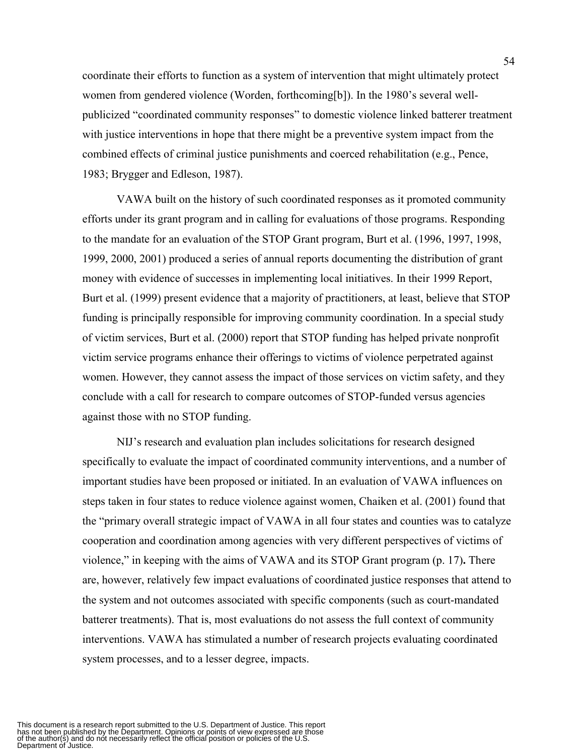coordinate their efforts to function as a system of intervention that might ultimately protect women from gendered violence (Worden, forthcoming[b]). In the 1980's several well-publicized "coordinated community responses" to domestic violence linked batterer treatment with justice interventions in hope that there might be a preventive system impact from the combined effects of criminal justice punishments and coerced rehabilitation (e.g., Pence, 1983; Brygger and Edleson, 1987).

VAWA built on the history of such coordinated responses as it promoted community efforts under its grant program and in calling for evaluations of those programs. Responding to the mandate for an evaluation of the STOP Grant program, Burt et al. (1996, 1997, 1998, 1999, 2000, 2001) produced a series of annual reports documenting the distribution of grant money with evidence of successes in implementing local initiatives. In their 1999 Report, Burt et al. (1999) present evidence that a majority of practitioners, at least, believe that STOP funding is principally responsible for improving community coordination. In a special study of victim services, Burt et al. (2000) report that STOP funding has helped private nonprofit victim service programs enhance their offerings to victims of violence perpetrated against women. However, they cannot assess the impact of those services on victim safety, and they conclude with a call for research to compare outcomes of STOP-funded versus agencies against those with no STOP funding.

NIJ's research and evaluation plan includes solicitations for research designed specifically to evaluate the impact of coordinated community interventions, and a number of important studies have been proposed or initiated. In an evaluation of VAWA influences on steps taken in four states to reduce violence against women, Chaiken et al. (2001) found that the "primary overall strategic impact of VAWA in all four states and counties was to catalyze cooperation and coordination among agencies with very different perspectives of victims of violence," in keeping with the aims of VAWA and its STOP Grant program (p. 17). There are, however, relatively few impact evaluations of coordinated justice responses that attend to the system and not outcomes associated with specific components (such as court-mandated batterer treatments). That is, most evaluations do not assess the full context of community interventions. VAWA has stimulated a number of research projects evaluating coordinated system processes, and to a lesser degree, impacts.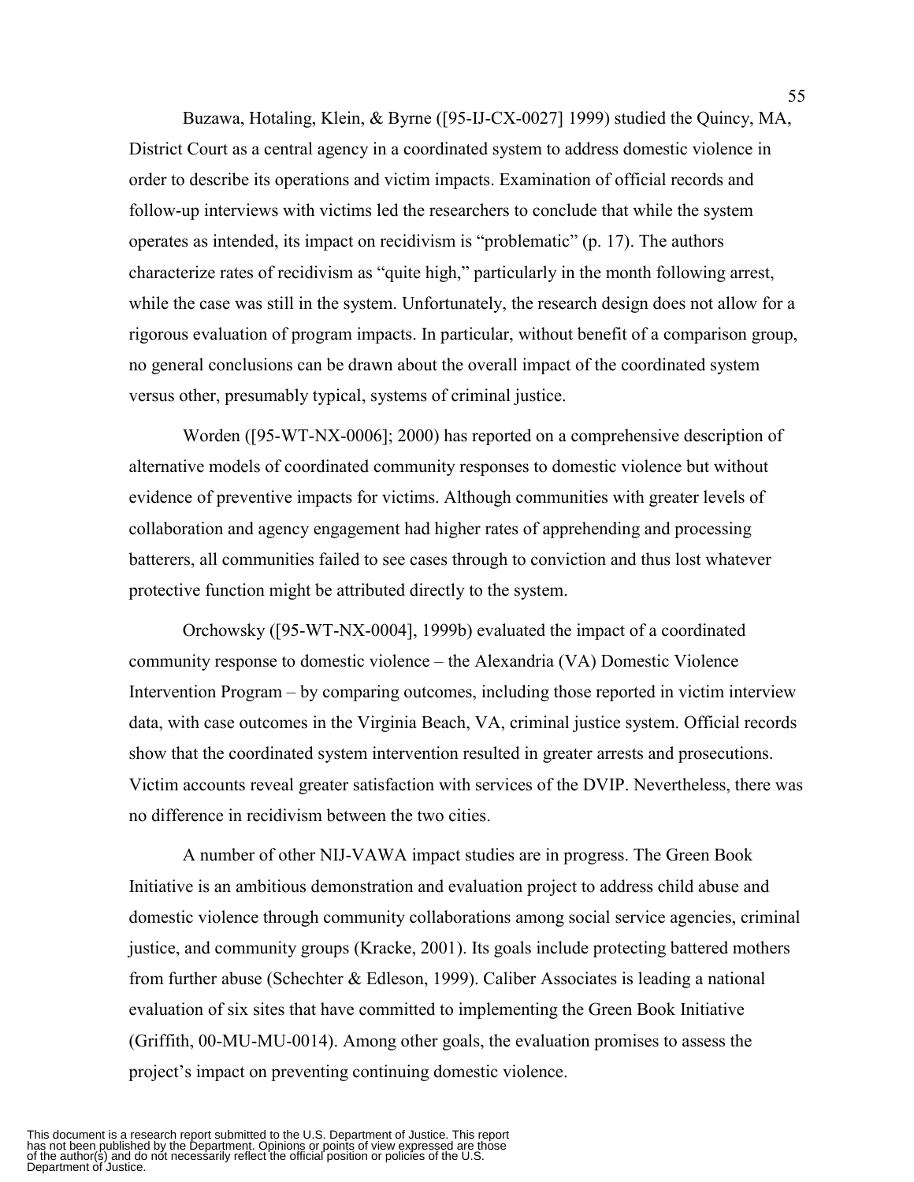Buzawa, Hotaling, Klein, & Byrne ([95-IJ-CX-0027] 1999) studied the Quincy, MA, District Court as a central agency in a coordinated system to address domestic violence in order to describe its operations and victim impacts. Examination of official records and follow-up interviews with victims led the researchers to conclude that while the system operates as intended, its impact on recidivism is "problematic" (p. 17). The authors characterize rates of recidivism as "quite high," particularly in the month following arrest, while the case was still in the system. Unfortunately, the research design does not allow for a rigorous evaluation of program impacts. In particular, without benefit of a comparison group, no general conclusions can be drawn about the overall impact of the coordinated system versus other, presumably typical, systems of criminal justice.

Worden ([95-WT-NX-0006]; 2000) has reported on a comprehensive description of alternative models of coordinated community responses to domestic violence but without evidence of preventive impacts for victims. Although communities with greater levels of collaboration and agency engagement had higher rates of apprehending and processing batterers, all communities failed to see cases through to conviction and thus lost whatever protective function might be attributed directly to the system.

Orchowsky ([95-WT-NX-0004], 1999b) evaluated the impact of a coordinated community response to domestic violence – the Alexandria (VA) Domestic Violence Intervention Program – by comparing outcomes, including those reported in victim interview data, with case outcomes in the Virginia Beach, VA, criminal justice system. Official records show that the coordinated system intervention resulted in greater arrests and prosecutions. Victim accounts reveal greater satisfaction with services of the DVIP. Nevertheless, there was no difference in recidivism between the two cities.

A number of other NIJ-VAWA impact studies are in progress. The Green Book Initiative is an ambitious demonstration and evaluation project to address child abuse and domestic violence through community collaborations among social service agencies, criminal justice, and community groups (Kracke, 2001). Its goals include protecting battered mothers from further abuse (Schechter & Edleson, 1999). Caliber Associates is leading a national evaluation of six sites that have committed to implementing the Green Book Initiative (Griffith, 00-MU-MU-0014). Among other goals, the evaluation promises to assess the project's impact on preventing continuing domestic violence.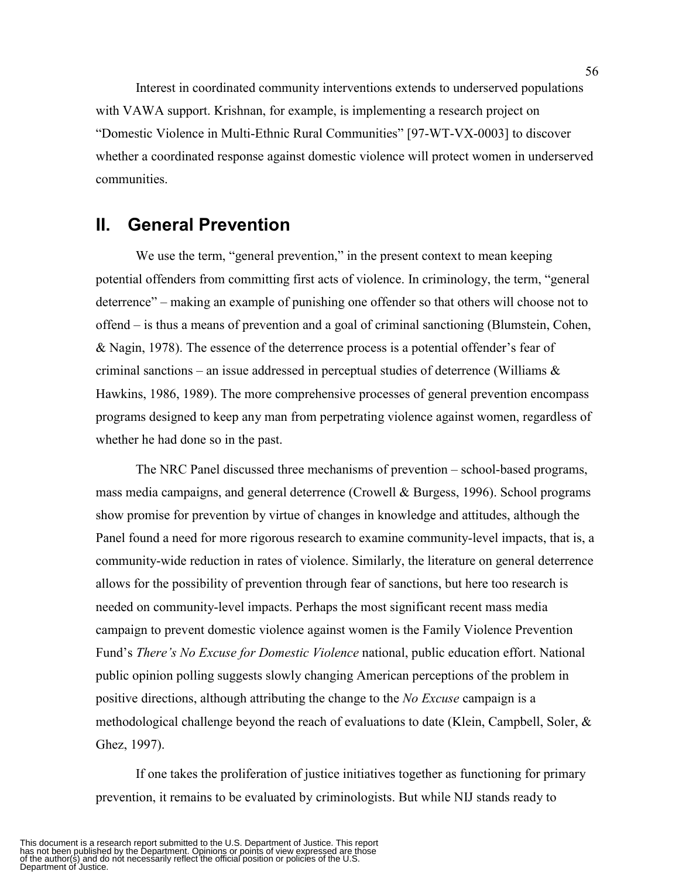Interest in coordinated community interventions extends to underserved populations with VAWA support. Krishnan, for example, is implementing a research project on "Domestic Violence in Multi-Ethnic Rural Communities" [97-WT-VX-0003] to discover whether a coordinated response against domestic violence will protect women in underserved communities.

## II. General Prevention

We use the term, "general prevention," in the present context to mean keeping potential offenders from committing first acts of violence. In criminology, the term, "general deterrence" – making an example of punishing one offender so that others will choose not to offend – is thus a means of prevention and a goal of criminal sanctioning (Blumstein, Cohen, & Nagin, 1978). The essence of the deterrence process is a potential offender's fear of criminal sanctions – an issue addressed in perceptual studies of deterrence (Williams & Hawkins, 1986, 1989). The more comprehensive processes of general prevention encompass programs designed to keep any man from perpetrating violence against women, regardless of whether he had done so in the past.

The NRC Panel discussed three mechanisms of prevention – school-based programs, mass media campaigns, and general deterrence (Crowell & Burgess, 1996). School programs show promise for prevention by virtue of changes in knowledge and attitudes, although the Panel found a need for more rigorous research to examine community-level impacts, that is, a community-wide reduction in rates of violence. Similarly, the literature on general deterrence allows for the possibility of prevention through fear of sanctions, but here too research is needed on community-level impacts. Perhaps the most significant recent mass media campaign to prevent domestic violence against women is the Family Violence Prevention Fund's *There's No Excuse for Domestic Violence* national, public education effort. National public opinion polling suggests slowly changing American perceptions of the problem in positive directions, although attributing the change to the *No Excuse* campaign is a methodological challenge beyond the reach of evaluations to date (Klein, Campbell, Soler, & Ghez, 1997).

If one takes the proliferation of justice initiatives together as functioning for primary prevention, it remains to be evaluated by criminologists. But while NIJ stands ready to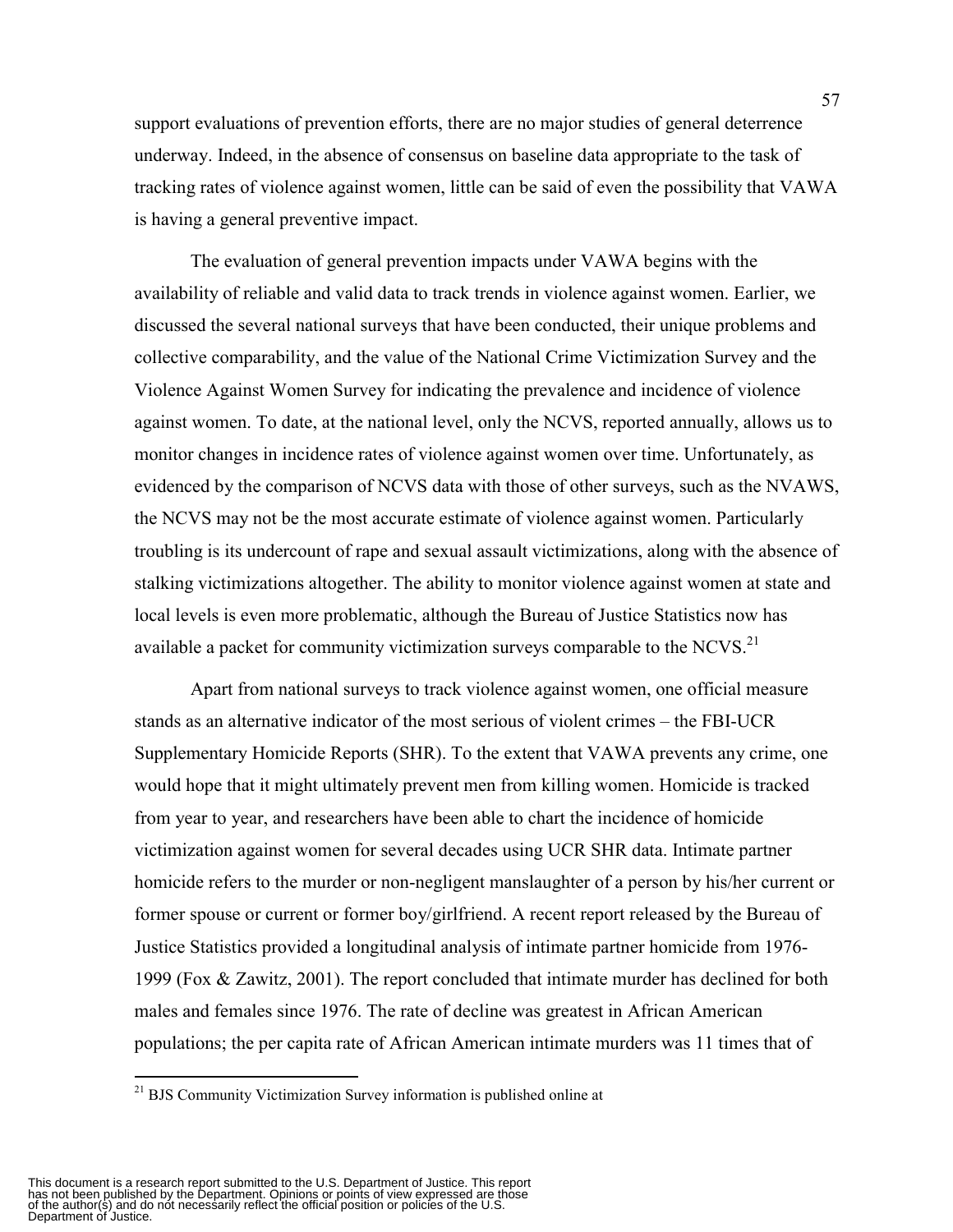support evaluations of prevention efforts, there are no major studies of general deterrence underway. Indeed, in the absence of consensus on baseline data appropriate to the task of tracking rates of violence against women, little can be said of even the possibility that VAWA is having a general preventive impact.

The evaluation of general prevention impacts under VAWA begins with the availability of reliable and valid data to track trends in violence against women. Earlier, we discussed the several national surveys that have been conducted, their unique problems and collective comparability, and the value of the National Crime Victimization Survey and the Violence Against Women Survey for indicating the prevalence and incidence of violence against women. To date, at the national level, only the NCVS, reported annually, allows us to monitor changes in incidence rates of violence against women over time. Unfortunately, as evidenced by the comparison of NCVS data with those of other surveys, such as the NVAWS, the NCVS may not be the most accurate estimate of violence against women. Particularly troubling is its undercount of rape and sexual assault victimizations, along with the absence of stalking victimizations altogether. The ability to monitor violence against women at state and local levels is even more problematic, although the Bureau of Justice Statistics now has available a packet for community victimization surveys comparable to the NCVS.[21]

Apart from national surveys to track violence against women, one official measure stands as an alternative indicator of the most serious of violent crimes – the FBI-UCR Supplementary Homicide Reports (SHR). To the extent that VAWA prevents any crime, one would hope that it might ultimately prevent men from killing women. Homicide is tracked from year to year, and researchers have been able to chart the incidence of homicide victimization against women for several decades using UCR SHR data. Intimate partner homicide refers to the murder or non-negligent manslaughter of a person by his/her current or former spouse or current or former boy/girlfriend. A recent report released by the Bureau of Justice Statistics provided a longitudinal analysis of intimate partner homicide from 1976-1999 (Fox & Zawitz, 2001). The report concluded that intimate murder has declined for both males and females since 1976. The rate of decline was greatest in African American populations; the per capita rate of African American intimate murders was 11 times that of

---

[21] BJS Community Victimization Survey information is published online at

This document is a research report submitted to the U.S. Department of Justice. This report has not been published by the Department. Opinions or points of view expressed are those of the author(s) and do not necessarily reflect the official position or policies of the U.S. Department of Justice.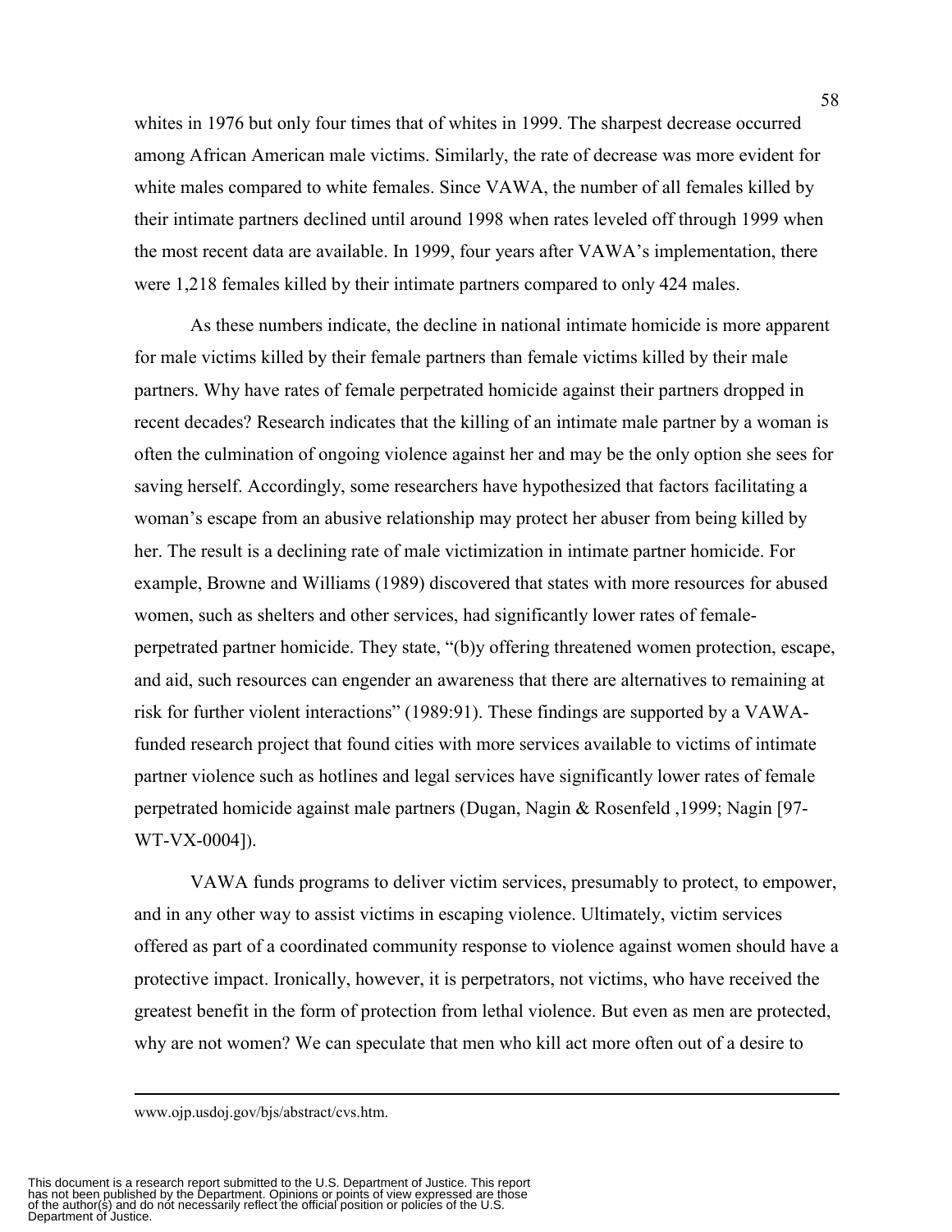whites in 1976 but only four times that of whites in 1999. The sharpest decrease occurred among African American male victims. Similarly, the rate of decrease was more evident for white males compared to white females. Since VAWA, the number of all females killed by their intimate partners declined until around 1998 when rates leveled off through 1999 when the most recent data are available. In 1999, four years after VAWA's implementation, there were 1,218 females killed by their intimate partners compared to only 424 males.

As these numbers indicate, the decline in national intimate homicide is more apparent for male victims killed by their female partners than female victims killed by their male partners. Why have rates of female perpetrated homicide against their partners dropped in recent decades? Research indicates that the killing of an intimate male partner by a woman is often the culmination of ongoing violence against her and may be the only option she sees for saving herself. Accordingly, some researchers have hypothesized that factors facilitating a woman's escape from an abusive relationship may protect her abuser from being killed by her. The result is a declining rate of male victimization in intimate partner homicide. For example, Browne and Williams (1989) discovered that states with more resources for abused women, such as shelters and other services, had significantly lower rates of female-perpetrated partner homicide. They state, "(b)y offering threatened women protection, escape, and aid, such resources can engender an awareness that there are alternatives to remaining at risk for further violent interactions" (1989:91). These findings are supported by a VAWA-funded research project that found cities with more services available to victims of intimate partner violence such as hotlines and legal services have significantly lower rates of female perpetrated homicide against male partners (Dugan, Nagin & Rosenfeld ,1999; Nagin [97-WT-VX-0004]).

VAWA funds programs to deliver victim services, presumably to protect, to empower, and in any other way to assist victims in escaping violence. Ultimately, victim services offered as part of a coordinated community response to violence against women should have a protective impact. Ironically, however, it is perpetrators, not victims, who have received the greatest benefit in the form of protection from lethal violence. But even as men are protected, why are not women? We can speculate that men who kill act more often out of a desire to

www.ojp.usdoj.gov/bjs/abstract/cvs.htm.

This document is a research report submitted to the U.S. Department of Justice. This report has not been published by the Department. Opinions or points of view expressed are those of the author(s) and do not necessarily reflect the official position or policies of the U.S. Department of Justice.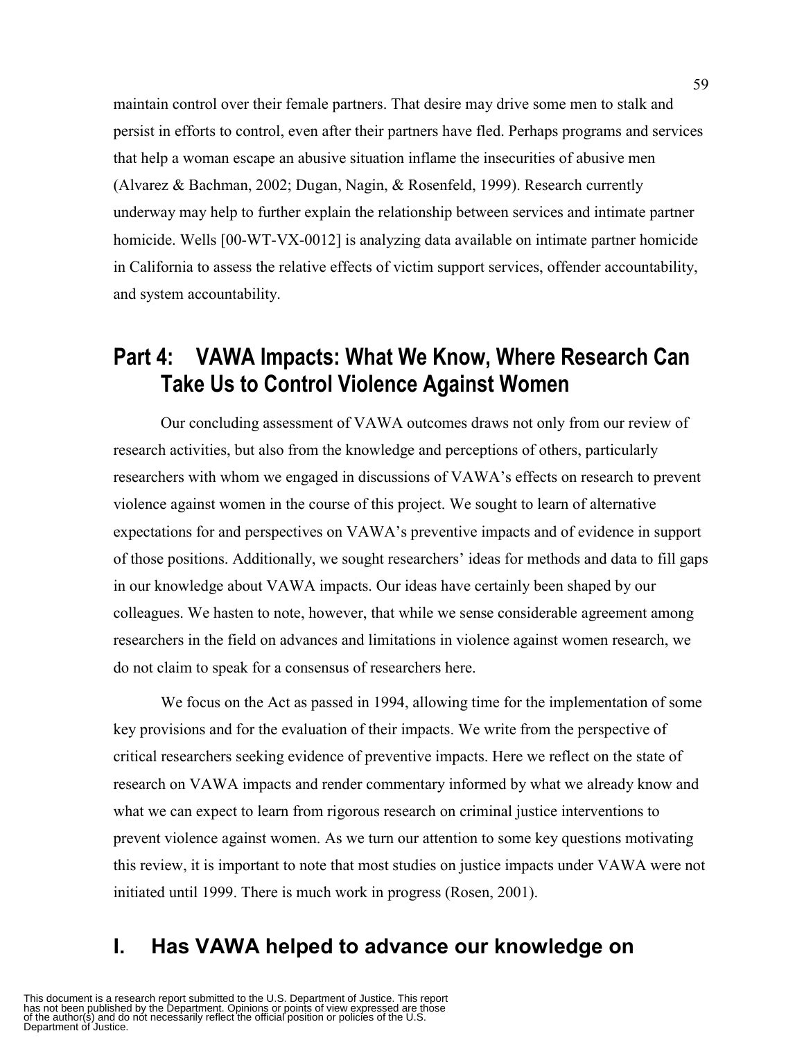maintain control over their female partners. That desire may drive some men to stalk and persist in efforts to control, even after their partners have fled. Perhaps programs and services that help a woman escape an abusive situation inflame the insecurities of abusive men (Alvarez & Bachman, 2002; Dugan, Nagin, & Rosenfeld, 1999). Research currently underway may help to further explain the relationship between services and intimate partner homicide. Wells [00-WT-VX-0012] is analyzing data available on intimate partner homicide in California to assess the relative effects of victim support services, offender accountability, and system accountability.

## Part 4: VAWA Impacts: What We Know, Where Research Can Take Us to Control Violence Against Women

Our concluding assessment of VAWA outcomes draws not only from our review of research activities, but also from the knowledge and perceptions of others, particularly researchers with whom we engaged in discussions of VAWA's effects on research to prevent violence against women in the course of this project. We sought to learn of alternative expectations for and perspectives on VAWA's preventive impacts and of evidence in support of those positions. Additionally, we sought researchers' ideas for methods and data to fill gaps in our knowledge about VAWA impacts. Our ideas have certainly been shaped by our colleagues. We hasten to note, however, that while we sense considerable agreement among researchers in the field on advances and limitations in violence against women research, we do not claim to speak for a consensus of researchers here.

We focus on the Act as passed in 1994, allowing time for the implementation of some key provisions and for the evaluation of their impacts. We write from the perspective of critical researchers seeking evidence of preventive impacts. Here we reflect on the state of research on VAWA impacts and render commentary informed by what we already know and what we can expect to learn from rigorous research on criminal justice interventions to prevent violence against women. As we turn our attention to some key questions motivating this review, it is important to note that most studies on justice impacts under VAWA were not initiated until 1999. There is much work in progress (Rosen, 2001).

## I. Has VAWA helped to advance our knowledge on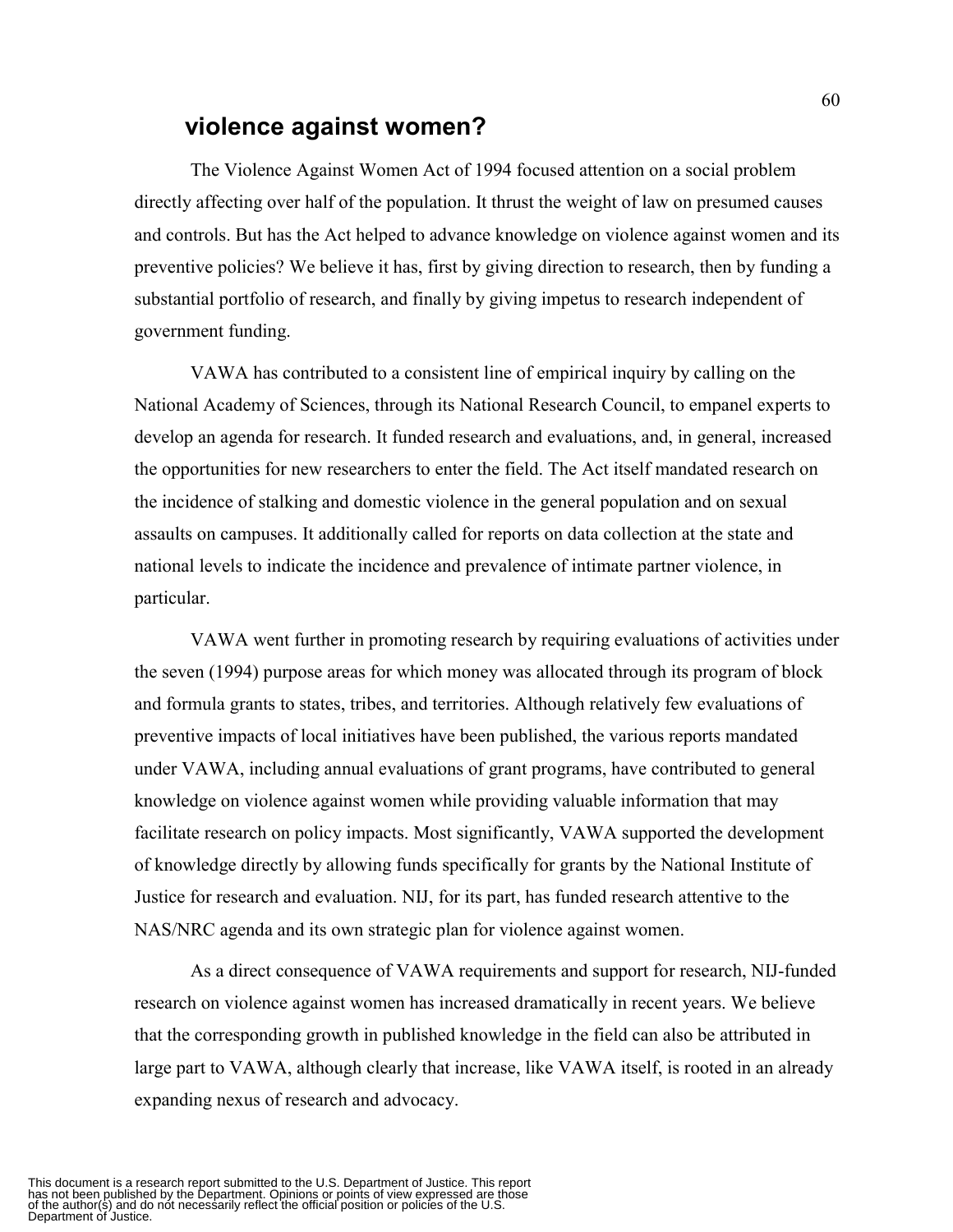## violence against women?

The Violence Against Women Act of 1994 focused attention on a social problem directly affecting over half of the population. It thrust the weight of law on presumed causes and controls. But has the Act helped to advance knowledge on violence against women and its preventive policies? We believe it has, first by giving direction to research, then by funding a substantial portfolio of research, and finally by giving impetus to research independent of government funding.

VAWA has contributed to a consistent line of empirical inquiry by calling on the National Academy of Sciences, through its National Research Council, to empanel experts to develop an agenda for research. It funded research and evaluations, and, in general, increased the opportunities for new researchers to enter the field. The Act itself mandated research on the incidence of stalking and domestic violence in the general population and on sexual assaults on campuses. It additionally called for reports on data collection at the state and national levels to indicate the incidence and prevalence of intimate partner violence, in particular.

VAWA went further in promoting research by requiring evaluations of activities under the seven (1994) purpose areas for which money was allocated through its program of block and formula grants to states, tribes, and territories. Although relatively few evaluations of preventive impacts of local initiatives have been published, the various reports mandated under VAWA, including annual evaluations of grant programs, have contributed to general knowledge on violence against women while providing valuable information that may facilitate research on policy impacts. Most significantly, VAWA supported the development of knowledge directly by allowing funds specifically for grants by the National Institute of Justice for research and evaluation. NIJ, for its part, has funded research attentive to the NAS/NRC agenda and its own strategic plan for violence against women.

As a direct consequence of VAWA requirements and support for research, NIJ-funded research on violence against women has increased dramatically in recent years. We believe that the corresponding growth in published knowledge in the field can also be attributed in large part to VAWA, although clearly that increase, like VAWA itself, is rooted in an already expanding nexus of research and advocacy.

This document is a research report submitted to the U.S. Department of Justice. This report has not been published by the Department. Opinions or points of view expressed are those of the author(s) and do not necessarily reflect the official position or policies of the U.S. Department of Justice.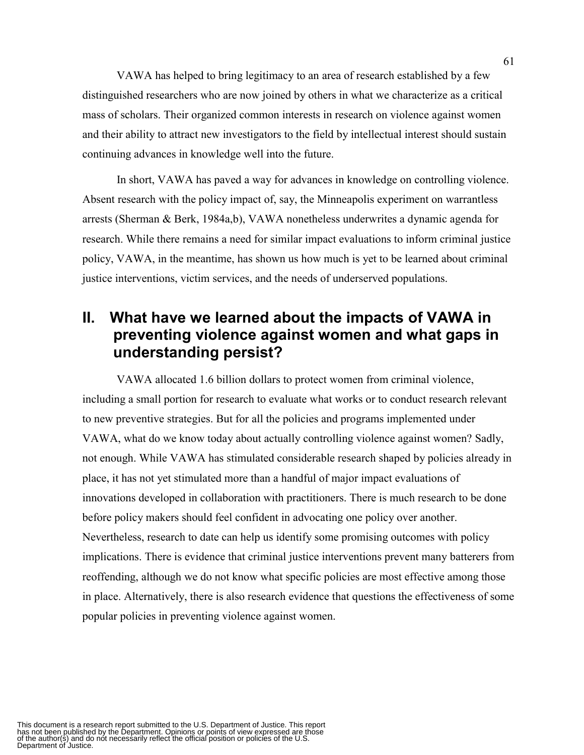VAWA has helped to bring legitimacy to an area of research established by a few distinguished researchers who are now joined by others in what we characterize as a critical mass of scholars. Their organized common interests in research on violence against women and their ability to attract new investigators to the field by intellectual interest should sustain continuing advances in knowledge well into the future.

In short, VAWA has paved a way for advances in knowledge on controlling violence. Absent research with the policy impact of, say, the Minneapolis experiment on warrantless arrests (Sherman & Berk, 1984a,b), VAWA nonetheless underwrites a dynamic agenda for research. While there remains a need for similar impact evaluations to inform criminal justice policy, VAWA, in the meantime, has shown us how much is yet to be learned about criminal justice interventions, victim services, and the needs of underserved populations.

## II. What have we learned about the impacts of VAWA in preventing violence against women and what gaps in understanding persist?

VAWA allocated 1.6 billion dollars to protect women from criminal violence, including a small portion for research to evaluate what works or to conduct research relevant to new preventive strategies. But for all the policies and programs implemented under VAWA, what do we know today about actually controlling violence against women? Sadly, not enough. While VAWA has stimulated considerable research shaped by policies already in place, it has not yet stimulated more than a handful of major impact evaluations of innovations developed in collaboration with practitioners. There is much research to be done before policy makers should feel confident in advocating one policy over another. Nevertheless, research to date can help us identify some promising outcomes with policy implications. There is evidence that criminal justice interventions prevent many batterers from reoffending, although we do not know what specific policies are most effective among those in place. Alternatively, there is also research evidence that questions the effectiveness of some popular policies in preventing violence against women.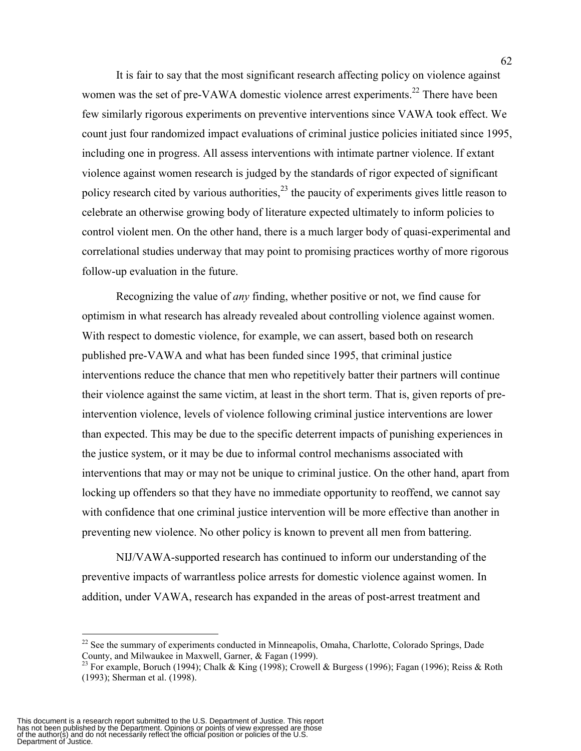It is fair to say that the most significant research affecting policy on violence against women was the set of pre-VAWA domestic violence arrest experiments.[22] There have been few similarly rigorous experiments on preventive interventions since VAWA took effect. We count just four randomized impact evaluations of criminal justice policies initiated since 1995, including one in progress. All assess interventions with intimate partner violence. If extant violence against women research is judged by the standards of rigor expected of significant policy research cited by various authorities,[23] the paucity of experiments gives little reason to celebrate an otherwise growing body of literature expected ultimately to inform policies to control violent men. On the other hand, there is a much larger body of quasi-experimental and correlational studies underway that may point to promising practices worthy of more rigorous follow-up evaluation in the future.

Recognizing the value of *any* finding, whether positive or not, we find cause for optimism in what research has already revealed about controlling violence against women. With respect to domestic violence, for example, we can assert, based both on research published pre-VAWA and what has been funded since 1995, that criminal justice interventions reduce the chance that men who repetitively batter their partners will continue their violence against the same victim, at least in the short term. That is, given reports of pre-intervention violence, levels of violence following criminal justice interventions are lower than expected. This may be due to the specific deterrent impacts of punishing experiences in the justice system, or it may be due to informal control mechanisms associated with interventions that may or may not be unique to criminal justice. On the other hand, apart from locking up offenders so that they have no immediate opportunity to reoffend, we cannot say with confidence that one criminal justice intervention will be more effective than another in preventing new violence. No other policy is known to prevent all men from battering.

NIJ/VAWA-supported research has continued to inform our understanding of the preventive impacts of warrantless police arrests for domestic violence against women. In addition, under VAWA, research has expanded in the areas of post-arrest treatment and

[22] See the summary of experiments conducted in Minneapolis, Omaha, Charlotte, Colorado Springs, Dade County, and Milwaukee in Maxwell, Garner, & Fagan (1999).

[23] For example, Boruch (1994); Chalk & King (1998); Crowell & Burgess (1996); Fagan (1996); Reiss & Roth (1993); Sherman et al. (1998).

This document is a research report submitted to the U.S. Department of Justice. This report has not been published by the Department. Opinions or points of view expressed are those of the author(s) and do not necessarily reflect the official position or policies of the U.S. Department of Justice.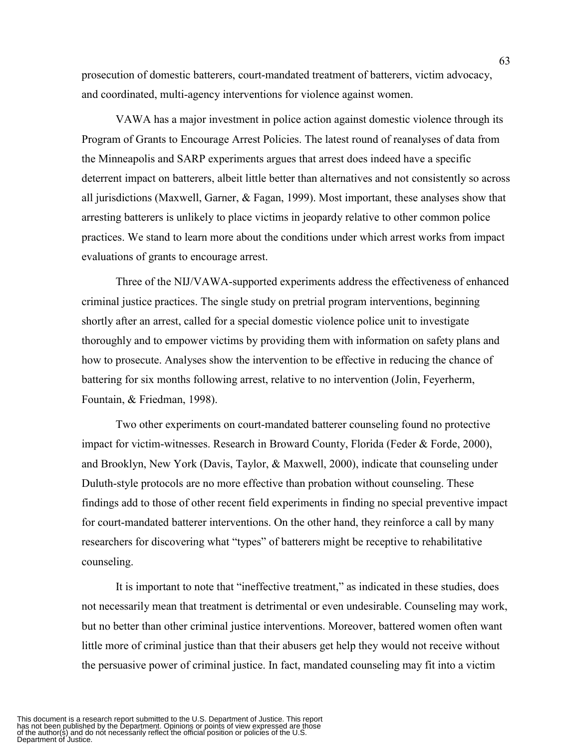prosecution of domestic batterers, court-mandated treatment of batterers, victim advocacy, and coordinated, multi-agency interventions for violence against women.

VAWA has a major investment in police action against domestic violence through its Program of Grants to Encourage Arrest Policies. The latest round of reanalyses of data from the Minneapolis and SARP experiments argues that arrest does indeed have a specific deterrent impact on batterers, albeit little better than alternatives and not consistently so across all jurisdictions (Maxwell, Garner, & Fagan, 1999). Most important, these analyses show that arresting batterers is unlikely to place victims in jeopardy relative to other common police practices. We stand to learn more about the conditions under which arrest works from impact evaluations of grants to encourage arrest.

Three of the NIJ/VAWA-supported experiments address the effectiveness of enhanced criminal justice practices. The single study on pretrial program interventions, beginning shortly after an arrest, called for a special domestic violence police unit to investigate thoroughly and to empower victims by providing them with information on safety plans and how to prosecute. Analyses show the intervention to be effective in reducing the chance of battering for six months following arrest, relative to no intervention (Jolin, Feyerherm, Fountain, & Friedman, 1998).

Two other experiments on court-mandated batterer counseling found no protective impact for victim-witnesses. Research in Broward County, Florida (Feder & Forde, 2000), and Brooklyn, New York (Davis, Taylor, & Maxwell, 2000), indicate that counseling under Duluth-style protocols are no more effective than probation without counseling. These findings add to those of other recent field experiments in finding no special preventive impact for court-mandated batterer interventions. On the other hand, they reinforce a call by many researchers for discovering what "types" of batterers might be receptive to rehabilitative counseling.

It is important to note that "ineffective treatment," as indicated in these studies, does not necessarily mean that treatment is detrimental or even undesirable. Counseling may work, but no better than other criminal justice interventions. Moreover, battered women often want little more of criminal justice than that their abusers get help they would not receive without the persuasive power of criminal justice. In fact, mandated counseling may fit into a victim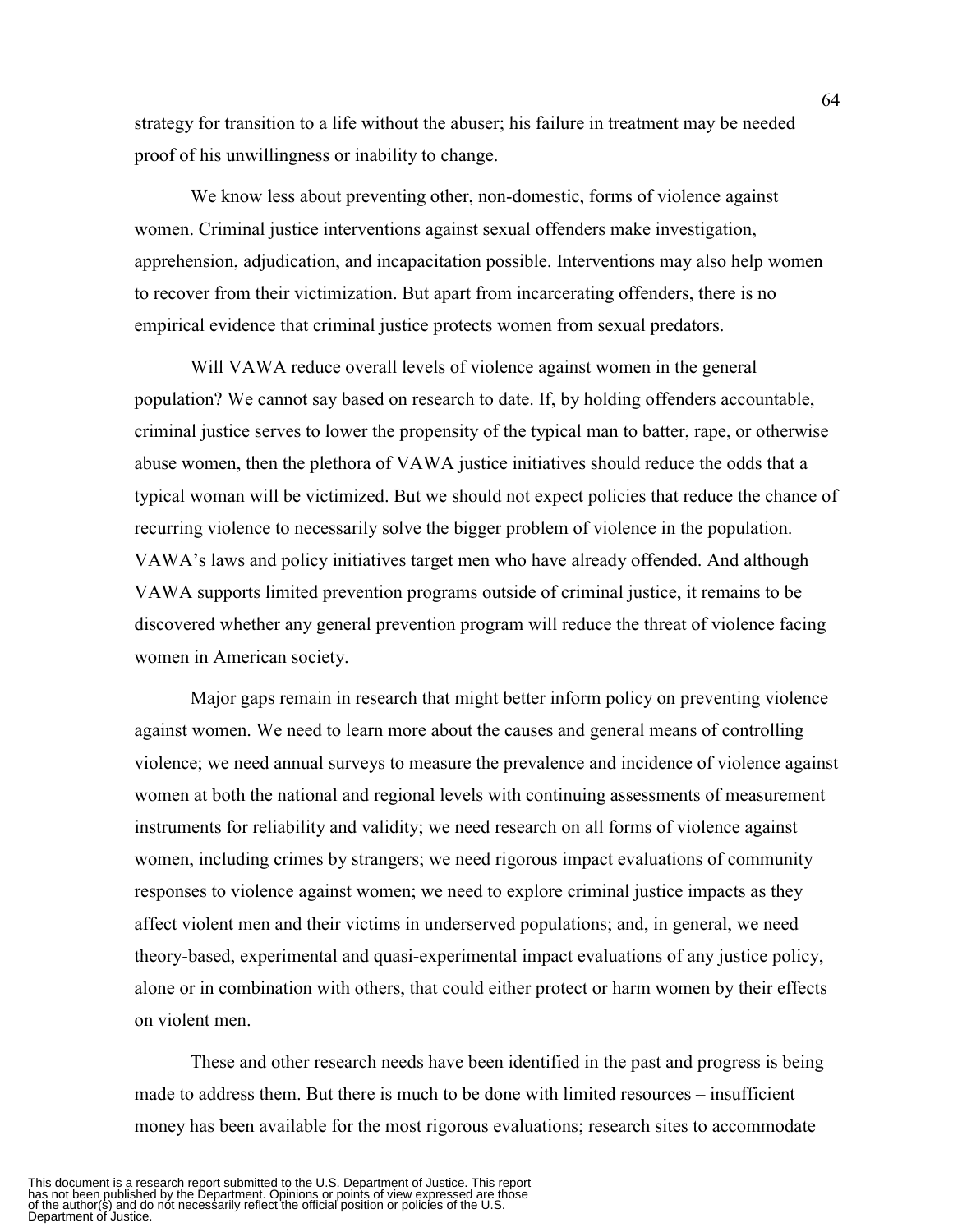strategy for transition to a life without the abuser; his failure in treatment may be needed proof of his unwillingness or inability to change.

We know less about preventing other, non-domestic, forms of violence against women. Criminal justice interventions against sexual offenders make investigation, apprehension, adjudication, and incapacitation possible. Interventions may also help women to recover from their victimization. But apart from incarcerating offenders, there is no empirical evidence that criminal justice protects women from sexual predators.

Will VAWA reduce overall levels of violence against women in the general population? We cannot say based on research to date. If, by holding offenders accountable, criminal justice serves to lower the propensity of the typical man to batter, rape, or otherwise abuse women, then the plethora of VAWA justice initiatives should reduce the odds that a typical woman will be victimized. But we should not expect policies that reduce the chance of recurring violence to necessarily solve the bigger problem of violence in the population. VAWA's laws and policy initiatives target men who have already offended. And although VAWA supports limited prevention programs outside of criminal justice, it remains to be discovered whether any general prevention program will reduce the threat of violence facing women in American society.

Major gaps remain in research that might better inform policy on preventing violence against women. We need to learn more about the causes and general means of controlling violence; we need annual surveys to measure the prevalence and incidence of violence against women at both the national and regional levels with continuing assessments of measurement instruments for reliability and validity; we need research on all forms of violence against women, including crimes by strangers; we need rigorous impact evaluations of community responses to violence against women; we need to explore criminal justice impacts as they affect violent men and their victims in underserved populations; and, in general, we need theory-based, experimental and quasi-experimental impact evaluations of any justice policy, alone or in combination with others, that could either protect or harm women by their effects on violent men.

These and other research needs have been identified in the past and progress is being made to address them. But there is much to be done with limited resources – insufficient money has been available for the most rigorous evaluations; research sites to accommodate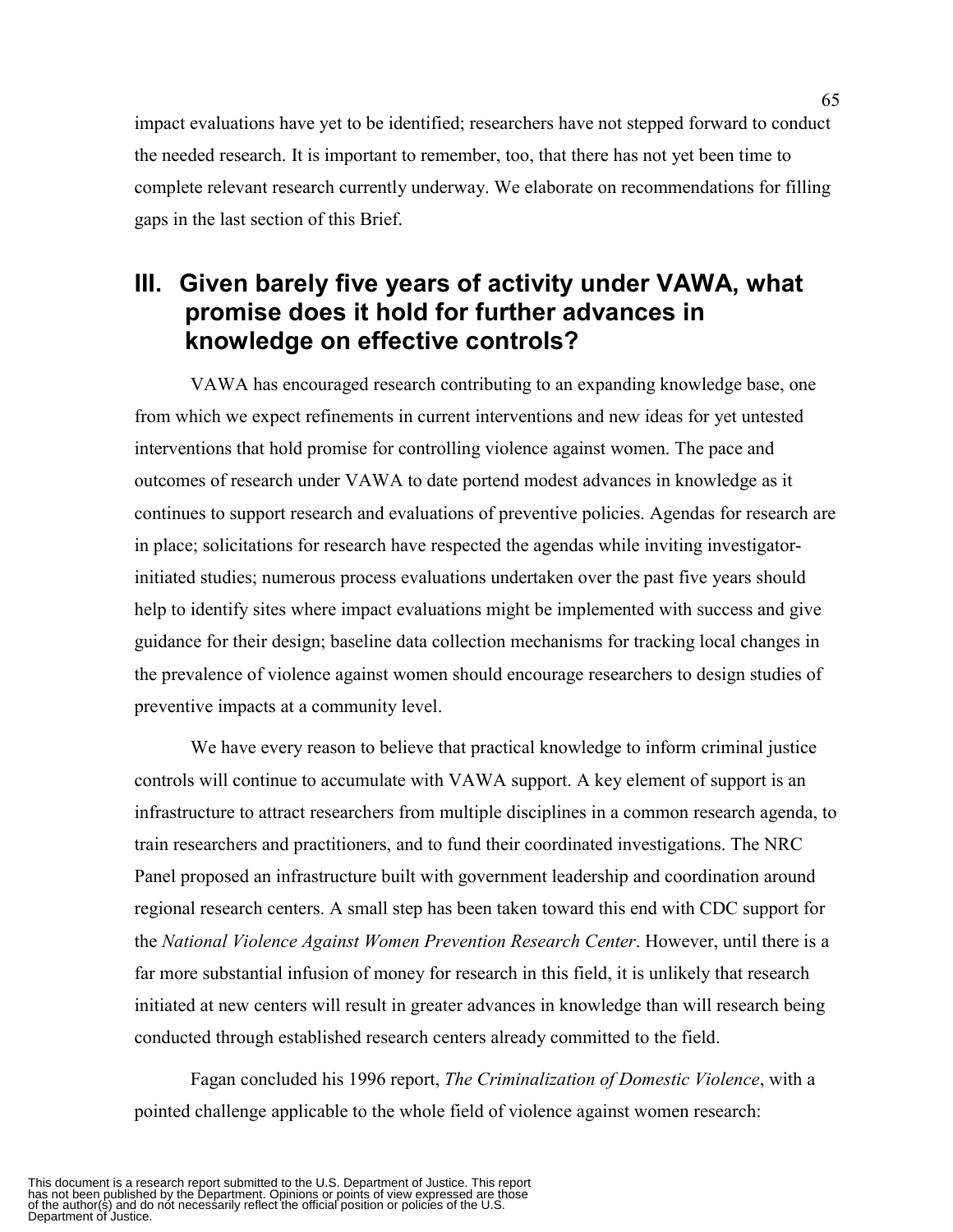impact evaluations have yet to be identified; researchers have not stepped forward to conduct the needed research. It is important to remember, too, that there has not yet been time to complete relevant research currently underway. We elaborate on recommendations for filling gaps in the last section of this Brief.

## III. Given barely five years of activity under VAWA, what promise does it hold for further advances in knowledge on effective controls?

VAWA has encouraged research contributing to an expanding knowledge base, one from which we expect refinements in current interventions and new ideas for yet untested interventions that hold promise for controlling violence against women. The pace and outcomes of research under VAWA to date portend modest advances in knowledge as it continues to support research and evaluations of preventive policies. Agendas for research are in place; solicitations for research have respected the agendas while inviting investigator-initiated studies; numerous process evaluations undertaken over the past five years should help to identify sites where impact evaluations might be implemented with success and give guidance for their design; baseline data collection mechanisms for tracking local changes in the prevalence of violence against women should encourage researchers to design studies of preventive impacts at a community level.

We have every reason to believe that practical knowledge to inform criminal justice controls will continue to accumulate with VAWA support. A key element of support is an infrastructure to attract researchers from multiple disciplines in a common research agenda, to train researchers and practitioners, and to fund their coordinated investigations. The NRC Panel proposed an infrastructure built with government leadership and coordination around regional research centers. A small step has been taken toward this end with CDC support for the *National Violence Against Women Prevention Research Center*. However, until there is a far more substantial infusion of money for research in this field, it is unlikely that research initiated at new centers will result in greater advances in knowledge than will research being conducted through established research centers already committed to the field.

Fagan concluded his 1996 report, *The Criminalization of Domestic Violence*, with a pointed challenge applicable to the whole field of violence against women research: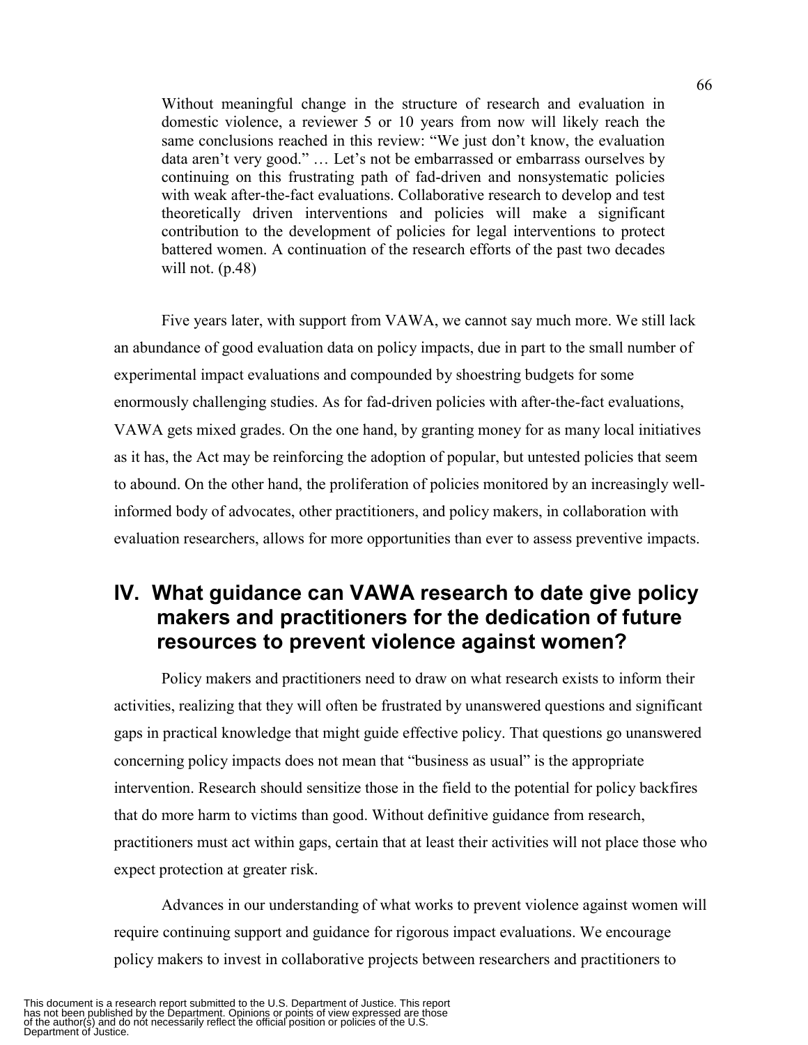> Without meaningful change in the structure of research and evaluation in domestic violence, a reviewer 5 or 10 years from now will likely reach the same conclusions reached in this review: "We just don't know, the evaluation data aren't very good." … Let's not be embarrassed or embarrass ourselves by continuing on this frustrating path of fad-driven and nonsystematic policies with weak after-the-fact evaluations. Collaborative research to develop and test theoretically driven interventions and policies will make a significant contribution to the development of policies for legal interventions to protect battered women. A continuation of the research efforts of the past two decades will not. (p.48)

Five years later, with support from VAWA, we cannot say much more. We still lack an abundance of good evaluation data on policy impacts, due in part to the small number of experimental impact evaluations and compounded by shoestring budgets for some enormously challenging studies. As for fad-driven policies with after-the-fact evaluations, VAWA gets mixed grades. On the one hand, by granting money for as many local initiatives as it has, the Act may be reinforcing the adoption of popular, but untested policies that seem to abound. On the other hand, the proliferation of policies monitored by an increasingly well-informed body of advocates, other practitioners, and policy makers, in collaboration with evaluation researchers, allows for more opportunities than ever to assess preventive impacts.

## IV. What guidance can VAWA research to date give policy makers and practitioners for the dedication of future resources to prevent violence against women?

Policy makers and practitioners need to draw on what research exists to inform their activities, realizing that they will often be frustrated by unanswered questions and significant gaps in practical knowledge that might guide effective policy. That questions go unanswered concerning policy impacts does not mean that "business as usual" is the appropriate intervention. Research should sensitize those in the field to the potential for policy backfires that do more harm to victims than good. Without definitive guidance from research, practitioners must act within gaps, certain that at least their activities will not place those who expect protection at greater risk.

Advances in our understanding of what works to prevent violence against women will require continuing support and guidance for rigorous impact evaluations. We encourage policy makers to invest in collaborative projects between researchers and practitioners to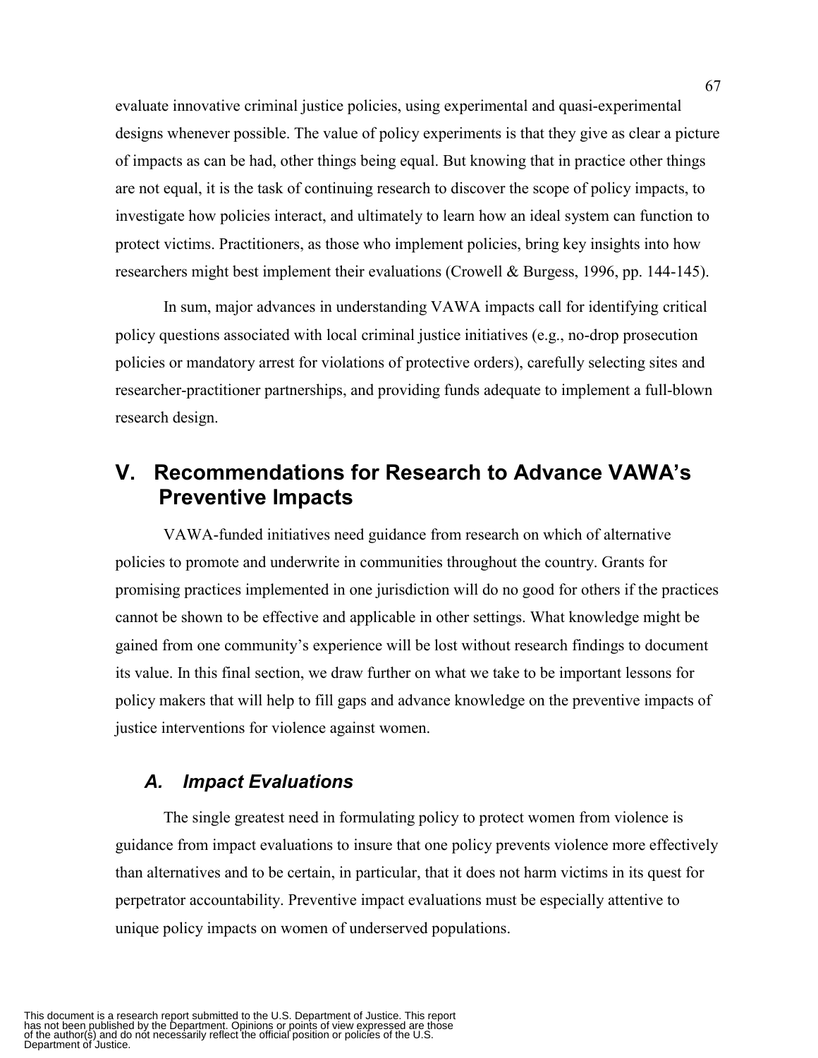evaluate innovative criminal justice policies, using experimental and quasi-experimental designs whenever possible. The value of policy experiments is that they give as clear a picture of impacts as can be had, other things being equal. But knowing that in practice other things are not equal, it is the task of continuing research to discover the scope of policy impacts, to investigate how policies interact, and ultimately to learn how an ideal system can function to protect victims. Practitioners, as those who implement policies, bring key insights into how researchers might best implement their evaluations (Crowell & Burgess, 1996, pp. 144-145).

In sum, major advances in understanding VAWA impacts call for identifying critical policy questions associated with local criminal justice initiatives (e.g., no-drop prosecution policies or mandatory arrest for violations of protective orders), carefully selecting sites and researcher-practitioner partnerships, and providing funds adequate to implement a full-blown research design.

# V. Recommendations for Research to Advance VAWA's Preventive Impacts

VAWA-funded initiatives need guidance from research on which of alternative policies to promote and underwrite in communities throughout the country. Grants for promising practices implemented in one jurisdiction will do no good for others if the practices cannot be shown to be effective and applicable in other settings. What knowledge might be gained from one community's experience will be lost without research findings to document its value. In this final section, we draw further on what we take to be important lessons for policy makers that will help to fill gaps and advance knowledge on the preventive impacts of justice interventions for violence against women.

## *A. Impact Evaluations*

The single greatest need in formulating policy to protect women from violence is guidance from impact evaluations to insure that one policy prevents violence more effectively than alternatives and to be certain, in particular, that it does not harm victims in its quest for perpetrator accountability. Preventive impact evaluations must be especially attentive to unique policy impacts on women of underserved populations.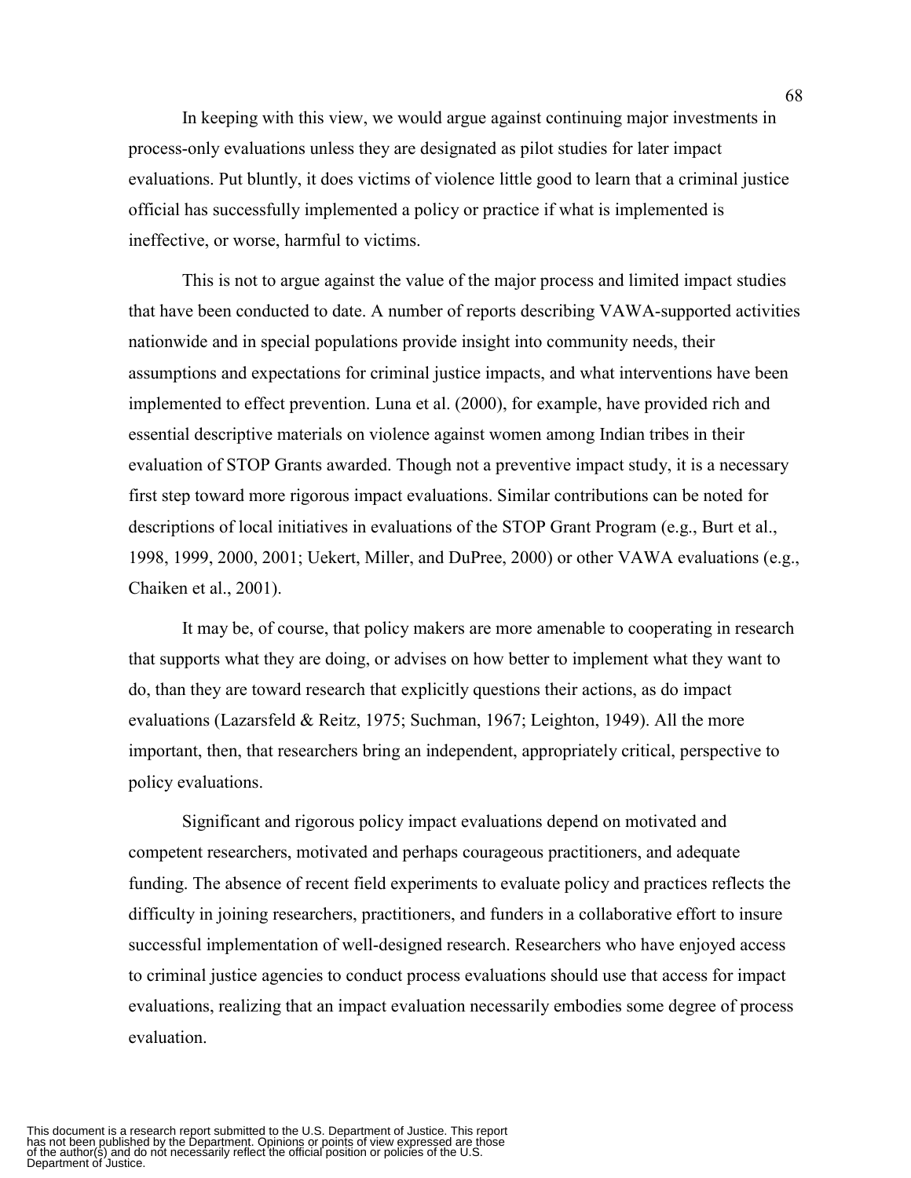In keeping with this view, we would argue against continuing major investments in process-only evaluations unless they are designated as pilot studies for later impact evaluations. Put bluntly, it does victims of violence little good to learn that a criminal justice official has successfully implemented a policy or practice if what is implemented is ineffective, or worse, harmful to victims.

This is not to argue against the value of the major process and limited impact studies that have been conducted to date. A number of reports describing VAWA-supported activities nationwide and in special populations provide insight into community needs, their assumptions and expectations for criminal justice impacts, and what interventions have been implemented to effect prevention. Luna et al. (2000), for example, have provided rich and essential descriptive materials on violence against women among Indian tribes in their evaluation of STOP Grants awarded. Though not a preventive impact study, it is a necessary first step toward more rigorous impact evaluations. Similar contributions can be noted for descriptions of local initiatives in evaluations of the STOP Grant Program (e.g., Burt et al., 1998, 1999, 2000, 2001; Uekert, Miller, and DuPree, 2000) or other VAWA evaluations (e.g., Chaiken et al., 2001).

It may be, of course, that policy makers are more amenable to cooperating in research that supports what they are doing, or advises on how better to implement what they want to do, than they are toward research that explicitly questions their actions, as do impact evaluations (Lazarsfeld & Reitz, 1975; Suchman, 1967; Leighton, 1949). All the more important, then, that researchers bring an independent, appropriately critical, perspective to policy evaluations.

Significant and rigorous policy impact evaluations depend on motivated and competent researchers, motivated and perhaps courageous practitioners, and adequate funding. The absence of recent field experiments to evaluate policy and practices reflects the difficulty in joining researchers, practitioners, and funders in a collaborative effort to insure successful implementation of well-designed research. Researchers who have enjoyed access to criminal justice agencies to conduct process evaluations should use that access for impact evaluations, realizing that an impact evaluation necessarily embodies some degree of process evaluation.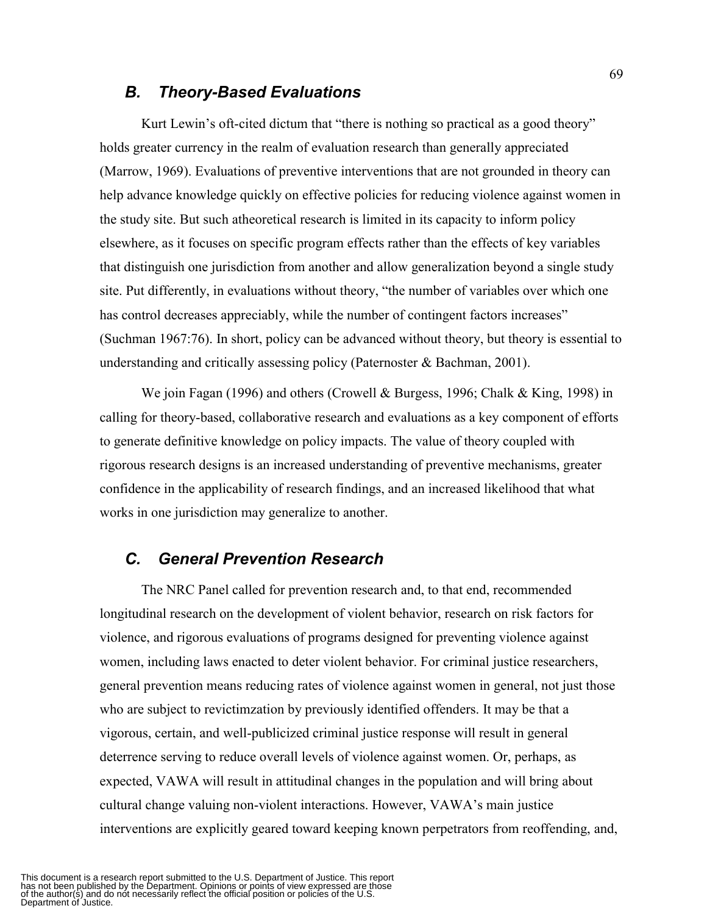## B. Theory-Based Evaluations

Kurt Lewin's oft-cited dictum that "there is nothing so practical as a good theory" holds greater currency in the realm of evaluation research than generally appreciated (Marrow, 1969). Evaluations of preventive interventions that are not grounded in theory can help advance knowledge quickly on effective policies for reducing violence against women in the study site. But such atheoretical research is limited in its capacity to inform policy elsewhere, as it focuses on specific program effects rather than the effects of key variables that distinguish one jurisdiction from another and allow generalization beyond a single study site. Put differently, in evaluations without theory, "the number of variables over which one has control decreases appreciably, while the number of contingent factors increases" (Suchman 1967:76). In short, policy can be advanced without theory, but theory is essential to understanding and critically assessing policy (Paternoster & Bachman, 2001).

We join Fagan (1996) and others (Crowell & Burgess, 1996; Chalk & King, 1998) in calling for theory-based, collaborative research and evaluations as a key component of efforts to generate definitive knowledge on policy impacts. The value of theory coupled with rigorous research designs is an increased understanding of preventive mechanisms, greater confidence in the applicability of research findings, and an increased likelihood that what works in one jurisdiction may generalize to another.

## C. General Prevention Research

The NRC Panel called for prevention research and, to that end, recommended longitudinal research on the development of violent behavior, research on risk factors for violence, and rigorous evaluations of programs designed for preventing violence against women, including laws enacted to deter violent behavior. For criminal justice researchers, general prevention means reducing rates of violence against women in general, not just those who are subject to revictimzation by previously identified offenders. It may be that a vigorous, certain, and well-publicized criminal justice response will result in general deterrence serving to reduce overall levels of violence against women. Or, perhaps, as expected, VAWA will result in attitudinal changes in the population and will bring about cultural change valuing non-violent interactions. However, VAWA's main justice interventions are explicitly geared toward keeping known perpetrators from reoffending, and,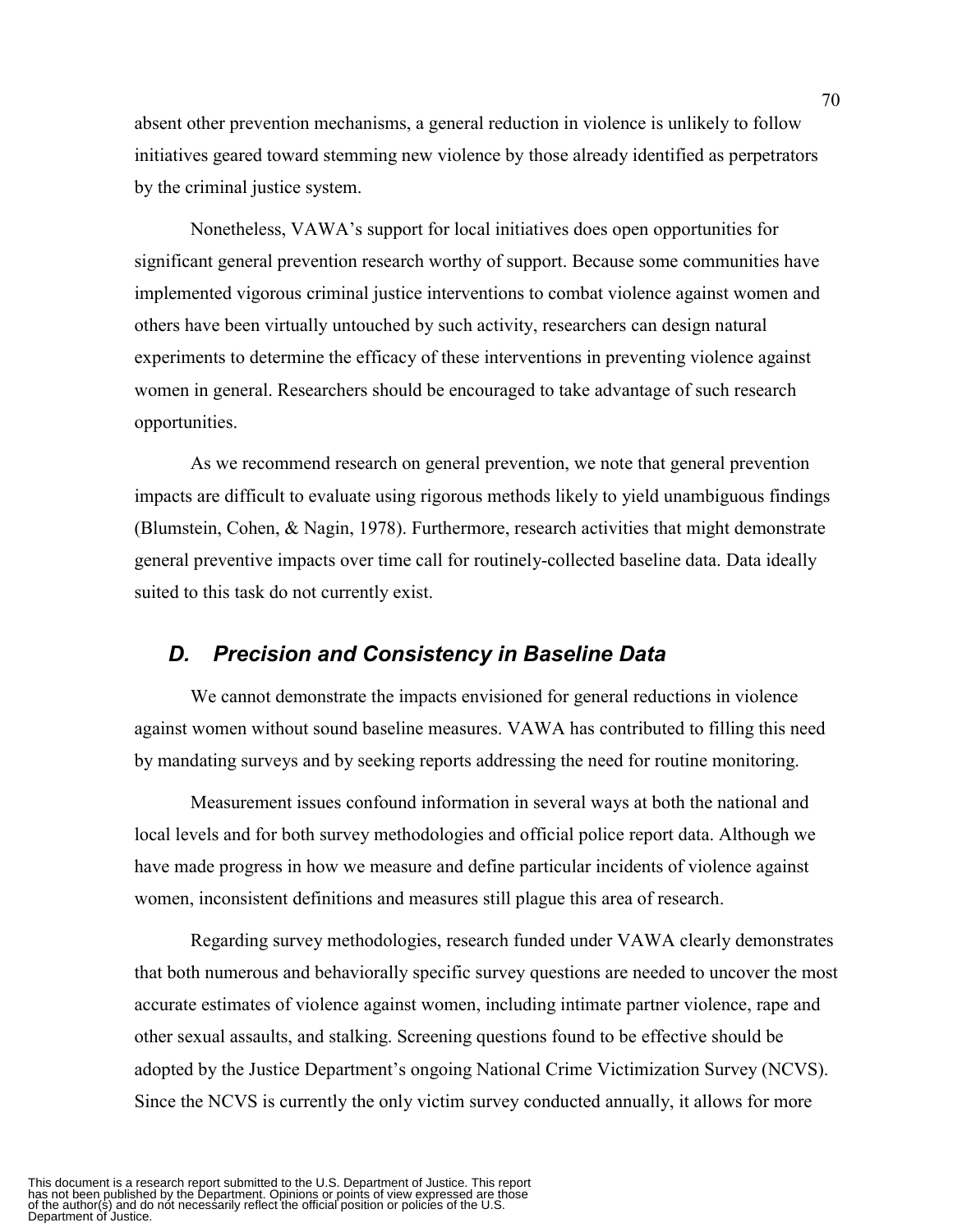absent other prevention mechanisms, a general reduction in violence is unlikely to follow initiatives geared toward stemming new violence by those already identified as perpetrators by the criminal justice system.

Nonetheless, VAWA's support for local initiatives does open opportunities for significant general prevention research worthy of support. Because some communities have implemented vigorous criminal justice interventions to combat violence against women and others have been virtually untouched by such activity, researchers can design natural experiments to determine the efficacy of these interventions in preventing violence against women in general. Researchers should be encouraged to take advantage of such research opportunities.

As we recommend research on general prevention, we note that general prevention impacts are difficult to evaluate using rigorous methods likely to yield unambiguous findings (Blumstein, Cohen, & Nagin, 1978). Furthermore, research activities that might demonstrate general preventive impacts over time call for routinely-collected baseline data. Data ideally suited to this task do not currently exist.

## *D. Precision and Consistency in Baseline Data*

We cannot demonstrate the impacts envisioned for general reductions in violence against women without sound baseline measures. VAWA has contributed to filling this need by mandating surveys and by seeking reports addressing the need for routine monitoring.

Measurement issues confound information in several ways at both the national and local levels and for both survey methodologies and official police report data. Although we have made progress in how we measure and define particular incidents of violence against women, inconsistent definitions and measures still plague this area of research.

Regarding survey methodologies, research funded under VAWA clearly demonstrates that both numerous and behaviorally specific survey questions are needed to uncover the most accurate estimates of violence against women, including intimate partner violence, rape and other sexual assaults, and stalking. Screening questions found to be effective should be adopted by the Justice Department's ongoing National Crime Victimization Survey (NCVS). Since the NCVS is currently the only victim survey conducted annually, it allows for more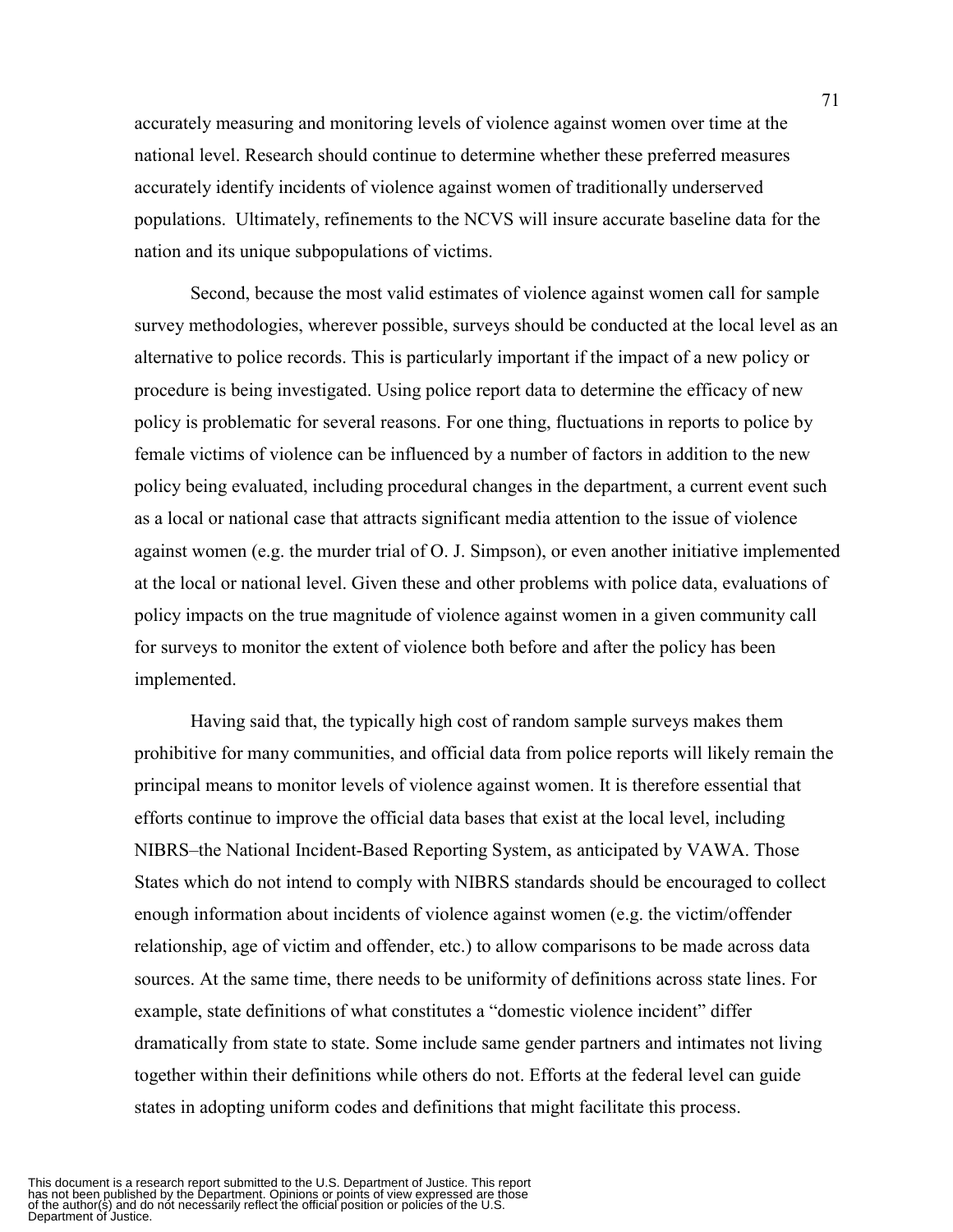accurately measuring and monitoring levels of violence against women over time at the national level. Research should continue to determine whether these preferred measures accurately identify incidents of violence against women of traditionally underserved populations. Ultimately, refinements to the NCVS will insure accurate baseline data for the nation and its unique subpopulations of victims.

Second, because the most valid estimates of violence against women call for sample survey methodologies, wherever possible, surveys should be conducted at the local level as an alternative to police records. This is particularly important if the impact of a new policy or procedure is being investigated. Using police report data to determine the efficacy of new policy is problematic for several reasons. For one thing, fluctuations in reports to police by female victims of violence can be influenced by a number of factors in addition to the new policy being evaluated, including procedural changes in the department, a current event such as a local or national case that attracts significant media attention to the issue of violence against women (e.g. the murder trial of O. J. Simpson), or even another initiative implemented at the local or national level. Given these and other problems with police data, evaluations of policy impacts on the true magnitude of violence against women in a given community call for surveys to monitor the extent of violence both before and after the policy has been implemented.

Having said that, the typically high cost of random sample surveys makes them prohibitive for many communities, and official data from police reports will likely remain the principal means to monitor levels of violence against women. It is therefore essential that efforts continue to improve the official data bases that exist at the local level, including NIBRS–the National Incident-Based Reporting System, as anticipated by VAWA. Those States which do not intend to comply with NIBRS standards should be encouraged to collect enough information about incidents of violence against women (e.g. the victim/offender relationship, age of victim and offender, etc.) to allow comparisons to be made across data sources. At the same time, there needs to be uniformity of definitions across state lines. For example, state definitions of what constitutes a "domestic violence incident" differ dramatically from state to state. Some include same gender partners and intimates not living together within their definitions while others do not. Efforts at the federal level can guide states in adopting uniform codes and definitions that might facilitate this process.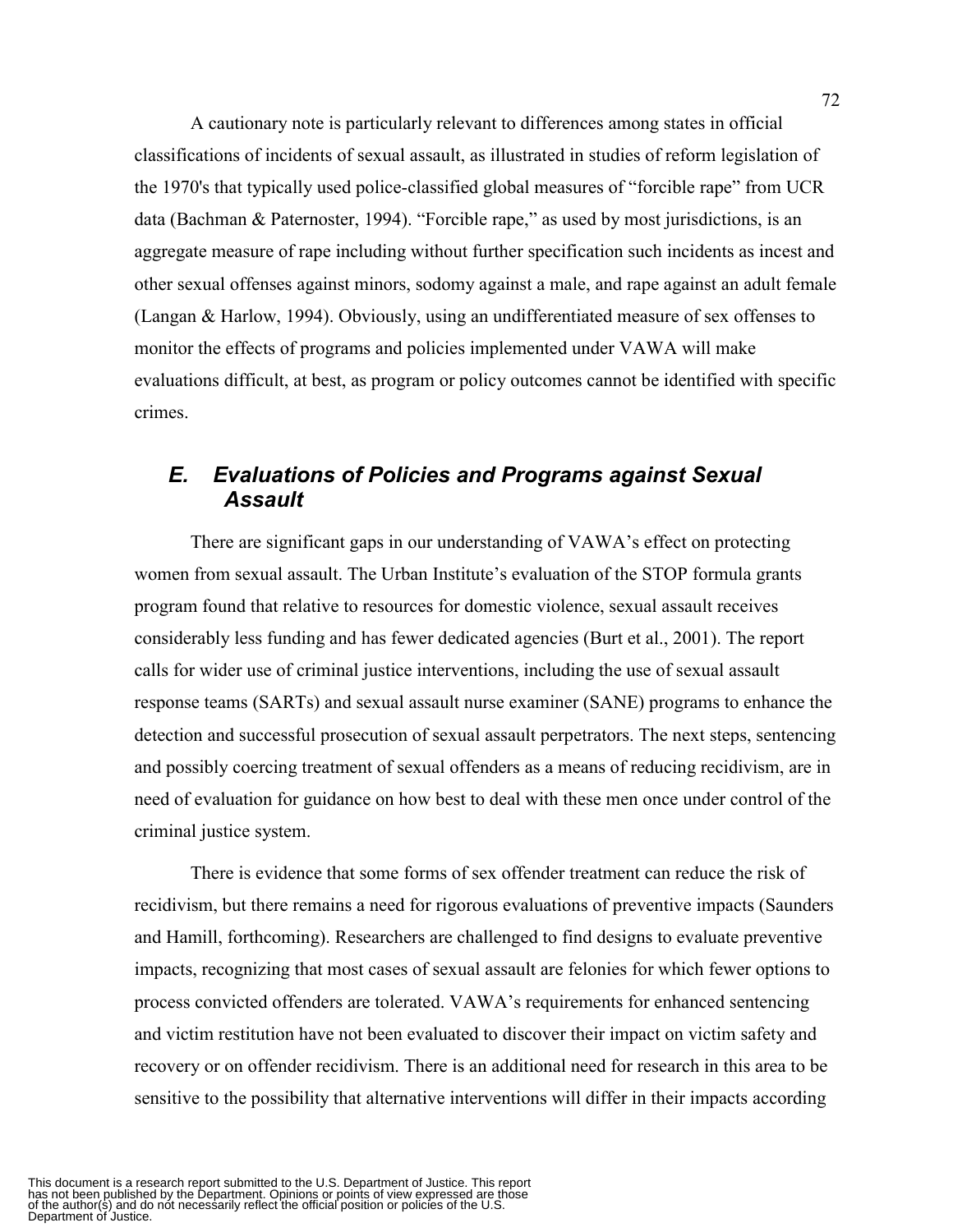A cautionary note is particularly relevant to differences among states in official classifications of incidents of sexual assault, as illustrated in studies of reform legislation of the 1970's that typically used police-classified global measures of "forcible rape" from UCR data (Bachman & Paternoster, 1994). "Forcible rape," as used by most jurisdictions, is an aggregate measure of rape including without further specification such incidents as incest and other sexual offenses against minors, sodomy against a male, and rape against an adult female (Langan & Harlow, 1994). Obviously, using an undifferentiated measure of sex offenses to monitor the effects of programs and policies implemented under VAWA will make evaluations difficult, at best, as program or policy outcomes cannot be identified with specific crimes.

## *E. Evaluations of Policies and Programs against Sexual Assault*

There are significant gaps in our understanding of VAWA's effect on protecting women from sexual assault. The Urban Institute's evaluation of the STOP formula grants program found that relative to resources for domestic violence, sexual assault receives considerably less funding and has fewer dedicated agencies (Burt et al., 2001). The report calls for wider use of criminal justice interventions, including the use of sexual assault response teams (SARTs) and sexual assault nurse examiner (SANE) programs to enhance the detection and successful prosecution of sexual assault perpetrators. The next steps, sentencing and possibly coercing treatment of sexual offenders as a means of reducing recidivism, are in need of evaluation for guidance on how best to deal with these men once under control of the criminal justice system.

There is evidence that some forms of sex offender treatment can reduce the risk of recidivism, but there remains a need for rigorous evaluations of preventive impacts (Saunders and Hamill, forthcoming). Researchers are challenged to find designs to evaluate preventive impacts, recognizing that most cases of sexual assault are felonies for which fewer options to process convicted offenders are tolerated. VAWA's requirements for enhanced sentencing and victim restitution have not been evaluated to discover their impact on victim safety and recovery or on offender recidivism. There is an additional need for research in this area to be sensitive to the possibility that alternative interventions will differ in their impacts according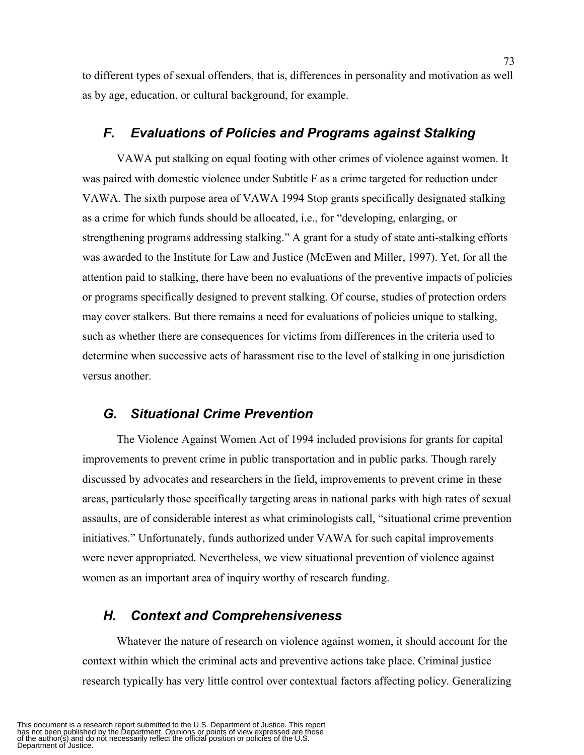to different types of sexual offenders, that is, differences in personality and motivation as well as by age, education, or cultural background, for example.

## *F. Evaluations of Policies and Programs against Stalking*

VAWA put stalking on equal footing with other crimes of violence against women. It was paired with domestic violence under Subtitle F as a crime targeted for reduction under VAWA. The sixth purpose area of VAWA 1994 Stop grants specifically designated stalking as a crime for which funds should be allocated, i.e., for "developing, enlarging, or strengthening programs addressing stalking." A grant for a study of state anti-stalking efforts was awarded to the Institute for Law and Justice (McEwen and Miller, 1997). Yet, for all the attention paid to stalking, there have been no evaluations of the preventive impacts of policies or programs specifically designed to prevent stalking. Of course, studies of protection orders may cover stalkers. But there remains a need for evaluations of policies unique to stalking, such as whether there are consequences for victims from differences in the criteria used to determine when successive acts of harassment rise to the level of stalking in one jurisdiction versus another.

## *G. Situational Crime Prevention*

The Violence Against Women Act of 1994 included provisions for grants for capital improvements to prevent crime in public transportation and in public parks. Though rarely discussed by advocates and researchers in the field, improvements to prevent crime in these areas, particularly those specifically targeting areas in national parks with high rates of sexual assaults, are of considerable interest as what criminologists call, "situational crime prevention initiatives." Unfortunately, funds authorized under VAWA for such capital improvements were never appropriated. Nevertheless, we view situational prevention of violence against women as an important area of inquiry worthy of research funding.

## *H. Context and Comprehensiveness*

Whatever the nature of research on violence against women, it should account for the context within which the criminal acts and preventive actions take place. Criminal justice research typically has very little control over contextual factors affecting policy. Generalizing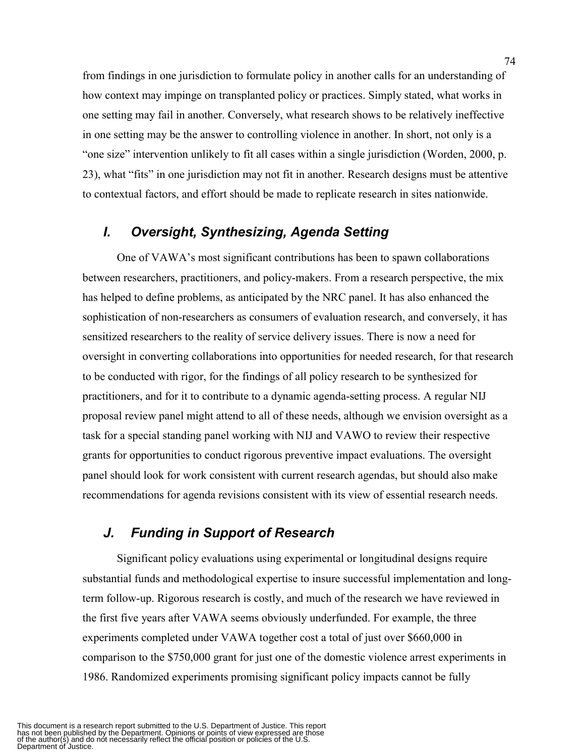from findings in one jurisdiction to formulate policy in another calls for an understanding of how context may impinge on transplanted policy or practices. Simply stated, what works in one setting may fail in another. Conversely, what research shows to be relatively ineffective in one setting may be the answer to controlling violence in another. In short, not only is a "one size" intervention unlikely to fit all cases within a single jurisdiction (Worden, 2000, p. 23), what "fits" in one jurisdiction may not fit in another. Research designs must be attentive to contextual factors, and effort should be made to replicate research in sites nationwide.

## *I. Oversight, Synthesizing, Agenda Setting*

One of VAWA's most significant contributions has been to spawn collaborations between researchers, practitioners, and policy-makers. From a research perspective, the mix has helped to define problems, as anticipated by the NRC panel. It has also enhanced the sophistication of non-researchers as consumers of evaluation research, and conversely, it has sensitized researchers to the reality of service delivery issues. There is now a need for oversight in converting collaborations into opportunities for needed research, for that research to be conducted with rigor, for the findings of all policy research to be synthesized for practitioners, and for it to contribute to a dynamic agenda-setting process. A regular NIJ proposal review panel might attend to all of these needs, although we envision oversight as a task for a special standing panel working with NIJ and VAWO to review their respective grants for opportunities to conduct rigorous preventive impact evaluations. The oversight panel should look for work consistent with current research agendas, but should also make recommendations for agenda revisions consistent with its view of essential research needs.

## *J. Funding in Support of Research*

Significant policy evaluations using experimental or longitudinal designs require substantial funds and methodological expertise to insure successful implementation and long-term follow-up. Rigorous research is costly, and much of the research we have reviewed in the first five years after VAWA seems obviously underfunded. For example, the three experiments completed under VAWA together cost a total of just over $660,000 in comparison to the $750,000 grant for just one of the domestic violence arrest experiments in 1986. Randomized experiments promising significant policy impacts cannot be fully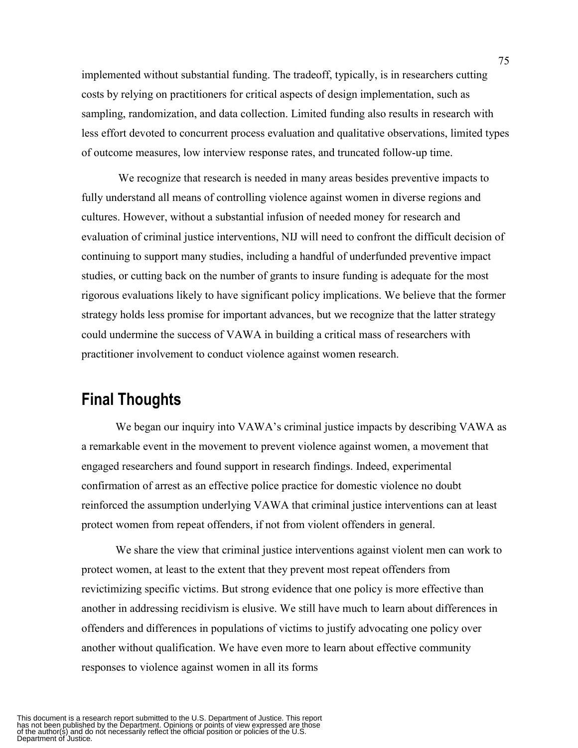implemented without substantial funding. The tradeoff, typically, is in researchers cutting costs by relying on practitioners for critical aspects of design implementation, such as sampling, randomization, and data collection. Limited funding also results in research with less effort devoted to concurrent process evaluation and qualitative observations, limited types of outcome measures, low interview response rates, and truncated follow-up time.

We recognize that research is needed in many areas besides preventive impacts to fully understand all means of controlling violence against women in diverse regions and cultures. However, without a substantial infusion of needed money for research and evaluation of criminal justice interventions, NIJ will need to confront the difficult decision of continuing to support many studies, including a handful of underfunded preventive impact studies, or cutting back on the number of grants to insure funding is adequate for the most rigorous evaluations likely to have significant policy implications. We believe that the former strategy holds less promise for important advances, but we recognize that the latter strategy could undermine the success of VAWA in building a critical mass of researchers with practitioner involvement to conduct violence against women research.

## Final Thoughts

We began our inquiry into VAWA's criminal justice impacts by describing VAWA as a remarkable event in the movement to prevent violence against women, a movement that engaged researchers and found support in research findings. Indeed, experimental confirmation of arrest as an effective police practice for domestic violence no doubt reinforced the assumption underlying VAWA that criminal justice interventions can at least protect women from repeat offenders, if not from violent offenders in general.

We share the view that criminal justice interventions against violent men can work to protect women, at least to the extent that they prevent most repeat offenders from revictimizing specific victims. But strong evidence that one policy is more effective than another in addressing recidivism is elusive. We still have much to learn about differences in offenders and differences in populations of victims to justify advocating one policy over another without qualification. We have even more to learn about effective community responses to violence against women in all its forms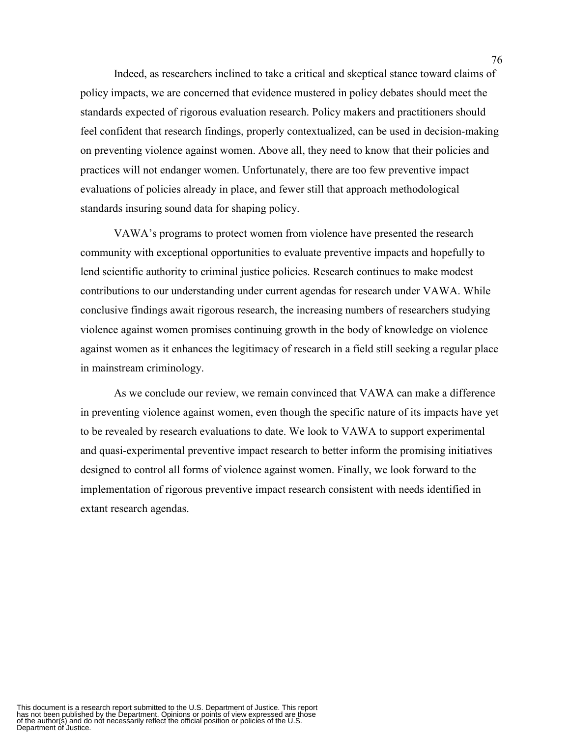Indeed, as researchers inclined to take a critical and skeptical stance toward claims of policy impacts, we are concerned that evidence mustered in policy debates should meet the standards expected of rigorous evaluation research. Policy makers and practitioners should feel confident that research findings, properly contextualized, can be used in decision-making on preventing violence against women. Above all, they need to know that their policies and practices will not endanger women. Unfortunately, there are too few preventive impact evaluations of policies already in place, and fewer still that approach methodological standards insuring sound data for shaping policy.

VAWA's programs to protect women from violence have presented the research community with exceptional opportunities to evaluate preventive impacts and hopefully to lend scientific authority to criminal justice policies. Research continues to make modest contributions to our understanding under current agendas for research under VAWA. While conclusive findings await rigorous research, the increasing numbers of researchers studying violence against women promises continuing growth in the body of knowledge on violence against women as it enhances the legitimacy of research in a field still seeking a regular place in mainstream criminology.

As we conclude our review, we remain convinced that VAWA can make a difference in preventing violence against women, even though the specific nature of its impacts have yet to be revealed by research evaluations to date. We look to VAWA to support experimental and quasi-experimental preventive impact research to better inform the promising initiatives designed to control all forms of violence against women. Finally, we look forward to the implementation of rigorous preventive impact research consistent with needs identified in extant research agendas.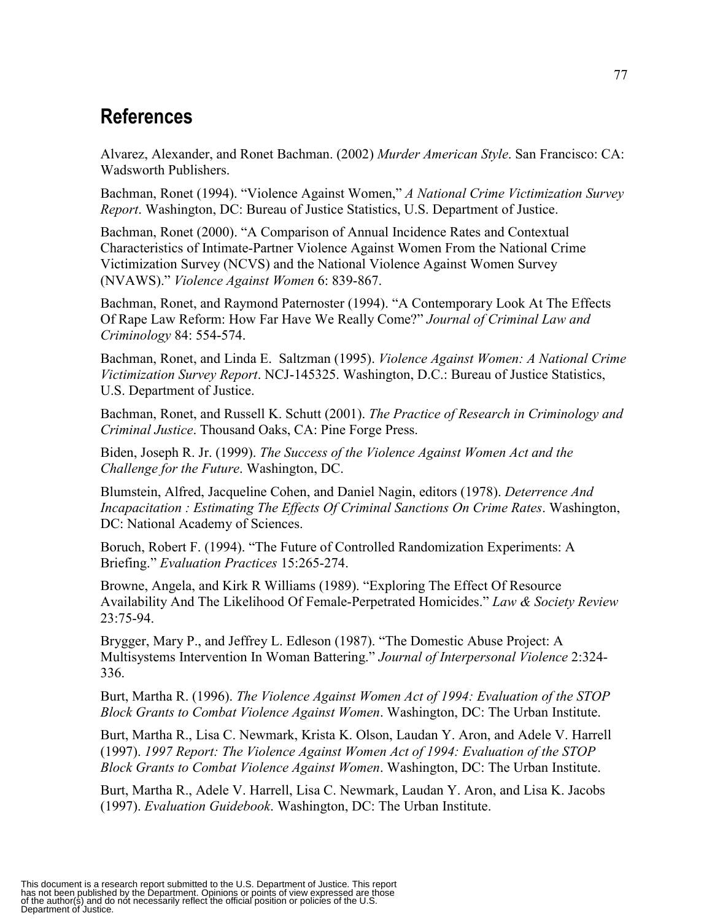## References

Alvarez, Alexander, and Ronet Bachman. (2002) *Murder American Style*. San Francisco: CA: Wadsworth Publishers.

Bachman, Ronet (1994). "Violence Against Women," *A National Crime Victimization Survey Report*. Washington, DC: Bureau of Justice Statistics, U.S. Department of Justice.

Bachman, Ronet (2000). "A Comparison of Annual Incidence Rates and Contextual Characteristics of Intimate-Partner Violence Against Women From the National Crime Victimization Survey (NCVS) and the National Violence Against Women Survey (NVAWS)." *Violence Against Women* 6: 839-867.

Bachman, Ronet, and Raymond Paternoster (1994). "A Contemporary Look At The Effects Of Rape Law Reform: How Far Have We Really Come?" *Journal of Criminal Law and Criminology* 84: 554-574.

Bachman, Ronet, and Linda E. Saltzman (1995). *Violence Against Women: A National Crime Victimization Survey Report*. NCJ-145325. Washington, D.C.: Bureau of Justice Statistics, U.S. Department of Justice.

Bachman, Ronet, and Russell K. Schutt (2001). *The Practice of Research in Criminology and Criminal Justice*. Thousand Oaks, CA: Pine Forge Press.

Biden, Joseph R. Jr. (1999). *The Success of the Violence Against Women Act and the Challenge for the Future*. Washington, DC.

Blumstein, Alfred, Jacqueline Cohen, and Daniel Nagin, editors (1978). *Deterrence And Incapacitation : Estimating The Effects Of Criminal Sanctions On Crime Rates*. Washington, DC: National Academy of Sciences.

Boruch, Robert F. (1994). "The Future of Controlled Randomization Experiments: A Briefing." *Evaluation Practices* 15:265-274.

Browne, Angela, and Kirk R Williams (1989). "Exploring The Effect Of Resource Availability And The Likelihood Of Female-Perpetrated Homicides." *Law & Society Review* 23:75-94.

Brygger, Mary P., and Jeffrey L. Edleson (1987). "The Domestic Abuse Project: A Multisystems Intervention In Woman Battering." *Journal of Interpersonal Violence* 2:324-336.

Burt, Martha R. (1996). *The Violence Against Women Act of 1994: Evaluation of the STOP Block Grants to Combat Violence Against Women*. Washington, DC: The Urban Institute.

Burt, Martha R., Lisa C. Newmark, Krista K. Olson, Laudan Y. Aron, and Adele V. Harrell (1997). *1997 Report: The Violence Against Women Act of 1994: Evaluation of the STOP Block Grants to Combat Violence Against Women*. Washington, DC: The Urban Institute.

Burt, Martha R., Adele V. Harrell, Lisa C. Newmark, Laudan Y. Aron, and Lisa K. Jacobs (1997). *Evaluation Guidebook*. Washington, DC: The Urban Institute.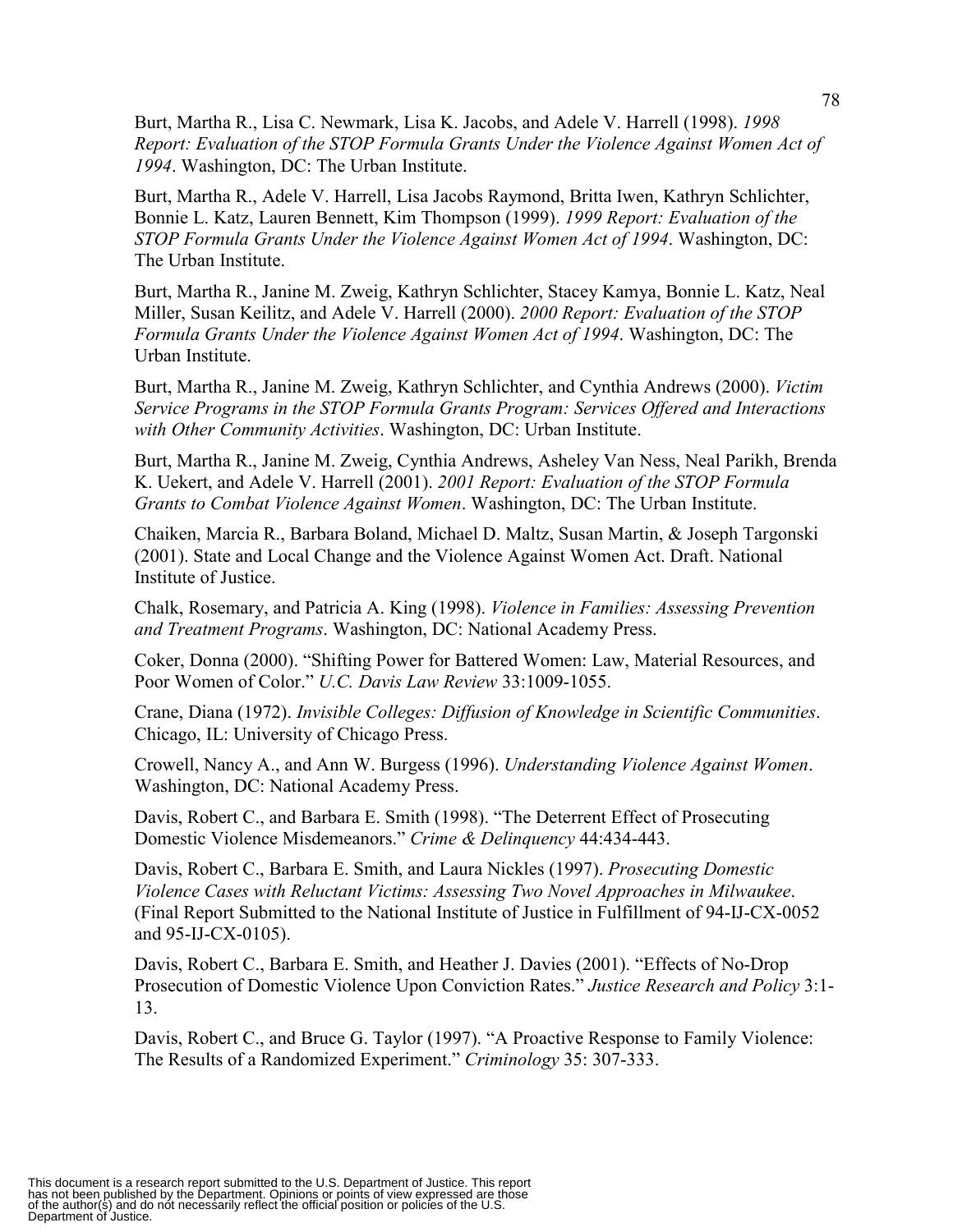Burt, Martha R., Lisa C. Newmark, Lisa K. Jacobs, and Adele V. Harrell (1998). *1998 Report: Evaluation of the STOP Formula Grants Under the Violence Against Women Act of 1994*. Washington, DC: The Urban Institute.

Burt, Martha R., Adele V. Harrell, Lisa Jacobs Raymond, Britta Iwen, Kathryn Schlichter, Bonnie L. Katz, Lauren Bennett, Kim Thompson (1999). *1999 Report: Evaluation of the STOP Formula Grants Under the Violence Against Women Act of 1994*. Washington, DC: The Urban Institute.

Burt, Martha R., Janine M. Zweig, Kathryn Schlichter, Stacey Kamya, Bonnie L. Katz, Neal Miller, Susan Keilitz, and Adele V. Harrell (2000). *2000 Report: Evaluation of the STOP Formula Grants Under the Violence Against Women Act of 1994*. Washington, DC: The Urban Institute.

Burt, Martha R., Janine M. Zweig, Kathryn Schlichter, and Cynthia Andrews (2000). *Victim Service Programs in the STOP Formula Grants Program: Services Offered and Interactions with Other Community Activities*. Washington, DC: Urban Institute.

Burt, Martha R., Janine M. Zweig, Cynthia Andrews, Asheley Van Ness, Neal Parikh, Brenda K. Uekert, and Adele V. Harrell (2001). *2001 Report: Evaluation of the STOP Formula Grants to Combat Violence Against Women*. Washington, DC: The Urban Institute.

Chaiken, Marcia R., Barbara Boland, Michael D. Maltz, Susan Martin, & Joseph Targonski (2001). State and Local Change and the Violence Against Women Act. Draft. National Institute of Justice.

Chalk, Rosemary, and Patricia A. King (1998). *Violence in Families: Assessing Prevention and Treatment Programs*. Washington, DC: National Academy Press.

Coker, Donna (2000). "Shifting Power for Battered Women: Law, Material Resources, and Poor Women of Color." *U.C. Davis Law Review* 33:1009-1055.

Crane, Diana (1972). *Invisible Colleges: Diffusion of Knowledge in Scientific Communities*. Chicago, IL: University of Chicago Press.

Crowell, Nancy A., and Ann W. Burgess (1996). *Understanding Violence Against Women*. Washington, DC: National Academy Press.

Davis, Robert C., and Barbara E. Smith (1998). "The Deterrent Effect of Prosecuting Domestic Violence Misdemeanors." *Crime & Delinquency* 44:434-443.

Davis, Robert C., Barbara E. Smith, and Laura Nickles (1997). *Prosecuting Domestic Violence Cases with Reluctant Victims: Assessing Two Novel Approaches in Milwaukee*. (Final Report Submitted to the National Institute of Justice in Fulfillment of 94-IJ-CX-0052 and 95-IJ-CX-0105).

Davis, Robert C., Barbara E. Smith, and Heather J. Davies (2001). "Effects of No-Drop Prosecution of Domestic Violence Upon Conviction Rates." *Justice Research and Policy* 3:1-13.

Davis, Robert C., and Bruce G. Taylor (1997). "A Proactive Response to Family Violence: The Results of a Randomized Experiment." *Criminology* 35: 307-333.

This document is a research report submitted to the U.S. Department of Justice. This report has not been published by the Department. Opinions or points of view expressed are those of the author(s) and do not necessarily reflect the official position or policies of the U.S. Department of Justice.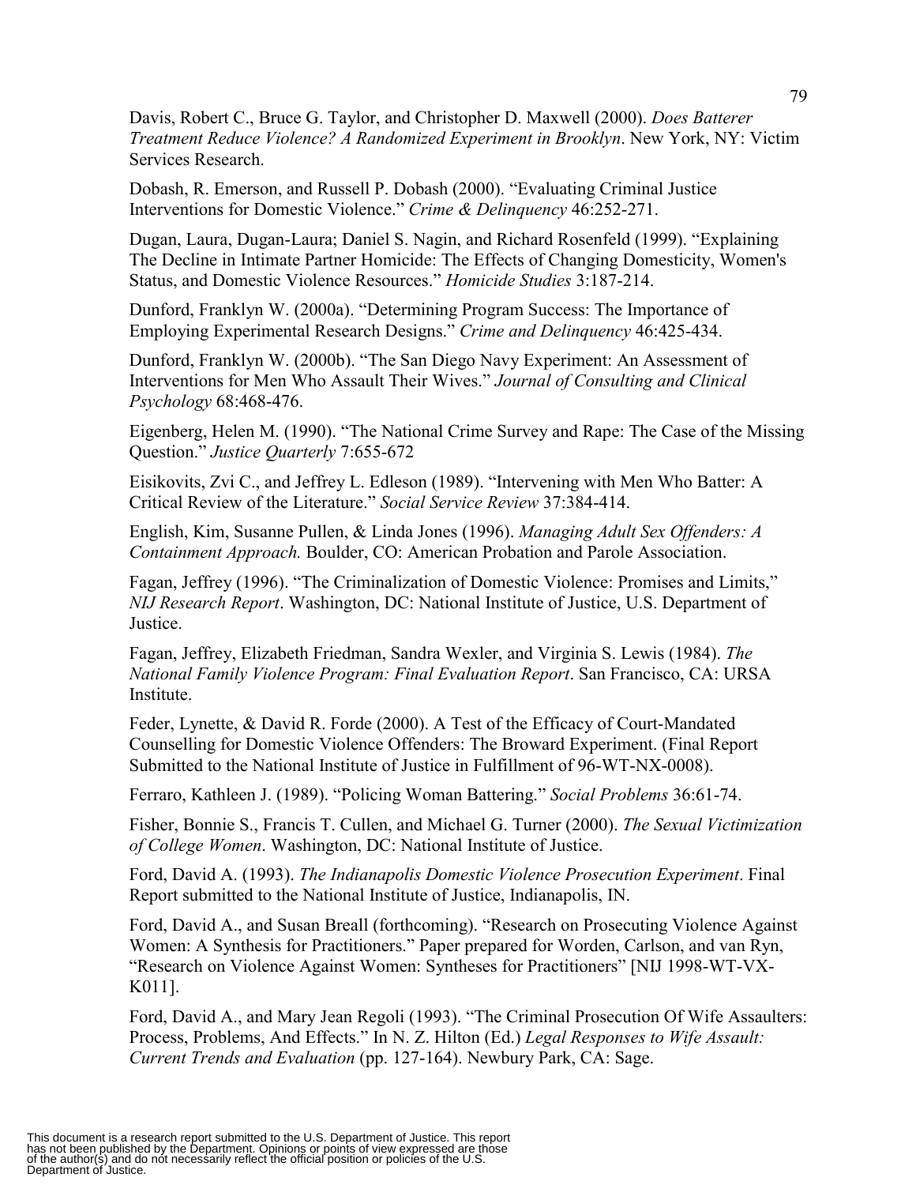Davis, Robert C., Bruce G. Taylor, and Christopher D. Maxwell (2000). *Does Batterer Treatment Reduce Violence? A Randomized Experiment in Brooklyn*. New York, NY: Victim Services Research.

Dobash, R. Emerson, and Russell P. Dobash (2000). "Evaluating Criminal Justice Interventions for Domestic Violence." *Crime & Delinquency* 46:252-271.

Dugan, Laura, Dugan-Laura; Daniel S. Nagin, and Richard Rosenfeld (1999). "Explaining The Decline in Intimate Partner Homicide: The Effects of Changing Domesticity, Women's Status, and Domestic Violence Resources." *Homicide Studies* 3:187-214.

Dunford, Franklyn W. (2000a). "Determining Program Success: The Importance of Employing Experimental Research Designs." *Crime and Delinquency* 46:425-434.

Dunford, Franklyn W. (2000b). "The San Diego Navy Experiment: An Assessment of Interventions for Men Who Assault Their Wives." *Journal of Consulting and Clinical Psychology* 68:468-476.

Eigenberg, Helen M. (1990). "The National Crime Survey and Rape: The Case of the Missing Question." *Justice Quarterly* 7:655-672

Eisikovits, Zvi C., and Jeffrey L. Edleson (1989). "Intervening with Men Who Batter: A Critical Review of the Literature." *Social Service Review* 37:384-414.

English, Kim, Susanne Pullen, & Linda Jones (1996). *Managing Adult Sex Offenders: A Containment Approach.* Boulder, CO: American Probation and Parole Association.

Fagan, Jeffrey (1996). "The Criminalization of Domestic Violence: Promises and Limits," *NIJ Research Report*. Washington, DC: National Institute of Justice, U.S. Department of Justice.

Fagan, Jeffrey, Elizabeth Friedman, Sandra Wexler, and Virginia S. Lewis (1984). *The National Family Violence Program: Final Evaluation Report*. San Francisco, CA: URSA Institute.

Feder, Lynette, & David R. Forde (2000). A Test of the Efficacy of Court-Mandated Counselling for Domestic Violence Offenders: The Broward Experiment. (Final Report Submitted to the National Institute of Justice in Fulfillment of 96-WT-NX-0008).

Ferraro, Kathleen J. (1989). "Policing Woman Battering." *Social Problems* 36:61-74.

Fisher, Bonnie S., Francis T. Cullen, and Michael G. Turner (2000). *The Sexual Victimization of College Women*. Washington, DC: National Institute of Justice.

Ford, David A. (1993). *The Indianapolis Domestic Violence Prosecution Experiment*. Final Report submitted to the National Institute of Justice, Indianapolis, IN.

Ford, David A., and Susan Breall (forthcoming). "Research on Prosecuting Violence Against Women: A Synthesis for Practitioners." Paper prepared for Worden, Carlson, and van Ryn, "Research on Violence Against Women: Syntheses for Practitioners" [NIJ 1998-WT-VX-K011].

Ford, David A., and Mary Jean Regoli (1993). "The Criminal Prosecution Of Wife Assaulters: Process, Problems, And Effects." In N. Z. Hilton (Ed.) *Legal Responses to Wife Assault: Current Trends and Evaluation* (pp. 127-164). Newbury Park, CA: Sage.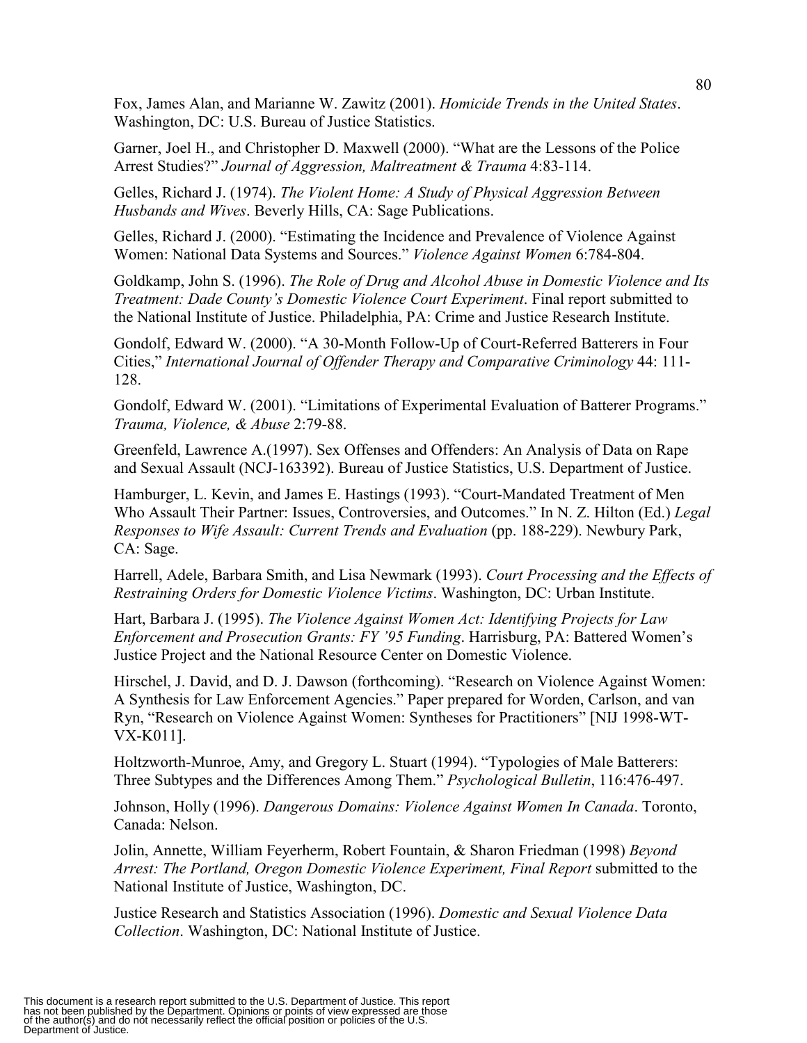Fox, James Alan, and Marianne W. Zawitz (2001). *Homicide Trends in the United States*. Washington, DC: U.S. Bureau of Justice Statistics.

Garner, Joel H., and Christopher D. Maxwell (2000). "What are the Lessons of the Police Arrest Studies?" *Journal of Aggression, Maltreatment & Trauma* 4:83-114.

Gelles, Richard J. (1974). *The Violent Home: A Study of Physical Aggression Between Husbands and Wives*. Beverly Hills, CA: Sage Publications.

Gelles, Richard J. (2000). "Estimating the Incidence and Prevalence of Violence Against Women: National Data Systems and Sources." *Violence Against Women* 6:784-804.

Goldkamp, John S. (1996). *The Role of Drug and Alcohol Abuse in Domestic Violence and Its Treatment: Dade County's Domestic Violence Court Experiment*. Final report submitted to the National Institute of Justice. Philadelphia, PA: Crime and Justice Research Institute.

Gondolf, Edward W. (2000). "A 30-Month Follow-Up of Court-Referred Batterers in Four Cities," *International Journal of Offender Therapy and Comparative Criminology* 44: 111-128.

Gondolf, Edward W. (2001). "Limitations of Experimental Evaluation of Batterer Programs." *Trauma, Violence, & Abuse* 2:79-88.

Greenfeld, Lawrence A.(1997). Sex Offenses and Offenders: An Analysis of Data on Rape and Sexual Assault (NCJ-163392). Bureau of Justice Statistics, U.S. Department of Justice.

Hamburger, L. Kevin, and James E. Hastings (1993). "Court-Mandated Treatment of Men Who Assault Their Partner: Issues, Controversies, and Outcomes." In N. Z. Hilton (Ed.) *Legal Responses to Wife Assault: Current Trends and Evaluation* (pp. 188-229). Newbury Park, CA: Sage.

Harrell, Adele, Barbara Smith, and Lisa Newmark (1993). *Court Processing and the Effects of Restraining Orders for Domestic Violence Victims*. Washington, DC: Urban Institute.

Hart, Barbara J. (1995). *The Violence Against Women Act: Identifying Projects for Law Enforcement and Prosecution Grants: FY '95 Funding*. Harrisburg, PA: Battered Women's Justice Project and the National Resource Center on Domestic Violence.

Hirschel, J. David, and D. J. Dawson (forthcoming). "Research on Violence Against Women: A Synthesis for Law Enforcement Agencies." Paper prepared for Worden, Carlson, and van Ryn, "Research on Violence Against Women: Syntheses for Practitioners" [NIJ 1998-WT-VX-K011].

Holtzworth-Munroe, Amy, and Gregory L. Stuart (1994). "Typologies of Male Batterers: Three Subtypes and the Differences Among Them." *Psychological Bulletin*, 116:476-497.

Johnson, Holly (1996). *Dangerous Domains: Violence Against Women In Canada*. Toronto, Canada: Nelson.

Jolin, Annette, William Feyerherm, Robert Fountain, & Sharon Friedman (1998) *Beyond Arrest: The Portland, Oregon Domestic Violence Experiment, Final Report* submitted to the National Institute of Justice, Washington, DC.

Justice Research and Statistics Association (1996). *Domestic and Sexual Violence Data Collection*. Washington, DC: National Institute of Justice.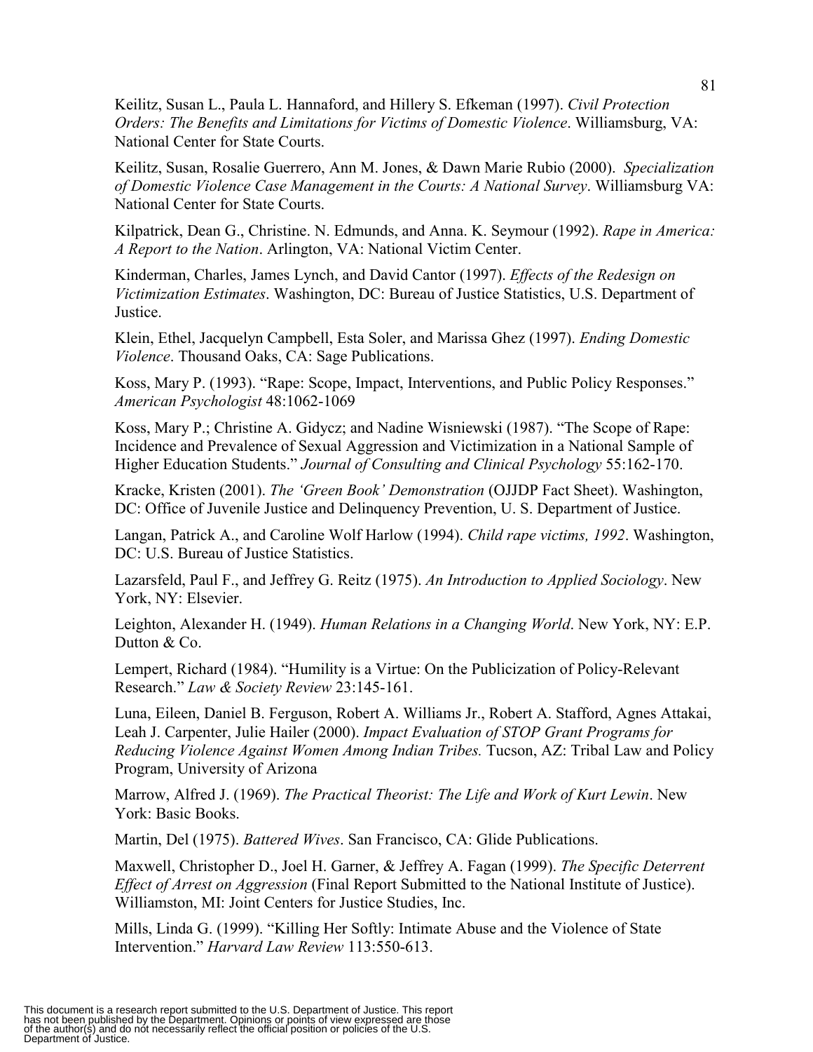Keilitz, Susan L., Paula L. Hannaford, and Hillery S. Efkeman (1997). *Civil Protection Orders: The Benefits and Limitations for Victims of Domestic Violence*. Williamsburg, VA: National Center for State Courts.

Keilitz, Susan, Rosalie Guerrero, Ann M. Jones, & Dawn Marie Rubio (2000). *Specialization of Domestic Violence Case Management in the Courts: A National Survey*. Williamsburg VA: National Center for State Courts.

Kilpatrick, Dean G., Christine. N. Edmunds, and Anna. K. Seymour (1992). *Rape in America: A Report to the Nation*. Arlington, VA: National Victim Center.

Kinderman, Charles, James Lynch, and David Cantor (1997). *Effects of the Redesign on Victimization Estimates*. Washington, DC: Bureau of Justice Statistics, U.S. Department of Justice.

Klein, Ethel, Jacquelyn Campbell, Esta Soler, and Marissa Ghez (1997). *Ending Domestic Violence*. Thousand Oaks, CA: Sage Publications.

Koss, Mary P. (1993). "Rape: Scope, Impact, Interventions, and Public Policy Responses." *American Psychologist* 48:1062-1069

Koss, Mary P.; Christine A. Gidycz; and Nadine Wisniewski (1987). "The Scope of Rape: Incidence and Prevalence of Sexual Aggression and Victimization in a National Sample of Higher Education Students." *Journal of Consulting and Clinical Psychology* 55:162-170.

Kracke, Kristen (2001). *The 'Green Book' Demonstration* (OJJDP Fact Sheet). Washington, DC: Office of Juvenile Justice and Delinquency Prevention, U. S. Department of Justice.

Langan, Patrick A., and Caroline Wolf Harlow (1994). *Child rape victims, 1992*. Washington, DC: U.S. Bureau of Justice Statistics.

Lazarsfeld, Paul F., and Jeffrey G. Reitz (1975). *An Introduction to Applied Sociology*. New York, NY: Elsevier.

Leighton, Alexander H. (1949). *Human Relations in a Changing World*. New York, NY: E.P. Dutton & Co.

Lempert, Richard (1984). "Humility is a Virtue: On the Publicization of Policy-Relevant Research." *Law & Society Review* 23:145-161.

Luna, Eileen, Daniel B. Ferguson, Robert A. Williams Jr., Robert A. Stafford, Agnes Attakai, Leah J. Carpenter, Julie Hailer (2000). *Impact Evaluation of STOP Grant Programs for Reducing Violence Against Women Among Indian Tribes.* Tucson, AZ: Tribal Law and Policy Program, University of Arizona

Marrow, Alfred J. (1969). *The Practical Theorist: The Life and Work of Kurt Lewin*. New York: Basic Books.

Martin, Del (1975). *Battered Wives*. San Francisco, CA: Glide Publications.

Maxwell, Christopher D., Joel H. Garner, & Jeffrey A. Fagan (1999). *The Specific Deterrent Effect of Arrest on Aggression* (Final Report Submitted to the National Institute of Justice). Williamston, MI: Joint Centers for Justice Studies, Inc.

Mills, Linda G. (1999). "Killing Her Softly: Intimate Abuse and the Violence of State Intervention." *Harvard Law Review* 113:550-613.

This document is a research report submitted to the U.S. Department of Justice. This report has not been published by the Department. Opinions or points of view expressed are those of the author(s) and do not necessarily reflect the official position or policies of the U.S. Department of Justice.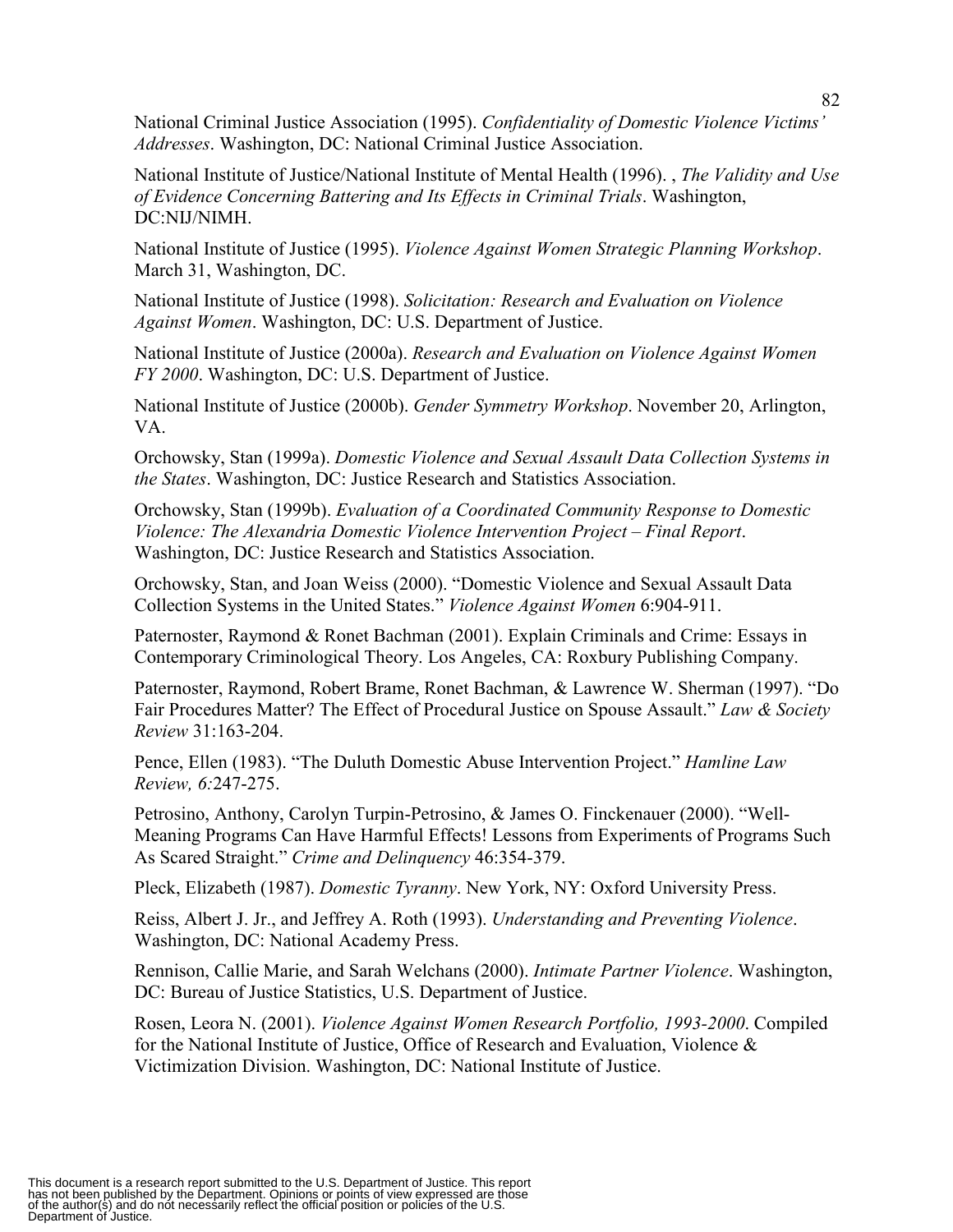National Criminal Justice Association (1995). *Confidentiality of Domestic Violence Victims' Addresses*. Washington, DC: National Criminal Justice Association.

National Institute of Justice/National Institute of Mental Health (1996). , *The Validity and Use of Evidence Concerning Battering and Its Effects in Criminal Trials*. Washington, DC:NIJ/NIMH.

National Institute of Justice (1995). *Violence Against Women Strategic Planning Workshop*. March 31, Washington, DC.

National Institute of Justice (1998). *Solicitation: Research and Evaluation on Violence Against Women*. Washington, DC: U.S. Department of Justice.

National Institute of Justice (2000a). *Research and Evaluation on Violence Against Women FY 2000*. Washington, DC: U.S. Department of Justice.

National Institute of Justice (2000b). *Gender Symmetry Workshop*. November 20, Arlington, VA.

Orchowsky, Stan (1999a). *Domestic Violence and Sexual Assault Data Collection Systems in the States*. Washington, DC: Justice Research and Statistics Association.

Orchowsky, Stan (1999b). *Evaluation of a Coordinated Community Response to Domestic Violence: The Alexandria Domestic Violence Intervention Project – Final Report*. Washington, DC: Justice Research and Statistics Association.

Orchowsky, Stan, and Joan Weiss (2000). "Domestic Violence and Sexual Assault Data Collection Systems in the United States." *Violence Against Women* 6:904-911.

Paternoster, Raymond & Ronet Bachman (2001). Explain Criminals and Crime: Essays in Contemporary Criminological Theory. Los Angeles, CA: Roxbury Publishing Company.

Paternoster, Raymond, Robert Brame, Ronet Bachman, & Lawrence W. Sherman (1997). "Do Fair Procedures Matter? The Effect of Procedural Justice on Spouse Assault." *Law & Society Review* 31:163-204.

Pence, Ellen (1983). "The Duluth Domestic Abuse Intervention Project." *Hamline Law Review, 6:*247-275.

Petrosino, Anthony, Carolyn Turpin-Petrosino, & James O. Finckenauer (2000). "Well-Meaning Programs Can Have Harmful Effects! Lessons from Experiments of Programs Such As Scared Straight." *Crime and Delinquency* 46:354-379.

Pleck, Elizabeth (1987). *Domestic Tyranny*. New York, NY: Oxford University Press.

Reiss, Albert J. Jr., and Jeffrey A. Roth (1993). *Understanding and Preventing Violence*. Washington, DC: National Academy Press.

Rennison, Callie Marie, and Sarah Welchans (2000). *Intimate Partner Violence*. Washington, DC: Bureau of Justice Statistics, U.S. Department of Justice.

Rosen, Leora N. (2001). *Violence Against Women Research Portfolio, 1993-2000*. Compiled for the National Institute of Justice, Office of Research and Evaluation, Violence & Victimization Division. Washington, DC: National Institute of Justice.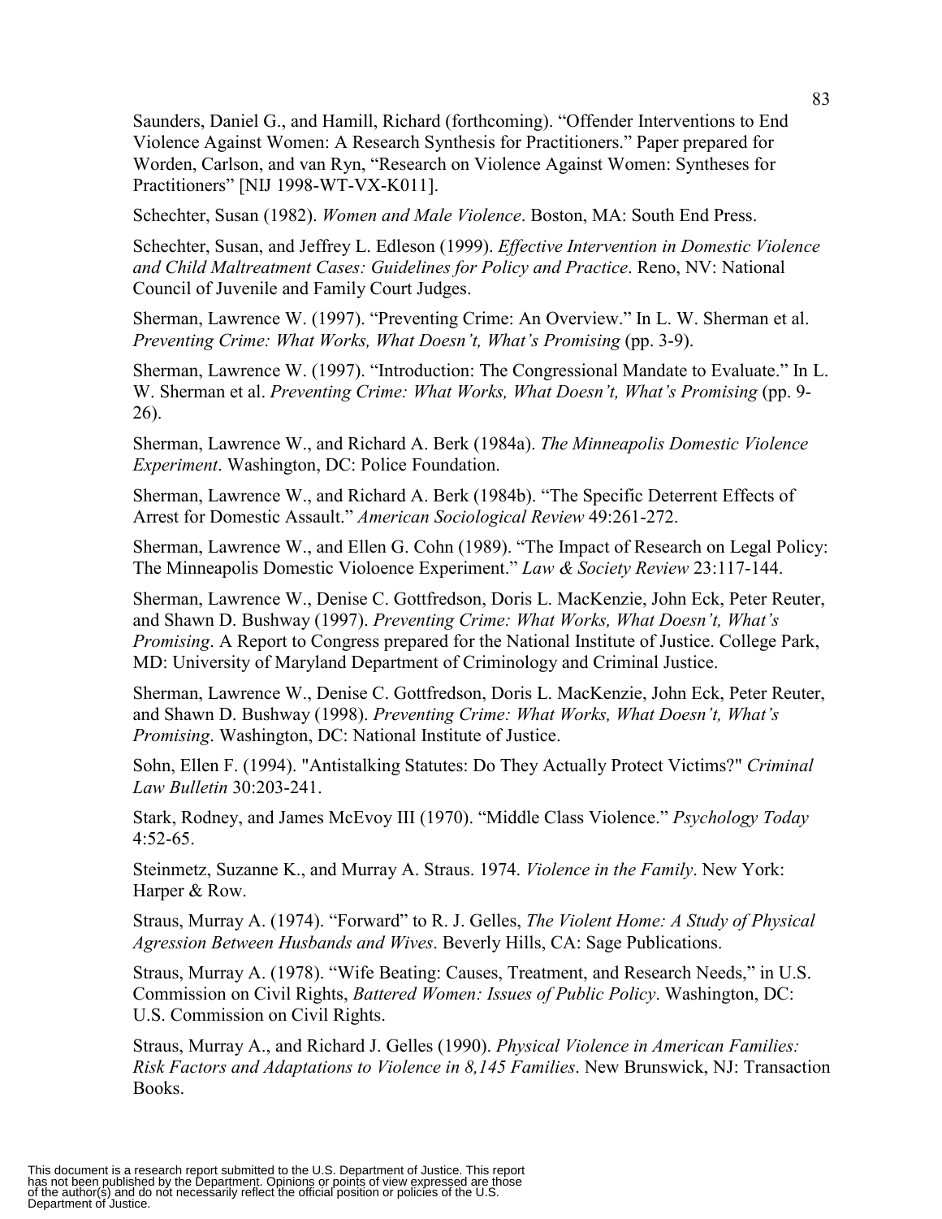Saunders, Daniel G., and Hamill, Richard (forthcoming). "Offender Interventions to End Violence Against Women: A Research Synthesis for Practitioners." Paper prepared for Worden, Carlson, and van Ryn, "Research on Violence Against Women: Syntheses for Practitioners" [NIJ 1998-WT-VX-K011].

Schechter, Susan (1982). *Women and Male Violence*. Boston, MA: South End Press.

Schechter, Susan, and Jeffrey L. Edleson (1999). *Effective Intervention in Domestic Violence and Child Maltreatment Cases: Guidelines for Policy and Practice*. Reno, NV: National Council of Juvenile and Family Court Judges.

Sherman, Lawrence W. (1997). "Preventing Crime: An Overview." In L. W. Sherman et al. *Preventing Crime: What Works, What Doesn't, What's Promising* (pp. 3-9).

Sherman, Lawrence W. (1997). "Introduction: The Congressional Mandate to Evaluate." In L. W. Sherman et al. *Preventing Crime: What Works, What Doesn't, What's Promising* (pp. 9-26).

Sherman, Lawrence W., and Richard A. Berk (1984a). *The Minneapolis Domestic Violence Experiment*. Washington, DC: Police Foundation.

Sherman, Lawrence W., and Richard A. Berk (1984b). "The Specific Deterrent Effects of Arrest for Domestic Assault." *American Sociological Review* 49:261-272.

Sherman, Lawrence W., and Ellen G. Cohn (1989). "The Impact of Research on Legal Policy: The Minneapolis Domestic Violoence Experiment." *Law & Society Review* 23:117-144.

Sherman, Lawrence W., Denise C. Gottfredson, Doris L. MacKenzie, John Eck, Peter Reuter, and Shawn D. Bushway (1997). *Preventing Crime: What Works, What Doesn't, What's Promising*. A Report to Congress prepared for the National Institute of Justice. College Park, MD: University of Maryland Department of Criminology and Criminal Justice.

Sherman, Lawrence W., Denise C. Gottfredson, Doris L. MacKenzie, John Eck, Peter Reuter, and Shawn D. Bushway (1998). *Preventing Crime: What Works, What Doesn't, What's Promising*. Washington, DC: National Institute of Justice.

Sohn, Ellen F. (1994). "Antistalking Statutes: Do They Actually Protect Victims?" *Criminal Law Bulletin* 30:203-241.

Stark, Rodney, and James McEvoy III (1970). "Middle Class Violence." *Psychology Today* 4:52-65.

Steinmetz, Suzanne K., and Murray A. Straus. 1974. *Violence in the Family*. New York: Harper & Row.

Straus, Murray A. (1974). "Forward" to R. J. Gelles, *The Violent Home: A Study of Physical Agression Between Husbands and Wives*. Beverly Hills, CA: Sage Publications.

Straus, Murray A. (1978). "Wife Beating: Causes, Treatment, and Research Needs," in U.S. Commission on Civil Rights, *Battered Women: Issues of Public Policy*. Washington, DC: U.S. Commission on Civil Rights.

Straus, Murray A., and Richard J. Gelles (1990). *Physical Violence in American Families: Risk Factors and Adaptations to Violence in 8,145 Families*. New Brunswick, NJ: Transaction Books.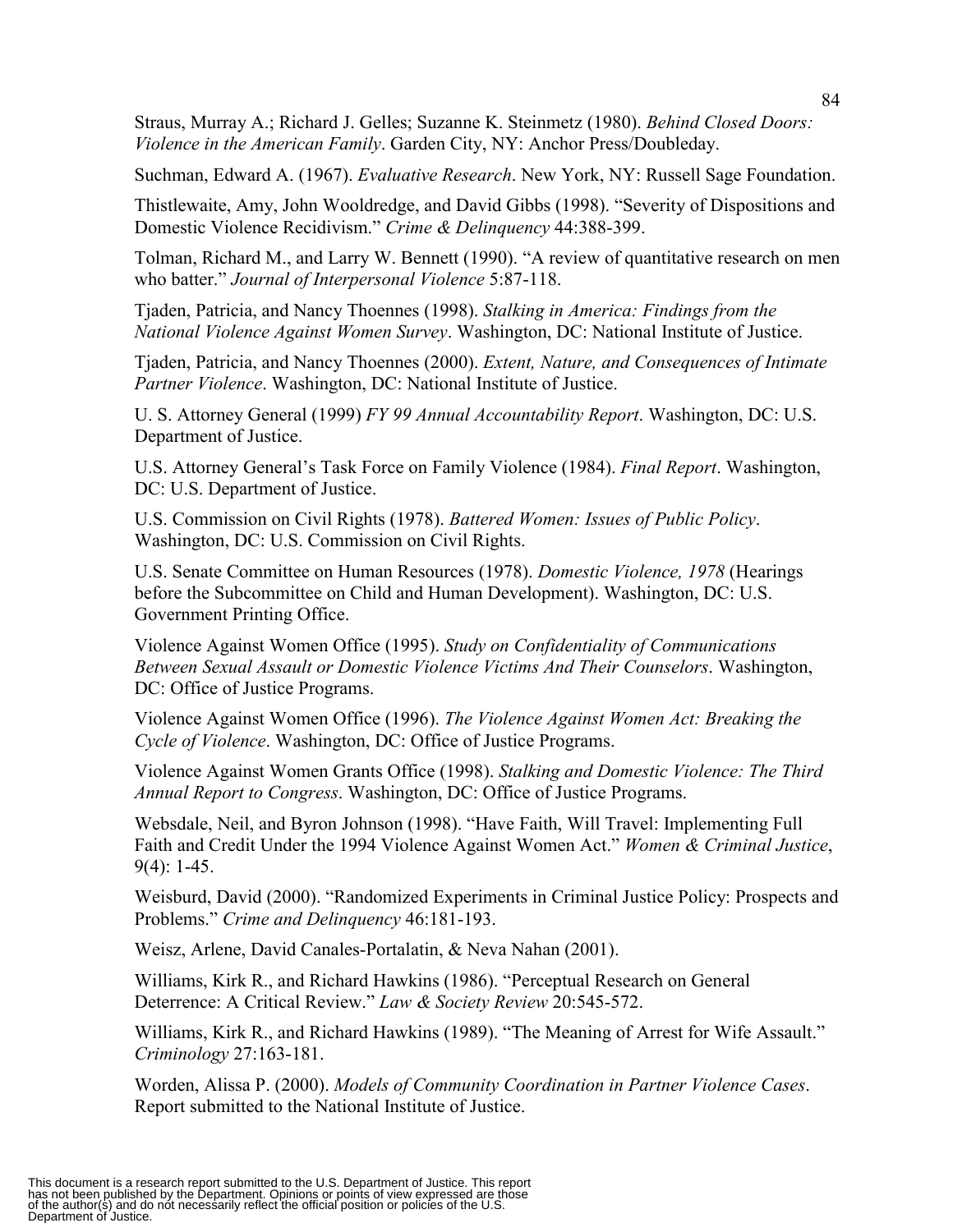Straus, Murray A.; Richard J. Gelles; Suzanne K. Steinmetz (1980). *Behind Closed Doors: Violence in the American Family*. Garden City, NY: Anchor Press/Doubleday.

Suchman, Edward A. (1967). *Evaluative Research*. New York, NY: Russell Sage Foundation.

Thistlewaite, Amy, John Wooldredge, and David Gibbs (1998). "Severity of Dispositions and Domestic Violence Recidivism." *Crime & Delinquency* 44:388-399.

Tolman, Richard M., and Larry W. Bennett (1990). "A review of quantitative research on men who batter." *Journal of Interpersonal Violence* 5:87-118.

Tjaden, Patricia, and Nancy Thoennes (1998). *Stalking in America: Findings from the National Violence Against Women Survey*. Washington, DC: National Institute of Justice.

Tjaden, Patricia, and Nancy Thoennes (2000). *Extent, Nature, and Consequences of Intimate Partner Violence*. Washington, DC: National Institute of Justice.

U. S. Attorney General (1999) *FY 99 Annual Accountability Report*. Washington, DC: U.S. Department of Justice.

U.S. Attorney General's Task Force on Family Violence (1984). *Final Report*. Washington, DC: U.S. Department of Justice.

U.S. Commission on Civil Rights (1978). *Battered Women: Issues of Public Policy*. Washington, DC: U.S. Commission on Civil Rights.

U.S. Senate Committee on Human Resources (1978). *Domestic Violence, 1978* (Hearings before the Subcommittee on Child and Human Development). Washington, DC: U.S. Government Printing Office.

Violence Against Women Office (1995). *Study on Confidentiality of Communications Between Sexual Assault or Domestic Violence Victims And Their Counselors*. Washington, DC: Office of Justice Programs.

Violence Against Women Office (1996). *The Violence Against Women Act: Breaking the Cycle of Violence*. Washington, DC: Office of Justice Programs.

Violence Against Women Grants Office (1998). *Stalking and Domestic Violence: The Third Annual Report to Congress*. Washington, DC: Office of Justice Programs.

Websdale, Neil, and Byron Johnson (1998). "Have Faith, Will Travel: Implementing Full Faith and Credit Under the 1994 Violence Against Women Act." *Women & Criminal Justice*, 9(4): 1-45.

Weisburd, David (2000). "Randomized Experiments in Criminal Justice Policy: Prospects and Problems." *Crime and Delinquency* 46:181-193.

Weisz, Arlene, David Canales-Portalatin, & Neva Nahan (2001).

Williams, Kirk R., and Richard Hawkins (1986). "Perceptual Research on General Deterrence: A Critical Review." *Law & Society Review* 20:545-572.

Williams, Kirk R., and Richard Hawkins (1989). "The Meaning of Arrest for Wife Assault." *Criminology* 27:163-181.

Worden, Alissa P. (2000). *Models of Community Coordination in Partner Violence Cases*. Report submitted to the National Institute of Justice.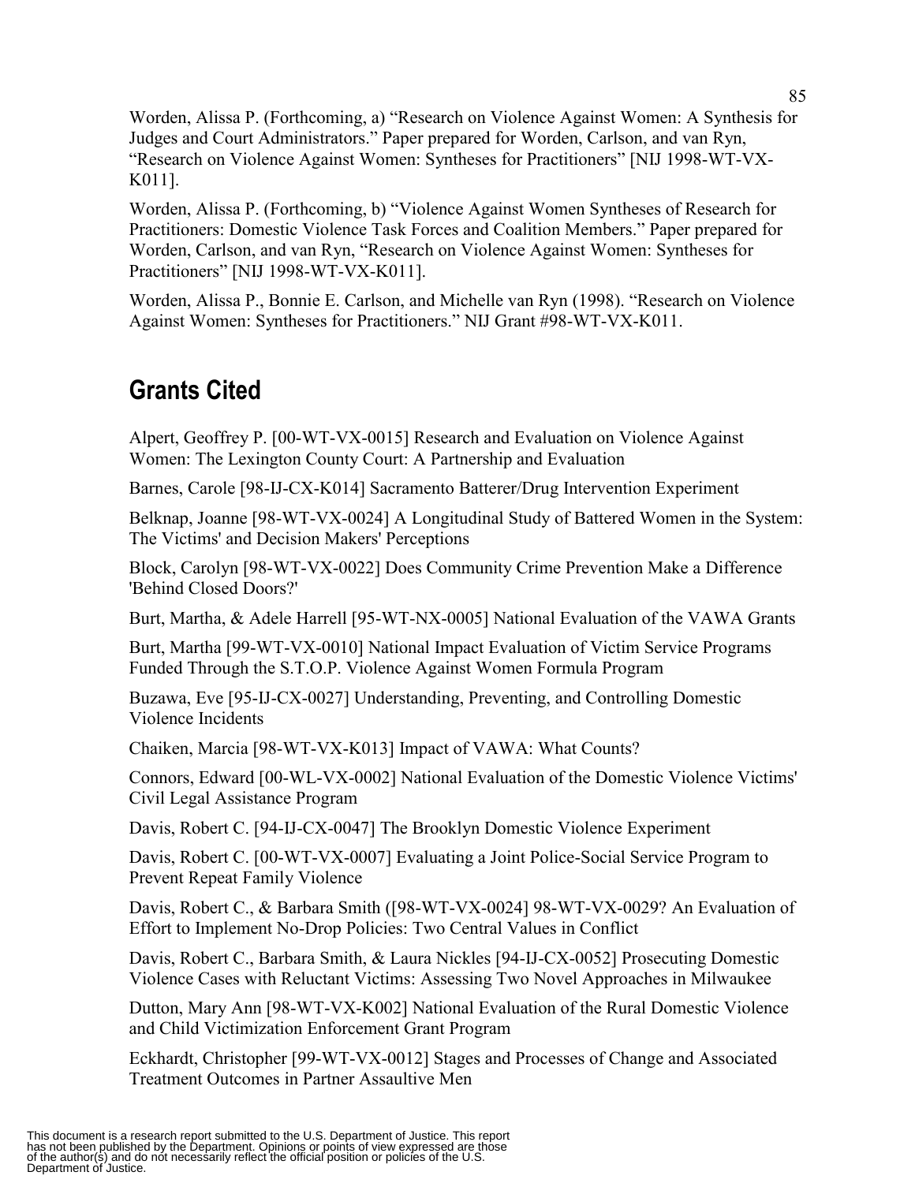Worden, Alissa P. (Forthcoming, a) "Research on Violence Against Women: A Synthesis for Judges and Court Administrators." Paper prepared for Worden, Carlson, and van Ryn, "Research on Violence Against Women: Syntheses for Practitioners" [NIJ 1998-WT-VX-K011].

Worden, Alissa P. (Forthcoming, b) "Violence Against Women Syntheses of Research for Practitioners: Domestic Violence Task Forces and Coalition Members." Paper prepared for Worden, Carlson, and van Ryn, "Research on Violence Against Women: Syntheses for Practitioners" [NIJ 1998-WT-VX-K011].

Worden, Alissa P., Bonnie E. Carlson, and Michelle van Ryn (1998). "Research on Violence Against Women: Syntheses for Practitioners." NIJ Grant #98-WT-VX-K011.

## Grants Cited

Alpert, Geoffrey P. [00-WT-VX-0015] Research and Evaluation on Violence Against Women: The Lexington County Court: A Partnership and Evaluation

Barnes, Carole [98-IJ-CX-K014] Sacramento Batterer/Drug Intervention Experiment

Belknap, Joanne [98-WT-VX-0024] A Longitudinal Study of Battered Women in the System: The Victims' and Decision Makers' Perceptions

Block, Carolyn [98-WT-VX-0022] Does Community Crime Prevention Make a Difference 'Behind Closed Doors?'

Burt, Martha, & Adele Harrell [95-WT-NX-0005] National Evaluation of the VAWA Grants

Burt, Martha [99-WT-VX-0010] National Impact Evaluation of Victim Service Programs Funded Through the S.T.O.P. Violence Against Women Formula Program

Buzawa, Eve [95-IJ-CX-0027] Understanding, Preventing, and Controlling Domestic Violence Incidents

Chaiken, Marcia [98-WT-VX-K013] Impact of VAWA: What Counts?

Connors, Edward [00-WL-VX-0002] National Evaluation of the Domestic Violence Victims' Civil Legal Assistance Program

Davis, Robert C. [94-IJ-CX-0047] The Brooklyn Domestic Violence Experiment

Davis, Robert C. [00-WT-VX-0007] Evaluating a Joint Police-Social Service Program to Prevent Repeat Family Violence

Davis, Robert C., & Barbara Smith ([98-WT-VX-0024] 98-WT-VX-0029? An Evaluation of Effort to Implement No-Drop Policies: Two Central Values in Conflict

Davis, Robert C., Barbara Smith, & Laura Nickles [94-IJ-CX-0052] Prosecuting Domestic Violence Cases with Reluctant Victims: Assessing Two Novel Approaches in Milwaukee

Dutton, Mary Ann [98-WT-VX-K002] National Evaluation of the Rural Domestic Violence and Child Victimization Enforcement Grant Program

Eckhardt, Christopher [99-WT-VX-0012] Stages and Processes of Change and Associated Treatment Outcomes in Partner Assaultive Men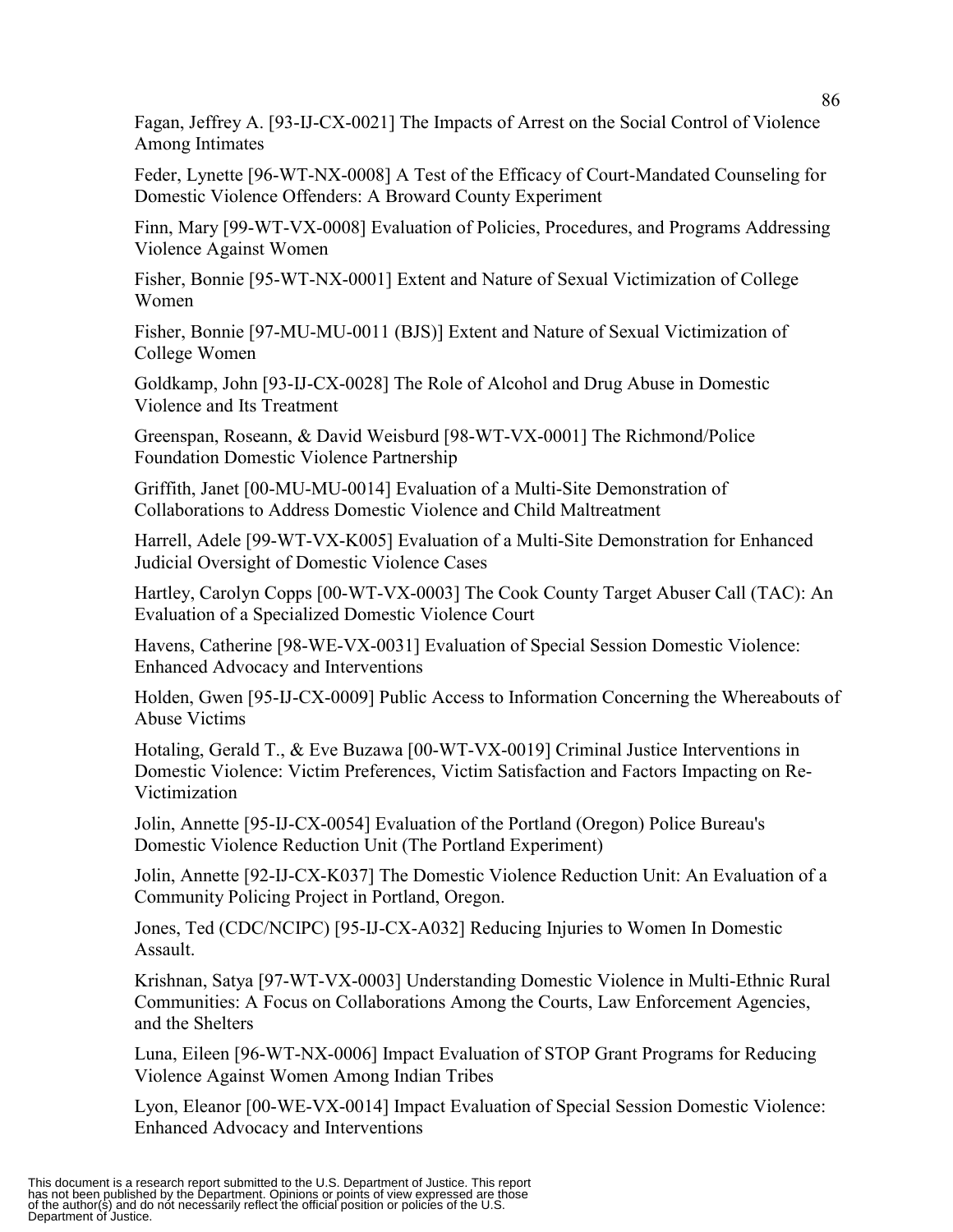Fagan, Jeffrey A. [93-IJ-CX-0021] The Impacts of Arrest on the Social Control of Violence Among Intimates

Feder, Lynette [96-WT-NX-0008] A Test of the Efficacy of Court-Mandated Counseling for Domestic Violence Offenders: A Broward County Experiment

Finn, Mary [99-WT-VX-0008] Evaluation of Policies, Procedures, and Programs Addressing Violence Against Women

Fisher, Bonnie [95-WT-NX-0001] Extent and Nature of Sexual Victimization of College Women

Fisher, Bonnie [97-MU-MU-0011 (BJS)] Extent and Nature of Sexual Victimization of College Women

Goldkamp, John [93-IJ-CX-0028] The Role of Alcohol and Drug Abuse in Domestic Violence and Its Treatment

Greenspan, Roseann, & David Weisburd [98-WT-VX-0001] The Richmond/Police Foundation Domestic Violence Partnership

Griffith, Janet [00-MU-MU-0014] Evaluation of a Multi-Site Demonstration of Collaborations to Address Domestic Violence and Child Maltreatment

Harrell, Adele [99-WT-VX-K005] Evaluation of a Multi-Site Demonstration for Enhanced Judicial Oversight of Domestic Violence Cases

Hartley, Carolyn Copps [00-WT-VX-0003] The Cook County Target Abuser Call (TAC): An Evaluation of a Specialized Domestic Violence Court

Havens, Catherine [98-WE-VX-0031] Evaluation of Special Session Domestic Violence: Enhanced Advocacy and Interventions

Holden, Gwen [95-IJ-CX-0009] Public Access to Information Concerning the Whereabouts of Abuse Victims

Hotaling, Gerald T., & Eve Buzawa [00-WT-VX-0019] Criminal Justice Interventions in Domestic Violence: Victim Preferences, Victim Satisfaction and Factors Impacting on Re-Victimization

Jolin, Annette [95-IJ-CX-0054] Evaluation of the Portland (Oregon) Police Bureau's Domestic Violence Reduction Unit (The Portland Experiment)

Jolin, Annette [92-IJ-CX-K037] The Domestic Violence Reduction Unit: An Evaluation of a Community Policing Project in Portland, Oregon.

Jones, Ted (CDC/NCIPC) [95-IJ-CX-A032] Reducing Injuries to Women In Domestic Assault.

Krishnan, Satya [97-WT-VX-0003] Understanding Domestic Violence in Multi-Ethnic Rural Communities: A Focus on Collaborations Among the Courts, Law Enforcement Agencies, and the Shelters

Luna, Eileen [96-WT-NX-0006] Impact Evaluation of STOP Grant Programs for Reducing Violence Against Women Among Indian Tribes

Lyon, Eleanor [00-WE-VX-0014] Impact Evaluation of Special Session Domestic Violence: Enhanced Advocacy and Interventions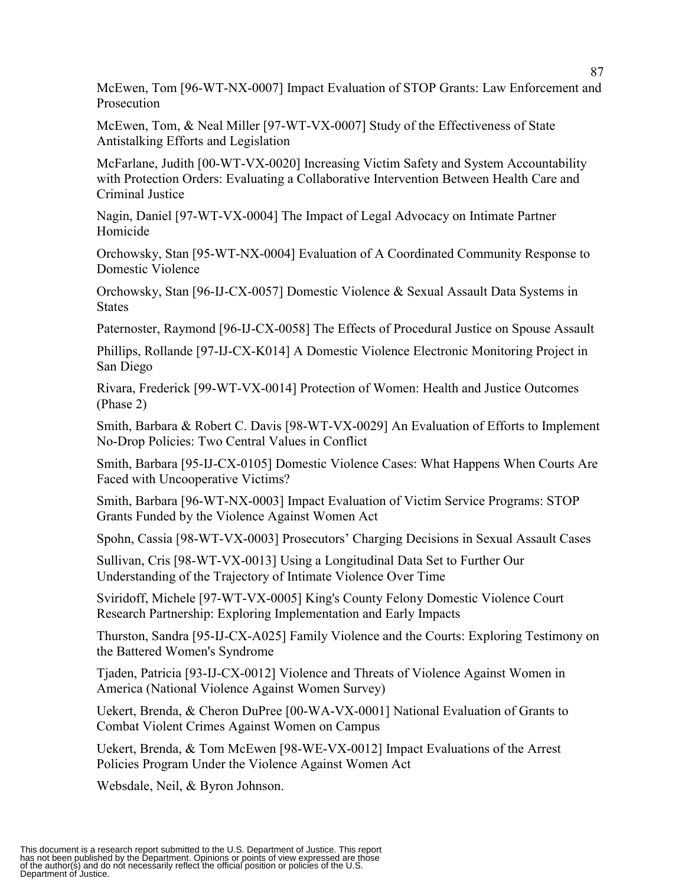McEwen, Tom [96-WT-NX-0007] Impact Evaluation of STOP Grants: Law Enforcement and Prosecution

McEwen, Tom, & Neal Miller [97-WT-VX-0007] Study of the Effectiveness of State Antistalking Efforts and Legislation

McFarlane, Judith [00-WT-VX-0020] Increasing Victim Safety and System Accountability with Protection Orders: Evaluating a Collaborative Intervention Between Health Care and Criminal Justice

Nagin, Daniel [97-WT-VX-0004] The Impact of Legal Advocacy on Intimate Partner Homicide

Orchowsky, Stan [95-WT-NX-0004] Evaluation of A Coordinated Community Response to Domestic Violence

Orchowsky, Stan [96-IJ-CX-0057] Domestic Violence & Sexual Assault Data Systems in States

Paternoster, Raymond [96-IJ-CX-0058] The Effects of Procedural Justice on Spouse Assault

Phillips, Rollande [97-IJ-CX-K014] A Domestic Violence Electronic Monitoring Project in San Diego

Rivara, Frederick [99-WT-VX-0014] Protection of Women: Health and Justice Outcomes (Phase 2)

Smith, Barbara & Robert C. Davis [98-WT-VX-0029] An Evaluation of Efforts to Implement No-Drop Policies: Two Central Values in Conflict

Smith, Barbara [95-IJ-CX-0105] Domestic Violence Cases: What Happens When Courts Are Faced with Uncooperative Victims?

Smith, Barbara [96-WT-NX-0003] Impact Evaluation of Victim Service Programs: STOP Grants Funded by the Violence Against Women Act

Spohn, Cassia [98-WT-VX-0003] Prosecutors' Charging Decisions in Sexual Assault Cases

Sullivan, Cris [98-WT-VX-0013] Using a Longitudinal Data Set to Further Our Understanding of the Trajectory of Intimate Violence Over Time

Sviridoff, Michele [97-WT-VX-0005] King's County Felony Domestic Violence Court Research Partnership: Exploring Implementation and Early Impacts

Thurston, Sandra [95-IJ-CX-A025] Family Violence and the Courts: Exploring Testimony on the Battered Women's Syndrome

Tjaden, Patricia [93-IJ-CX-0012] Violence and Threats of Violence Against Women in America (National Violence Against Women Survey)

Uekert, Brenda, & Cheron DuPree [00-WA-VX-0001] National Evaluation of Grants to Combat Violent Crimes Against Women on Campus

Uekert, Brenda, & Tom McEwen [98-WE-VX-0012] Impact Evaluations of the Arrest Policies Program Under the Violence Against Women Act

Websdale, Neil, & Byron Johnson.

This document is a research report submitted to the U.S. Department of Justice. This report has not been published by the Department. Opinions or points of view expressed are those of the author(s) and do not necessarily reflect the official position or policies of the U.S. Department of Justice.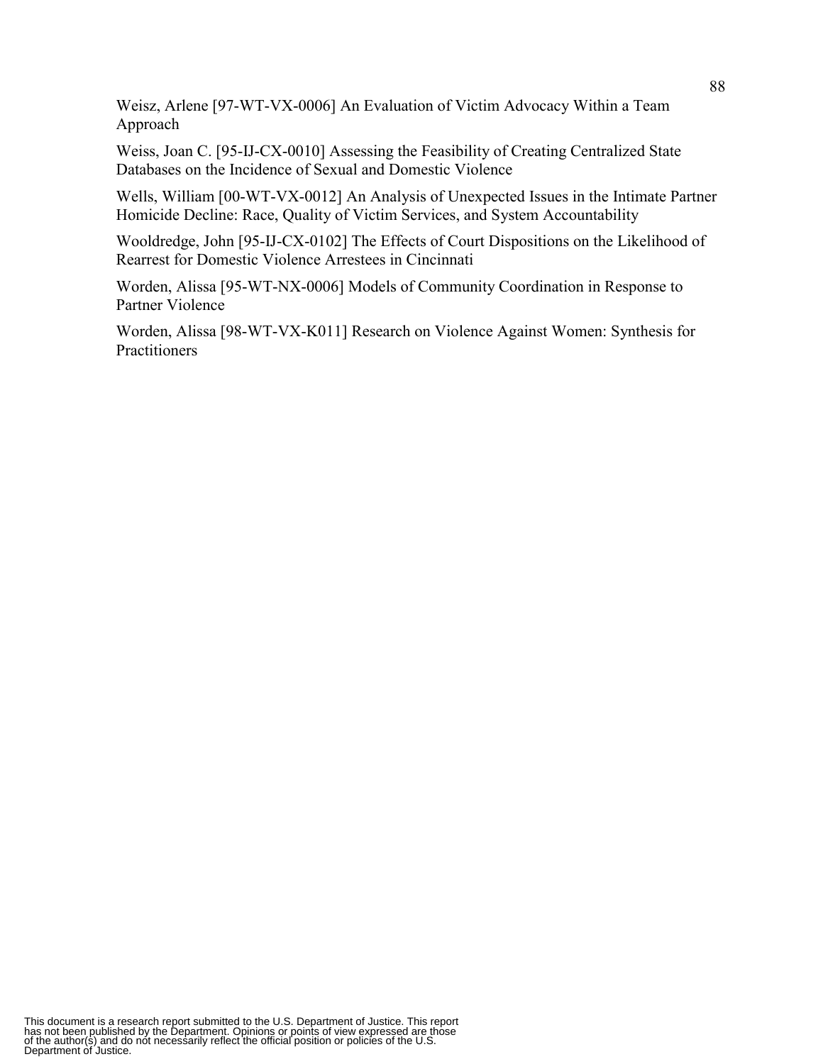Weisz, Arlene [97-WT-VX-0006] An Evaluation of Victim Advocacy Within a Team Approach

Weiss, Joan C. [95-IJ-CX-0010] Assessing the Feasibility of Creating Centralized State Databases on the Incidence of Sexual and Domestic Violence

Wells, William [00-WT-VX-0012] An Analysis of Unexpected Issues in the Intimate Partner Homicide Decline: Race, Quality of Victim Services, and System Accountability

Wooldredge, John [95-IJ-CX-0102] The Effects of Court Dispositions on the Likelihood of Rearrest for Domestic Violence Arrestees in Cincinnati

Worden, Alissa [95-WT-NX-0006] Models of Community Coordination in Response to Partner Violence

Worden, Alissa [98-WT-VX-K011] Research on Violence Against Women: Synthesis for Practitioners

This document is a research report submitted to the U.S. Department of Justice. This report has not been published by the Department. Opinions or points of view expressed are those of the author(s) and do not necessarily reflect the official position or policies of the U.S. Department of Justice.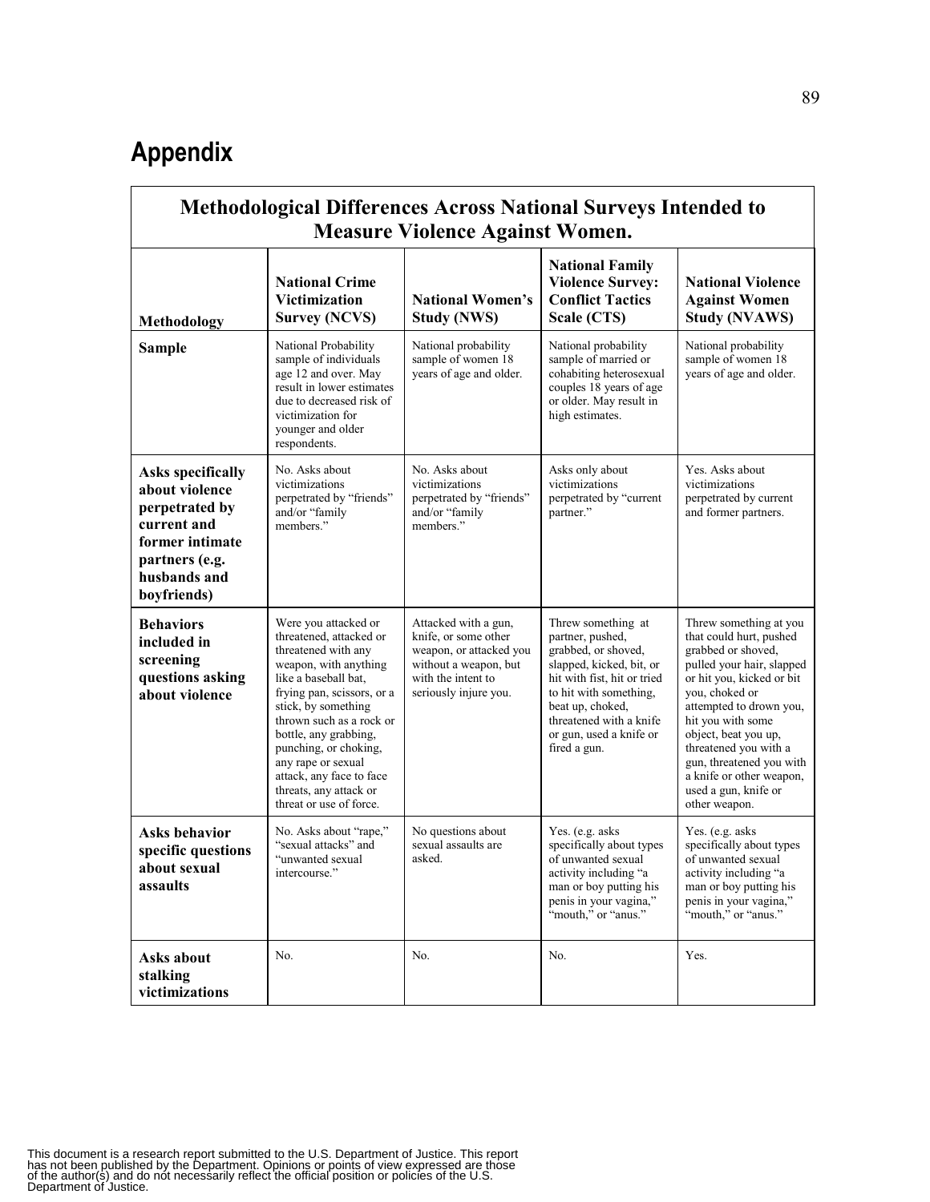# Appendix

**Methodological Differences Across National Surveys Intended to Measure Violence Against Women.**

| Methodology | National Crime Victimization Survey (NCVS) | National Women's Study (NWS) | National Family Violence Survey: Conflict Tactics Scale (CTS) | National Violence Against Women Study (NVAWS) |
|---|---|---|---|---|
| **Sample** | National Probability sample of individuals age 12 and over. May result in lower estimates due to decreased risk of victimization for younger and older respondents. | National probability sample of women 18 years of age and older. | National probability sample of married or cohabiting heterosexual couples 18 years of age or older. May result in high estimates. | National probability sample of women 18 years of age and older. |
| **Asks specifically about violence perpetrated by current and former intimate partners (e.g. husbands and boyfriends)** | No. Asks about victimizations perpetrated by "friends" and/or "family members." | No. Asks about victimizations perpetrated by "friends" and/or "family members." | Asks only about victimizations perpetrated by "current partner." | Yes. Asks about victimizations perpetrated by current and former partners. |
| **Behaviors included in screening questions asking about violence** | Were you attacked or threatened, attacked or threatened with any weapon, with anything like a baseball bat, frying pan, scissors, or a stick, by something thrown such as a rock or bottle, any grabbing, punching, or choking, any rape or sexual attack, any face to face threats, any attack or threat or use of force. | Attacked with a gun, knife, or some other weapon, or attacked you without a weapon, but with the intent to seriously injure you. | Threw something at partner, pushed, grabbed, or shoved, slapped, kicked, bit, or hit with fist, hit or tried to hit with something, beat up, choked, threatened with a knife or gun, used a knife or fired a gun. | Threw something at you that could hurt, pushed grabbed or shoved, pulled your hair, slapped or hit you, kicked or bit you, choked or attempted to drown you, hit you with some object, beat you up, threatened you with a gun, threatened you with a knife or other weapon, used a gun, knife or other weapon. |
| **Asks behavior specific questions about sexual assaults** | No. Asks about "rape," "sexual attacks" and "unwanted sexual intercourse." | No questions about sexual assaults are asked. | Yes. (e.g. asks specifically about types of unwanted sexual activity including "a man or boy putting his penis in your vagina," "mouth," or "anus." | Yes. (e.g. asks specifically about types of unwanted sexual activity including "a man or boy putting his penis in your vagina," "mouth," or "anus." |
| **Asks about stalking victimizations** | No. | No. | No. | Yes. |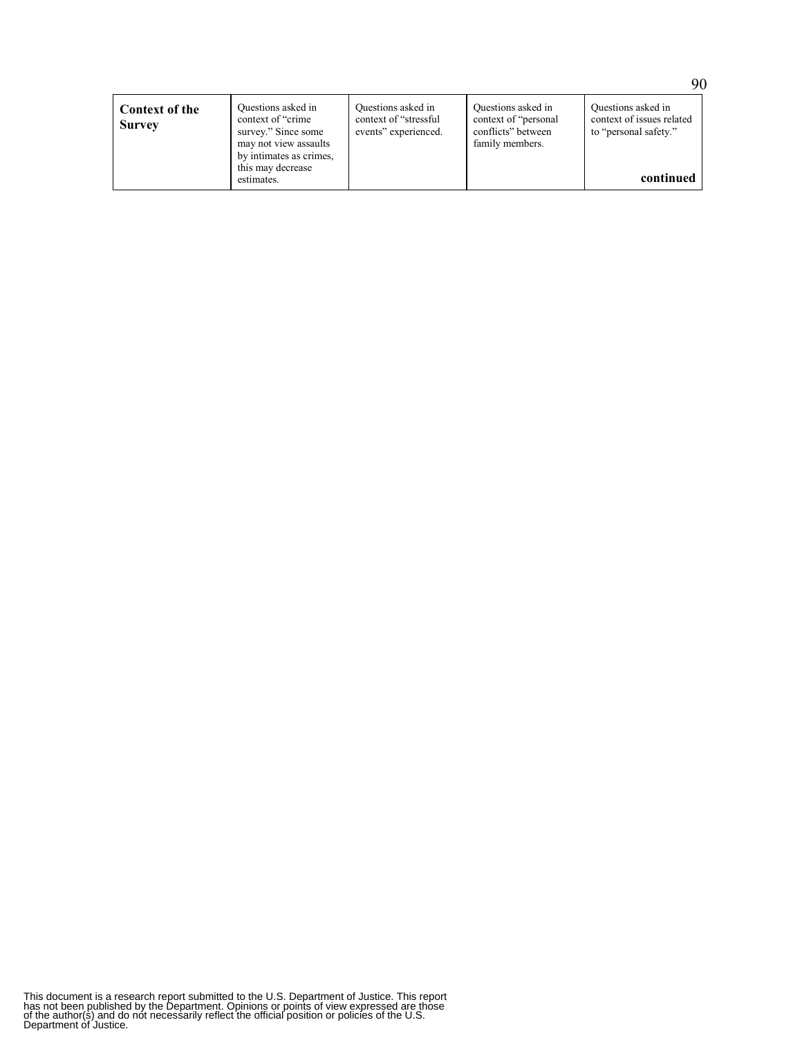| **Context of the Survey** | Questions asked in context of "crime survey." Since some may not view assaults by intimates as crimes, this may decrease estimates. | Questions asked in context of "stressful events" experienced. | Questions asked in context of "personal conflicts" between family members. | Questions asked in context of issues related to "personal safety." |
|---|---|---|---|---|

**continued**

This document is a research report submitted to the U.S. Department of Justice. This report has not been published by the Department. Opinions or points of view expressed are those of the author(s) and do not necessarily reflect the official position or policies of the U.S. Department of Justice.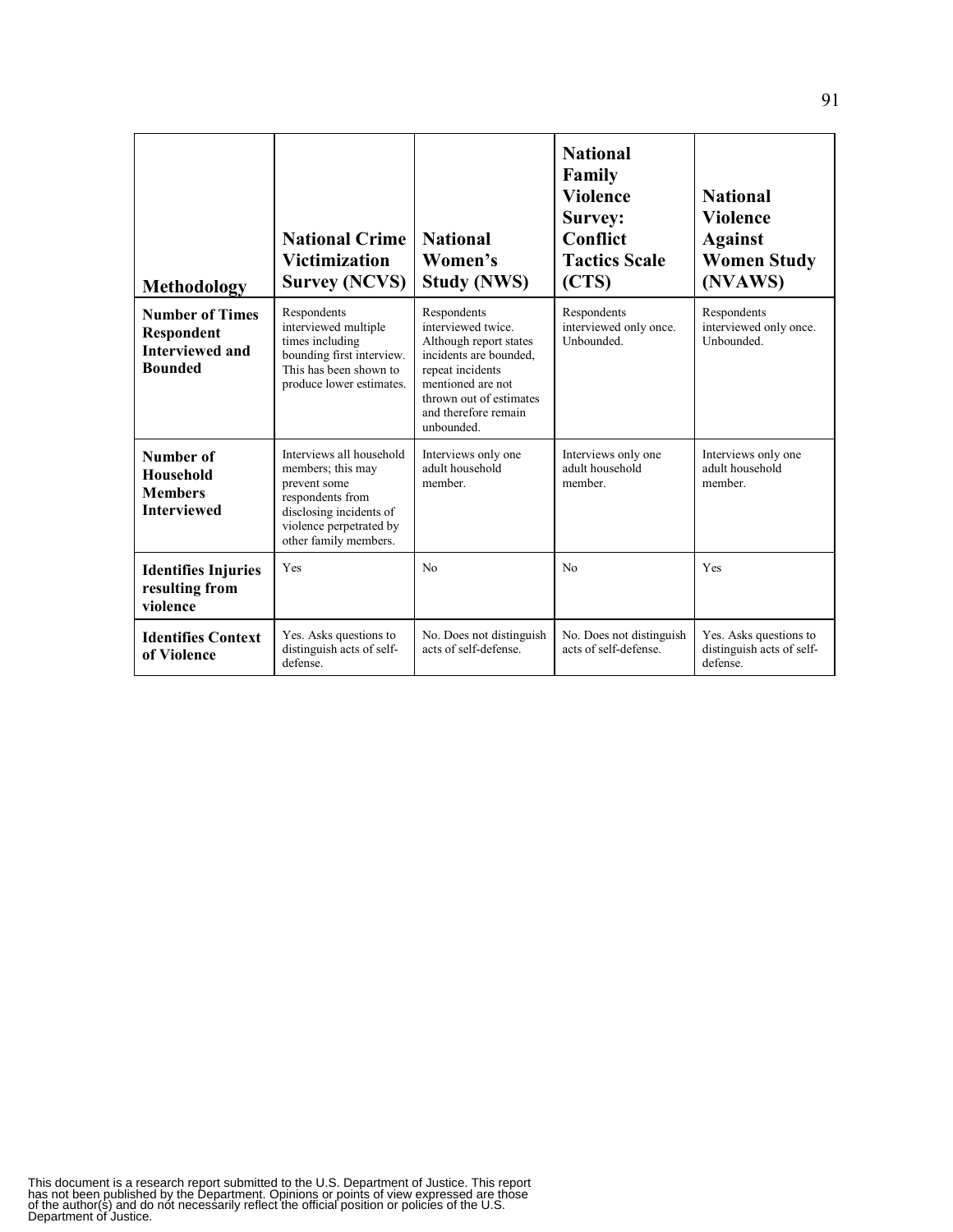| Methodology | National Crime Victimization Survey (NCVS) | National Women's Study (NWS) | National Family Violence Survey: Conflict Tactics Scale (CTS) | National Violence Against Women Study (NVAWS) |
|---|---|---|---|---|
| **Number of Times Respondent Interviewed and Bounded** | Respondents interviewed multiple times including bounding first interview. This has been shown to produce lower estimates. | Respondents interviewed twice. Although report states incidents are bounded, repeat incidents mentioned are not thrown out of estimates and therefore remain unbounded. | Respondents interviewed only once. Unbounded. | Respondents interviewed only once. Unbounded. |
| **Number of Household Members Interviewed** | Interviews all household members; this may prevent some respondents from disclosing incidents of violence perpetrated by other family members. | Interviews only one adult household member. | Interviews only one adult household member. | Interviews only one adult household member. |
| **Identifies Injuries resulting from violence** | Yes | No | No | Yes |
| **Identifies Context of Violence** | Yes. Asks questions to distinguish acts of self-defense. | No. Does not distinguish acts of self-defense. | No. Does not distinguish acts of self-defense. | Yes. Asks questions to distinguish acts of self-defense. |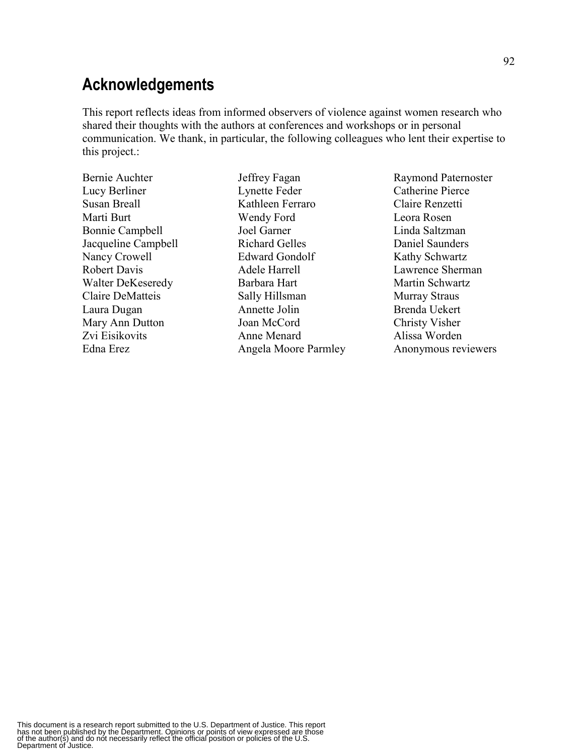## Acknowledgements

This report reflects ideas from informed observers of violence against women research who shared their thoughts with the authors at conferences and workshops or in personal communication. We thank, in particular, the following colleagues who lent their expertise to this project.:

Bernie Auchter
Lucy Berliner
Susan Breall
Marti Burt
Bonnie Campbell
Jacqueline Campbell
Nancy Crowell
Robert Davis
Walter DeKeseredy
Claire DeMatteis
Laura Dugan
Mary Ann Dutton
Zvi Eisikovits
Edna Erez
Jeffrey Fagan
Lynette Feder
Kathleen Ferraro
Wendy Ford
Joel Garner
Richard Gelles
Edward Gondolf
Adele Harrell
Barbara Hart
Sally Hillsman
Annette Jolin
Joan McCord
Anne Menard
Angela Moore Parmley
Raymond Paternoster
Catherine Pierce
Claire Renzetti
Leora Rosen
Linda Saltzman
Daniel Saunders
Kathy Schwartz
Lawrence Sherman
Martin Schwartz
Murray Straus
Brenda Uekert
Christy Visher
Alissa Worden
Anonymous reviewers

This document is a research report submitted to the U.S. Department of Justice. This report has not been published by the Department. Opinions or points of view expressed are those of the author(s) and do not necessarily reflect the official position or policies of the U.S. Department of Justice.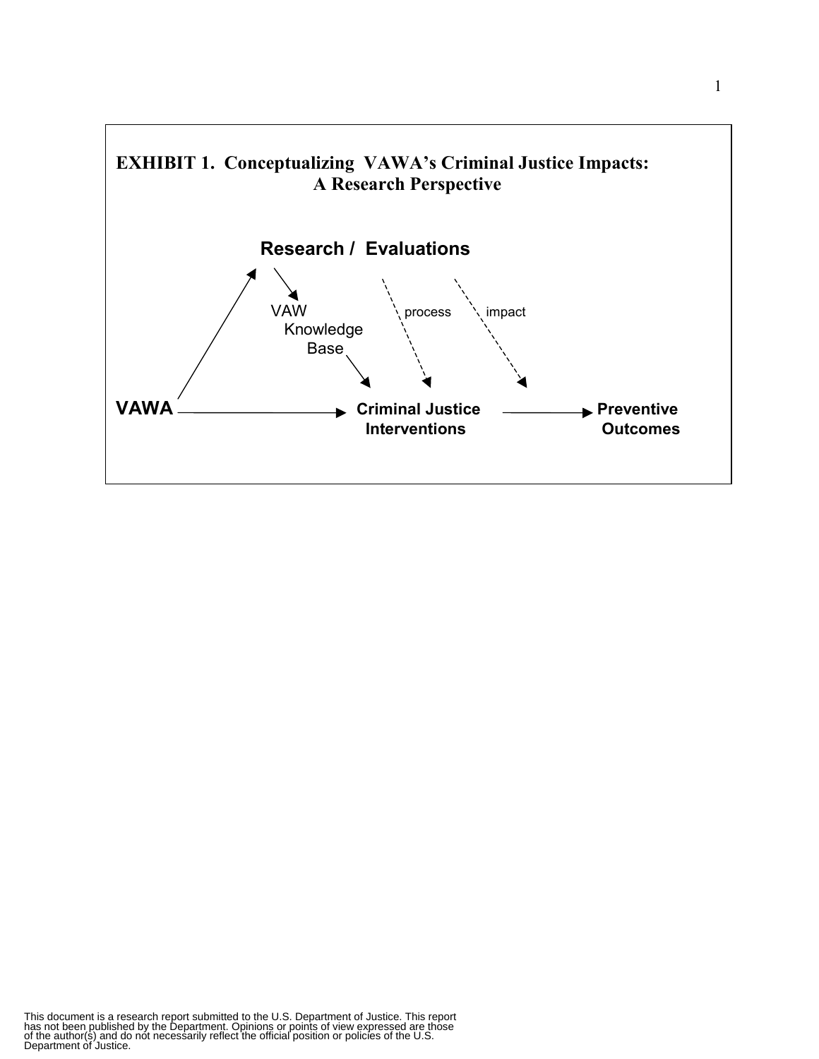**EXHIBIT 1. Conceptualizing VAWA's Criminal Justice Impacts: A Research Perspective**

**Research / Evaluations**

VAW Knowledge Base

process

impact

**VAWA**

**Criminal Justice Interventions**

**Preventive Outcomes**

This document is a research report submitted to the U.S. Department of Justice. This report has not been published by the Department. Opinions or points of view expressed are those of the author(s) and do not necessarily reflect the official position or policies of the U.S. Department of Justice.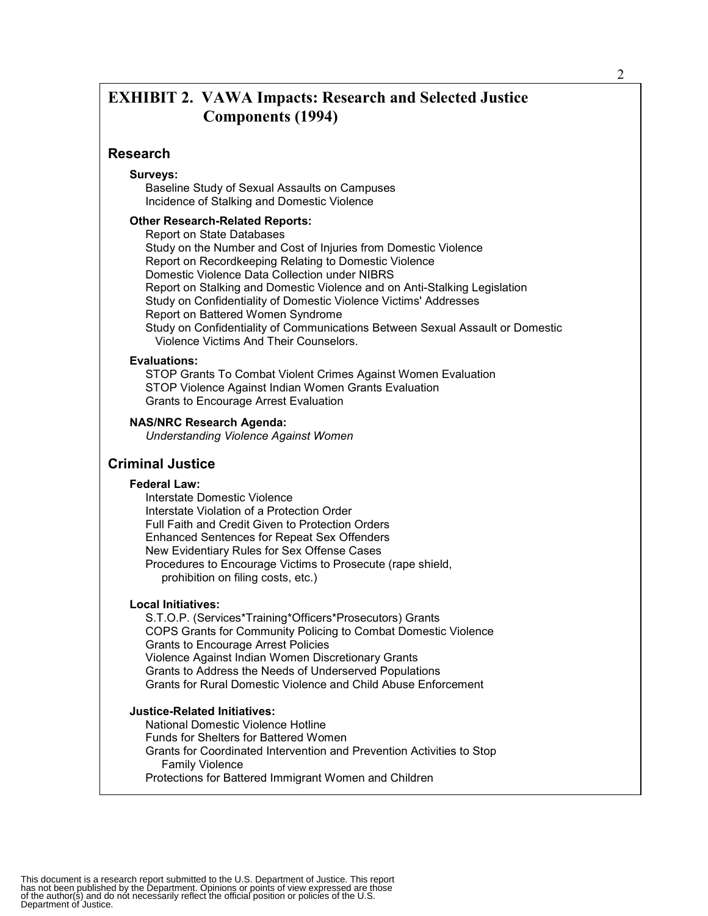# EXHIBIT 2. VAWA Impacts: Research and Selected Justice Components (1994)

## Research

**Surveys:**

Baseline Study of Sexual Assaults on Campuses
Incidence of Stalking and Domestic Violence

**Other Research-Related Reports:**

Report on State Databases
Study on the Number and Cost of Injuries from Domestic Violence
Report on Recordkeeping Relating to Domestic Violence
Domestic Violence Data Collection under NIBRS
Report on Stalking and Domestic Violence and on Anti-Stalking Legislation
Study on Confidentiality of Domestic Violence Victims' Addresses
Report on Battered Women Syndrome
Study on Confidentiality of Communications Between Sexual Assault or Domestic Violence Victims And Their Counselors.

**Evaluations:**

STOP Grants To Combat Violent Crimes Against Women Evaluation
STOP Violence Against Indian Women Grants Evaluation
Grants to Encourage Arrest Evaluation

**NAS/NRC Research Agenda:**

*Understanding Violence Against Women*

## Criminal Justice

**Federal Law:**

Interstate Domestic Violence
Interstate Violation of a Protection Order
Full Faith and Credit Given to Protection Orders
Enhanced Sentences for Repeat Sex Offenders
New Evidentiary Rules for Sex Offense Cases
Procedures to Encourage Victims to Prosecute (rape shield, prohibition on filing costs, etc.)

**Local Initiatives:**

S.T.O.P. (Services*Training*Officers*Prosecutors) Grants
COPS Grants for Community Policing to Combat Domestic Violence
Grants to Encourage Arrest Policies
Violence Against Indian Women Discretionary Grants
Grants to Address the Needs of Underserved Populations
Grants for Rural Domestic Violence and Child Abuse Enforcement

**Justice-Related Initiatives:**

National Domestic Violence Hotline
Funds for Shelters for Battered Women
Grants for Coordinated Intervention and Prevention Activities to Stop Family Violence
Protections for Battered Immigrant Women and Children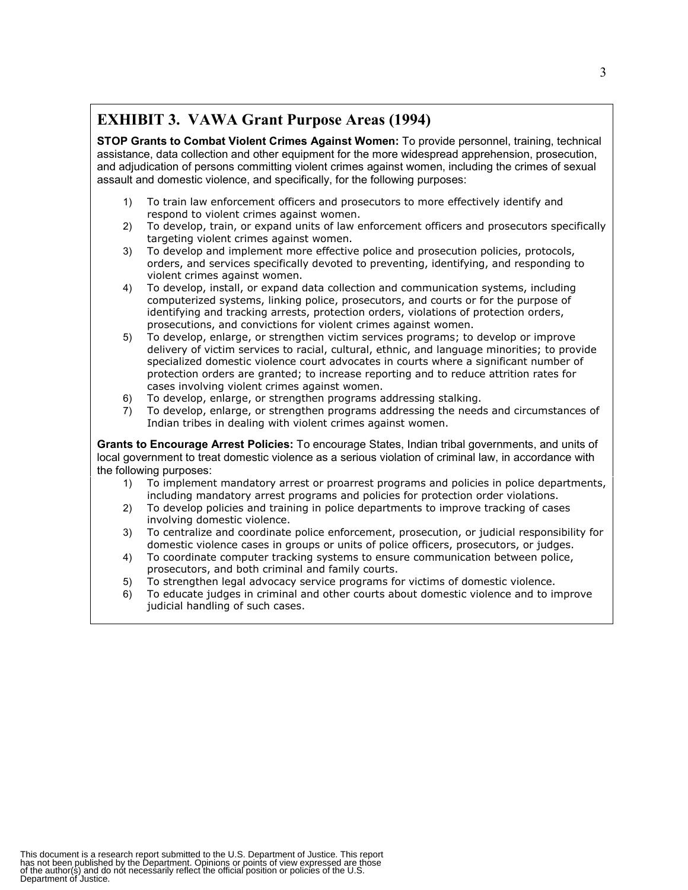## EXHIBIT 3. VAWA Grant Purpose Areas (1994)

**STOP Grants to Combat Violent Crimes Against Women:** To provide personnel, training, technical assistance, data collection and other equipment for the more widespread apprehension, prosecution, and adjudication of persons committing violent crimes against women, including the crimes of sexual assault and domestic violence, and specifically, for the following purposes:

1) To train law enforcement officers and prosecutors to more effectively identify and respond to violent crimes against women.
2) To develop, train, or expand units of law enforcement officers and prosecutors specifically targeting violent crimes against women.
3) To develop and implement more effective police and prosecution policies, protocols, orders, and services specifically devoted to preventing, identifying, and responding to violent crimes against women.
4) To develop, install, or expand data collection and communication systems, including computerized systems, linking police, prosecutors, and courts or for the purpose of identifying and tracking arrests, protection orders, violations of protection orders, prosecutions, and convictions for violent crimes against women.
5) To develop, enlarge, or strengthen victim services programs; to develop or improve delivery of victim services to racial, cultural, ethnic, and language minorities; to provide specialized domestic violence court advocates in courts where a significant number of protection orders are granted; to increase reporting and to reduce attrition rates for cases involving violent crimes against women.
6) To develop, enlarge, or strengthen programs addressing stalking.
7) To develop, enlarge, or strengthen programs addressing the needs and circumstances of Indian tribes in dealing with violent crimes against women.

**Grants to Encourage Arrest Policies:** To encourage States, Indian tribal governments, and units of local government to treat domestic violence as a serious violation of criminal law, in accordance with the following purposes:

1) To implement mandatory arrest or proarrest programs and policies in police departments, including mandatory arrest programs and policies for protection order violations.
2) To develop policies and training in police departments to improve tracking of cases involving domestic violence.
3) To centralize and coordinate police enforcement, prosecution, or judicial responsibility for domestic violence cases in groups or units of police officers, prosecutors, or judges.
4) To coordinate computer tracking systems to ensure communication between police, prosecutors, and both criminal and family courts.
5) To strengthen legal advocacy service programs for victims of domestic violence.
6) To educate judges in criminal and other courts about domestic violence and to improve judicial handling of such cases.

This document is a research report submitted to the U.S. Department of Justice. This report has not been published by the Department. Opinions or points of view expressed are those of the author(s) and do not necessarily reflect the official position or policies of the U.S. Department of Justice.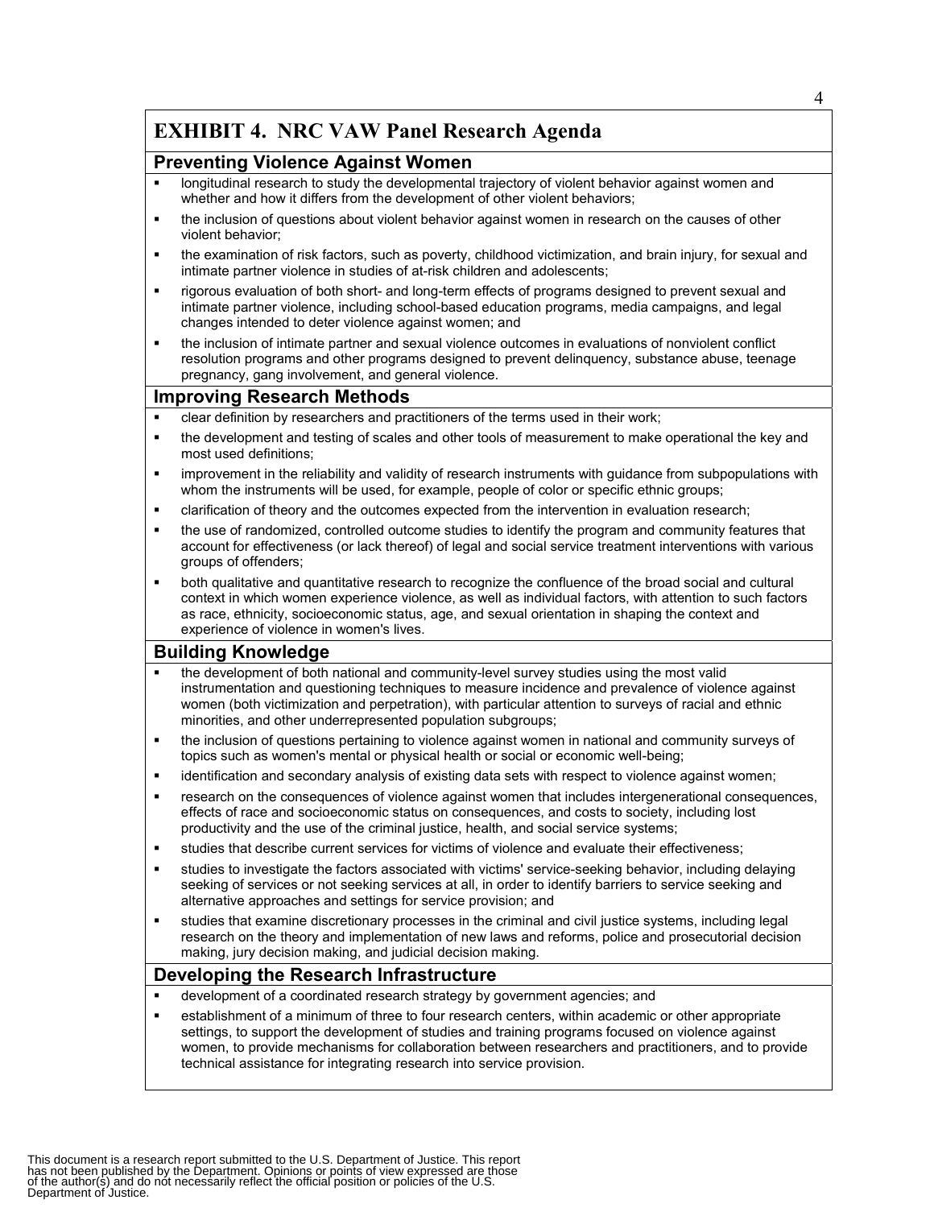## EXHIBIT 4. NRC VAW Panel Research Agenda

### Preventing Violence Against Women

- longitudinal research to study the developmental trajectory of violent behavior against women and whether and how it differs from the development of other violent behaviors;
- the inclusion of questions about violent behavior against women in research on the causes of other violent behavior;
- the examination of risk factors, such as poverty, childhood victimization, and brain injury, for sexual and intimate partner violence in studies of at-risk children and adolescents;
- rigorous evaluation of both short- and long-term effects of programs designed to prevent sexual and intimate partner violence, including school-based education programs, media campaigns, and legal changes intended to deter violence against women; and
- the inclusion of intimate partner and sexual violence outcomes in evaluations of nonviolent conflict resolution programs and other programs designed to prevent delinquency, substance abuse, teenage pregnancy, gang involvement, and general violence.

### Improving Research Methods

- clear definition by researchers and practitioners of the terms used in their work;
- the development and testing of scales and other tools of measurement to make operational the key and most used definitions;
- improvement in the reliability and validity of research instruments with guidance from subpopulations with whom the instruments will be used, for example, people of color or specific ethnic groups;
- clarification of theory and the outcomes expected from the intervention in evaluation research;
- the use of randomized, controlled outcome studies to identify the program and community features that account for effectiveness (or lack thereof) of legal and social service treatment interventions with various groups of offenders;
- both qualitative and quantitative research to recognize the confluence of the broad social and cultural context in which women experience violence, as well as individual factors, with attention to such factors as race, ethnicity, socioeconomic status, age, and sexual orientation in shaping the context and experience of violence in women's lives.

### Building Knowledge

- the development of both national and community-level survey studies using the most valid instrumentation and questioning techniques to measure incidence and prevalence of violence against women (both victimization and perpetration), with particular attention to surveys of racial and ethnic minorities, and other underrepresented population subgroups;
- the inclusion of questions pertaining to violence against women in national and community surveys of topics such as women's mental or physical health or social or economic well-being;
- identification and secondary analysis of existing data sets with respect to violence against women;
- research on the consequences of violence against women that includes intergenerational consequences, effects of race and socioeconomic status on consequences, and costs to society, including lost productivity and the use of the criminal justice, health, and social service systems;
- studies that describe current services for victims of violence and evaluate their effectiveness;
- studies to investigate the factors associated with victims' service-seeking behavior, including delaying seeking of services or not seeking services at all, in order to identify barriers to service seeking and alternative approaches and settings for service provision; and
- studies that examine discretionary processes in the criminal and civil justice systems, including legal research on the theory and implementation of new laws and reforms, police and prosecutorial decision making, jury decision making, and judicial decision making.

### Developing the Research Infrastructure

- development of a coordinated research strategy by government agencies; and
- establishment of a minimum of three to four research centers, within academic or other appropriate settings, to support the development of studies and training programs focused on violence against women, to provide mechanisms for collaboration between researchers and practitioners, and to provide technical assistance for integrating research into service provision.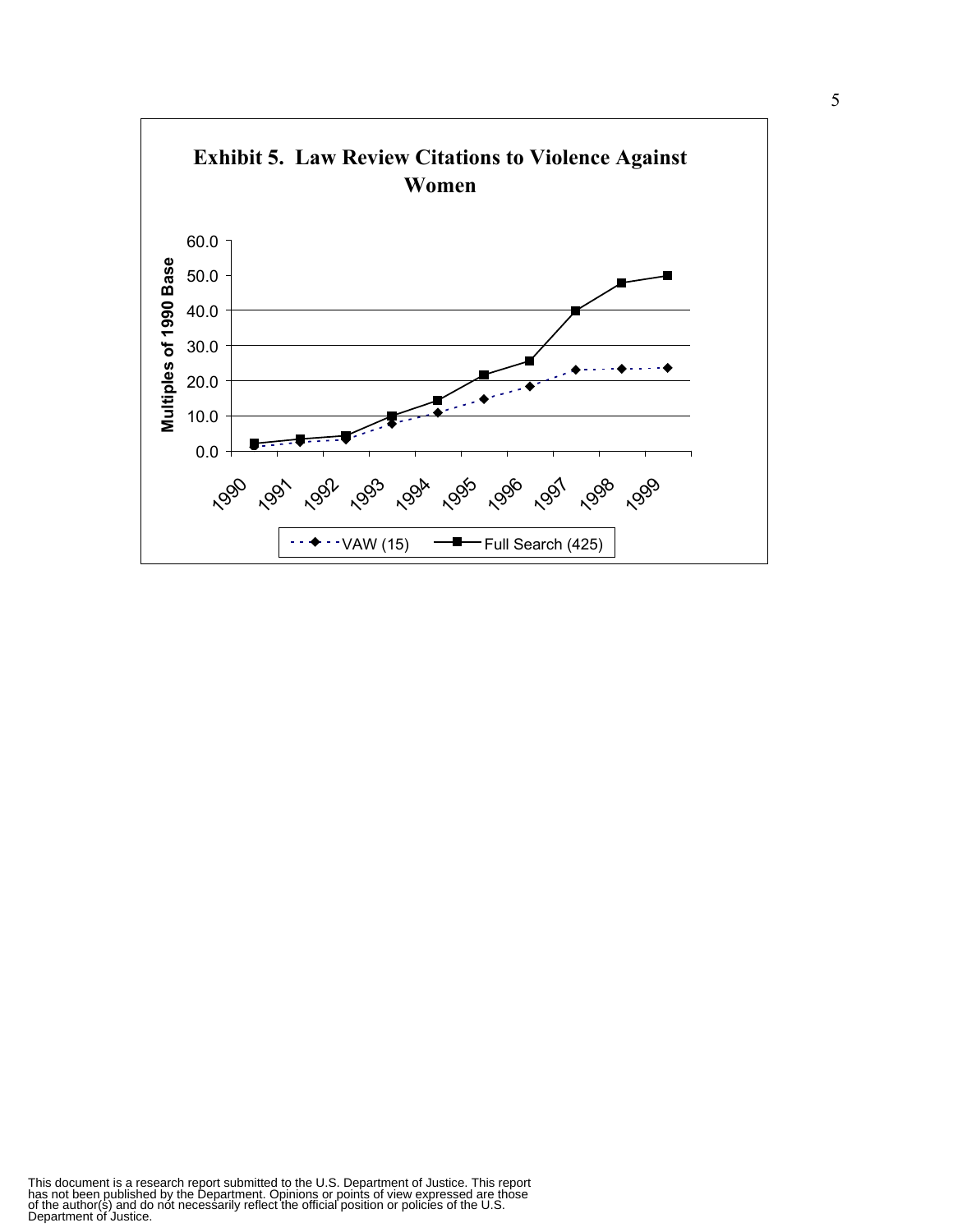**Exhibit 5. Law Review Citations to Violence Against Women**

Multiples of 1990 Base

60.0
50.0
40.0
30.0
20.0
10.0
0.0

1990 1991 1992 1993 1994 1995 1996 1997 1998 1999

VAW (15) — Full Search (425)

This document is a research report submitted to the U.S. Department of Justice. This report has not been published by the Department. Opinions or points of view expressed are those of the author(s) and do not necessarily reflect the official position or policies of the U.S. Department of Justice.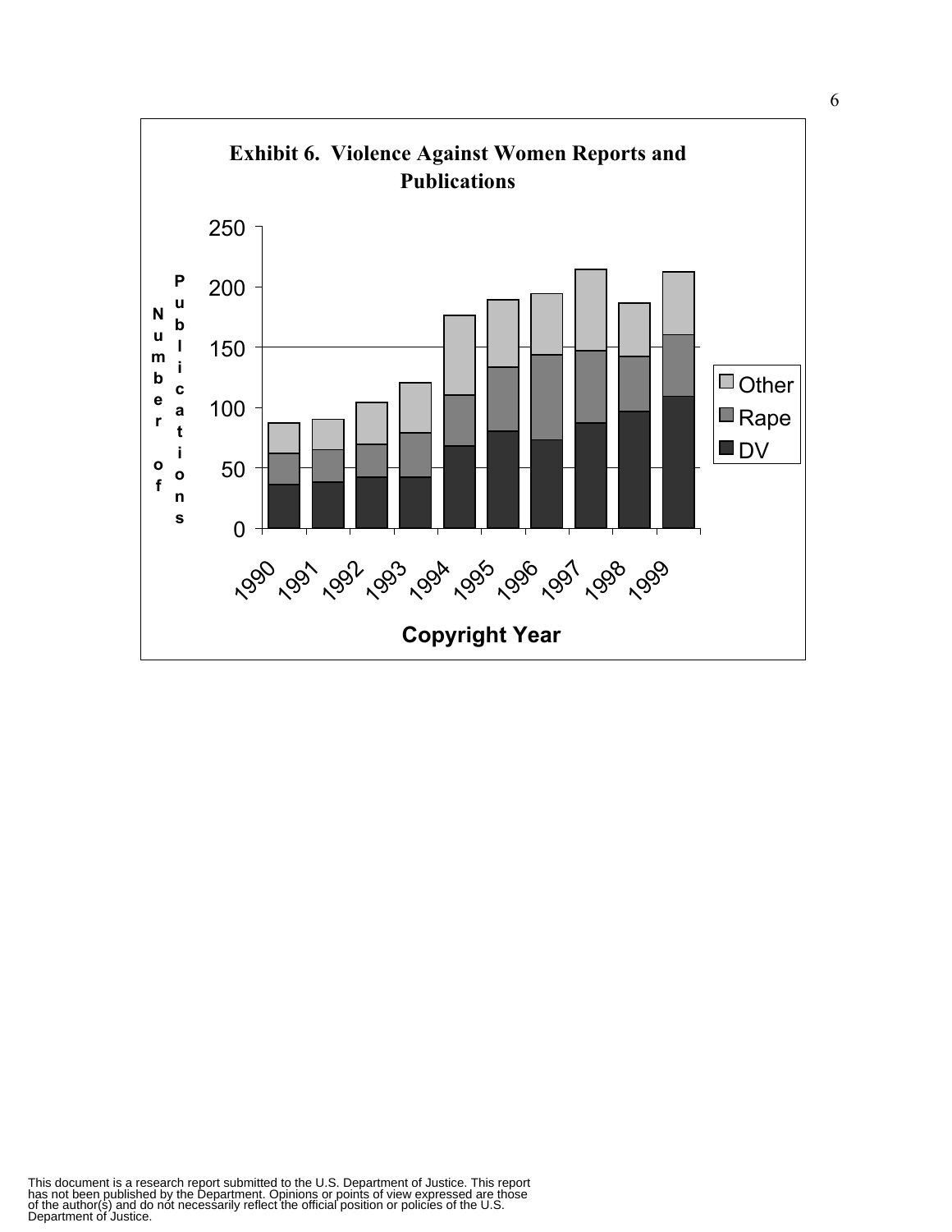**Exhibit 6. Violence Against Women Reports and Publications**

250
200
150
100
50
0

Number of Publications

1990 1991 1992 1993 1994 1995 1996 1997 1998 1999

Copyright Year

Other
Rape
DV

This document is a research report submitted to the U.S. Department of Justice. This report has not been published by the Department. Opinions or points of view expressed are those of the author(s) and do not necessarily reflect the official position or policies of the U.S. Department of Justice.